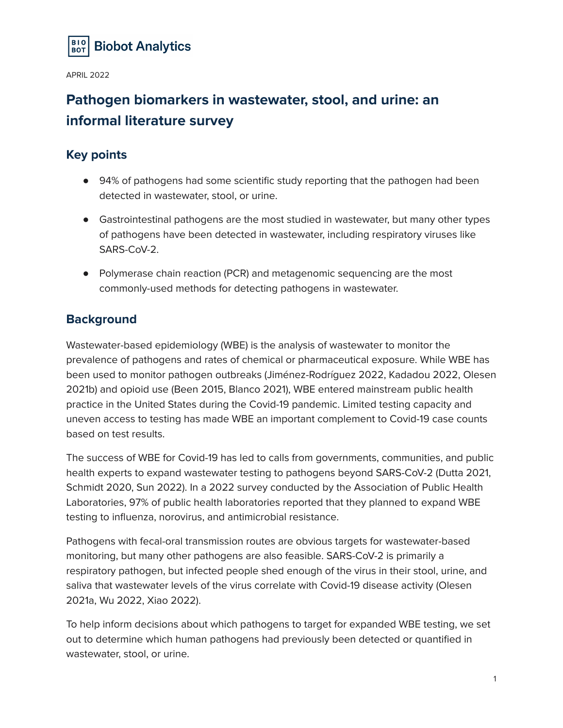Biobot Analytics

APRIL 2022

# Pathogen biomarkers in wastewater, stool, and urine: an informal literature survey

## Key points

- 94% of pathogens had some scientific study reporting that the pathogen had been detected in wastewater, stool, or urine.
- Gastrointestinal pathogens are the most studied in wastewater, but many other types of pathogens have been detected in wastewater, including respiratory viruses like SARS-CoV-2.
- Polymerase chain reaction (PCR) and metagenomic sequencing are the most commonly-used methods for detecting pathogens in wastewater.

## Background

Wastewater-based epidemiology (WBE) is the analysis of wastewater to monitor the prevalence of pathogens and rates of chemical or pharmaceutical exposure. While WBE has been used to monitor pathogen outbreaks (Jiménez-Rodríguez 2022, Kadadou 2022, Olesen 2021b) and opioid use (Been 2015, Blanco 2021), WBE entered mainstream public health practice in the United States during the Covid-19 pandemic. Limited testing capacity and uneven access to testing has made WBE an important complement to Covid-19 case counts based on test results.

The success of WBE for Covid-19 has led to calls from governments, communities, and public health experts to expand wastewater testing to pathogens beyond SARS-CoV-2 (Dutta 2021, Schmidt 2020, Sun 2022). In a 2022 survey conducted by the Association of Public Health Laboratories, 97% of public health laboratories reported that they planned to expand WBE testing to influenza, norovirus, and antimicrobial resistance.

Pathogens with fecal-oral transmission routes are obvious targets for wastewater-based monitoring, but many other pathogens are also feasible. SARS-CoV-2 is primarily a respiratory pathogen, but infected people shed enough of the virus in their stool, urine, and saliva that wastewater levels of the virus correlate with Covid-19 disease activity (Olesen 2021a, Wu 2022, Xiao 2022).

To help inform decisions about which pathogens to target for expanded WBE testing, we set out to determine which human pathogens had previously been detected or quantified in wastewater, stool, or urine.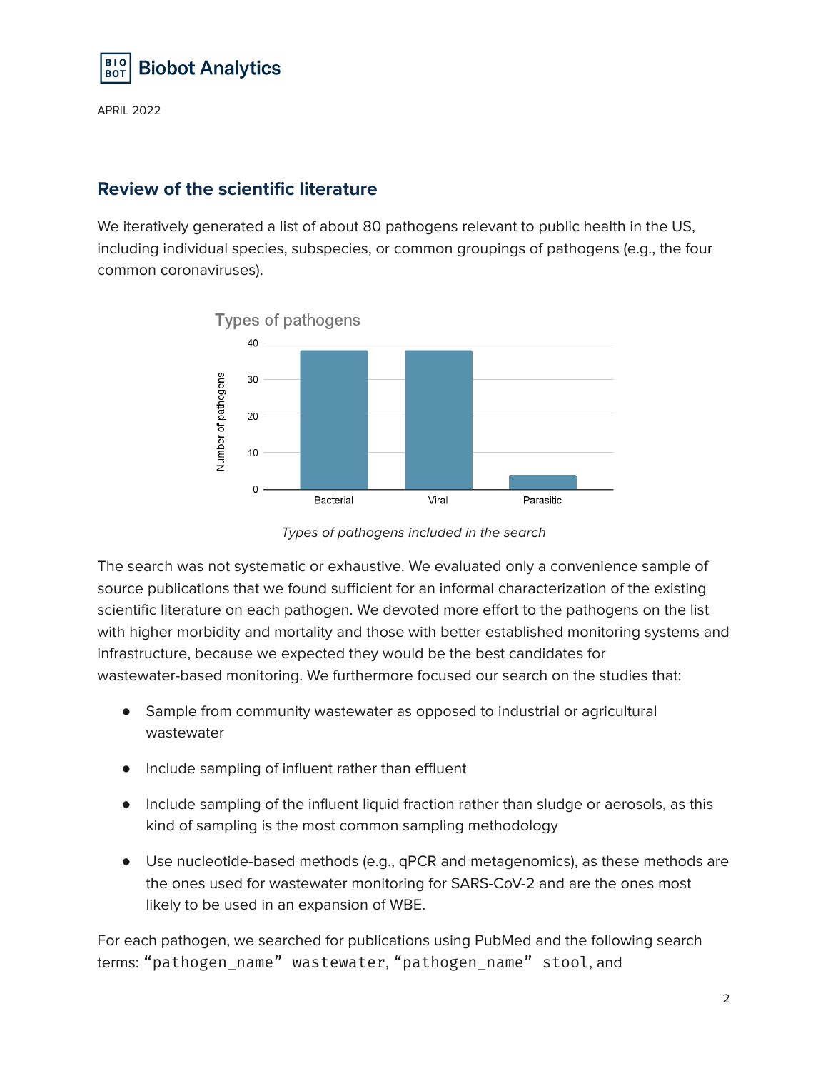## Review of the scientific literature

We iteratively generated a list of about 80 pathogens relevant to public health in the US, including individual species, subspecies, or common groupings of pathogens (e.g., the four common coronaviruses).

*Types of pathogens included in the search*

The search was not systematic or exhaustive. We evaluated only a convenience sample of source publications that we found sufficient for an informal characterization of the existing scientific literature on each pathogen. We devoted more effort to the pathogens on the list with higher morbidity and mortality and those with better established monitoring systems and infrastructure, because we expected they would be the best candidates for wastewater-based monitoring. We furthermore focused our search on the studies that:

- Sample from community wastewater as opposed to industrial or agricultural wastewater
- Include sampling of influent rather than effluent
- Include sampling of the influent liquid fraction rather than sludge or aerosols, as this kind of sampling is the most common sampling methodology
- Use nucleotide-based methods (e.g., qPCR and metagenomics), as these methods are the ones used for wastewater monitoring for SARS-CoV-2 and are the ones most likely to be used in an expansion of WBE.

For each pathogen, we searched for publications using PubMed and the following search terms: `"pathogen_name" wastewater`, `"pathogen_name" stool`, and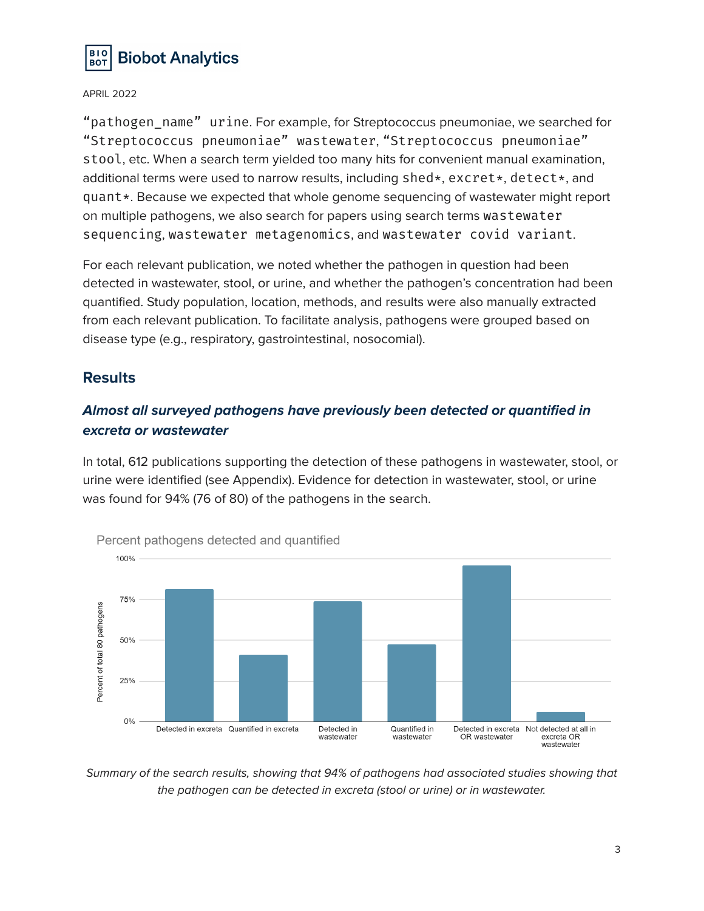“pathogen_name” urine. For example, for Streptococcus pneumoniae, we searched for “Streptococcus pneumoniae” wastewater, “Streptococcus pneumoniae” stool, etc. When a search term yielded too many hits for convenient manual examination, additional terms were used to narrow results, including shed*, excret*, detect*, and quant*. Because we expected that whole genome sequencing of wastewater might report on multiple pathogens, we also search for papers using search terms wastewater sequencing, wastewater metagenomics, and wastewater covid variant.

For each relevant publication, we noted whether the pathogen in question had been detected in wastewater, stool, or urine, and whether the pathogen's concentration had been quantified. Study population, location, methods, and results were also manually extracted from each relevant publication. To facilitate analysis, pathogens were grouped based on disease type (e.g., respiratory, gastrointestinal, nosocomial).

## Results

### *Almost all surveyed pathogens have previously been detected or quantified in excreta or wastewater*

In total, 612 publications supporting the detection of these pathogens in wastewater, stool, or urine were identified (see Appendix). Evidence for detection in wastewater, stool, or urine was found for 94% (76 of 80) of the pathogens in the search.

Percent pathogens detected and quantified

*Summary of the search results, showing that 94% of pathogens had associated studies showing that the pathogen can be detected in excreta (stool or urine) or in wastewater.*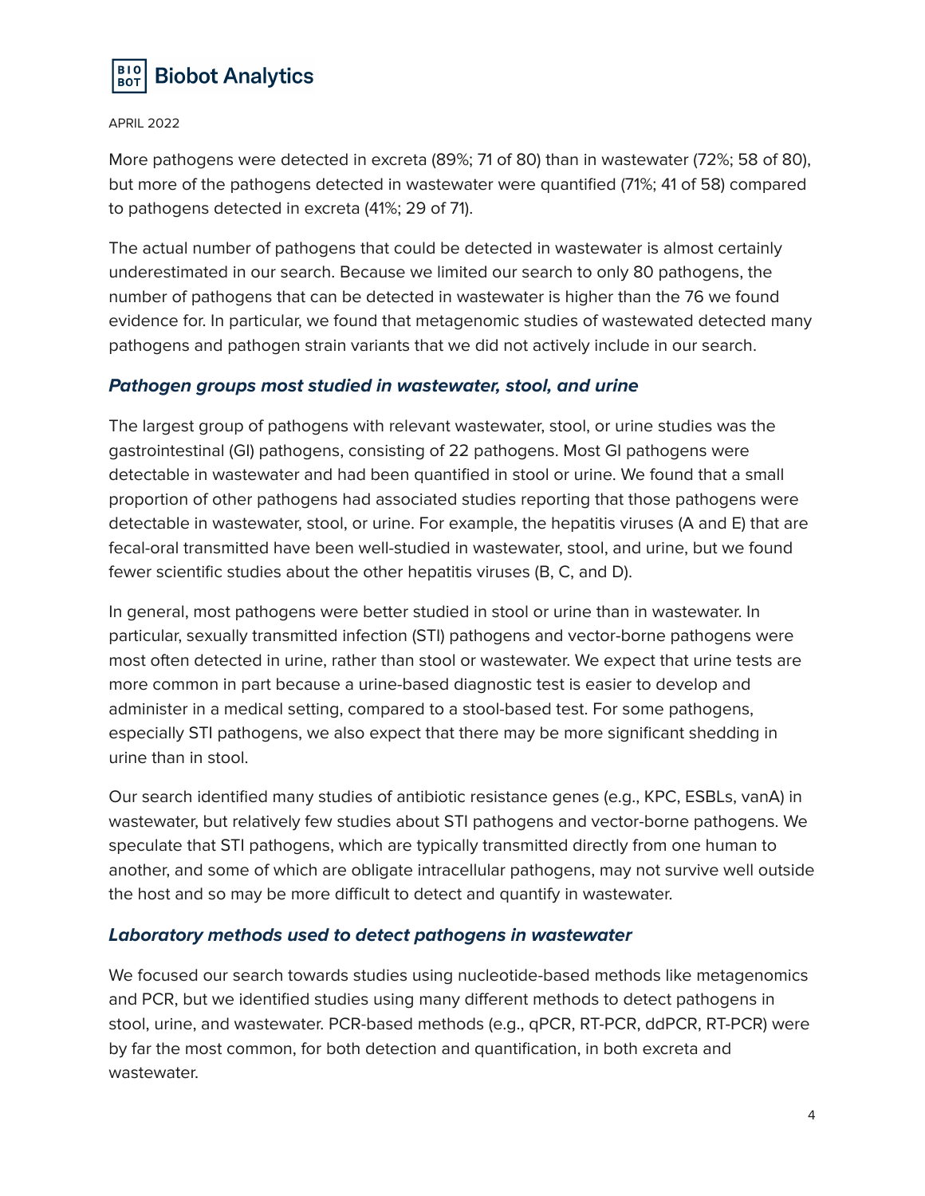More pathogens were detected in excreta (89%; 71 of 80) than in wastewater (72%; 58 of 80), but more of the pathogens detected in wastewater were quantified (71%; 41 of 58) compared to pathogens detected in excreta (41%; 29 of 71).

The actual number of pathogens that could be detected in wastewater is almost certainly underestimated in our search. Because we limited our search to only 80 pathogens, the number of pathogens that can be detected in wastewater is higher than the 76 we found evidence for. In particular, we found that metagenomic studies of wastewated detected many pathogens and pathogen strain variants that we did not actively include in our search.

### *Pathogen groups most studied in wastewater, stool, and urine*

The largest group of pathogens with relevant wastewater, stool, or urine studies was the gastrointestinal (GI) pathogens, consisting of 22 pathogens. Most GI pathogens were detectable in wastewater and had been quantified in stool or urine. We found that a small proportion of other pathogens had associated studies reporting that those pathogens were detectable in wastewater, stool, or urine. For example, the hepatitis viruses (A and E) that are fecal-oral transmitted have been well-studied in wastewater, stool, and urine, but we found fewer scientific studies about the other hepatitis viruses (B, C, and D).

In general, most pathogens were better studied in stool or urine than in wastewater. In particular, sexually transmitted infection (STI) pathogens and vector-borne pathogens were most often detected in urine, rather than stool or wastewater. We expect that urine tests are more common in part because a urine-based diagnostic test is easier to develop and administer in a medical setting, compared to a stool-based test. For some pathogens, especially STI pathogens, we also expect that there may be more significant shedding in urine than in stool.

Our search identified many studies of antibiotic resistance genes (e.g., KPC, ESBLs, vanA) in wastewater, but relatively few studies about STI pathogens and vector-borne pathogens. We speculate that STI pathogens, which are typically transmitted directly from one human to another, and some of which are obligate intracellular pathogens, may not survive well outside the host and so may be more difficult to detect and quantify in wastewater.

### *Laboratory methods used to detect pathogens in wastewater*

We focused our search towards studies using nucleotide-based methods like metagenomics and PCR, but we identified studies using many different methods to detect pathogens in stool, urine, and wastewater. PCR-based methods (e.g., qPCR, RT-PCR, ddPCR, RT-PCR) were by far the most common, for both detection and quantification, in both excreta and wastewater.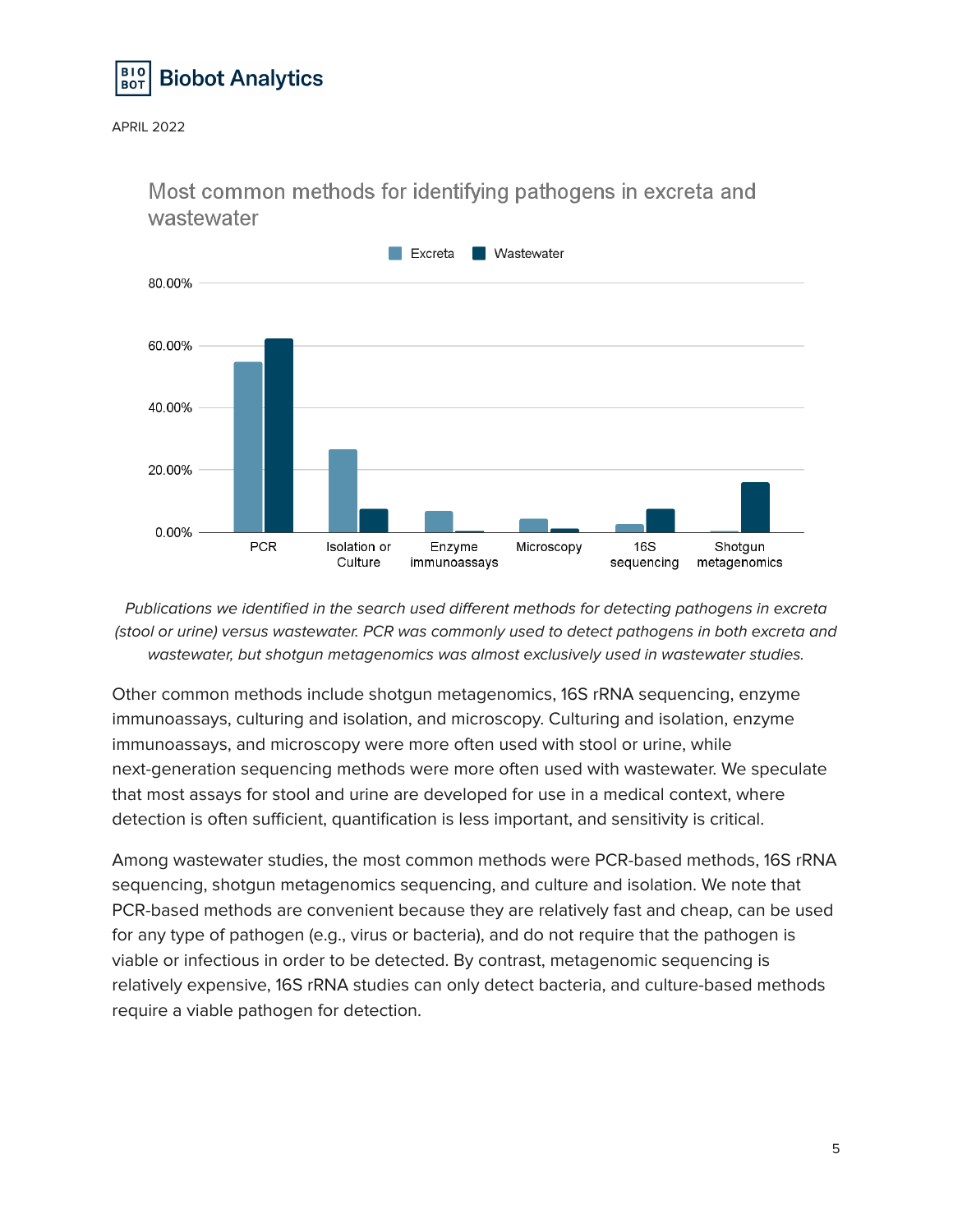Most common methods for identifying pathogens in excreta and wastewater

*Publications we identified in the search used different methods for detecting pathogens in excreta (stool or urine) versus wastewater. PCR was commonly used to detect pathogens in both excreta and wastewater, but shotgun metagenomics was almost exclusively used in wastewater studies.*

Other common methods include shotgun metagenomics, 16S rRNA sequencing, enzyme immunoassays, culturing and isolation, and microscopy. Culturing and isolation, enzyme immunoassays, and microscopy were more often used with stool or urine, while next-generation sequencing methods were more often used with wastewater. We speculate that most assays for stool and urine are developed for use in a medical context, where detection is often sufficient, quantification is less important, and sensitivity is critical.

Among wastewater studies, the most common methods were PCR-based methods, 16S rRNA sequencing, shotgun metagenomics sequencing, and culture and isolation. We note that PCR-based methods are convenient because they are relatively fast and cheap, can be used for any type of pathogen (e.g., virus or bacteria), and do not require that the pathogen is viable or infectious in order to be detected. By contrast, metagenomic sequencing is relatively expensive, 16S rRNA studies can only detect bacteria, and culture-based methods require a viable pathogen for detection.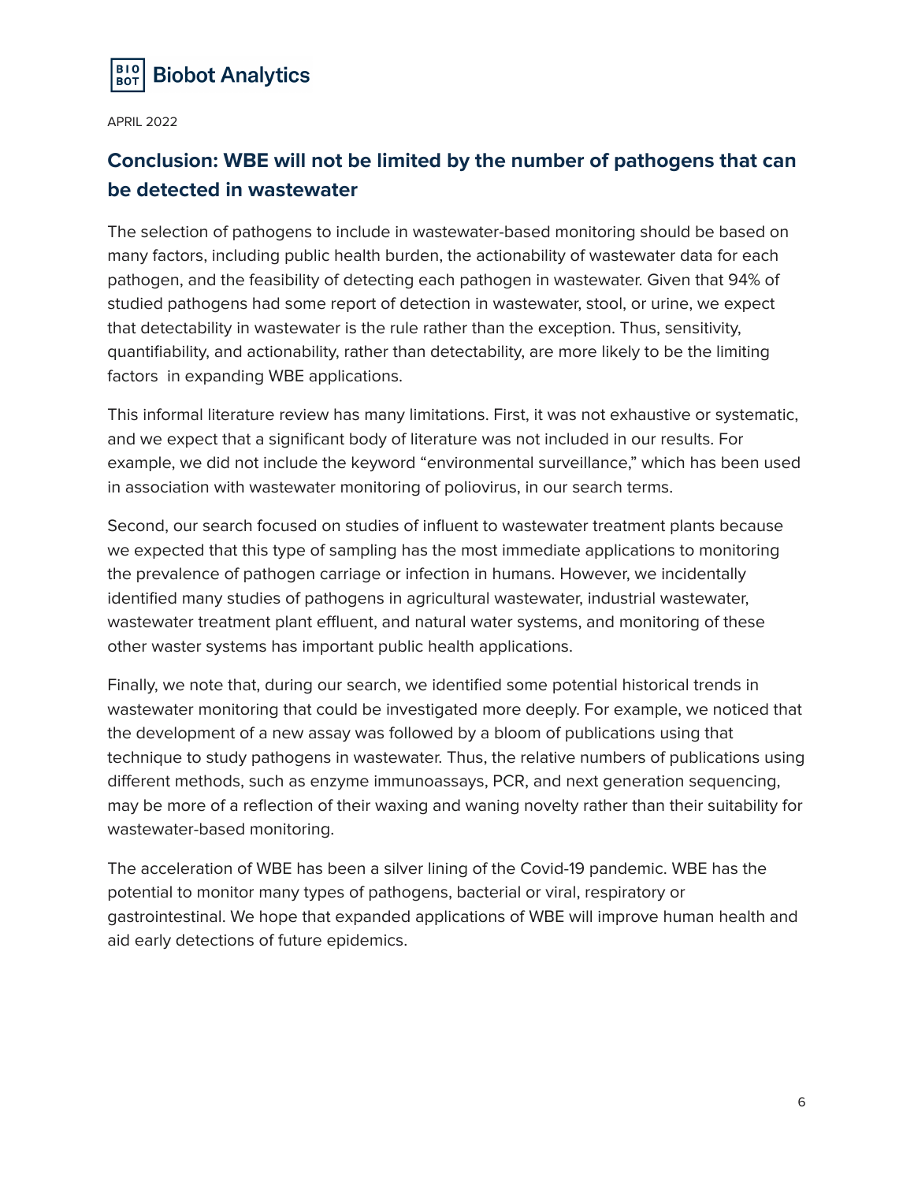## Conclusion: WBE will not be limited by the number of pathogens that can be detected in wastewater

The selection of pathogens to include in wastewater-based monitoring should be based on many factors, including public health burden, the actionability of wastewater data for each pathogen, and the feasibility of detecting each pathogen in wastewater. Given that 94% of studied pathogens had some report of detection in wastewater, stool, or urine, we expect that detectability in wastewater is the rule rather than the exception. Thus, sensitivity, quantifiability, and actionability, rather than detectability, are more likely to be the limiting factors in expanding WBE applications.

This informal literature review has many limitations. First, it was not exhaustive or systematic, and we expect that a significant body of literature was not included in our results. For example, we did not include the keyword "environmental surveillance," which has been used in association with wastewater monitoring of poliovirus, in our search terms.

Second, our search focused on studies of influent to wastewater treatment plants because we expected that this type of sampling has the most immediate applications to monitoring the prevalence of pathogen carriage or infection in humans. However, we incidentally identified many studies of pathogens in agricultural wastewater, industrial wastewater, wastewater treatment plant effluent, and natural water systems, and monitoring of these other waster systems has important public health applications.

Finally, we note that, during our search, we identified some potential historical trends in wastewater monitoring that could be investigated more deeply. For example, we noticed that the development of a new assay was followed by a bloom of publications using that technique to study pathogens in wastewater. Thus, the relative numbers of publications using different methods, such as enzyme immunoassays, PCR, and next generation sequencing, may be more of a reflection of their waxing and waning novelty rather than their suitability for wastewater-based monitoring.

The acceleration of WBE has been a silver lining of the Covid-19 pandemic. WBE has the potential to monitor many types of pathogens, bacterial or viral, respiratory or gastrointestinal. We hope that expanded applications of WBE will improve human health and aid early detections of future epidemics.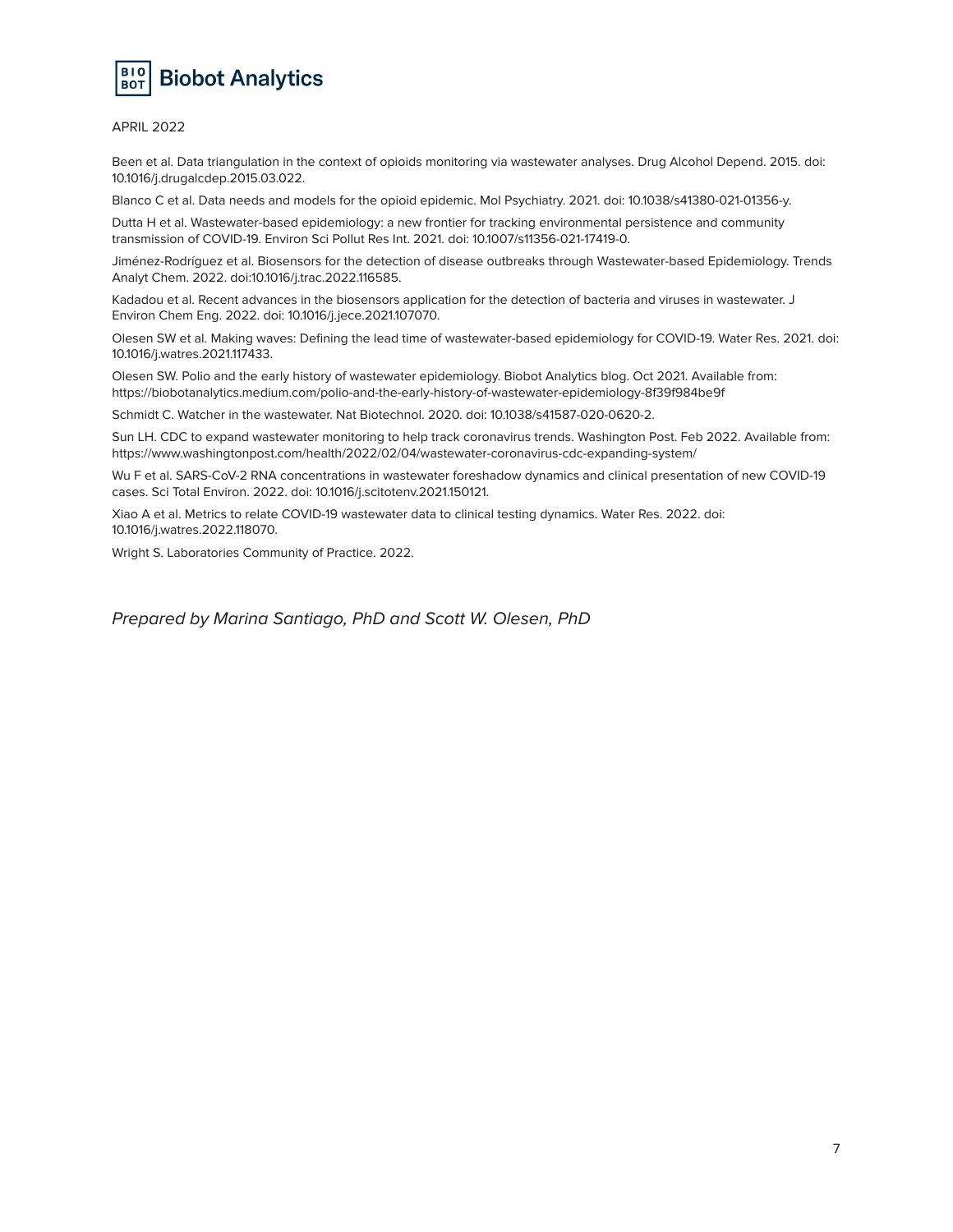APRIL 2022

Been et al. Data triangulation in the context of opioids monitoring via wastewater analyses. Drug Alcohol Depend. 2015. doi: 10.1016/j.drugalcdep.2015.03.022.

Blanco C et al. Data needs and models for the opioid epidemic. Mol Psychiatry. 2021. doi: 10.1038/s41380-021-01356-y.

Dutta H et al. Wastewater-based epidemiology: a new frontier for tracking environmental persistence and community transmission of COVID-19. Environ Sci Pollut Res Int. 2021. doi: 10.1007/s11356-021-17419-0.

Jiménez-Rodríguez et al. Biosensors for the detection of disease outbreaks through Wastewater-based Epidemiology. Trends Analyt Chem. 2022. doi:10.1016/j.trac.2022.116585.

Kadadou et al. Recent advances in the biosensors application for the detection of bacteria and viruses in wastewater. J Environ Chem Eng. 2022. doi: 10.1016/j.jece.2021.107070.

Olesen SW et al. Making waves: Defining the lead time of wastewater-based epidemiology for COVID-19. Water Res. 2021. doi: 10.1016/j.watres.2021.117433.

Olesen SW. Polio and the early history of wastewater epidemiology. Biobot Analytics blog. Oct 2021. Available from: https://biobotanalytics.medium.com/polio-and-the-early-history-of-wastewater-epidemiology-8f39f984be9f

Schmidt C. Watcher in the wastewater. Nat Biotechnol. 2020. doi: 10.1038/s41587-020-0620-2.

Sun LH. CDC to expand wastewater monitoring to help track coronavirus trends. Washington Post. Feb 2022. Available from: https://www.washingtonpost.com/health/2022/02/04/wastewater-coronavirus-cdc-expanding-system/

Wu F et al. SARS-CoV-2 RNA concentrations in wastewater foreshadow dynamics and clinical presentation of new COVID-19 cases. Sci Total Environ. 2022. doi: 10.1016/j.scitotenv.2021.150121.

Xiao A et al. Metrics to relate COVID-19 wastewater data to clinical testing dynamics. Water Res. 2022. doi: 10.1016/j.watres.2022.118070.

Wright S. Laboratories Community of Practice. 2022.

*Prepared by Marina Santiago, PhD and Scott W. Olesen, PhD*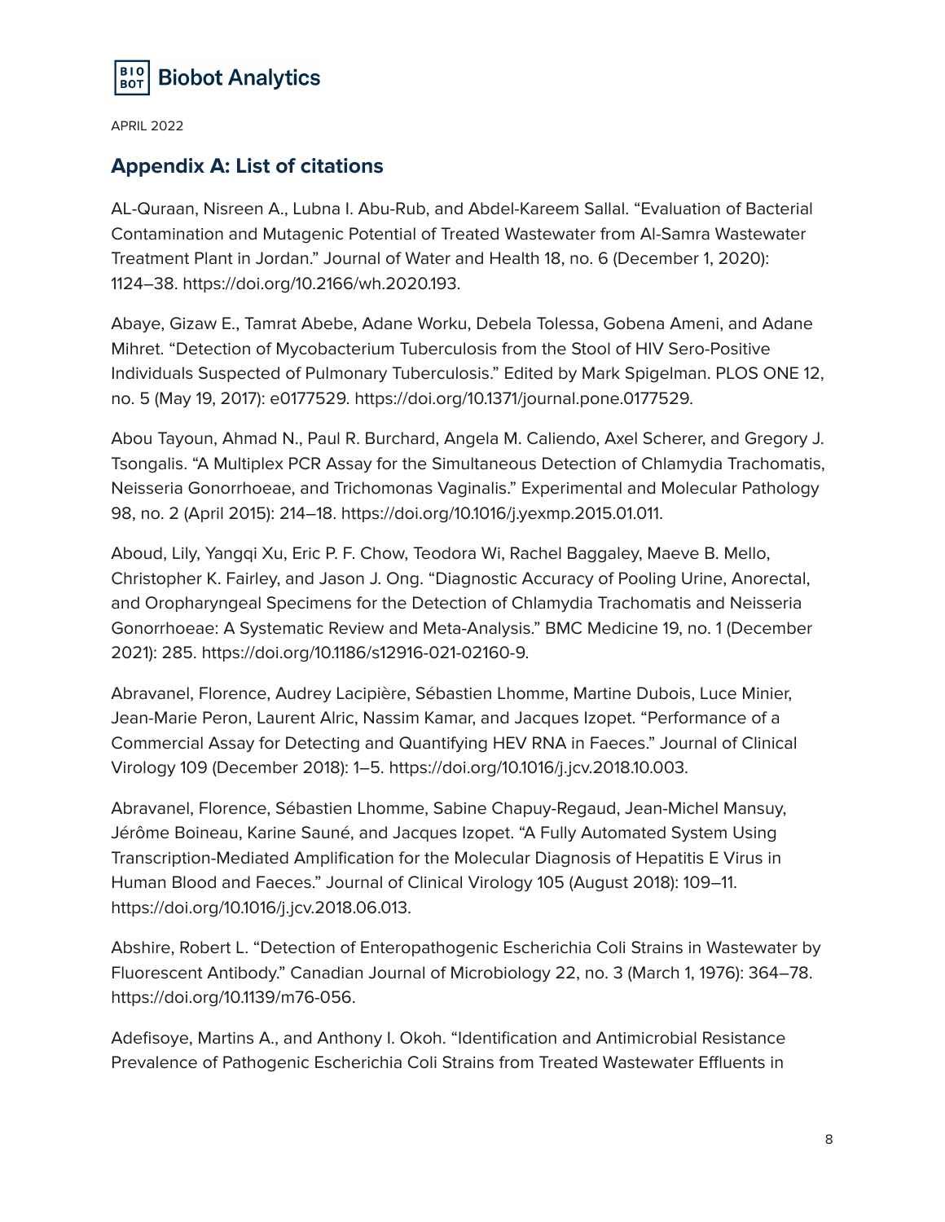APRIL 2022

## Appendix A: List of citations

AL-Quraan, Nisreen A., Lubna I. Abu-Rub, and Abdel-Kareem Sallal. "Evaluation of Bacterial Contamination and Mutagenic Potential of Treated Wastewater from Al-Samra Wastewater Treatment Plant in Jordan." Journal of Water and Health 18, no. 6 (December 1, 2020): 1124–38. https://doi.org/10.2166/wh.2020.193.

Abaye, Gizaw E., Tamrat Abebe, Adane Worku, Debela Tolessa, Gobena Ameni, and Adane Mihret. "Detection of Mycobacterium Tuberculosis from the Stool of HIV Sero-Positive Individuals Suspected of Pulmonary Tuberculosis." Edited by Mark Spigelman. PLOS ONE 12, no. 5 (May 19, 2017): e0177529. https://doi.org/10.1371/journal.pone.0177529.

Abou Tayoun, Ahmad N., Paul R. Burchard, Angela M. Caliendo, Axel Scherer, and Gregory J. Tsongalis. "A Multiplex PCR Assay for the Simultaneous Detection of Chlamydia Trachomatis, Neisseria Gonorrhoeae, and Trichomonas Vaginalis." Experimental and Molecular Pathology 98, no. 2 (April 2015): 214–18. https://doi.org/10.1016/j.yexmp.2015.01.011.

Aboud, Lily, Yangqi Xu, Eric P. F. Chow, Teodora Wi, Rachel Baggaley, Maeve B. Mello, Christopher K. Fairley, and Jason J. Ong. "Diagnostic Accuracy of Pooling Urine, Anorectal, and Oropharyngeal Specimens for the Detection of Chlamydia Trachomatis and Neisseria Gonorrhoeae: A Systematic Review and Meta-Analysis." BMC Medicine 19, no. 1 (December 2021): 285. https://doi.org/10.1186/s12916-021-02160-9.

Abravanel, Florence, Audrey Lacipière, Sébastien Lhomme, Martine Dubois, Luce Minier, Jean-Marie Peron, Laurent Alric, Nassim Kamar, and Jacques Izopet. "Performance of a Commercial Assay for Detecting and Quantifying HEV RNA in Faeces." Journal of Clinical Virology 109 (December 2018): 1–5. https://doi.org/10.1016/j.jcv.2018.10.003.

Abravanel, Florence, Sébastien Lhomme, Sabine Chapuy-Regaud, Jean-Michel Mansuy, Jérôme Boineau, Karine Sauné, and Jacques Izopet. "A Fully Automated System Using Transcription-Mediated Amplification for the Molecular Diagnosis of Hepatitis E Virus in Human Blood and Faeces." Journal of Clinical Virology 105 (August 2018): 109–11. https://doi.org/10.1016/j.jcv.2018.06.013.

Abshire, Robert L. "Detection of Enteropathogenic Escherichia Coli Strains in Wastewater by Fluorescent Antibody." Canadian Journal of Microbiology 22, no. 3 (March 1, 1976): 364–78. https://doi.org/10.1139/m76-056.

Adefisoye, Martins A., and Anthony I. Okoh. "Identification and Antimicrobial Resistance Prevalence of Pathogenic Escherichia Coli Strains from Treated Wastewater Effluents in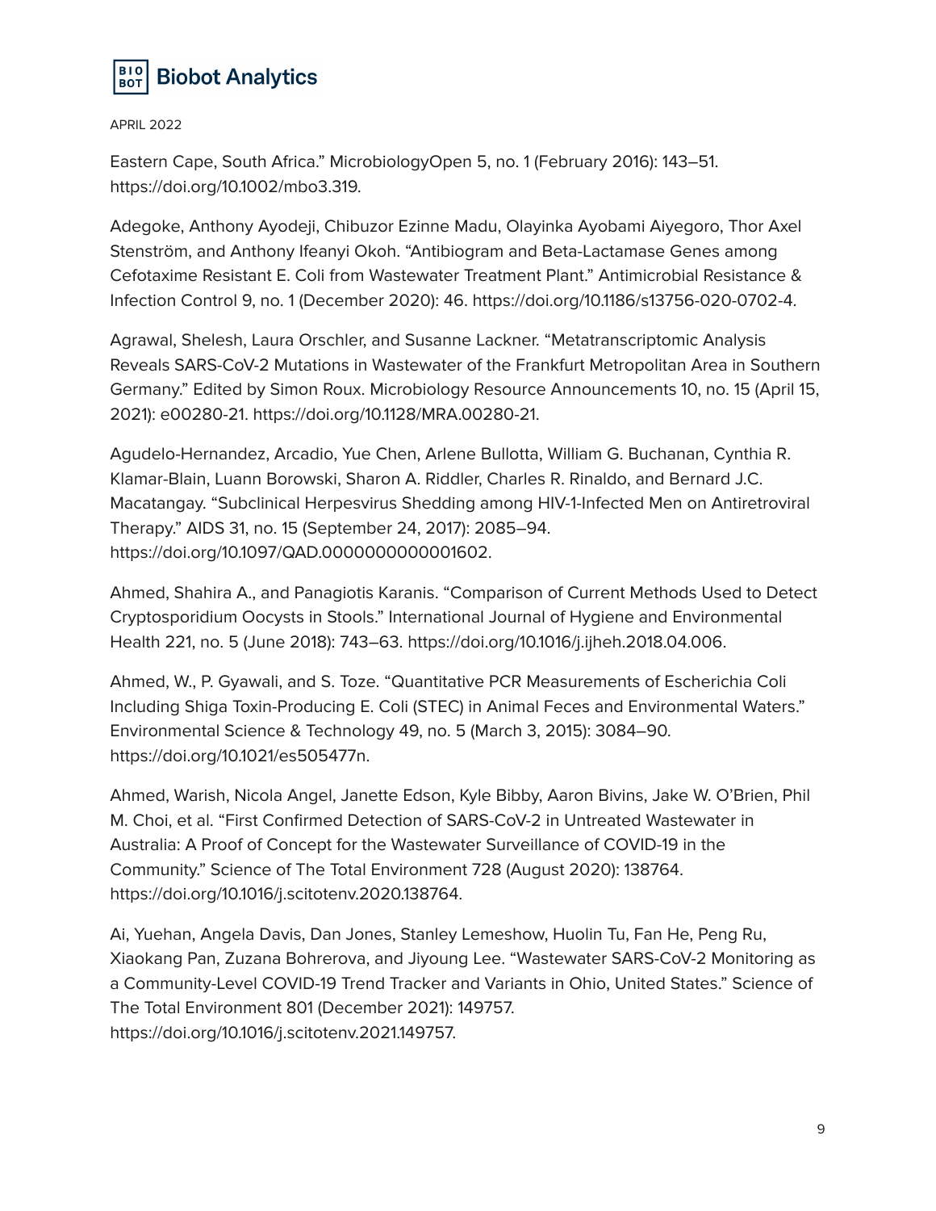Eastern Cape, South Africa." MicrobiologyOpen 5, no. 1 (February 2016): 143–51. https://doi.org/10.1002/mbo3.319.

Adegoke, Anthony Ayodeji, Chibuzor Ezinne Madu, Olayinka Ayobami Aiyegoro, Thor Axel Stenström, and Anthony Ifeanyi Okoh. "Antibiogram and Beta-Lactamase Genes among Cefotaxime Resistant E. Coli from Wastewater Treatment Plant." Antimicrobial Resistance & Infection Control 9, no. 1 (December 2020): 46. https://doi.org/10.1186/s13756-020-0702-4.

Agrawal, Shelesh, Laura Orschler, and Susanne Lackner. "Metatranscriptomic Analysis Reveals SARS-CoV-2 Mutations in Wastewater of the Frankfurt Metropolitan Area in Southern Germany." Edited by Simon Roux. Microbiology Resource Announcements 10, no. 15 (April 15, 2021): e00280-21. https://doi.org/10.1128/MRA.00280-21.

Agudelo-Hernandez, Arcadio, Yue Chen, Arlene Bullotta, William G. Buchanan, Cynthia R. Klamar-Blain, Luann Borowski, Sharon A. Riddler, Charles R. Rinaldo, and Bernard J.C. Macatangay. "Subclinical Herpesvirus Shedding among HIV-1-Infected Men on Antiretroviral Therapy." AIDS 31, no. 15 (September 24, 2017): 2085–94. https://doi.org/10.1097/QAD.0000000000001602.

Ahmed, Shahira A., and Panagiotis Karanis. "Comparison of Current Methods Used to Detect Cryptosporidium Oocysts in Stools." International Journal of Hygiene and Environmental Health 221, no. 5 (June 2018): 743–63. https://doi.org/10.1016/j.ijheh.2018.04.006.

Ahmed, W., P. Gyawali, and S. Toze. "Quantitative PCR Measurements of Escherichia Coli Including Shiga Toxin-Producing E. Coli (STEC) in Animal Feces and Environmental Waters." Environmental Science & Technology 49, no. 5 (March 3, 2015): 3084–90. https://doi.org/10.1021/es505477n.

Ahmed, Warish, Nicola Angel, Janette Edson, Kyle Bibby, Aaron Bivins, Jake W. O'Brien, Phil M. Choi, et al. "First Confirmed Detection of SARS-CoV-2 in Untreated Wastewater in Australia: A Proof of Concept for the Wastewater Surveillance of COVID-19 in the Community." Science of The Total Environment 728 (August 2020): 138764. https://doi.org/10.1016/j.scitotenv.2020.138764.

Ai, Yuehan, Angela Davis, Dan Jones, Stanley Lemeshow, Huolin Tu, Fan He, Peng Ru, Xiaokang Pan, Zuzana Bohrerova, and Jiyoung Lee. "Wastewater SARS-CoV-2 Monitoring as a Community-Level COVID-19 Trend Tracker and Variants in Ohio, United States." Science of The Total Environment 801 (December 2021): 149757. https://doi.org/10.1016/j.scitotenv.2021.149757.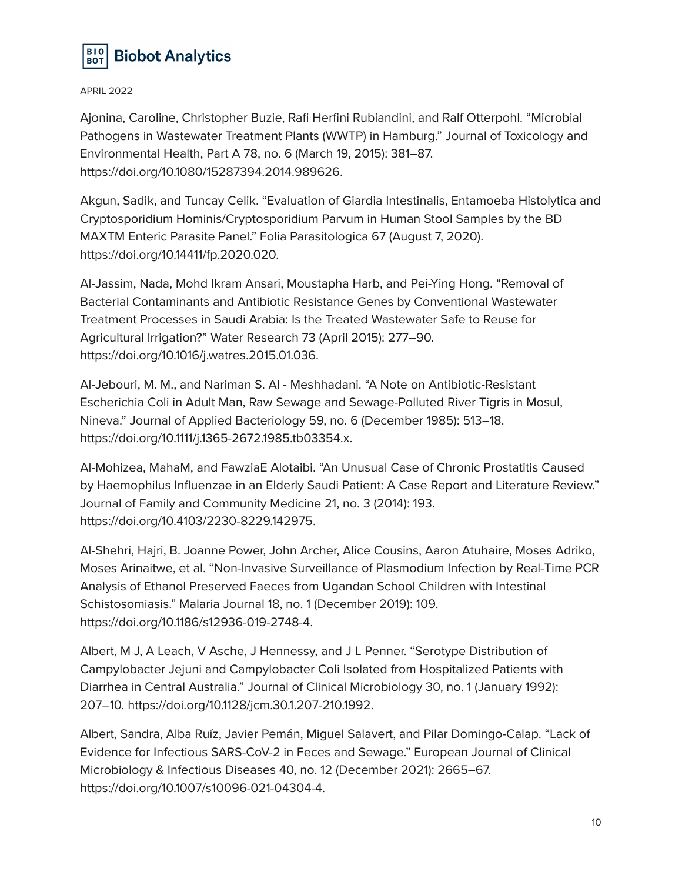Ajonina, Caroline, Christopher Buzie, Rafi Herfini Rubiandini, and Ralf Otterpohl. "Microbial Pathogens in Wastewater Treatment Plants (WWTP) in Hamburg." Journal of Toxicology and Environmental Health, Part A 78, no. 6 (March 19, 2015): 381–87. https://doi.org/10.1080/15287394.2014.989626.

Akgun, Sadik, and Tuncay Celik. "Evaluation of Giardia Intestinalis, Entamoeba Histolytica and Cryptosporidium Hominis/Cryptosporidium Parvum in Human Stool Samples by the BD MAXTM Enteric Parasite Panel." Folia Parasitologica 67 (August 7, 2020). https://doi.org/10.14411/fp.2020.020.

Al-Jassim, Nada, Mohd Ikram Ansari, Moustapha Harb, and Pei-Ying Hong. "Removal of Bacterial Contaminants and Antibiotic Resistance Genes by Conventional Wastewater Treatment Processes in Saudi Arabia: Is the Treated Wastewater Safe to Reuse for Agricultural Irrigation?" Water Research 73 (April 2015): 277–90. https://doi.org/10.1016/j.watres.2015.01.036.

Al-Jebouri, M. M., and Nariman S. Al - Meshhadani. "A Note on Antibiotic-Resistant Escherichia Coli in Adult Man, Raw Sewage and Sewage-Polluted River Tigris in Mosul, Nineva." Journal of Applied Bacteriology 59, no. 6 (December 1985): 513–18. https://doi.org/10.1111/j.1365-2672.1985.tb03354.x.

Al-Mohizea, MahaM, and FawziaE Alotaibi. "An Unusual Case of Chronic Prostatitis Caused by Haemophilus Influenzae in an Elderly Saudi Patient: A Case Report and Literature Review." Journal of Family and Community Medicine 21, no. 3 (2014): 193. https://doi.org/10.4103/2230-8229.142975.

Al-Shehri, Hajri, B. Joanne Power, John Archer, Alice Cousins, Aaron Atuhaire, Moses Adriko, Moses Arinaitwe, et al. "Non-Invasive Surveillance of Plasmodium Infection by Real-Time PCR Analysis of Ethanol Preserved Faeces from Ugandan School Children with Intestinal Schistosomiasis." Malaria Journal 18, no. 1 (December 2019): 109. https://doi.org/10.1186/s12936-019-2748-4.

Albert, M J, A Leach, V Asche, J Hennessy, and J L Penner. "Serotype Distribution of Campylobacter Jejuni and Campylobacter Coli Isolated from Hospitalized Patients with Diarrhea in Central Australia." Journal of Clinical Microbiology 30, no. 1 (January 1992): 207–10. https://doi.org/10.1128/jcm.30.1.207-210.1992.

Albert, Sandra, Alba Ruíz, Javier Pemán, Miguel Salavert, and Pilar Domingo-Calap. "Lack of Evidence for Infectious SARS-CoV-2 in Feces and Sewage." European Journal of Clinical Microbiology & Infectious Diseases 40, no. 12 (December 2021): 2665–67. https://doi.org/10.1007/s10096-021-04304-4.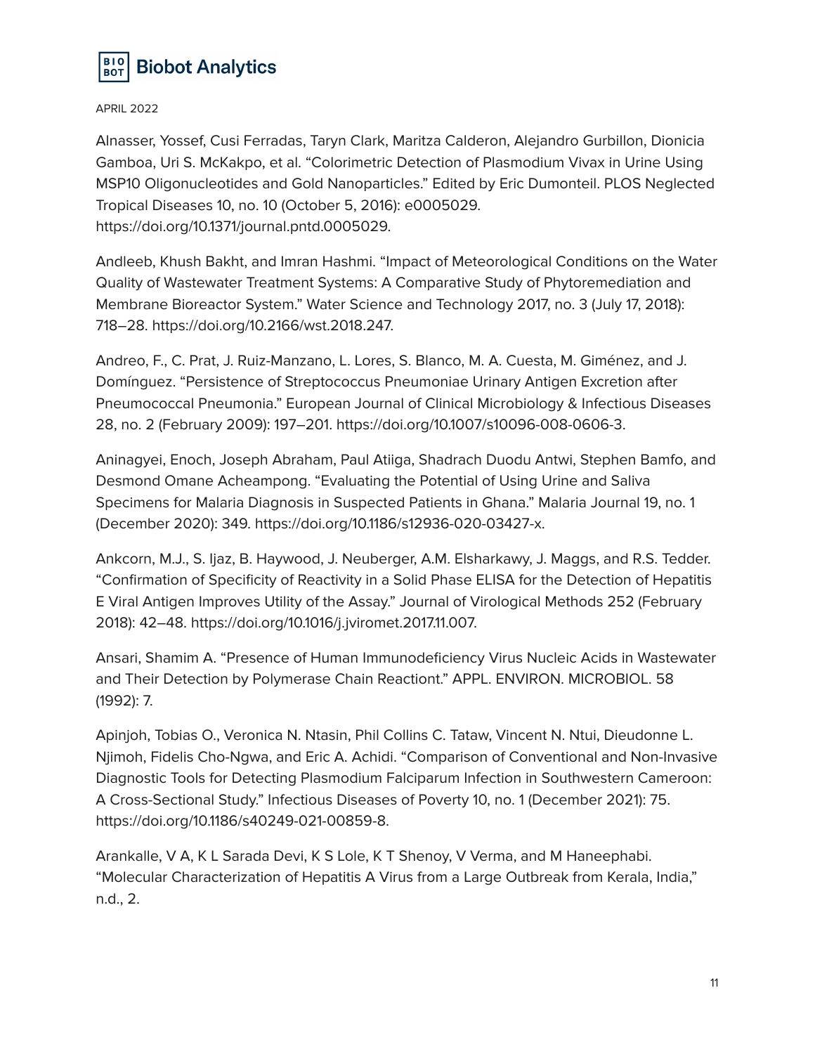Alnasser, Yossef, Cusi Ferradas, Taryn Clark, Maritza Calderon, Alejandro Gurbillon, Dionicia Gamboa, Uri S. McKakpo, et al. "Colorimetric Detection of Plasmodium Vivax in Urine Using MSP10 Oligonucleotides and Gold Nanoparticles." Edited by Eric Dumonteil. PLOS Neglected Tropical Diseases 10, no. 10 (October 5, 2016): e0005029. https://doi.org/10.1371/journal.pntd.0005029.

Andleeb, Khush Bakht, and Imran Hashmi. "Impact of Meteorological Conditions on the Water Quality of Wastewater Treatment Systems: A Comparative Study of Phytoremediation and Membrane Bioreactor System." Water Science and Technology 2017, no. 3 (July 17, 2018): 718–28. https://doi.org/10.2166/wst.2018.247.

Andreo, F., C. Prat, J. Ruiz-Manzano, L. Lores, S. Blanco, M. A. Cuesta, M. Giménez, and J. Domínguez. "Persistence of Streptococcus Pneumoniae Urinary Antigen Excretion after Pneumococcal Pneumonia." European Journal of Clinical Microbiology & Infectious Diseases 28, no. 2 (February 2009): 197–201. https://doi.org/10.1007/s10096-008-0606-3.

Aninagyei, Enoch, Joseph Abraham, Paul Atiiga, Shadrach Duodu Antwi, Stephen Bamfo, and Desmond Omane Acheampong. "Evaluating the Potential of Using Urine and Saliva Specimens for Malaria Diagnosis in Suspected Patients in Ghana." Malaria Journal 19, no. 1 (December 2020): 349. https://doi.org/10.1186/s12936-020-03427-x.

Ankcorn, M.J., S. Ijaz, B. Haywood, J. Neuberger, A.M. Elsharkawy, J. Maggs, and R.S. Tedder. "Confirmation of Specificity of Reactivity in a Solid Phase ELISA for the Detection of Hepatitis E Viral Antigen Improves Utility of the Assay." Journal of Virological Methods 252 (February 2018): 42–48. https://doi.org/10.1016/j.jviromet.2017.11.007.

Ansari, Shamim A. "Presence of Human Immunodeficiency Virus Nucleic Acids in Wastewater and Their Detection by Polymerase Chain Reactiont." APPL. ENVIRON. MICROBIOL. 58 (1992): 7.

Apinjoh, Tobias O., Veronica N. Ntasin, Phil Collins C. Tataw, Vincent N. Ntui, Dieudonne L. Njimoh, Fidelis Cho-Ngwa, and Eric A. Achidi. "Comparison of Conventional and Non-Invasive Diagnostic Tools for Detecting Plasmodium Falciparum Infection in Southwestern Cameroon: A Cross-Sectional Study." Infectious Diseases of Poverty 10, no. 1 (December 2021): 75. https://doi.org/10.1186/s40249-021-00859-8.

Arankalle, V A, K L Sarada Devi, K S Lole, K T Shenoy, V Verma, and M Haneephabi. "Molecular Characterization of Hepatitis A Virus from a Large Outbreak from Kerala, India," n.d., 2.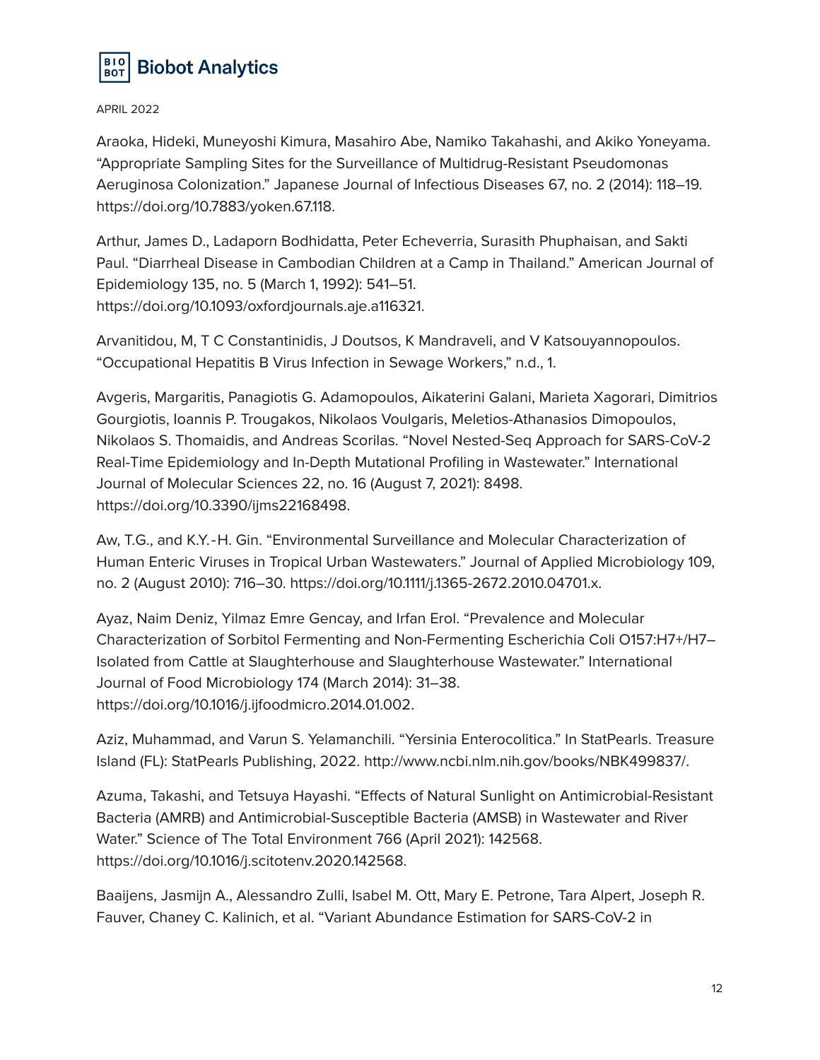Araoka, Hideki, Muneyoshi Kimura, Masahiro Abe, Namiko Takahashi, and Akiko Yoneyama. "Appropriate Sampling Sites for the Surveillance of Multidrug-Resistant Pseudomonas Aeruginosa Colonization." Japanese Journal of Infectious Diseases 67, no. 2 (2014): 118–19. https://doi.org/10.7883/yoken.67.118.

Arthur, James D., Ladaporn Bodhidatta, Peter Echeverria, Surasith Phuphaisan, and Sakti Paul. "Diarrheal Disease in Cambodian Children at a Camp in Thailand." American Journal of Epidemiology 135, no. 5 (March 1, 1992): 541–51. https://doi.org/10.1093/oxfordjournals.aje.a116321.

Arvanitidou, M, T C Constantinidis, J Doutsos, K Mandraveli, and V Katsouyannopoulos. "Occupational Hepatitis B Virus Infection in Sewage Workers," n.d., 1.

Avgeris, Margaritis, Panagiotis G. Adamopoulos, Aikaterini Galani, Marieta Xagorari, Dimitrios Gourgiotis, Ioannis P. Trougakos, Nikolaos Voulgaris, Meletios-Athanasios Dimopoulos, Nikolaos S. Thomaidis, and Andreas Scorilas. "Novel Nested-Seq Approach for SARS-CoV-2 Real-Time Epidemiology and In-Depth Mutational Profiling in Wastewater." International Journal of Molecular Sciences 22, no. 16 (August 7, 2021): 8498. https://doi.org/10.3390/ijms22168498.

Aw, T.G., and K.Y.-H. Gin. "Environmental Surveillance and Molecular Characterization of Human Enteric Viruses in Tropical Urban Wastewaters." Journal of Applied Microbiology 109, no. 2 (August 2010): 716–30. https://doi.org/10.1111/j.1365-2672.2010.04701.x.

Ayaz, Naim Deniz, Yilmaz Emre Gencay, and Irfan Erol. "Prevalence and Molecular Characterization of Sorbitol Fermenting and Non-Fermenting Escherichia Coli O157:H7+/H7– Isolated from Cattle at Slaughterhouse and Slaughterhouse Wastewater." International Journal of Food Microbiology 174 (March 2014): 31–38. https://doi.org/10.1016/j.ijfoodmicro.2014.01.002.

Aziz, Muhammad, and Varun S. Yelamanchili. "Yersinia Enterocolitica." In StatPearls. Treasure Island (FL): StatPearls Publishing, 2022. http://www.ncbi.nlm.nih.gov/books/NBK499837/.

Azuma, Takashi, and Tetsuya Hayashi. "Effects of Natural Sunlight on Antimicrobial-Resistant Bacteria (AMRB) and Antimicrobial-Susceptible Bacteria (AMSB) in Wastewater and River Water." Science of The Total Environment 766 (April 2021): 142568. https://doi.org/10.1016/j.scitotenv.2020.142568.

Baaijens, Jasmijn A., Alessandro Zulli, Isabel M. Ott, Mary E. Petrone, Tara Alpert, Joseph R. Fauver, Chaney C. Kalinich, et al. "Variant Abundance Estimation for SARS-CoV-2 in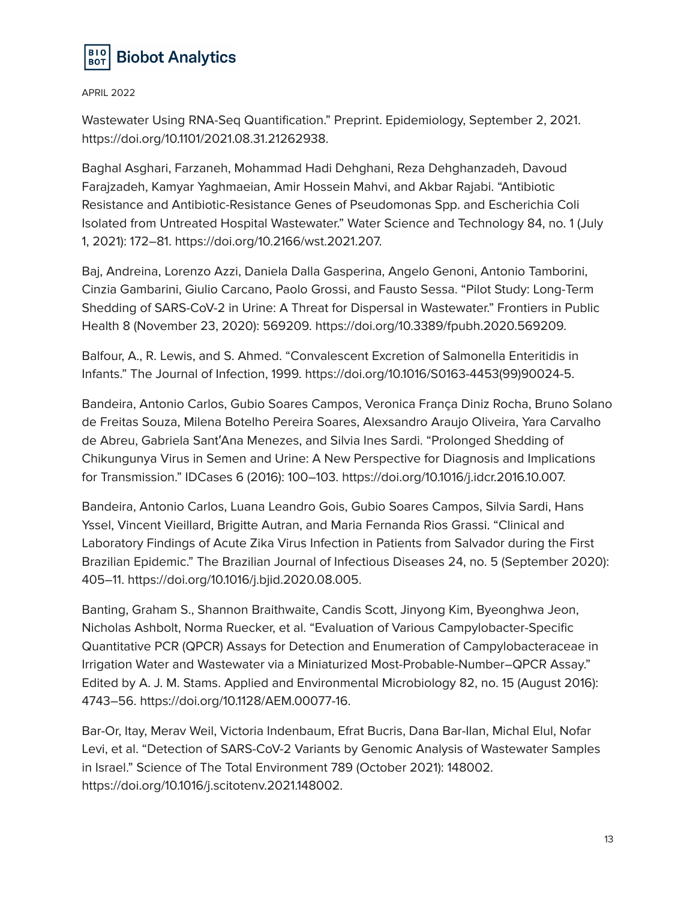Wastewater Using RNA-Seq Quantification." Preprint. Epidemiology, September 2, 2021. https://doi.org/10.1101/2021.08.31.21262938.

Baghal Asghari, Farzaneh, Mohammad Hadi Dehghani, Reza Dehghanzadeh, Davoud Farajzadeh, Kamyar Yaghmaeian, Amir Hossein Mahvi, and Akbar Rajabi. "Antibiotic Resistance and Antibiotic-Resistance Genes of Pseudomonas Spp. and Escherichia Coli Isolated from Untreated Hospital Wastewater." Water Science and Technology 84, no. 1 (July 1, 2021): 172–81. https://doi.org/10.2166/wst.2021.207.

Baj, Andreina, Lorenzo Azzi, Daniela Dalla Gasperina, Angelo Genoni, Antonio Tamborini, Cinzia Gambarini, Giulio Carcano, Paolo Grossi, and Fausto Sessa. "Pilot Study: Long-Term Shedding of SARS-CoV-2 in Urine: A Threat for Dispersal in Wastewater." Frontiers in Public Health 8 (November 23, 2020): 569209. https://doi.org/10.3389/fpubh.2020.569209.

Balfour, A., R. Lewis, and S. Ahmed. "Convalescent Excretion of Salmonella Enteritidis in Infants." The Journal of Infection, 1999. https://doi.org/10.1016/S0163-4453(99)90024-5.

Bandeira, Antonio Carlos, Gubio Soares Campos, Veronica França Diniz Rocha, Bruno Solano de Freitas Souza, Milena Botelho Pereira Soares, Alexsandro Araujo Oliveira, Yara Carvalho de Abreu, Gabriela Sant'Ana Menezes, and Silvia Ines Sardi. "Prolonged Shedding of Chikungunya Virus in Semen and Urine: A New Perspective for Diagnosis and Implications for Transmission." IDCases 6 (2016): 100–103. https://doi.org/10.1016/j.idcr.2016.10.007.

Bandeira, Antonio Carlos, Luana Leandro Gois, Gubio Soares Campos, Silvia Sardi, Hans Yssel, Vincent Vieillard, Brigitte Autran, and Maria Fernanda Rios Grassi. "Clinical and Laboratory Findings of Acute Zika Virus Infection in Patients from Salvador during the First Brazilian Epidemic." The Brazilian Journal of Infectious Diseases 24, no. 5 (September 2020): 405–11. https://doi.org/10.1016/j.bjid.2020.08.005.

Banting, Graham S., Shannon Braithwaite, Candis Scott, Jinyong Kim, Byeonghwa Jeon, Nicholas Ashbolt, Norma Ruecker, et al. "Evaluation of Various Campylobacter-Specific Quantitative PCR (QPCR) Assays for Detection and Enumeration of Campylobacteraceae in Irrigation Water and Wastewater via a Miniaturized Most-Probable-Number–QPCR Assay." Edited by A. J. M. Stams. Applied and Environmental Microbiology 82, no. 15 (August 2016): 4743–56. https://doi.org/10.1128/AEM.00077-16.

Bar-Or, Itay, Merav Weil, Victoria Indenbaum, Efrat Bucris, Dana Bar-Ilan, Michal Elul, Nofar Levi, et al. "Detection of SARS-CoV-2 Variants by Genomic Analysis of Wastewater Samples in Israel." Science of The Total Environment 789 (October 2021): 148002. https://doi.org/10.1016/j.scitotenv.2021.148002.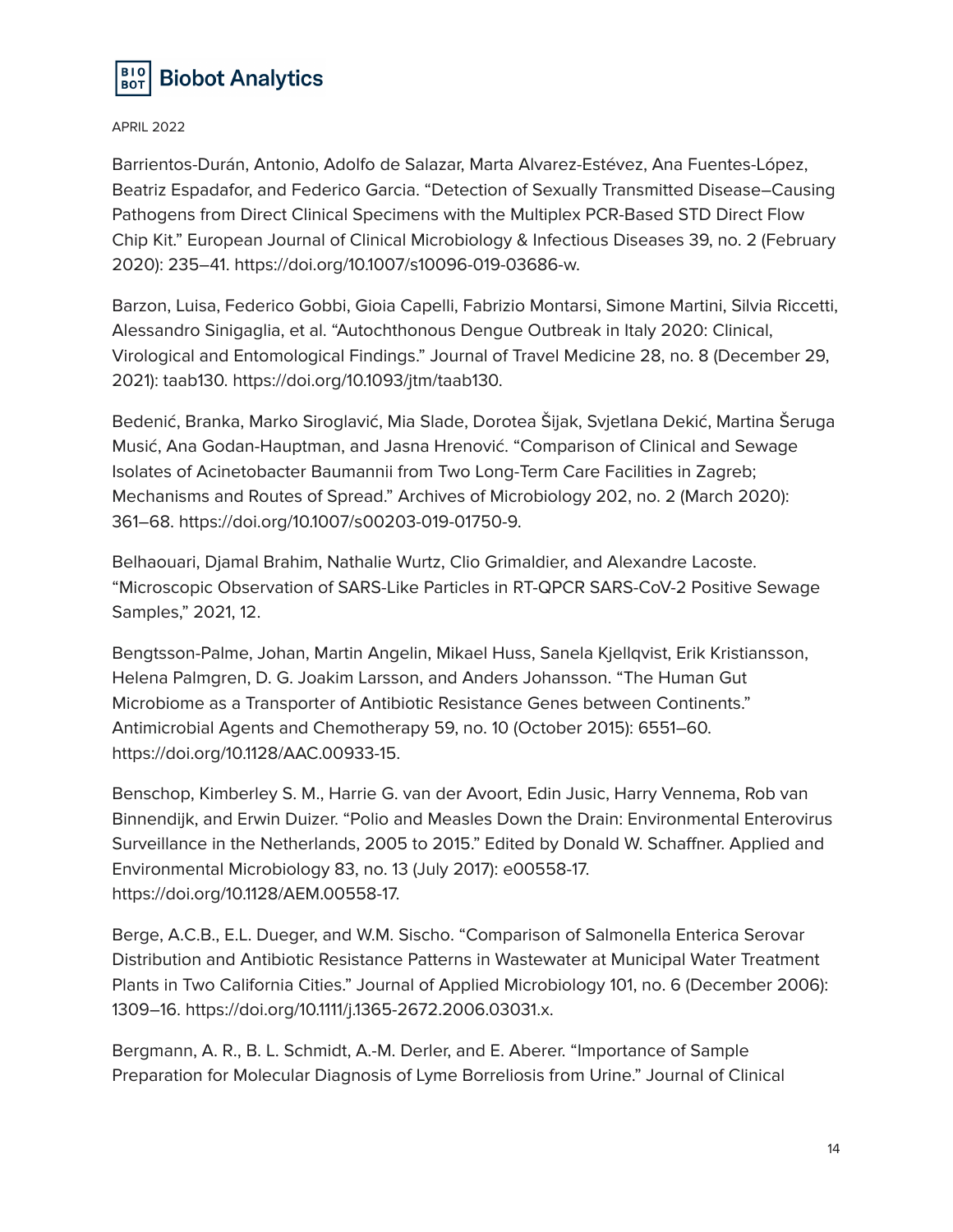Barrientos-Durán, Antonio, Adolfo de Salazar, Marta Alvarez-Estévez, Ana Fuentes-López, Beatriz Espadafor, and Federico Garcia. "Detection of Sexually Transmitted Disease–Causing Pathogens from Direct Clinical Specimens with the Multiplex PCR-Based STD Direct Flow Chip Kit." European Journal of Clinical Microbiology & Infectious Diseases 39, no. 2 (February 2020): 235–41. https://doi.org/10.1007/s10096-019-03686-w.

Barzon, Luisa, Federico Gobbi, Gioia Capelli, Fabrizio Montarsi, Simone Martini, Silvia Riccetti, Alessandro Sinigaglia, et al. "Autochthonous Dengue Outbreak in Italy 2020: Clinical, Virological and Entomological Findings." Journal of Travel Medicine 28, no. 8 (December 29, 2021): taab130. https://doi.org/10.1093/jtm/taab130.

Bedenić, Branka, Marko Siroglavić, Mia Slade, Dorotea Šijak, Svjetlana Dekić, Martina Šeruga Musić, Ana Godan-Hauptman, and Jasna Hrenović. "Comparison of Clinical and Sewage Isolates of Acinetobacter Baumannii from Two Long-Term Care Facilities in Zagreb; Mechanisms and Routes of Spread." Archives of Microbiology 202, no. 2 (March 2020): 361–68. https://doi.org/10.1007/s00203-019-01750-9.

Belhaouari, Djamal Brahim, Nathalie Wurtz, Clio Grimaldier, and Alexandre Lacoste. "Microscopic Observation of SARS-Like Particles in RT-QPCR SARS-CoV-2 Positive Sewage Samples," 2021, 12.

Bengtsson-Palme, Johan, Martin Angelin, Mikael Huss, Sanela Kjellqvist, Erik Kristiansson, Helena Palmgren, D. G. Joakim Larsson, and Anders Johansson. "The Human Gut Microbiome as a Transporter of Antibiotic Resistance Genes between Continents." Antimicrobial Agents and Chemotherapy 59, no. 10 (October 2015): 6551–60. https://doi.org/10.1128/AAC.00933-15.

Benschop, Kimberley S. M., Harrie G. van der Avoort, Edin Jusic, Harry Vennema, Rob van Binnendijk, and Erwin Duizer. "Polio and Measles Down the Drain: Environmental Enterovirus Surveillance in the Netherlands, 2005 to 2015." Edited by Donald W. Schaffner. Applied and Environmental Microbiology 83, no. 13 (July 2017): e00558-17. https://doi.org/10.1128/AEM.00558-17.

Berge, A.C.B., E.L. Dueger, and W.M. Sischo. "Comparison of Salmonella Enterica Serovar Distribution and Antibiotic Resistance Patterns in Wastewater at Municipal Water Treatment Plants in Two California Cities." Journal of Applied Microbiology 101, no. 6 (December 2006): 1309–16. https://doi.org/10.1111/j.1365-2672.2006.03031.x.

Bergmann, A. R., B. L. Schmidt, A.-M. Derler, and E. Aberer. "Importance of Sample Preparation for Molecular Diagnosis of Lyme Borreliosis from Urine." Journal of Clinical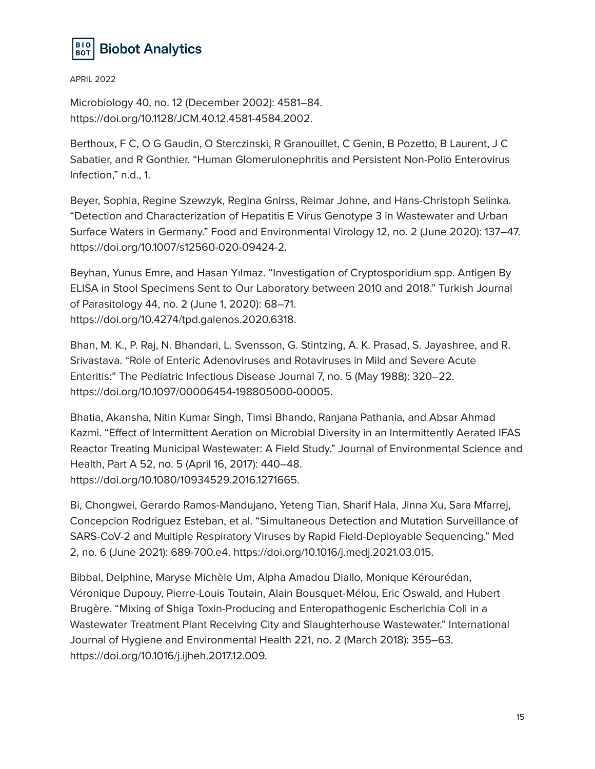Microbiology 40, no. 12 (December 2002): 4581–84. https://doi.org/10.1128/JCM.40.12.4581-4584.2002.

Berthoux, F C, O G Gaudin, O Sterczinski, R Granouillet, C Genin, B Pozetto, B Laurent, J C Sabatier, and R Gonthier. "Human Glomerulonephritis and Persistent Non-Polio Enterovirus Infection," n.d., 1.

Beyer, Sophia, Regine Szewzyk, Regina Gnirss, Reimar Johne, and Hans-Christoph Selinka. "Detection and Characterization of Hepatitis E Virus Genotype 3 in Wastewater and Urban Surface Waters in Germany." Food and Environmental Virology 12, no. 2 (June 2020): 137–47. https://doi.org/10.1007/s12560-020-09424-2.

Beyhan, Yunus Emre, and Hasan Yılmaz. "Investigation of Cryptosporidium spp. Antigen By ELISA in Stool Specimens Sent to Our Laboratory between 2010 and 2018." Turkish Journal of Parasitology 44, no. 2 (June 1, 2020): 68–71. https://doi.org/10.4274/tpd.galenos.2020.6318.

Bhan, M. K., P. Raj, N. Bhandari, L. Svensson, G. Stintzing, A. K. Prasad, S. Jayashree, and R. Srivastava. "Role of Enteric Adenoviruses and Rotaviruses in Mild and Severe Acute Enteritis:" The Pediatric Infectious Disease Journal 7, no. 5 (May 1988): 320–22. https://doi.org/10.1097/00006454-198805000-00005.

Bhatia, Akansha, Nitin Kumar Singh, Timsi Bhando, Ranjana Pathania, and Absar Ahmad Kazmi. "Effect of Intermittent Aeration on Microbial Diversity in an Intermittently Aerated IFAS Reactor Treating Municipal Wastewater: A Field Study." Journal of Environmental Science and Health, Part A 52, no. 5 (April 16, 2017): 440–48. https://doi.org/10.1080/10934529.2016.1271665.

Bi, Chongwei, Gerardo Ramos-Mandujano, Yeteng Tian, Sharif Hala, Jinna Xu, Sara Mfarrej, Concepcion Rodriguez Esteban, et al. "Simultaneous Detection and Mutation Surveillance of SARS-CoV-2 and Multiple Respiratory Viruses by Rapid Field-Deployable Sequencing." Med 2, no. 6 (June 2021): 689-700.e4. https://doi.org/10.1016/j.medj.2021.03.015.

Bibbal, Delphine, Maryse Michèle Um, Alpha Amadou Diallo, Monique Kérourédan, Véronique Dupouy, Pierre-Louis Toutain, Alain Bousquet-Mélou, Eric Oswald, and Hubert Brugère. "Mixing of Shiga Toxin-Producing and Enteropathogenic Escherichia Coli in a Wastewater Treatment Plant Receiving City and Slaughterhouse Wastewater." International Journal of Hygiene and Environmental Health 221, no. 2 (March 2018): 355–63. https://doi.org/10.1016/j.ijheh.2017.12.009.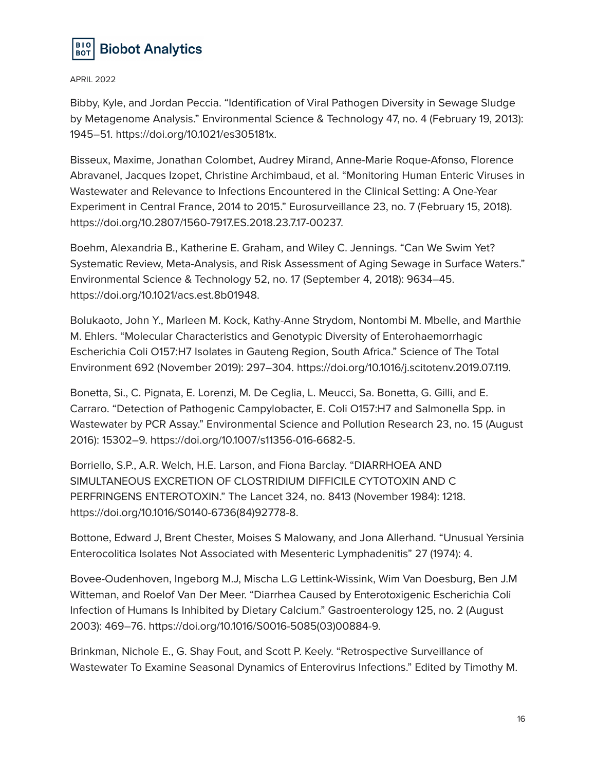Bibby, Kyle, and Jordan Peccia. “Identification of Viral Pathogen Diversity in Sewage Sludge by Metagenome Analysis.” Environmental Science & Technology 47, no. 4 (February 19, 2013): 1945–51. https://doi.org/10.1021/es305181x.

Bisseux, Maxime, Jonathan Colombet, Audrey Mirand, Anne-Marie Roque-Afonso, Florence Abravanel, Jacques Izopet, Christine Archimbaud, et al. “Monitoring Human Enteric Viruses in Wastewater and Relevance to Infections Encountered in the Clinical Setting: A One-Year Experiment in Central France, 2014 to 2015.” Eurosurveillance 23, no. 7 (February 15, 2018). https://doi.org/10.2807/1560-7917.ES.2018.23.7.17-00237.

Boehm, Alexandria B., Katherine E. Graham, and Wiley C. Jennings. “Can We Swim Yet? Systematic Review, Meta-Analysis, and Risk Assessment of Aging Sewage in Surface Waters.” Environmental Science & Technology 52, no. 17 (September 4, 2018): 9634–45. https://doi.org/10.1021/acs.est.8b01948.

Bolukaoto, John Y., Marleen M. Kock, Kathy-Anne Strydom, Nontombi M. Mbelle, and Marthie M. Ehlers. “Molecular Characteristics and Genotypic Diversity of Enterohaemorrhagic Escherichia Coli O157:H7 Isolates in Gauteng Region, South Africa.” Science of The Total Environment 692 (November 2019): 297–304. https://doi.org/10.1016/j.scitotenv.2019.07.119.

Bonetta, Si., C. Pignata, E. Lorenzi, M. De Ceglia, L. Meucci, Sa. Bonetta, G. Gilli, and E. Carraro. “Detection of Pathogenic Campylobacter, E. Coli O157:H7 and Salmonella Spp. in Wastewater by PCR Assay.” Environmental Science and Pollution Research 23, no. 15 (August 2016): 15302–9. https://doi.org/10.1007/s11356-016-6682-5.

Borriello, S.P., A.R. Welch, H.E. Larson, and Fiona Barclay. “DIARRHOEA AND SIMULTANEOUS EXCRETION OF CLOSTRIDIUM DIFFICILE CYTOTOXIN AND C PERFRINGENS ENTEROTOXIN.” The Lancet 324, no. 8413 (November 1984): 1218. https://doi.org/10.1016/S0140-6736(84)92778-8.

Bottone, Edward J, Brent Chester, Moises S Malowany, and Jona Allerhand. “Unusual Yersinia Enterocolitica Isolates Not Associated with Mesenteric Lymphadenitis” 27 (1974): 4.

Bovee-Oudenhoven, Ingeborg M.J, Mischa L.G Lettink-Wissink, Wim Van Doesburg, Ben J.M Witteman, and Roelof Van Der Meer. “Diarrhea Caused by Enterotoxigenic Escherichia Coli Infection of Humans Is Inhibited by Dietary Calcium.” Gastroenterology 125, no. 2 (August 2003): 469–76. https://doi.org/10.1016/S0016-5085(03)00884-9.

Brinkman, Nichole E., G. Shay Fout, and Scott P. Keely. “Retrospective Surveillance of Wastewater To Examine Seasonal Dynamics of Enterovirus Infections.” Edited by Timothy M.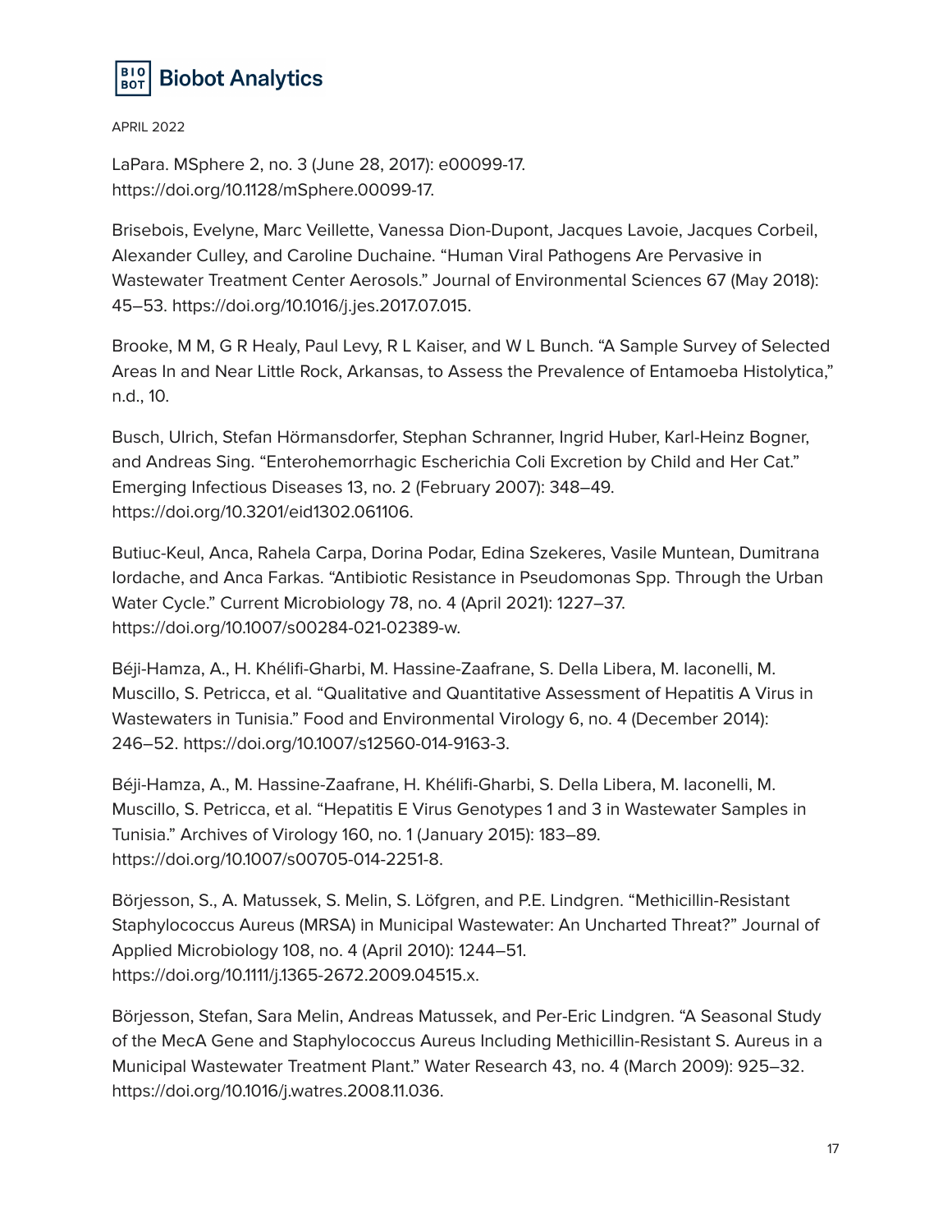LaPara. MSphere 2, no. 3 (June 28, 2017): e00099-17. https://doi.org/10.1128/mSphere.00099-17.

Brisebois, Evelyne, Marc Veillette, Vanessa Dion-Dupont, Jacques Lavoie, Jacques Corbeil, Alexander Culley, and Caroline Duchaine. "Human Viral Pathogens Are Pervasive in Wastewater Treatment Center Aerosols." Journal of Environmental Sciences 67 (May 2018): 45–53. https://doi.org/10.1016/j.jes.2017.07.015.

Brooke, M M, G R Healy, Paul Levy, R L Kaiser, and W L Bunch. "A Sample Survey of Selected Areas In and Near Little Rock, Arkansas, to Assess the Prevalence of Entamoeba Histolytica," n.d., 10.

Busch, Ulrich, Stefan Hörmansdorfer, Stephan Schranner, Ingrid Huber, Karl-Heinz Bogner, and Andreas Sing. "Enterohemorrhagic Escherichia Coli Excretion by Child and Her Cat." Emerging Infectious Diseases 13, no. 2 (February 2007): 348–49. https://doi.org/10.3201/eid1302.061106.

Butiuc-Keul, Anca, Rahela Carpa, Dorina Podar, Edina Szekeres, Vasile Muntean, Dumitrana Iordache, and Anca Farkas. "Antibiotic Resistance in Pseudomonas Spp. Through the Urban Water Cycle." Current Microbiology 78, no. 4 (April 2021): 1227–37. https://doi.org/10.1007/s00284-021-02389-w.

Béji-Hamza, A., H. Khélifi-Gharbi, M. Hassine-Zaafrane, S. Della Libera, M. Iaconelli, M. Muscillo, S. Petricca, et al. "Qualitative and Quantitative Assessment of Hepatitis A Virus in Wastewaters in Tunisia." Food and Environmental Virology 6, no. 4 (December 2014): 246–52. https://doi.org/10.1007/s12560-014-9163-3.

Béji-Hamza, A., M. Hassine-Zaafrane, H. Khélifi-Gharbi, S. Della Libera, M. Iaconelli, M. Muscillo, S. Petricca, et al. "Hepatitis E Virus Genotypes 1 and 3 in Wastewater Samples in Tunisia." Archives of Virology 160, no. 1 (January 2015): 183–89. https://doi.org/10.1007/s00705-014-2251-8.

Börjesson, S., A. Matussek, S. Melin, S. Löfgren, and P.E. Lindgren. "Methicillin-Resistant Staphylococcus Aureus (MRSA) in Municipal Wastewater: An Uncharted Threat?" Journal of Applied Microbiology 108, no. 4 (April 2010): 1244–51. https://doi.org/10.1111/j.1365-2672.2009.04515.x.

Börjesson, Stefan, Sara Melin, Andreas Matussek, and Per-Eric Lindgren. "A Seasonal Study of the MecA Gene and Staphylococcus Aureus Including Methicillin-Resistant S. Aureus in a Municipal Wastewater Treatment Plant." Water Research 43, no. 4 (March 2009): 925–32. https://doi.org/10.1016/j.watres.2008.11.036.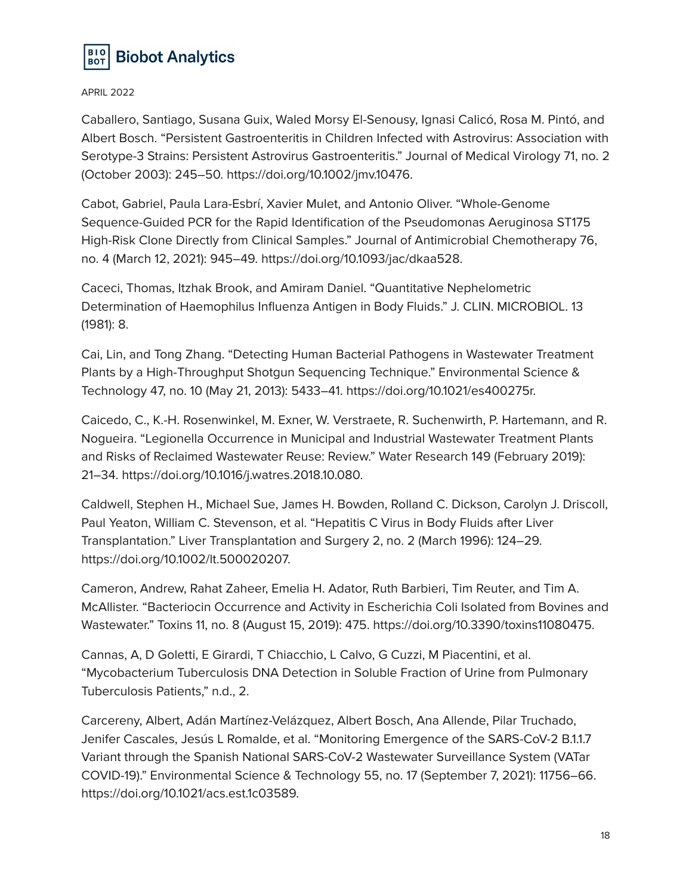Caballero, Santiago, Susana Guix, Waled Morsy El-Senousy, Ignasi Calicó, Rosa M. Pintó, and Albert Bosch. "Persistent Gastroenteritis in Children Infected with Astrovirus: Association with Serotype-3 Strains: Persistent Astrovirus Gastroenteritis." Journal of Medical Virology 71, no. 2 (October 2003): 245–50. https://doi.org/10.1002/jmv.10476.

Cabot, Gabriel, Paula Lara-Esbrí, Xavier Mulet, and Antonio Oliver. "Whole-Genome Sequence-Guided PCR for the Rapid Identification of the Pseudomonas Aeruginosa ST175 High-Risk Clone Directly from Clinical Samples." Journal of Antimicrobial Chemotherapy 76, no. 4 (March 12, 2021): 945–49. https://doi.org/10.1093/jac/dkaa528.

Caceci, Thomas, Itzhak Brook, and Amiram Daniel. "Quantitative Nephelometric Determination of Haemophilus Influenza Antigen in Body Fluids." J. CLIN. MICROBIOL. 13 (1981): 8.

Cai, Lin, and Tong Zhang. "Detecting Human Bacterial Pathogens in Wastewater Treatment Plants by a High-Throughput Shotgun Sequencing Technique." Environmental Science & Technology 47, no. 10 (May 21, 2013): 5433–41. https://doi.org/10.1021/es400275r.

Caicedo, C., K.-H. Rosenwinkel, M. Exner, W. Verstraete, R. Suchenwirth, P. Hartemann, and R. Nogueira. "Legionella Occurrence in Municipal and Industrial Wastewater Treatment Plants and Risks of Reclaimed Wastewater Reuse: Review." Water Research 149 (February 2019): 21–34. https://doi.org/10.1016/j.watres.2018.10.080.

Caldwell, Stephen H., Michael Sue, James H. Bowden, Rolland C. Dickson, Carolyn J. Driscoll, Paul Yeaton, William C. Stevenson, et al. "Hepatitis C Virus in Body Fluids after Liver Transplantation." Liver Transplantation and Surgery 2, no. 2 (March 1996): 124–29. https://doi.org/10.1002/lt.500020207.

Cameron, Andrew, Rahat Zaheer, Emelia H. Adator, Ruth Barbieri, Tim Reuter, and Tim A. McAllister. "Bacteriocin Occurrence and Activity in Escherichia Coli Isolated from Bovines and Wastewater." Toxins 11, no. 8 (August 15, 2019): 475. https://doi.org/10.3390/toxins11080475.

Cannas, A, D Goletti, E Girardi, T Chiacchio, L Calvo, G Cuzzi, M Piacentini, et al. "Mycobacterium Tuberculosis DNA Detection in Soluble Fraction of Urine from Pulmonary Tuberculosis Patients," n.d., 2.

Carcereny, Albert, Adán Martínez-Velázquez, Albert Bosch, Ana Allende, Pilar Truchado, Jenifer Cascales, Jesús L Romalde, et al. "Monitoring Emergence of the SARS-CoV-2 B.1.1.7 Variant through the Spanish National SARS-CoV-2 Wastewater Surveillance System (VATar COVID-19)." Environmental Science & Technology 55, no. 17 (September 7, 2021): 11756–66. https://doi.org/10.1021/acs.est.1c03589.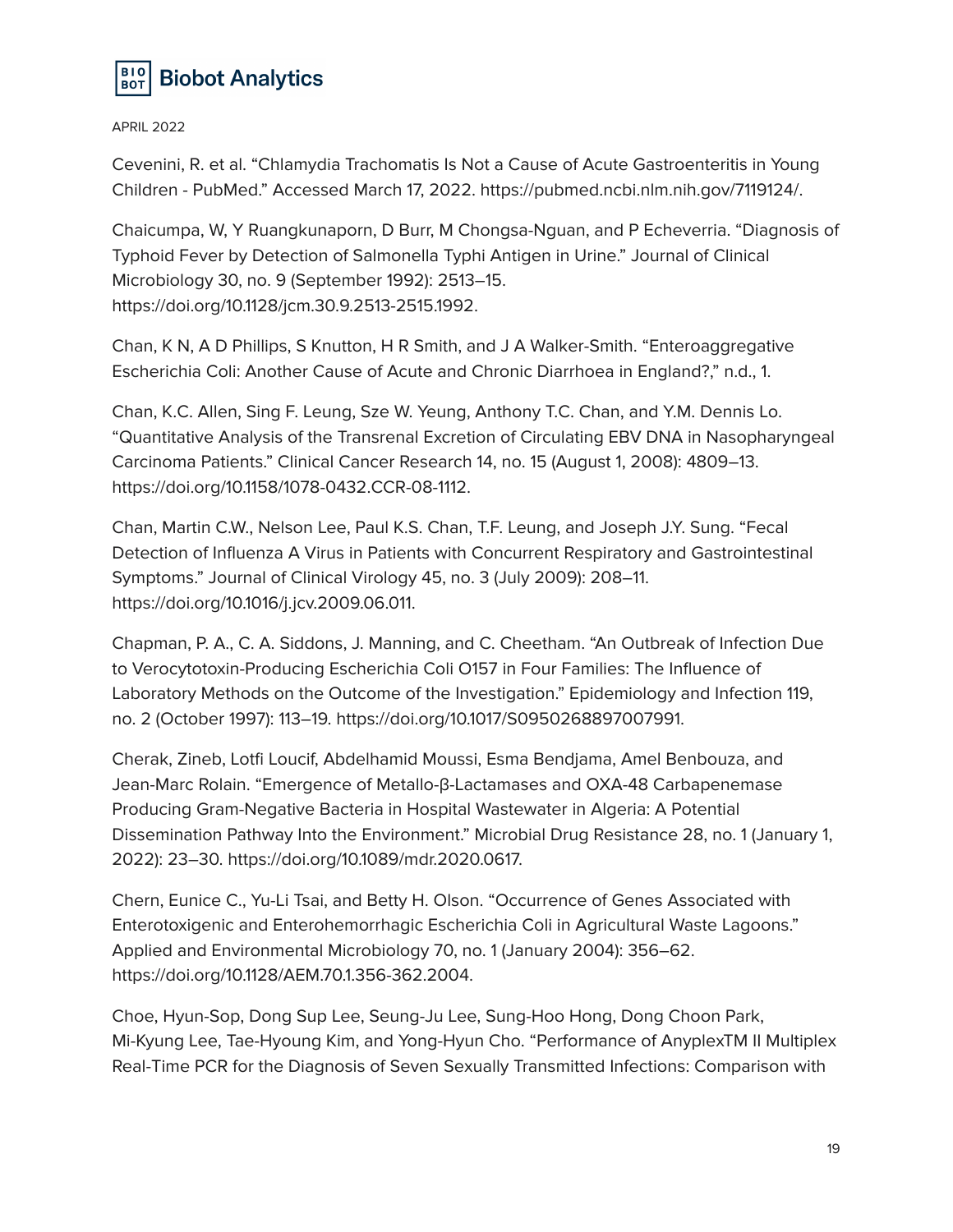Cevenini, R. et al. “Chlamydia Trachomatis Is Not a Cause of Acute Gastroenteritis in Young Children - PubMed.” Accessed March 17, 2022. https://pubmed.ncbi.nlm.nih.gov/7119124/.

Chaicumpa, W, Y Ruangkunaporn, D Burr, M Chongsa-Nguan, and P Echeverria. “Diagnosis of Typhoid Fever by Detection of Salmonella Typhi Antigen in Urine.” Journal of Clinical Microbiology 30, no. 9 (September 1992): 2513–15. https://doi.org/10.1128/jcm.30.9.2513-2515.1992.

Chan, K N, A D Phillips, S Knutton, H R Smith, and J A Walker-Smith. “Enteroaggregative Escherichia Coli: Another Cause of Acute and Chronic Diarrhoea in England?,” n.d., 1.

Chan, K.C. Allen, Sing F. Leung, Sze W. Yeung, Anthony T.C. Chan, and Y.M. Dennis Lo. “Quantitative Analysis of the Transrenal Excretion of Circulating EBV DNA in Nasopharyngeal Carcinoma Patients.” Clinical Cancer Research 14, no. 15 (August 1, 2008): 4809–13. https://doi.org/10.1158/1078-0432.CCR-08-1112.

Chan, Martin C.W., Nelson Lee, Paul K.S. Chan, T.F. Leung, and Joseph J.Y. Sung. “Fecal Detection of Influenza A Virus in Patients with Concurrent Respiratory and Gastrointestinal Symptoms.” Journal of Clinical Virology 45, no. 3 (July 2009): 208–11. https://doi.org/10.1016/j.jcv.2009.06.011.

Chapman, P. A., C. A. Siddons, J. Manning, and C. Cheetham. “An Outbreak of Infection Due to Verocytotoxin-Producing Escherichia Coli O157 in Four Families: The Influence of Laboratory Methods on the Outcome of the Investigation.” Epidemiology and Infection 119, no. 2 (October 1997): 113–19. https://doi.org/10.1017/S0950268897007991.

Cherak, Zineb, Lotfi Loucif, Abdelhamid Moussi, Esma Bendjama, Amel Benbouza, and Jean-Marc Rolain. “Emergence of Metallo-β-Lactamases and OXA-48 Carbapenemase Producing Gram-Negative Bacteria in Hospital Wastewater in Algeria: A Potential Dissemination Pathway Into the Environment.” Microbial Drug Resistance 28, no. 1 (January 1, 2022): 23–30. https://doi.org/10.1089/mdr.2020.0617.

Chern, Eunice C., Yu-Li Tsai, and Betty H. Olson. “Occurrence of Genes Associated with Enterotoxigenic and Enterohemorrhagic Escherichia Coli in Agricultural Waste Lagoons.” Applied and Environmental Microbiology 70, no. 1 (January 2004): 356–62. https://doi.org/10.1128/AEM.70.1.356-362.2004.

Choe, Hyun-Sop, Dong Sup Lee, Seung-Ju Lee, Sung-Hoo Hong, Dong Choon Park, Mi-Kyung Lee, Tae-Hyoung Kim, and Yong-Hyun Cho. “Performance of AnyplexTM II Multiplex Real-Time PCR for the Diagnosis of Seven Sexually Transmitted Infections: Comparison with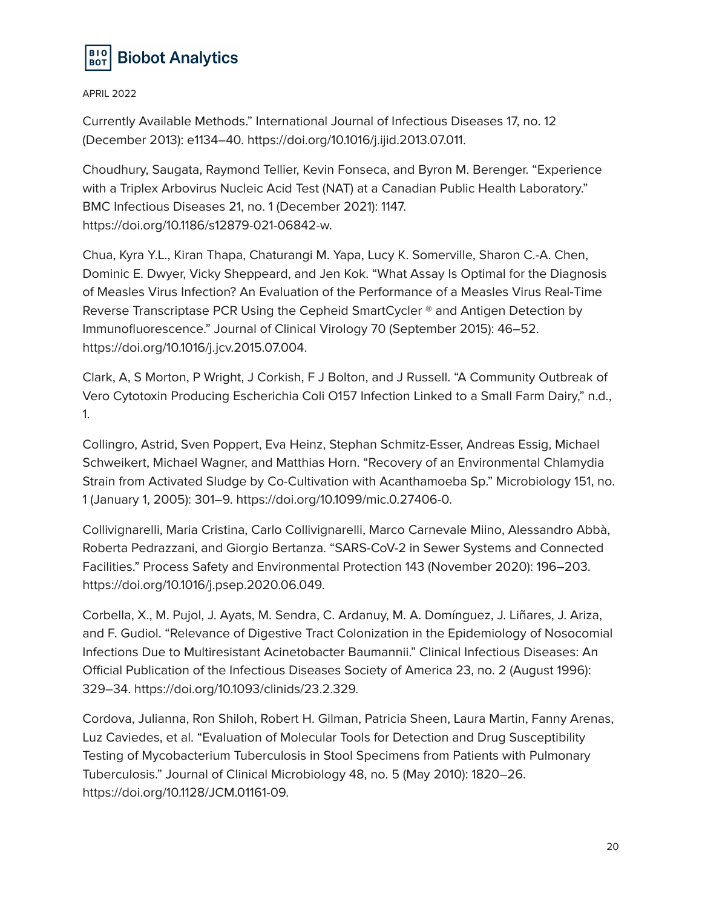Currently Available Methods." International Journal of Infectious Diseases 17, no. 12 (December 2013): e1134–40. https://doi.org/10.1016/j.ijid.2013.07.011.

Choudhury, Saugata, Raymond Tellier, Kevin Fonseca, and Byron M. Berenger. "Experience with a Triplex Arbovirus Nucleic Acid Test (NAT) at a Canadian Public Health Laboratory." BMC Infectious Diseases 21, no. 1 (December 2021): 1147. https://doi.org/10.1186/s12879-021-06842-w.

Chua, Kyra Y.L., Kiran Thapa, Chaturangi M. Yapa, Lucy K. Somerville, Sharon C.-A. Chen, Dominic E. Dwyer, Vicky Sheppeard, and Jen Kok. "What Assay Is Optimal for the Diagnosis of Measles Virus Infection? An Evaluation of the Performance of a Measles Virus Real-Time Reverse Transcriptase PCR Using the Cepheid SmartCycler ® and Antigen Detection by Immunofluorescence." Journal of Clinical Virology 70 (September 2015): 46–52. https://doi.org/10.1016/j.jcv.2015.07.004.

Clark, A, S Morton, P Wright, J Corkish, F J Bolton, and J Russell. "A Community Outbreak of Vero Cytotoxin Producing Escherichia Coli O157 Infection Linked to a Small Farm Dairy," n.d., 1.

Collingro, Astrid, Sven Poppert, Eva Heinz, Stephan Schmitz-Esser, Andreas Essig, Michael Schweikert, Michael Wagner, and Matthias Horn. "Recovery of an Environmental Chlamydia Strain from Activated Sludge by Co-Cultivation with Acanthamoeba Sp." Microbiology 151, no. 1 (January 1, 2005): 301–9. https://doi.org/10.1099/mic.0.27406-0.

Collivignarelli, Maria Cristina, Carlo Collivignarelli, Marco Carnevale Miino, Alessandro Abbà, Roberta Pedrazzani, and Giorgio Bertanza. "SARS-CoV-2 in Sewer Systems and Connected Facilities." Process Safety and Environmental Protection 143 (November 2020): 196–203. https://doi.org/10.1016/j.psep.2020.06.049.

Corbella, X., M. Pujol, J. Ayats, M. Sendra, C. Ardanuy, M. A. Domínguez, J. Liñares, J. Ariza, and F. Gudiol. "Relevance of Digestive Tract Colonization in the Epidemiology of Nosocomial Infections Due to Multiresistant Acinetobacter Baumannii." Clinical Infectious Diseases: An Official Publication of the Infectious Diseases Society of America 23, no. 2 (August 1996): 329–34. https://doi.org/10.1093/clinids/23.2.329.

Cordova, Julianna, Ron Shiloh, Robert H. Gilman, Patricia Sheen, Laura Martin, Fanny Arenas, Luz Caviedes, et al. "Evaluation of Molecular Tools for Detection and Drug Susceptibility Testing of Mycobacterium Tuberculosis in Stool Specimens from Patients with Pulmonary Tuberculosis." Journal of Clinical Microbiology 48, no. 5 (May 2010): 1820–26. https://doi.org/10.1128/JCM.01161-09.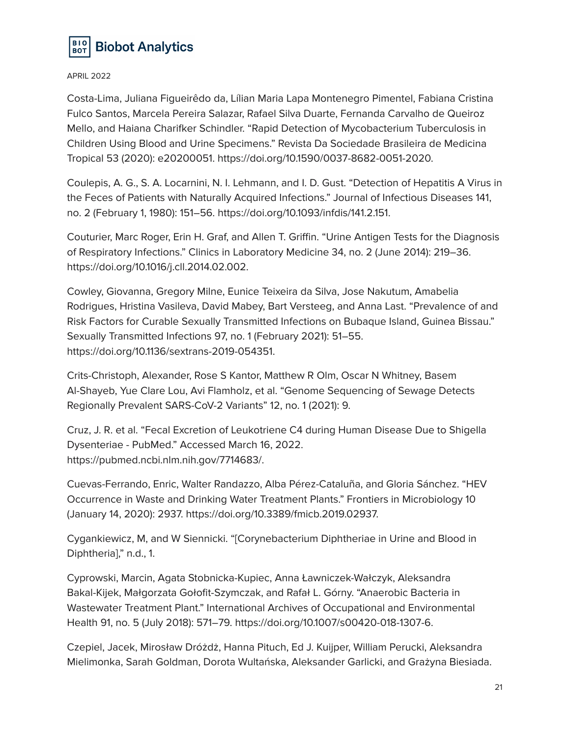Costa-Lima, Juliana Figueirêdo da, Lílian Maria Lapa Montenegro Pimentel, Fabiana Cristina Fulco Santos, Marcela Pereira Salazar, Rafael Silva Duarte, Fernanda Carvalho de Queiroz Mello, and Haiana Charifker Schindler. "Rapid Detection of Mycobacterium Tuberculosis in Children Using Blood and Urine Specimens." Revista Da Sociedade Brasileira de Medicina Tropical 53 (2020): e20200051. https://doi.org/10.1590/0037-8682-0051-2020.

Coulepis, A. G., S. A. Locarnini, N. I. Lehmann, and I. D. Gust. "Detection of Hepatitis A Virus in the Feces of Patients with Naturally Acquired Infections." Journal of Infectious Diseases 141, no. 2 (February 1, 1980): 151–56. https://doi.org/10.1093/infdis/141.2.151.

Couturier, Marc Roger, Erin H. Graf, and Allen T. Griffin. "Urine Antigen Tests for the Diagnosis of Respiratory Infections." Clinics in Laboratory Medicine 34, no. 2 (June 2014): 219–36. https://doi.org/10.1016/j.cll.2014.02.002.

Cowley, Giovanna, Gregory Milne, Eunice Teixeira da Silva, Jose Nakutum, Amabelia Rodrigues, Hristina Vasileva, David Mabey, Bart Versteeg, and Anna Last. "Prevalence of and Risk Factors for Curable Sexually Transmitted Infections on Bubaque Island, Guinea Bissau." Sexually Transmitted Infections 97, no. 1 (February 2021): 51–55. https://doi.org/10.1136/sextrans-2019-054351.

Crits-Christoph, Alexander, Rose S Kantor, Matthew R Olm, Oscar N Whitney, Basem Al-Shayeb, Yue Clare Lou, Avi Flamholz, et al. "Genome Sequencing of Sewage Detects Regionally Prevalent SARS-CoV-2 Variants" 12, no. 1 (2021): 9.

Cruz, J. R. et al. "Fecal Excretion of Leukotriene C4 during Human Disease Due to Shigella Dysenteriae - PubMed." Accessed March 16, 2022. https://pubmed.ncbi.nlm.nih.gov/7714683/.

Cuevas-Ferrando, Enric, Walter Randazzo, Alba Pérez-Cataluña, and Gloria Sánchez. "HEV Occurrence in Waste and Drinking Water Treatment Plants." Frontiers in Microbiology 10 (January 14, 2020): 2937. https://doi.org/10.3389/fmicb.2019.02937.

Cygankiewicz, M, and W Siennicki. "[Corynebacterium Diphtheriae in Urine and Blood in Diphtheria]," n.d., 1.

Cyprowski, Marcin, Agata Stobnicka-Kupiec, Anna Ławniczek-Wałczyk, Aleksandra Bakal-Kijek, Małgorzata Gołofit-Szymczak, and Rafał L. Górny. "Anaerobic Bacteria in Wastewater Treatment Plant." International Archives of Occupational and Environmental Health 91, no. 5 (July 2018): 571–79. https://doi.org/10.1007/s00420-018-1307-6.

Czepiel, Jacek, Mirosław Dróżdż, Hanna Pituch, Ed J. Kuijper, William Perucki, Aleksandra Mielimonka, Sarah Goldman, Dorota Wultańska, Aleksander Garlicki, and Grażyna Biesiada.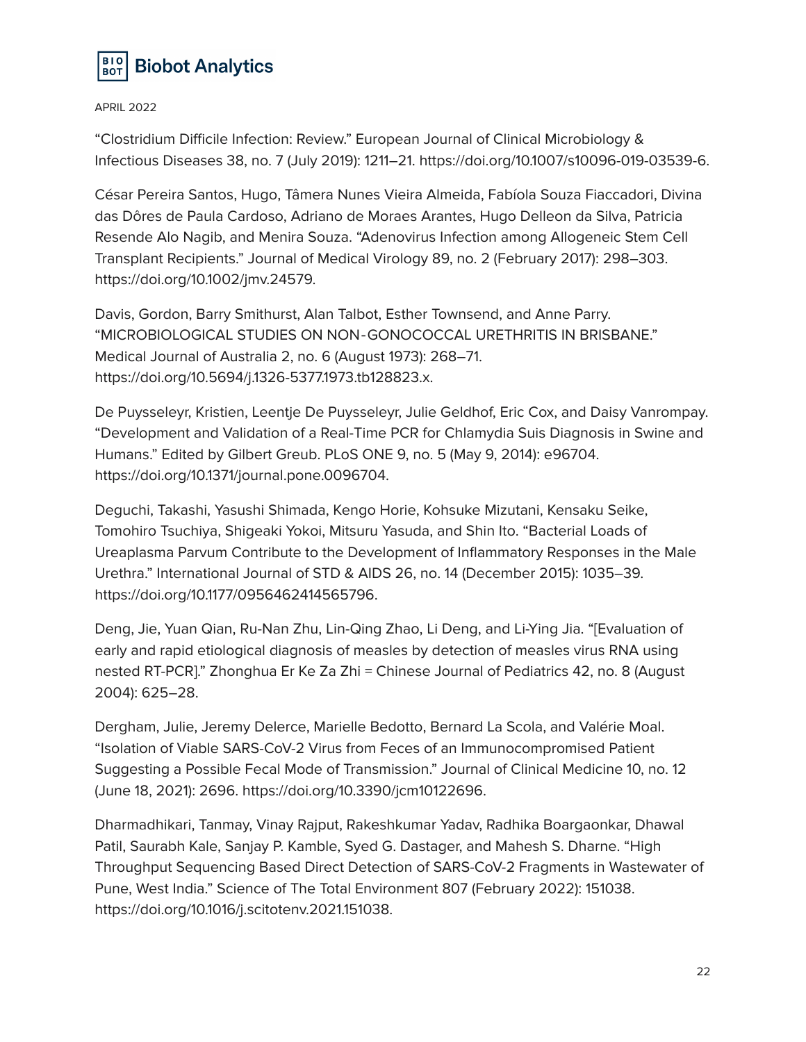APRIL 2022

“Clostridium Difficile Infection: Review.” European Journal of Clinical Microbiology & Infectious Diseases 38, no. 7 (July 2019): 1211–21. https://doi.org/10.1007/s10096-019-03539-6.

César Pereira Santos, Hugo, Tâmera Nunes Vieira Almeida, Fabíola Souza Fiaccadori, Divina das Dôres de Paula Cardoso, Adriano de Moraes Arantes, Hugo Delleon da Silva, Patricia Resende Alo Nagib, and Menira Souza. “Adenovirus Infection among Allogeneic Stem Cell Transplant Recipients.” Journal of Medical Virology 89, no. 2 (February 2017): 298–303. https://doi.org/10.1002/jmv.24579.

Davis, Gordon, Barry Smithurst, Alan Talbot, Esther Townsend, and Anne Parry. “MICROBIOLOGICAL STUDIES ON NON-GONOCOCCAL URETHRITIS IN BRISBANE.” Medical Journal of Australia 2, no. 6 (August 1973): 268–71. https://doi.org/10.5694/j.1326-5377.1973.tb128823.x.

De Puysseleyr, Kristien, Leentje De Puysseleyr, Julie Geldhof, Eric Cox, and Daisy Vanrompay. “Development and Validation of a Real-Time PCR for Chlamydia Suis Diagnosis in Swine and Humans.” Edited by Gilbert Greub. PLoS ONE 9, no. 5 (May 9, 2014): e96704. https://doi.org/10.1371/journal.pone.0096704.

Deguchi, Takashi, Yasushi Shimada, Kengo Horie, Kohsuke Mizutani, Kensaku Seike, Tomohiro Tsuchiya, Shigeaki Yokoi, Mitsuru Yasuda, and Shin Ito. “Bacterial Loads of Ureaplasma Parvum Contribute to the Development of Inflammatory Responses in the Male Urethra.” International Journal of STD & AIDS 26, no. 14 (December 2015): 1035–39. https://doi.org/10.1177/0956462414565796.

Deng, Jie, Yuan Qian, Ru-Nan Zhu, Lin-Qing Zhao, Li Deng, and Li-Ying Jia. “[Evaluation of early and rapid etiological diagnosis of measles by detection of measles virus RNA using nested RT-PCR].” Zhonghua Er Ke Za Zhi = Chinese Journal of Pediatrics 42, no. 8 (August 2004): 625–28.

Dergham, Julie, Jeremy Delerce, Marielle Bedotto, Bernard La Scola, and Valérie Moal. “Isolation of Viable SARS-CoV-2 Virus from Feces of an Immunocompromised Patient Suggesting a Possible Fecal Mode of Transmission.” Journal of Clinical Medicine 10, no. 12 (June 18, 2021): 2696. https://doi.org/10.3390/jcm10122696.

Dharmadhikari, Tanmay, Vinay Rajput, Rakeshkumar Yadav, Radhika Boargaonkar, Dhawal Patil, Saurabh Kale, Sanjay P. Kamble, Syed G. Dastager, and Mahesh S. Dharne. “High Throughput Sequencing Based Direct Detection of SARS-CoV-2 Fragments in Wastewater of Pune, West India.” Science of The Total Environment 807 (February 2022): 151038. https://doi.org/10.1016/j.scitotenv.2021.151038.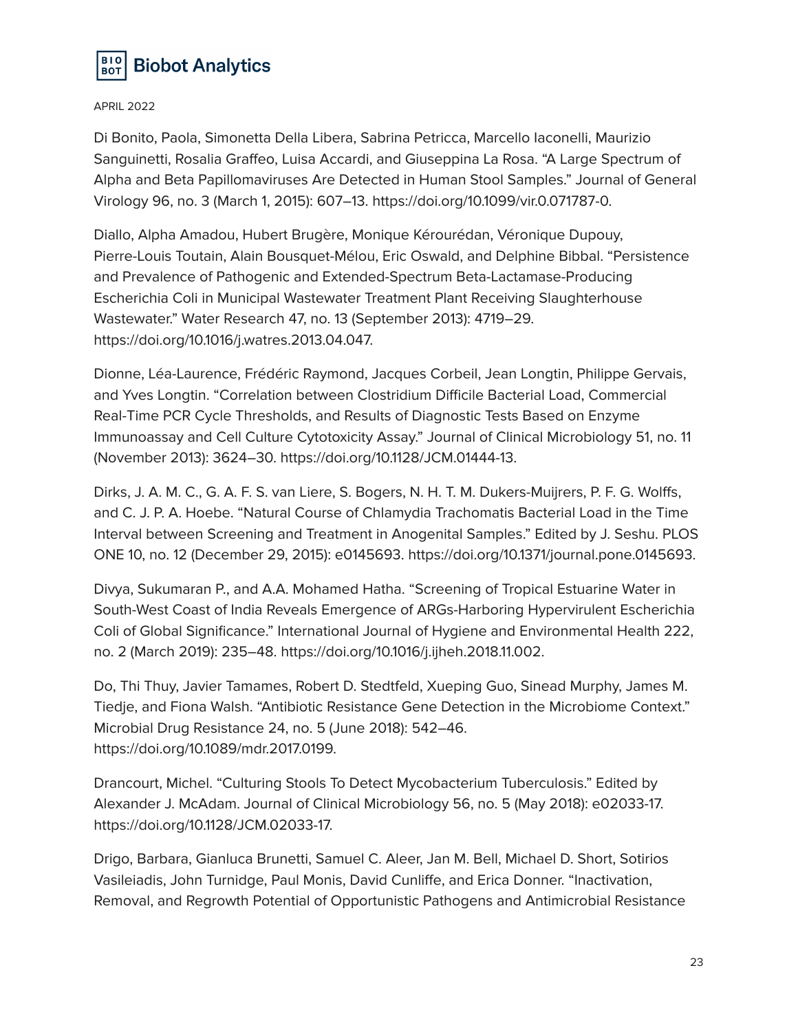Di Bonito, Paola, Simonetta Della Libera, Sabrina Petricca, Marcello Iaconelli, Maurizio Sanguinetti, Rosalia Graffeo, Luisa Accardi, and Giuseppina La Rosa. "A Large Spectrum of Alpha and Beta Papillomaviruses Are Detected in Human Stool Samples." Journal of General Virology 96, no. 3 (March 1, 2015): 607–13. https://doi.org/10.1099/vir.0.071787-0.

Diallo, Alpha Amadou, Hubert Brugère, Monique Kérourédan, Véronique Dupouy, Pierre-Louis Toutain, Alain Bousquet-Mélou, Eric Oswald, and Delphine Bibbal. "Persistence and Prevalence of Pathogenic and Extended-Spectrum Beta-Lactamase-Producing Escherichia Coli in Municipal Wastewater Treatment Plant Receiving Slaughterhouse Wastewater." Water Research 47, no. 13 (September 2013): 4719–29. https://doi.org/10.1016/j.watres.2013.04.047.

Dionne, Léa-Laurence, Frédéric Raymond, Jacques Corbeil, Jean Longtin, Philippe Gervais, and Yves Longtin. "Correlation between Clostridium Difficile Bacterial Load, Commercial Real-Time PCR Cycle Thresholds, and Results of Diagnostic Tests Based on Enzyme Immunoassay and Cell Culture Cytotoxicity Assay." Journal of Clinical Microbiology 51, no. 11 (November 2013): 3624–30. https://doi.org/10.1128/JCM.01444-13.

Dirks, J. A. M. C., G. A. F. S. van Liere, S. Bogers, N. H. T. M. Dukers-Muijrers, P. F. G. Wolffs, and C. J. P. A. Hoebe. "Natural Course of Chlamydia Trachomatis Bacterial Load in the Time Interval between Screening and Treatment in Anogenital Samples." Edited by J. Seshu. PLOS ONE 10, no. 12 (December 29, 2015): e0145693. https://doi.org/10.1371/journal.pone.0145693.

Divya, Sukumaran P., and A.A. Mohamed Hatha. "Screening of Tropical Estuarine Water in South-West Coast of India Reveals Emergence of ARGs-Harboring Hypervirulent Escherichia Coli of Global Significance." International Journal of Hygiene and Environmental Health 222, no. 2 (March 2019): 235–48. https://doi.org/10.1016/j.ijheh.2018.11.002.

Do, Thi Thuy, Javier Tamames, Robert D. Stedtfeld, Xueping Guo, Sinead Murphy, James M. Tiedje, and Fiona Walsh. "Antibiotic Resistance Gene Detection in the Microbiome Context." Microbial Drug Resistance 24, no. 5 (June 2018): 542–46. https://doi.org/10.1089/mdr.2017.0199.

Drancourt, Michel. "Culturing Stools To Detect Mycobacterium Tuberculosis." Edited by Alexander J. McAdam. Journal of Clinical Microbiology 56, no. 5 (May 2018): e02033-17. https://doi.org/10.1128/JCM.02033-17.

Drigo, Barbara, Gianluca Brunetti, Samuel C. Aleer, Jan M. Bell, Michael D. Short, Sotirios Vasileiadis, John Turnidge, Paul Monis, David Cunliffe, and Erica Donner. "Inactivation, Removal, and Regrowth Potential of Opportunistic Pathogens and Antimicrobial Resistance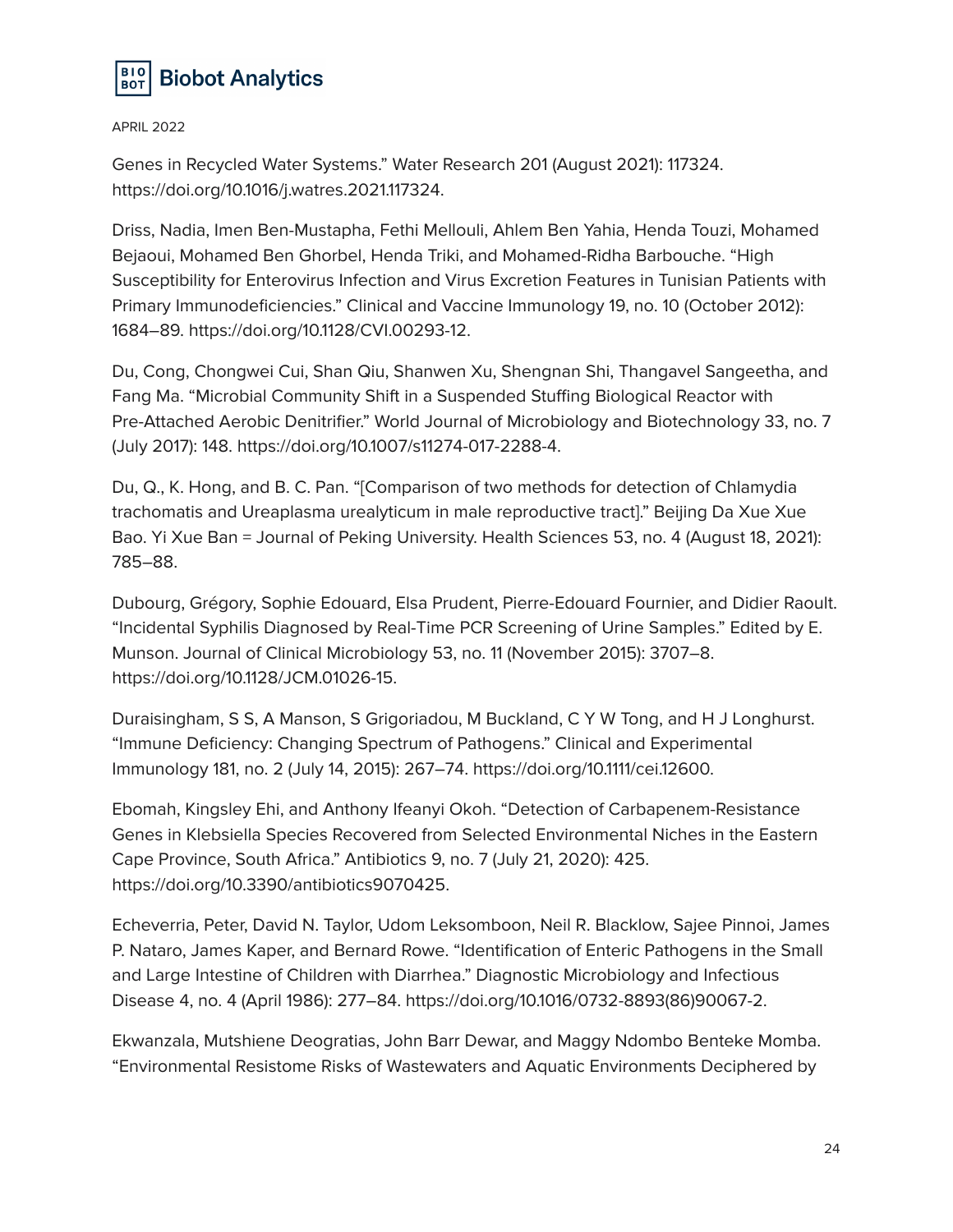Genes in Recycled Water Systems." Water Research 201 (August 2021): 117324. https://doi.org/10.1016/j.watres.2021.117324.

Driss, Nadia, Imen Ben-Mustapha, Fethi Mellouli, Ahlem Ben Yahia, Henda Touzi, Mohamed Bejaoui, Mohamed Ben Ghorbel, Henda Triki, and Mohamed-Ridha Barbouche. "High Susceptibility for Enterovirus Infection and Virus Excretion Features in Tunisian Patients with Primary Immunodeficiencies." Clinical and Vaccine Immunology 19, no. 10 (October 2012): 1684–89. https://doi.org/10.1128/CVI.00293-12.

Du, Cong, Chongwei Cui, Shan Qiu, Shanwen Xu, Shengnan Shi, Thangavel Sangeetha, and Fang Ma. "Microbial Community Shift in a Suspended Stuffing Biological Reactor with Pre-Attached Aerobic Denitrifier." World Journal of Microbiology and Biotechnology 33, no. 7 (July 2017): 148. https://doi.org/10.1007/s11274-017-2288-4.

Du, Q., K. Hong, and B. C. Pan. "[Comparison of two methods for detection of Chlamydia trachomatis and Ureaplasma urealyticum in male reproductive tract]." Beijing Da Xue Xue Bao. Yi Xue Ban = Journal of Peking University. Health Sciences 53, no. 4 (August 18, 2021): 785–88.

Dubourg, Grégory, Sophie Edouard, Elsa Prudent, Pierre-Edouard Fournier, and Didier Raoult. "Incidental Syphilis Diagnosed by Real-Time PCR Screening of Urine Samples." Edited by E. Munson. Journal of Clinical Microbiology 53, no. 11 (November 2015): 3707–8. https://doi.org/10.1128/JCM.01026-15.

Duraisingham, S S, A Manson, S Grigoriadou, M Buckland, C Y W Tong, and H J Longhurst. "Immune Deficiency: Changing Spectrum of Pathogens." Clinical and Experimental Immunology 181, no. 2 (July 14, 2015): 267–74. https://doi.org/10.1111/cei.12600.

Ebomah, Kingsley Ehi, and Anthony Ifeanyi Okoh. "Detection of Carbapenem-Resistance Genes in Klebsiella Species Recovered from Selected Environmental Niches in the Eastern Cape Province, South Africa." Antibiotics 9, no. 7 (July 21, 2020): 425. https://doi.org/10.3390/antibiotics9070425.

Echeverria, Peter, David N. Taylor, Udom Leksomboon, Neil R. Blacklow, Sajee Pinnoi, James P. Nataro, James Kaper, and Bernard Rowe. "Identification of Enteric Pathogens in the Small and Large Intestine of Children with Diarrhea." Diagnostic Microbiology and Infectious Disease 4, no. 4 (April 1986): 277–84. https://doi.org/10.1016/0732-8893(86)90067-2.

Ekwanzala, Mutshiene Deogratias, John Barr Dewar, and Maggy Ndombo Benteke Momba. "Environmental Resistome Risks of Wastewaters and Aquatic Environments Deciphered by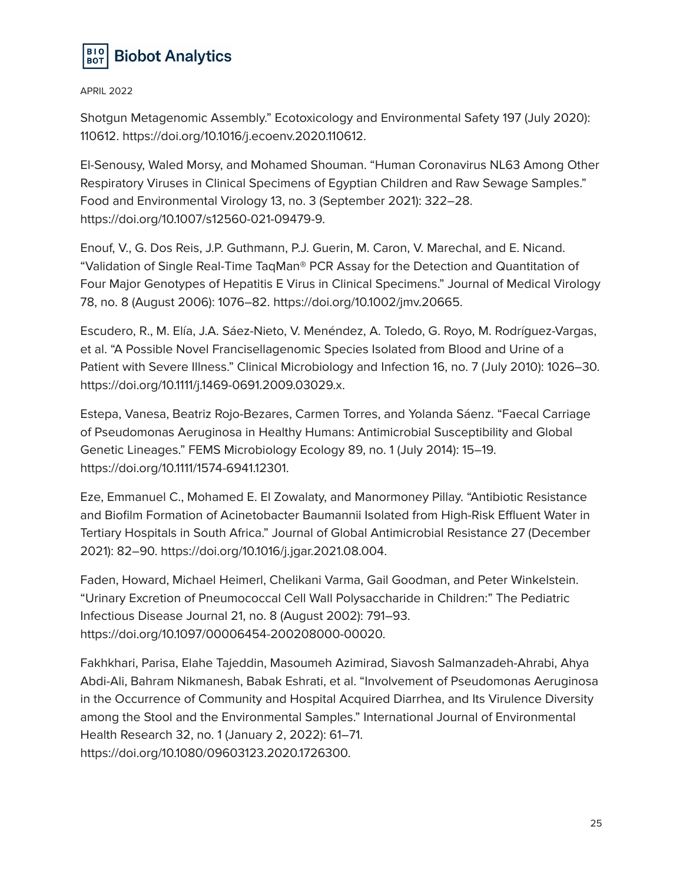Shotgun Metagenomic Assembly." Ecotoxicology and Environmental Safety 197 (July 2020): 110612. https://doi.org/10.1016/j.ecoenv.2020.110612.

El-Senousy, Waled Morsy, and Mohamed Shouman. "Human Coronavirus NL63 Among Other Respiratory Viruses in Clinical Specimens of Egyptian Children and Raw Sewage Samples." Food and Environmental Virology 13, no. 3 (September 2021): 322–28. https://doi.org/10.1007/s12560-021-09479-9.

Enouf, V., G. Dos Reis, J.P. Guthmann, P.J. Guerin, M. Caron, V. Marechal, and E. Nicand. "Validation of Single Real-Time TaqMan® PCR Assay for the Detection and Quantitation of Four Major Genotypes of Hepatitis E Virus in Clinical Specimens." Journal of Medical Virology 78, no. 8 (August 2006): 1076–82. https://doi.org/10.1002/jmv.20665.

Escudero, R., M. Elía, J.A. Sáez-Nieto, V. Menéndez, A. Toledo, G. Royo, M. Rodríguez-Vargas, et al. "A Possible Novel Francisellagenomic Species Isolated from Blood and Urine of a Patient with Severe Illness." Clinical Microbiology and Infection 16, no. 7 (July 2010): 1026–30. https://doi.org/10.1111/j.1469-0691.2009.03029.x.

Estepa, Vanesa, Beatriz Rojo-Bezares, Carmen Torres, and Yolanda Sáenz. "Faecal Carriage of Pseudomonas Aeruginosa in Healthy Humans: Antimicrobial Susceptibility and Global Genetic Lineages." FEMS Microbiology Ecology 89, no. 1 (July 2014): 15–19. https://doi.org/10.1111/1574-6941.12301.

Eze, Emmanuel C., Mohamed E. El Zowalaty, and Manormoney Pillay. "Antibiotic Resistance and Biofilm Formation of Acinetobacter Baumannii Isolated from High-Risk Effluent Water in Tertiary Hospitals in South Africa." Journal of Global Antimicrobial Resistance 27 (December 2021): 82–90. https://doi.org/10.1016/j.jgar.2021.08.004.

Faden, Howard, Michael Heimerl, Chelikani Varma, Gail Goodman, and Peter Winkelstein. "Urinary Excretion of Pneumococcal Cell Wall Polysaccharide in Children:" The Pediatric Infectious Disease Journal 21, no. 8 (August 2002): 791–93. https://doi.org/10.1097/00006454-200208000-00020.

Fakhkhari, Parisa, Elahe Tajeddin, Masoumeh Azimirad, Siavosh Salmanzadeh-Ahrabi, Ahya Abdi-Ali, Bahram Nikmanesh, Babak Eshrati, et al. "Involvement of Pseudomonas Aeruginosa in the Occurrence of Community and Hospital Acquired Diarrhea, and Its Virulence Diversity among the Stool and the Environmental Samples." International Journal of Environmental Health Research 32, no. 1 (January 2, 2022): 61–71. https://doi.org/10.1080/09603123.2020.1726300.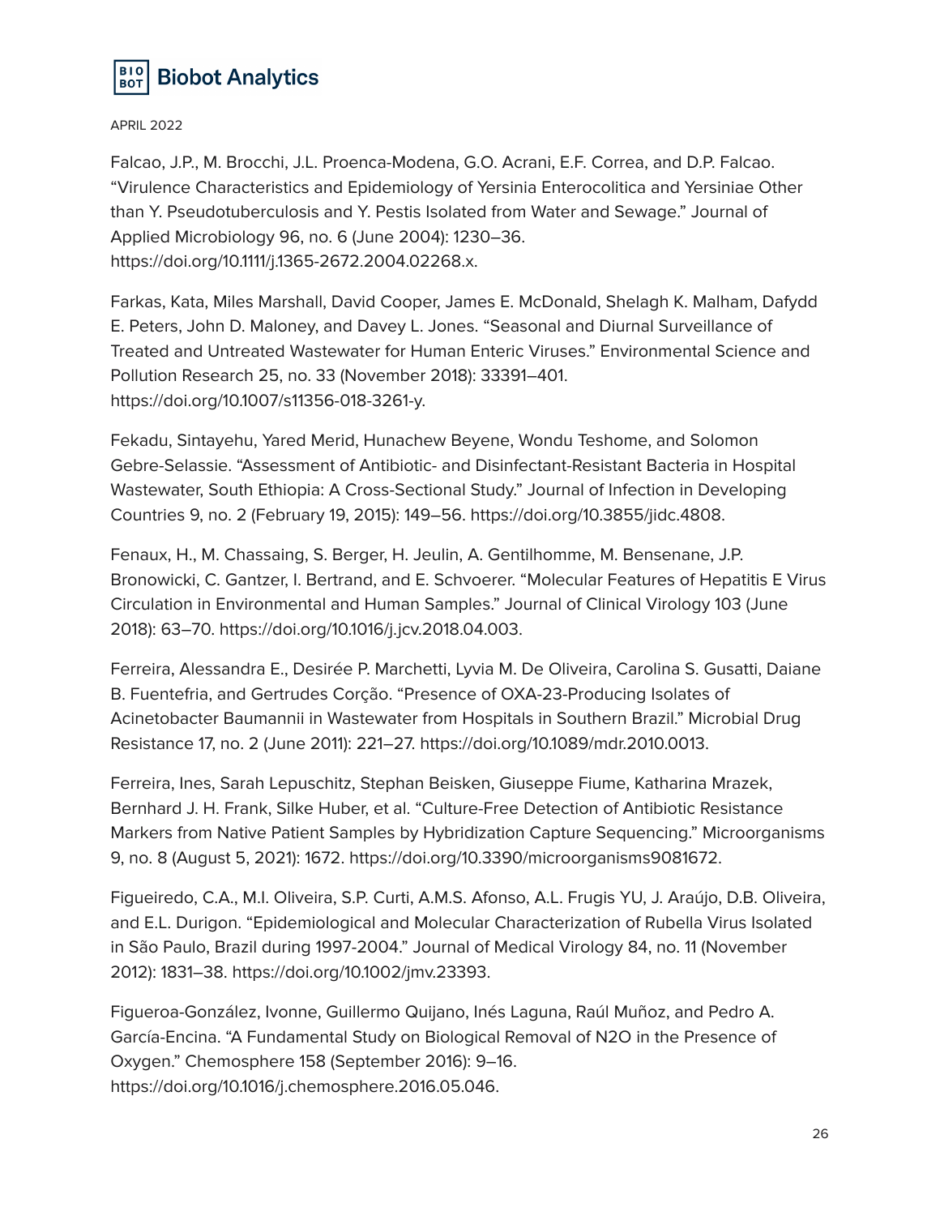Falcao, J.P., M. Brocchi, J.L. Proenca-Modena, G.O. Acrani, E.F. Correa, and D.P. Falcao. "Virulence Characteristics and Epidemiology of Yersinia Enterocolitica and Yersiniae Other than Y. Pseudotuberculosis and Y. Pestis Isolated from Water and Sewage." Journal of Applied Microbiology 96, no. 6 (June 2004): 1230–36. https://doi.org/10.1111/j.1365-2672.2004.02268.x.

Farkas, Kata, Miles Marshall, David Cooper, James E. McDonald, Shelagh K. Malham, Dafydd E. Peters, John D. Maloney, and Davey L. Jones. "Seasonal and Diurnal Surveillance of Treated and Untreated Wastewater for Human Enteric Viruses." Environmental Science and Pollution Research 25, no. 33 (November 2018): 33391–401. https://doi.org/10.1007/s11356-018-3261-y.

Fekadu, Sintayehu, Yared Merid, Hunachew Beyene, Wondu Teshome, and Solomon Gebre-Selassie. "Assessment of Antibiotic- and Disinfectant-Resistant Bacteria in Hospital Wastewater, South Ethiopia: A Cross-Sectional Study." Journal of Infection in Developing Countries 9, no. 2 (February 19, 2015): 149–56. https://doi.org/10.3855/jidc.4808.

Fenaux, H., M. Chassaing, S. Berger, H. Jeulin, A. Gentilhomme, M. Bensenane, J.P. Bronowicki, C. Gantzer, I. Bertrand, and E. Schvoerer. "Molecular Features of Hepatitis E Virus Circulation in Environmental and Human Samples." Journal of Clinical Virology 103 (June 2018): 63–70. https://doi.org/10.1016/j.jcv.2018.04.003.

Ferreira, Alessandra E., Desirée P. Marchetti, Lyvia M. De Oliveira, Carolina S. Gusatti, Daiane B. Fuentefria, and Gertrudes Corção. "Presence of OXA-23-Producing Isolates of Acinetobacter Baumannii in Wastewater from Hospitals in Southern Brazil." Microbial Drug Resistance 17, no. 2 (June 2011): 221–27. https://doi.org/10.1089/mdr.2010.0013.

Ferreira, Ines, Sarah Lepuschitz, Stephan Beisken, Giuseppe Fiume, Katharina Mrazek, Bernhard J. H. Frank, Silke Huber, et al. "Culture-Free Detection of Antibiotic Resistance Markers from Native Patient Samples by Hybridization Capture Sequencing." Microorganisms 9, no. 8 (August 5, 2021): 1672. https://doi.org/10.3390/microorganisms9081672.

Figueiredo, C.A., M.I. Oliveira, S.P. Curti, A.M.S. Afonso, A.L. Frugis YU, J. Araújo, D.B. Oliveira, and E.L. Durigon. "Epidemiological and Molecular Characterization of Rubella Virus Isolated in São Paulo, Brazil during 1997-2004." Journal of Medical Virology 84, no. 11 (November 2012): 1831–38. https://doi.org/10.1002/jmv.23393.

Figueroa-González, Ivonne, Guillermo Quijano, Inés Laguna, Raúl Muñoz, and Pedro A. García-Encina. "A Fundamental Study on Biological Removal of N2O in the Presence of Oxygen." Chemosphere 158 (September 2016): 9–16. https://doi.org/10.1016/j.chemosphere.2016.05.046.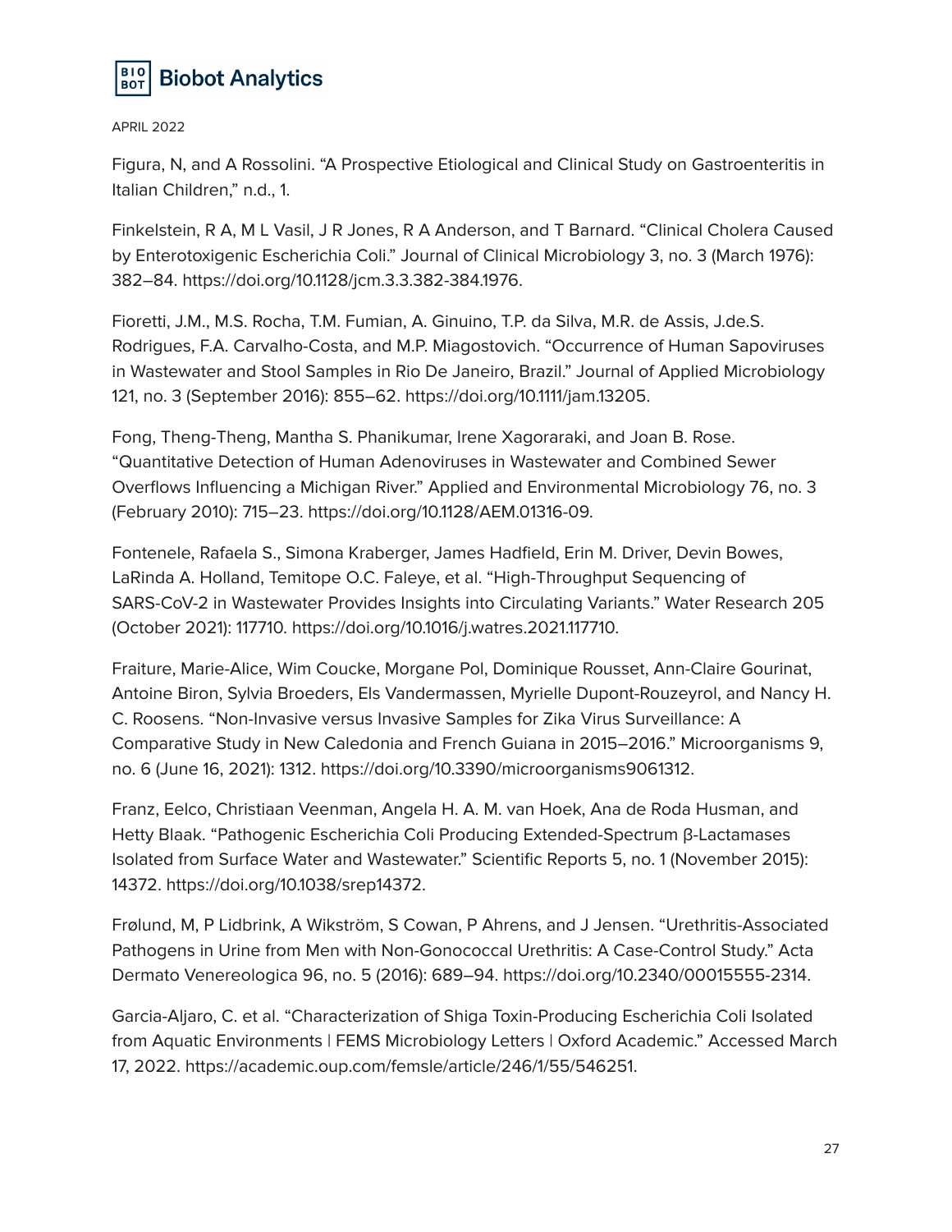Figura, N, and A Rossolini. "A Prospective Etiological and Clinical Study on Gastroenteritis in Italian Children," n.d., 1.

Finkelstein, R A, M L Vasil, J R Jones, R A Anderson, and T Barnard. "Clinical Cholera Caused by Enterotoxigenic Escherichia Coli." Journal of Clinical Microbiology 3, no. 3 (March 1976): 382–84. https://doi.org/10.1128/jcm.3.3.382-384.1976.

Fioretti, J.M., M.S. Rocha, T.M. Fumian, A. Ginuino, T.P. da Silva, M.R. de Assis, J.de.S. Rodrigues, F.A. Carvalho-Costa, and M.P. Miagostovich. "Occurrence of Human Sapoviruses in Wastewater and Stool Samples in Rio De Janeiro, Brazil." Journal of Applied Microbiology 121, no. 3 (September 2016): 855–62. https://doi.org/10.1111/jam.13205.

Fong, Theng-Theng, Mantha S. Phanikumar, Irene Xagoraraki, and Joan B. Rose. "Quantitative Detection of Human Adenoviruses in Wastewater and Combined Sewer Overflows Influencing a Michigan River." Applied and Environmental Microbiology 76, no. 3 (February 2010): 715–23. https://doi.org/10.1128/AEM.01316-09.

Fontenele, Rafaela S., Simona Kraberger, James Hadfield, Erin M. Driver, Devin Bowes, LaRinda A. Holland, Temitope O.C. Faleye, et al. "High-Throughput Sequencing of SARS-CoV-2 in Wastewater Provides Insights into Circulating Variants." Water Research 205 (October 2021): 117710. https://doi.org/10.1016/j.watres.2021.117710.

Fraiture, Marie-Alice, Wim Coucke, Morgane Pol, Dominique Rousset, Ann-Claire Gourinat, Antoine Biron, Sylvia Broeders, Els Vandermassen, Myrielle Dupont-Rouzeyrol, and Nancy H. C. Roosens. "Non-Invasive versus Invasive Samples for Zika Virus Surveillance: A Comparative Study in New Caledonia and French Guiana in 2015–2016." Microorganisms 9, no. 6 (June 16, 2021): 1312. https://doi.org/10.3390/microorganisms9061312.

Franz, Eelco, Christiaan Veenman, Angela H. A. M. van Hoek, Ana de Roda Husman, and Hetty Blaak. "Pathogenic Escherichia Coli Producing Extended-Spectrum β-Lactamases Isolated from Surface Water and Wastewater." Scientific Reports 5, no. 1 (November 2015): 14372. https://doi.org/10.1038/srep14372.

Frølund, M, P Lidbrink, A Wikström, S Cowan, P Ahrens, and J Jensen. "Urethritis-Associated Pathogens in Urine from Men with Non-Gonococcal Urethritis: A Case-Control Study." Acta Dermato Venereologica 96, no. 5 (2016): 689–94. https://doi.org/10.2340/00015555-2314.

Garcia-Aljaro, C. et al. "Characterization of Shiga Toxin-Producing Escherichia Coli Isolated from Aquatic Environments | FEMS Microbiology Letters | Oxford Academic." Accessed March 17, 2022. https://academic.oup.com/femsle/article/246/1/55/546251.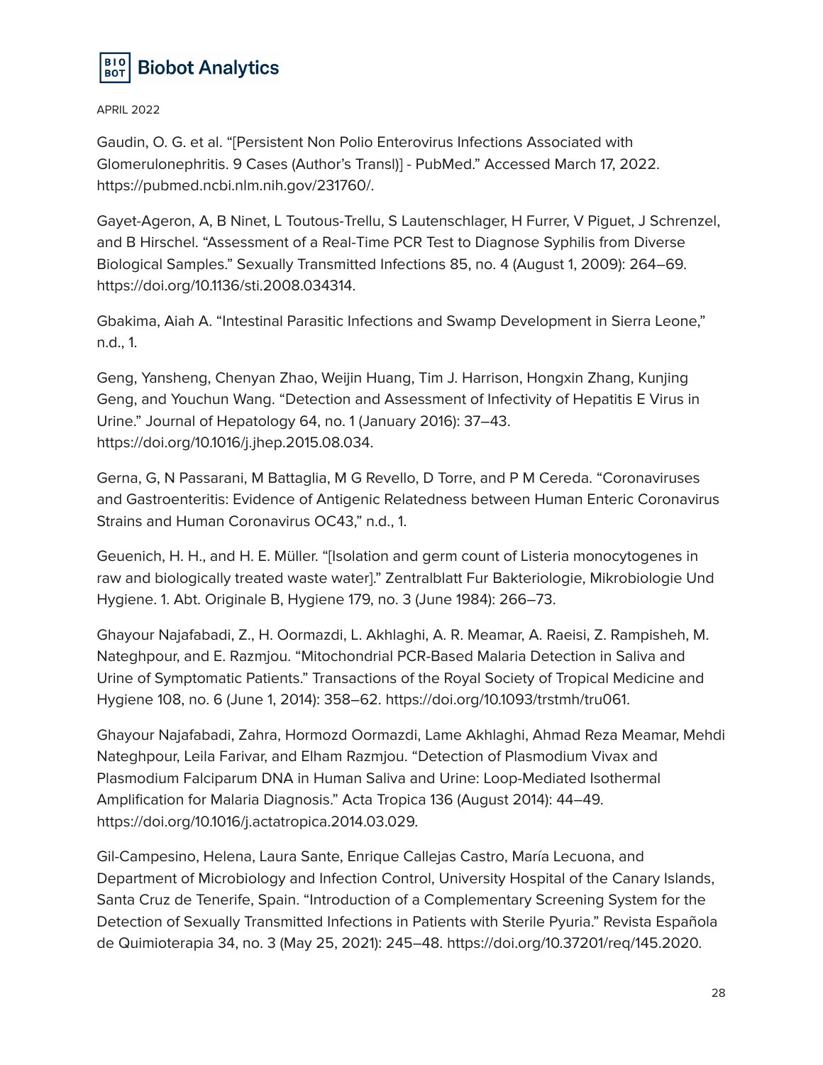Gaudin, O. G. et al. "[Persistent Non Polio Enterovirus Infections Associated with Glomerulonephritis. 9 Cases (Author's Transl)] - PubMed." Accessed March 17, 2022. https://pubmed.ncbi.nlm.nih.gov/231760/.

Gayet-Ageron, A, B Ninet, L Toutous-Trellu, S Lautenschlager, H Furrer, V Piguet, J Schrenzel, and B Hirschel. "Assessment of a Real-Time PCR Test to Diagnose Syphilis from Diverse Biological Samples." Sexually Transmitted Infections 85, no. 4 (August 1, 2009): 264–69. https://doi.org/10.1136/sti.2008.034314.

Gbakima, Aiah A. "Intestinal Parasitic Infections and Swamp Development in Sierra Leone," n.d., 1.

Geng, Yansheng, Chenyan Zhao, Weijin Huang, Tim J. Harrison, Hongxin Zhang, Kunjing Geng, and Youchun Wang. "Detection and Assessment of Infectivity of Hepatitis E Virus in Urine." Journal of Hepatology 64, no. 1 (January 2016): 37–43. https://doi.org/10.1016/j.jhep.2015.08.034.

Gerna, G, N Passarani, M Battaglia, M G Revello, D Torre, and P M Cereda. "Coronaviruses and Gastroenteritis: Evidence of Antigenic Relatedness between Human Enteric Coronavirus Strains and Human Coronavirus OC43," n.d., 1.

Geuenich, H. H., and H. E. Müller. "[Isolation and germ count of Listeria monocytogenes in raw and biologically treated waste water]." Zentralblatt Fur Bakteriologie, Mikrobiologie Und Hygiene. 1. Abt. Originale B, Hygiene 179, no. 3 (June 1984): 266–73.

Ghayour Najafabadi, Z., H. Oormazdi, L. Akhlaghi, A. R. Meamar, A. Raeisi, Z. Rampisheh, M. Nateghpour, and E. Razmjou. "Mitochondrial PCR-Based Malaria Detection in Saliva and Urine of Symptomatic Patients." Transactions of the Royal Society of Tropical Medicine and Hygiene 108, no. 6 (June 1, 2014): 358–62. https://doi.org/10.1093/trstmh/tru061.

Ghayour Najafabadi, Zahra, Hormozd Oormazdi, Lame Akhlaghi, Ahmad Reza Meamar, Mehdi Nateghpour, Leila Farivar, and Elham Razmjou. "Detection of Plasmodium Vivax and Plasmodium Falciparum DNA in Human Saliva and Urine: Loop-Mediated Isothermal Amplification for Malaria Diagnosis." Acta Tropica 136 (August 2014): 44–49. https://doi.org/10.1016/j.actatropica.2014.03.029.

Gil-Campesino, Helena, Laura Sante, Enrique Callejas Castro, María Lecuona, and Department of Microbiology and Infection Control, University Hospital of the Canary Islands, Santa Cruz de Tenerife, Spain. "Introduction of a Complementary Screening System for the Detection of Sexually Transmitted Infections in Patients with Sterile Pyuria." Revista Española de Quimioterapia 34, no. 3 (May 25, 2021): 245–48. https://doi.org/10.37201/req/145.2020.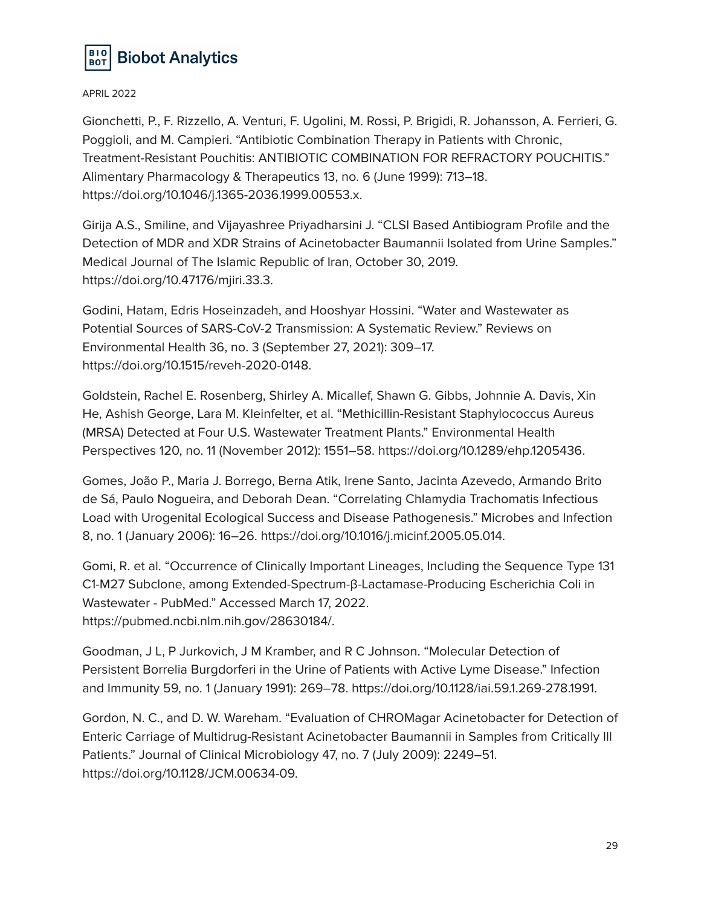Gionchetti, P., F. Rizzello, A. Venturi, F. Ugolini, M. Rossi, P. Brigidi, R. Johansson, A. Ferrieri, G. Poggioli, and M. Campieri. "Antibiotic Combination Therapy in Patients with Chronic, Treatment-Resistant Pouchitis: ANTIBIOTIC COMBINATION FOR REFRACTORY POUCHITIS." Alimentary Pharmacology & Therapeutics 13, no. 6 (June 1999): 713–18. https://doi.org/10.1046/j.1365-2036.1999.00553.x.

Girija A.S., Smiline, and Vijayashree Priyadharsini J. "CLSI Based Antibiogram Profile and the Detection of MDR and XDR Strains of Acinetobacter Baumannii Isolated from Urine Samples." Medical Journal of The Islamic Republic of Iran, October 30, 2019. https://doi.org/10.47176/mjiri.33.3.

Godini, Hatam, Edris Hoseinzadeh, and Hooshyar Hossini. "Water and Wastewater as Potential Sources of SARS-CoV-2 Transmission: A Systematic Review." Reviews on Environmental Health 36, no. 3 (September 27, 2021): 309–17. https://doi.org/10.1515/reveh-2020-0148.

Goldstein, Rachel E. Rosenberg, Shirley A. Micallef, Shawn G. Gibbs, Johnnie A. Davis, Xin He, Ashish George, Lara M. Kleinfelter, et al. "Methicillin-Resistant Staphylococcus Aureus (MRSA) Detected at Four U.S. Wastewater Treatment Plants." Environmental Health Perspectives 120, no. 11 (November 2012): 1551–58. https://doi.org/10.1289/ehp.1205436.

Gomes, João P., Maria J. Borrego, Berna Atik, Irene Santo, Jacinta Azevedo, Armando Brito de Sá, Paulo Nogueira, and Deborah Dean. "Correlating Chlamydia Trachomatis Infectious Load with Urogenital Ecological Success and Disease Pathogenesis." Microbes and Infection 8, no. 1 (January 2006): 16–26. https://doi.org/10.1016/j.micinf.2005.05.014.

Gomi, R. et al. "Occurrence of Clinically Important Lineages, Including the Sequence Type 131 C1-M27 Subclone, among Extended-Spectrum-β-Lactamase-Producing Escherichia Coli in Wastewater - PubMed." Accessed March 17, 2022. https://pubmed.ncbi.nlm.nih.gov/28630184/.

Goodman, J L, P Jurkovich, J M Kramber, and R C Johnson. "Molecular Detection of Persistent Borrelia Burgdorferi in the Urine of Patients with Active Lyme Disease." Infection and Immunity 59, no. 1 (January 1991): 269–78. https://doi.org/10.1128/iai.59.1.269-278.1991.

Gordon, N. C., and D. W. Wareham. "Evaluation of CHROMagar Acinetobacter for Detection of Enteric Carriage of Multidrug-Resistant Acinetobacter Baumannii in Samples from Critically Ill Patients." Journal of Clinical Microbiology 47, no. 7 (July 2009): 2249–51. https://doi.org/10.1128/JCM.00634-09.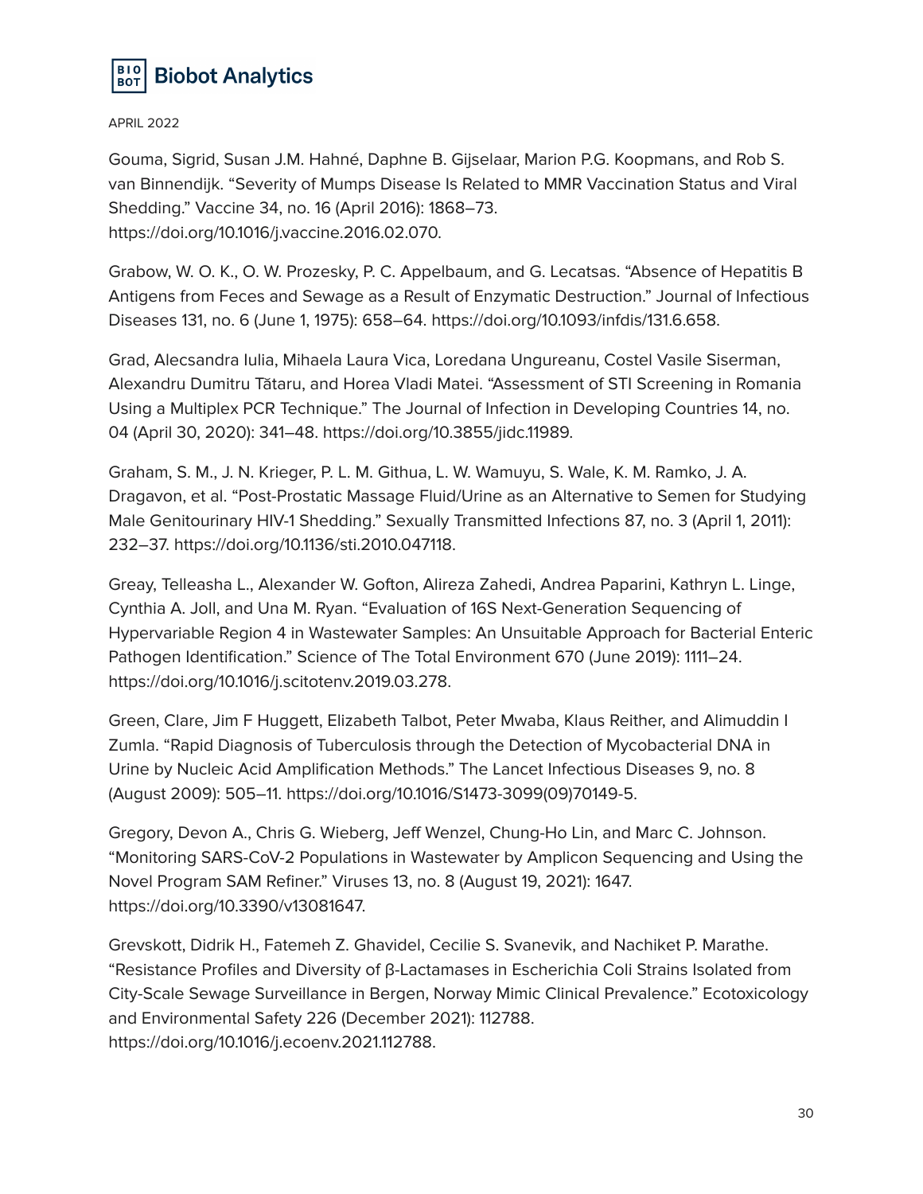Gouma, Sigrid, Susan J.M. Hahné, Daphne B. Gijselaar, Marion P.G. Koopmans, and Rob S. van Binnendijk. “Severity of Mumps Disease Is Related to MMR Vaccination Status and Viral Shedding.” Vaccine 34, no. 16 (April 2016): 1868–73. https://doi.org/10.1016/j.vaccine.2016.02.070.

Grabow, W. O. K., O. W. Prozesky, P. C. Appelbaum, and G. Lecatsas. “Absence of Hepatitis B Antigens from Feces and Sewage as a Result of Enzymatic Destruction.” Journal of Infectious Diseases 131, no. 6 (June 1, 1975): 658–64. https://doi.org/10.1093/infdis/131.6.658.

Grad, Alecsandra Iulia, Mihaela Laura Vica, Loredana Ungureanu, Costel Vasile Siserman, Alexandru Dumitru Tătaru, and Horea Vladi Matei. “Assessment of STI Screening in Romania Using a Multiplex PCR Technique.” The Journal of Infection in Developing Countries 14, no. 04 (April 30, 2020): 341–48. https://doi.org/10.3855/jidc.11989.

Graham, S. M., J. N. Krieger, P. L. M. Githua, L. W. Wamuyu, S. Wale, K. M. Ramko, J. A. Dragavon, et al. “Post-Prostatic Massage Fluid/Urine as an Alternative to Semen for Studying Male Genitourinary HIV-1 Shedding.” Sexually Transmitted Infections 87, no. 3 (April 1, 2011): 232–37. https://doi.org/10.1136/sti.2010.047118.

Greay, Telleasha L., Alexander W. Gofton, Alireza Zahedi, Andrea Paparini, Kathryn L. Linge, Cynthia A. Joll, and Una M. Ryan. “Evaluation of 16S Next-Generation Sequencing of Hypervariable Region 4 in Wastewater Samples: An Unsuitable Approach for Bacterial Enteric Pathogen Identification.” Science of The Total Environment 670 (June 2019): 1111–24. https://doi.org/10.1016/j.scitotenv.2019.03.278.

Green, Clare, Jim F Huggett, Elizabeth Talbot, Peter Mwaba, Klaus Reither, and Alimuddin I Zumla. “Rapid Diagnosis of Tuberculosis through the Detection of Mycobacterial DNA in Urine by Nucleic Acid Amplification Methods.” The Lancet Infectious Diseases 9, no. 8 (August 2009): 505–11. https://doi.org/10.1016/S1473-3099(09)70149-5.

Gregory, Devon A., Chris G. Wieberg, Jeff Wenzel, Chung-Ho Lin, and Marc C. Johnson. “Monitoring SARS-CoV-2 Populations in Wastewater by Amplicon Sequencing and Using the Novel Program SAM Refiner.” Viruses 13, no. 8 (August 19, 2021): 1647. https://doi.org/10.3390/v13081647.

Grevskott, Didrik H., Fatemeh Z. Ghavidel, Cecilie S. Svanevik, and Nachiket P. Marathe. “Resistance Profiles and Diversity of β-Lactamases in Escherichia Coli Strains Isolated from City-Scale Sewage Surveillance in Bergen, Norway Mimic Clinical Prevalence.” Ecotoxicology and Environmental Safety 226 (December 2021): 112788. https://doi.org/10.1016/j.ecoenv.2021.112788.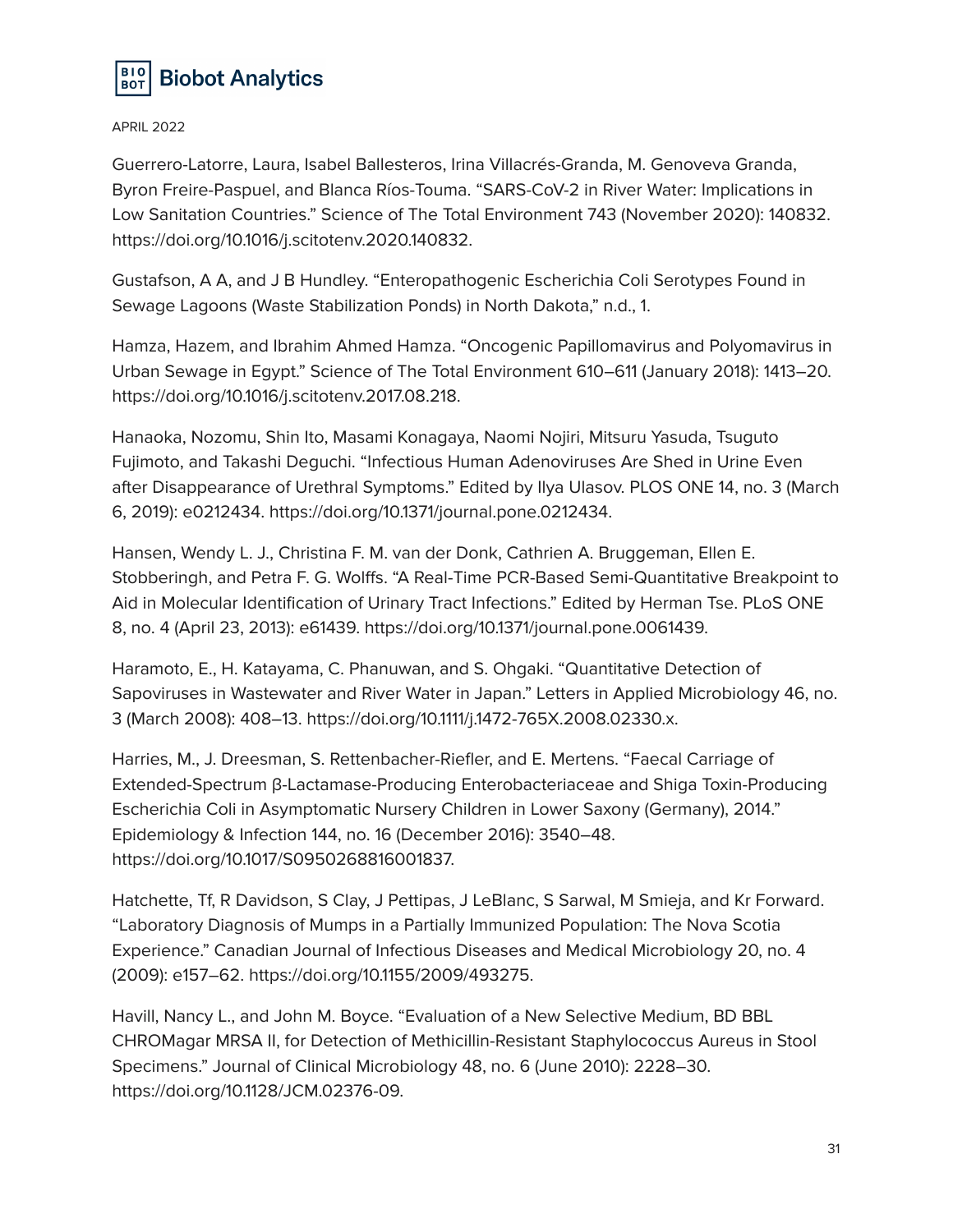Guerrero-Latorre, Laura, Isabel Ballesteros, Irina Villacrés-Granda, M. Genoveva Granda, Byron Freire-Paspuel, and Blanca Ríos-Touma. "SARS-CoV-2 in River Water: Implications in Low Sanitation Countries." Science of The Total Environment 743 (November 2020): 140832. https://doi.org/10.1016/j.scitotenv.2020.140832.

Gustafson, A A, and J B Hundley. "Enteropathogenic Escherichia Coli Serotypes Found in Sewage Lagoons (Waste Stabilization Ponds) in North Dakota," n.d., 1.

Hamza, Hazem, and Ibrahim Ahmed Hamza. "Oncogenic Papillomavirus and Polyomavirus in Urban Sewage in Egypt." Science of The Total Environment 610–611 (January 2018): 1413–20. https://doi.org/10.1016/j.scitotenv.2017.08.218.

Hanaoka, Nozomu, Shin Ito, Masami Konagaya, Naomi Nojiri, Mitsuru Yasuda, Tsuguto Fujimoto, and Takashi Deguchi. "Infectious Human Adenoviruses Are Shed in Urine Even after Disappearance of Urethral Symptoms." Edited by Ilya Ulasov. PLOS ONE 14, no. 3 (March 6, 2019): e0212434. https://doi.org/10.1371/journal.pone.0212434.

Hansen, Wendy L. J., Christina F. M. van der Donk, Cathrien A. Bruggeman, Ellen E. Stobberingh, and Petra F. G. Wolffs. "A Real-Time PCR-Based Semi-Quantitative Breakpoint to Aid in Molecular Identification of Urinary Tract Infections." Edited by Herman Tse. PLoS ONE 8, no. 4 (April 23, 2013): e61439. https://doi.org/10.1371/journal.pone.0061439.

Haramoto, E., H. Katayama, C. Phanuwan, and S. Ohgaki. "Quantitative Detection of Sapoviruses in Wastewater and River Water in Japan." Letters in Applied Microbiology 46, no. 3 (March 2008): 408–13. https://doi.org/10.1111/j.1472-765X.2008.02330.x.

Harries, M., J. Dreesman, S. Rettenbacher-Riefler, and E. Mertens. "Faecal Carriage of Extended-Spectrum β-Lactamase-Producing Enterobacteriaceae and Shiga Toxin-Producing Escherichia Coli in Asymptomatic Nursery Children in Lower Saxony (Germany), 2014." Epidemiology & Infection 144, no. 16 (December 2016): 3540–48. https://doi.org/10.1017/S0950268816001837.

Hatchette, Tf, R Davidson, S Clay, J Pettipas, J LeBlanc, S Sarwal, M Smieja, and Kr Forward. "Laboratory Diagnosis of Mumps in a Partially Immunized Population: The Nova Scotia Experience." Canadian Journal of Infectious Diseases and Medical Microbiology 20, no. 4 (2009): e157–62. https://doi.org/10.1155/2009/493275.

Havill, Nancy L., and John M. Boyce. "Evaluation of a New Selective Medium, BD BBL CHROMagar MRSA II, for Detection of Methicillin-Resistant Staphylococcus Aureus in Stool Specimens." Journal of Clinical Microbiology 48, no. 6 (June 2010): 2228–30. https://doi.org/10.1128/JCM.02376-09.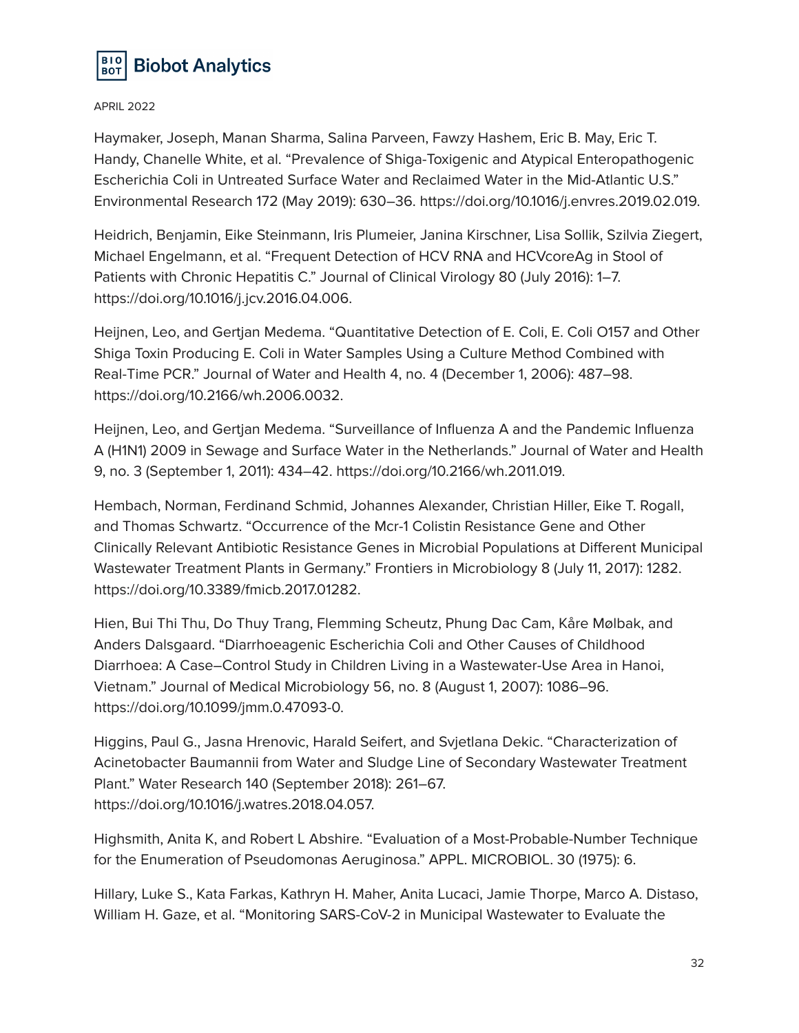Haymaker, Joseph, Manan Sharma, Salina Parveen, Fawzy Hashem, Eric B. May, Eric T. Handy, Chanelle White, et al. "Prevalence of Shiga-Toxigenic and Atypical Enteropathogenic Escherichia Coli in Untreated Surface Water and Reclaimed Water in the Mid-Atlantic U.S." Environmental Research 172 (May 2019): 630–36. https://doi.org/10.1016/j.envres.2019.02.019.

Heidrich, Benjamin, Eike Steinmann, Iris Plumeier, Janina Kirschner, Lisa Sollik, Szilvia Ziegert, Michael Engelmann, et al. "Frequent Detection of HCV RNA and HCVcoreAg in Stool of Patients with Chronic Hepatitis C." Journal of Clinical Virology 80 (July 2016): 1–7. https://doi.org/10.1016/j.jcv.2016.04.006.

Heijnen, Leo, and Gertjan Medema. "Quantitative Detection of E. Coli, E. Coli O157 and Other Shiga Toxin Producing E. Coli in Water Samples Using a Culture Method Combined with Real-Time PCR." Journal of Water and Health 4, no. 4 (December 1, 2006): 487–98. https://doi.org/10.2166/wh.2006.0032.

Heijnen, Leo, and Gertjan Medema. "Surveillance of Influenza A and the Pandemic Influenza A (H1N1) 2009 in Sewage and Surface Water in the Netherlands." Journal of Water and Health 9, no. 3 (September 1, 2011): 434–42. https://doi.org/10.2166/wh.2011.019.

Hembach, Norman, Ferdinand Schmid, Johannes Alexander, Christian Hiller, Eike T. Rogall, and Thomas Schwartz. "Occurrence of the Mcr-1 Colistin Resistance Gene and Other Clinically Relevant Antibiotic Resistance Genes in Microbial Populations at Different Municipal Wastewater Treatment Plants in Germany." Frontiers in Microbiology 8 (July 11, 2017): 1282. https://doi.org/10.3389/fmicb.2017.01282.

Hien, Bui Thi Thu, Do Thuy Trang, Flemming Scheutz, Phung Dac Cam, Kåre Mølbak, and Anders Dalsgaard. "Diarrhoeagenic Escherichia Coli and Other Causes of Childhood Diarrhoea: A Case–Control Study in Children Living in a Wastewater-Use Area in Hanoi, Vietnam." Journal of Medical Microbiology 56, no. 8 (August 1, 2007): 1086–96. https://doi.org/10.1099/jmm.0.47093-0.

Higgins, Paul G., Jasna Hrenovic, Harald Seifert, and Svjetlana Dekic. "Characterization of Acinetobacter Baumannii from Water and Sludge Line of Secondary Wastewater Treatment Plant." Water Research 140 (September 2018): 261–67. https://doi.org/10.1016/j.watres.2018.04.057.

Highsmith, Anita K, and Robert L Abshire. "Evaluation of a Most-Probable-Number Technique for the Enumeration of Pseudomonas Aeruginosa." APPL. MICROBIOL. 30 (1975): 6.

Hillary, Luke S., Kata Farkas, Kathryn H. Maher, Anita Lucaci, Jamie Thorpe, Marco A. Distaso, William H. Gaze, et al. "Monitoring SARS-CoV-2 in Municipal Wastewater to Evaluate the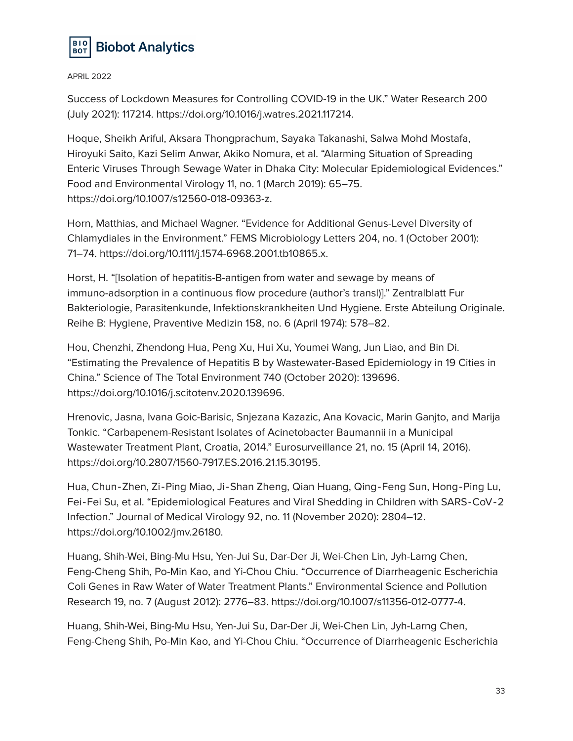Success of Lockdown Measures for Controlling COVID-19 in the UK." Water Research 200 (July 2021): 117214. https://doi.org/10.1016/j.watres.2021.117214.

Hoque, Sheikh Ariful, Aksara Thongprachum, Sayaka Takanashi, Salwa Mohd Mostafa, Hiroyuki Saito, Kazi Selim Anwar, Akiko Nomura, et al. "Alarming Situation of Spreading Enteric Viruses Through Sewage Water in Dhaka City: Molecular Epidemiological Evidences." Food and Environmental Virology 11, no. 1 (March 2019): 65–75. https://doi.org/10.1007/s12560-018-09363-z.

Horn, Matthias, and Michael Wagner. "Evidence for Additional Genus-Level Diversity of Chlamydiales in the Environment." FEMS Microbiology Letters 204, no. 1 (October 2001): 71–74. https://doi.org/10.1111/j.1574-6968.2001.tb10865.x.

Horst, H. "[Isolation of hepatitis-B-antigen from water and sewage by means of immuno-adsorption in a continuous flow procedure (author's transl)]." Zentralblatt Fur Bakteriologie, Parasitenkunde, Infektionskrankheiten Und Hygiene. Erste Abteilung Originale. Reihe B: Hygiene, Praventive Medizin 158, no. 6 (April 1974): 578–82.

Hou, Chenzhi, Zhendong Hua, Peng Xu, Hui Xu, Youmei Wang, Jun Liao, and Bin Di. "Estimating the Prevalence of Hepatitis B by Wastewater-Based Epidemiology in 19 Cities in China." Science of The Total Environment 740 (October 2020): 139696. https://doi.org/10.1016/j.scitotenv.2020.139696.

Hrenovic, Jasna, Ivana Goic-Barisic, Snjezana Kazazic, Ana Kovacic, Marin Ganjto, and Marija Tonkic. "Carbapenem-Resistant Isolates of Acinetobacter Baumannii in a Municipal Wastewater Treatment Plant, Croatia, 2014." Eurosurveillance 21, no. 15 (April 14, 2016). https://doi.org/10.2807/1560-7917.ES.2016.21.15.30195.

Hua, Chun‐Zhen, Zi‐Ping Miao, Ji‐Shan Zheng, Qian Huang, Qing‐Feng Sun, Hong‐Ping Lu, Fei‐Fei Su, et al. "Epidemiological Features and Viral Shedding in Children with SARS‐CoV‐2 Infection." Journal of Medical Virology 92, no. 11 (November 2020): 2804–12. https://doi.org/10.1002/jmv.26180.

Huang, Shih-Wei, Bing-Mu Hsu, Yen-Jui Su, Dar-Der Ji, Wei-Chen Lin, Jyh-Larng Chen, Feng-Cheng Shih, Po-Min Kao, and Yi-Chou Chiu. "Occurrence of Diarrheagenic Escherichia Coli Genes in Raw Water of Water Treatment Plants." Environmental Science and Pollution Research 19, no. 7 (August 2012): 2776–83. https://doi.org/10.1007/s11356-012-0777-4.

Huang, Shih-Wei, Bing-Mu Hsu, Yen-Jui Su, Dar-Der Ji, Wei-Chen Lin, Jyh-Larng Chen, Feng-Cheng Shih, Po-Min Kao, and Yi-Chou Chiu. "Occurrence of Diarrheagenic Escherichia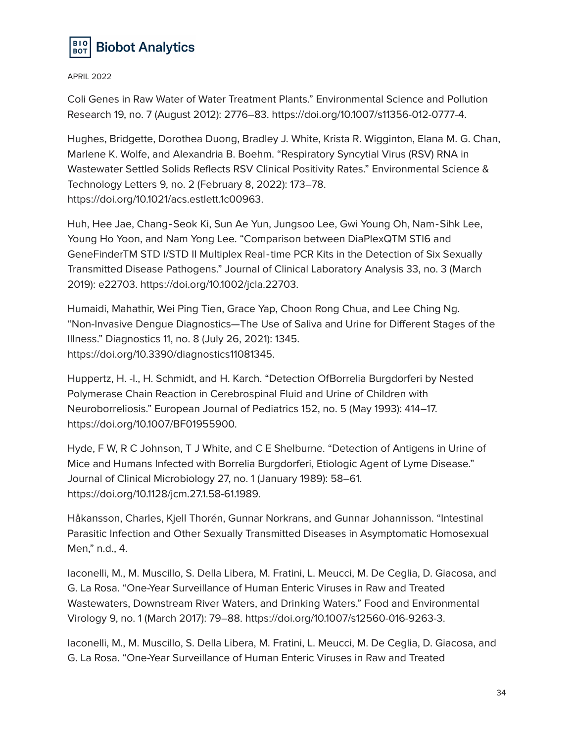Coli Genes in Raw Water of Water Treatment Plants." Environmental Science and Pollution Research 19, no. 7 (August 2012): 2776–83. https://doi.org/10.1007/s11356-012-0777-4.

Hughes, Bridgette, Dorothea Duong, Bradley J. White, Krista R. Wigginton, Elana M. G. Chan, Marlene K. Wolfe, and Alexandria B. Boehm. "Respiratory Syncytial Virus (RSV) RNA in Wastewater Settled Solids Reflects RSV Clinical Positivity Rates." Environmental Science & Technology Letters 9, no. 2 (February 8, 2022): 173–78. https://doi.org/10.1021/acs.estlett.1c00963.

Huh, Hee Jae, Chang‐Seok Ki, Sun Ae Yun, Jungsoo Lee, Gwi Young Oh, Nam‐Sihk Lee, Young Ho Yoon, and Nam Yong Lee. "Comparison between DiaPlexQTM STI6 and GeneFinderTM STD I/STD II Multiplex Real‐time PCR Kits in the Detection of Six Sexually Transmitted Disease Pathogens." Journal of Clinical Laboratory Analysis 33, no. 3 (March 2019): e22703. https://doi.org/10.1002/jcla.22703.

Humaidi, Mahathir, Wei Ping Tien, Grace Yap, Choon Rong Chua, and Lee Ching Ng. "Non-Invasive Dengue Diagnostics—The Use of Saliva and Urine for Different Stages of the Illness." Diagnostics 11, no. 8 (July 26, 2021): 1345. https://doi.org/10.3390/diagnostics11081345.

Huppertz, H. -I., H. Schmidt, and H. Karch. "Detection OfBorrelia Burgdorferi by Nested Polymerase Chain Reaction in Cerebrospinal Fluid and Urine of Children with Neuroborreliosis." European Journal of Pediatrics 152, no. 5 (May 1993): 414–17. https://doi.org/10.1007/BF01955900.

Hyde, F W, R C Johnson, T J White, and C E Shelburne. "Detection of Antigens in Urine of Mice and Humans Infected with Borrelia Burgdorferi, Etiologic Agent of Lyme Disease." Journal of Clinical Microbiology 27, no. 1 (January 1989): 58–61. https://doi.org/10.1128/jcm.27.1.58-61.1989.

Håkansson, Charles, Kjell Thorén, Gunnar Norkrans, and Gunnar Johannisson. "Intestinal Parasitic Infection and Other Sexually Transmitted Diseases in Asymptomatic Homosexual Men," n.d., 4.

Iaconelli, M., M. Muscillo, S. Della Libera, M. Fratini, L. Meucci, M. De Ceglia, D. Giacosa, and G. La Rosa. "One-Year Surveillance of Human Enteric Viruses in Raw and Treated Wastewaters, Downstream River Waters, and Drinking Waters." Food and Environmental Virology 9, no. 1 (March 2017): 79–88. https://doi.org/10.1007/s12560-016-9263-3.

Iaconelli, M., M. Muscillo, S. Della Libera, M. Fratini, L. Meucci, M. De Ceglia, D. Giacosa, and G. La Rosa. "One-Year Surveillance of Human Enteric Viruses in Raw and Treated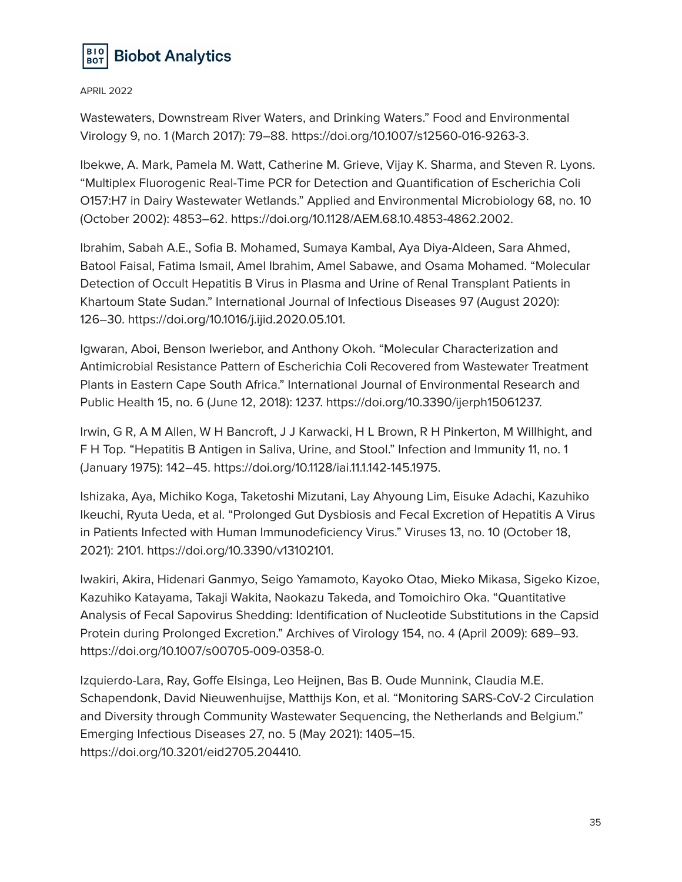Wastewaters, Downstream River Waters, and Drinking Waters." Food and Environmental Virology 9, no. 1 (March 2017): 79–88. https://doi.org/10.1007/s12560-016-9263-3.

Ibekwe, A. Mark, Pamela M. Watt, Catherine M. Grieve, Vijay K. Sharma, and Steven R. Lyons. "Multiplex Fluorogenic Real-Time PCR for Detection and Quantification of Escherichia Coli O157:H7 in Dairy Wastewater Wetlands." Applied and Environmental Microbiology 68, no. 10 (October 2002): 4853–62. https://doi.org/10.1128/AEM.68.10.4853-4862.2002.

Ibrahim, Sabah A.E., Sofia B. Mohamed, Sumaya Kambal, Aya Diya-Aldeen, Sara Ahmed, Batool Faisal, Fatima Ismail, Amel Ibrahim, Amel Sabawe, and Osama Mohamed. "Molecular Detection of Occult Hepatitis B Virus in Plasma and Urine of Renal Transplant Patients in Khartoum State Sudan." International Journal of Infectious Diseases 97 (August 2020): 126–30. https://doi.org/10.1016/j.ijid.2020.05.101.

Igwaran, Aboi, Benson Iweriebor, and Anthony Okoh. "Molecular Characterization and Antimicrobial Resistance Pattern of Escherichia Coli Recovered from Wastewater Treatment Plants in Eastern Cape South Africa." International Journal of Environmental Research and Public Health 15, no. 6 (June 12, 2018): 1237. https://doi.org/10.3390/ijerph15061237.

Irwin, G R, A M Allen, W H Bancroft, J J Karwacki, H L Brown, R H Pinkerton, M Willhight, and F H Top. "Hepatitis B Antigen in Saliva, Urine, and Stool." Infection and Immunity 11, no. 1 (January 1975): 142–45. https://doi.org/10.1128/iai.11.1.142-145.1975.

Ishizaka, Aya, Michiko Koga, Taketoshi Mizutani, Lay Ahyoung Lim, Eisuke Adachi, Kazuhiko Ikeuchi, Ryuta Ueda, et al. "Prolonged Gut Dysbiosis and Fecal Excretion of Hepatitis A Virus in Patients Infected with Human Immunodeficiency Virus." Viruses 13, no. 10 (October 18, 2021): 2101. https://doi.org/10.3390/v13102101.

Iwakiri, Akira, Hidenari Ganmyo, Seigo Yamamoto, Kayoko Otao, Mieko Mikasa, Sigeko Kizoe, Kazuhiko Katayama, Takaji Wakita, Naokazu Takeda, and Tomoichiro Oka. "Quantitative Analysis of Fecal Sapovirus Shedding: Identification of Nucleotide Substitutions in the Capsid Protein during Prolonged Excretion." Archives of Virology 154, no. 4 (April 2009): 689–93. https://doi.org/10.1007/s00705-009-0358-0.

Izquierdo-Lara, Ray, Goffe Elsinga, Leo Heijnen, Bas B. Oude Munnink, Claudia M.E. Schapendonk, David Nieuwenhuijse, Matthijs Kon, et al. "Monitoring SARS-CoV-2 Circulation and Diversity through Community Wastewater Sequencing, the Netherlands and Belgium." Emerging Infectious Diseases 27, no. 5 (May 2021): 1405–15. https://doi.org/10.3201/eid2705.204410.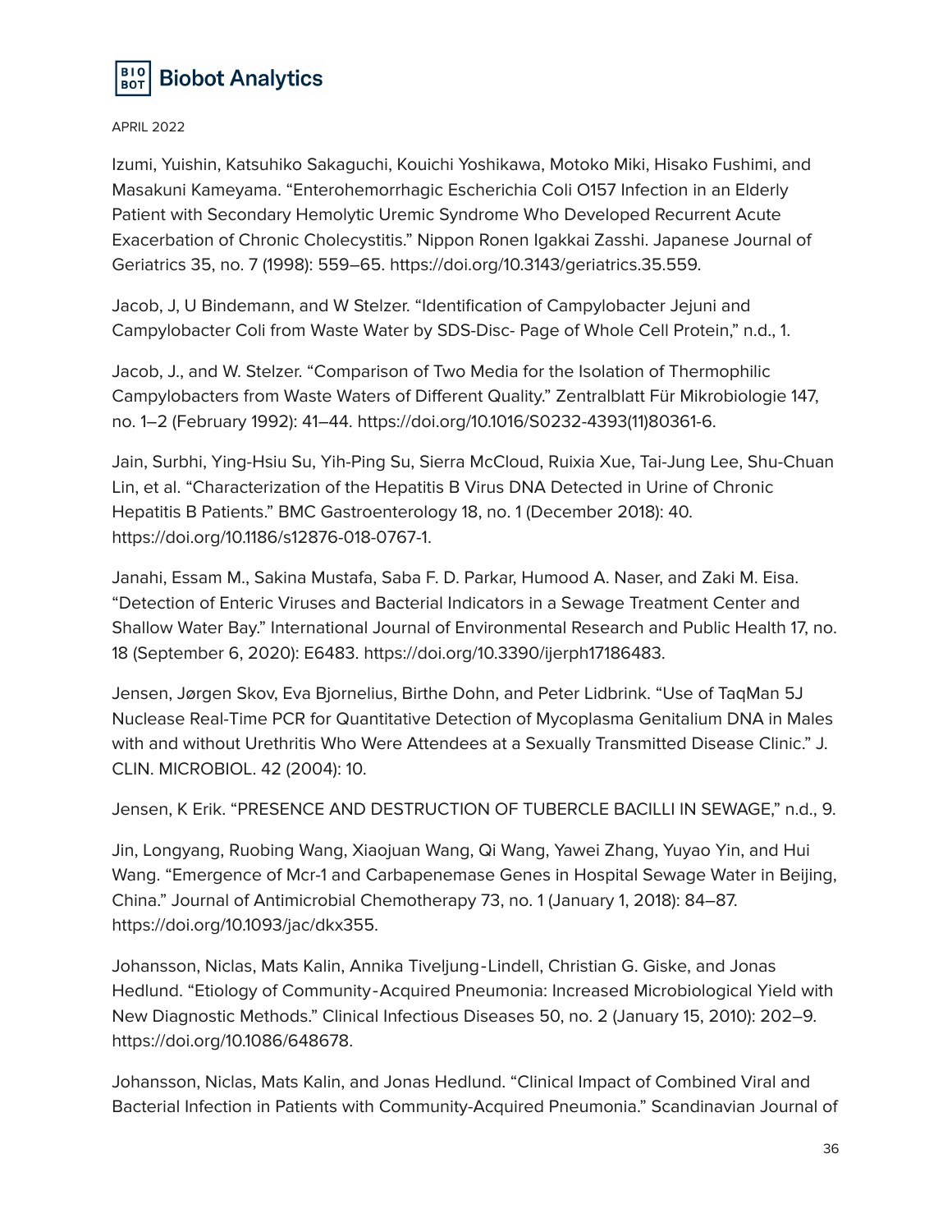Izumi, Yuishin, Katsuhiko Sakaguchi, Kouichi Yoshikawa, Motoko Miki, Hisako Fushimi, and Masakuni Kameyama. "Enterohemorrhagic Escherichia Coli O157 Infection in an Elderly Patient with Secondary Hemolytic Uremic Syndrome Who Developed Recurrent Acute Exacerbation of Chronic Cholecystitis." Nippon Ronen Igakkai Zasshi. Japanese Journal of Geriatrics 35, no. 7 (1998): 559–65. https://doi.org/10.3143/geriatrics.35.559.

Jacob, J, U Bindemann, and W Stelzer. "Identification of Campylobacter Jejuni and Campylobacter Coli from Waste Water by SDS-Disc- Page of Whole Cell Protein," n.d., 1.

Jacob, J., and W. Stelzer. "Comparison of Two Media for the Isolation of Thermophilic Campylobacters from Waste Waters of Different Quality." Zentralblatt Für Mikrobiologie 147, no. 1–2 (February 1992): 41–44. https://doi.org/10.1016/S0232-4393(11)80361-6.

Jain, Surbhi, Ying-Hsiu Su, Yih-Ping Su, Sierra McCloud, Ruixia Xue, Tai-Jung Lee, Shu-Chuan Lin, et al. "Characterization of the Hepatitis B Virus DNA Detected in Urine of Chronic Hepatitis B Patients." BMC Gastroenterology 18, no. 1 (December 2018): 40. https://doi.org/10.1186/s12876-018-0767-1.

Janahi, Essam M., Sakina Mustafa, Saba F. D. Parkar, Humood A. Naser, and Zaki M. Eisa. "Detection of Enteric Viruses and Bacterial Indicators in a Sewage Treatment Center and Shallow Water Bay." International Journal of Environmental Research and Public Health 17, no. 18 (September 6, 2020): E6483. https://doi.org/10.3390/ijerph17186483.

Jensen, Jørgen Skov, Eva Bjornelius, Birthe Dohn, and Peter Lidbrink. "Use of TaqMan 5J Nuclease Real-Time PCR for Quantitative Detection of Mycoplasma Genitalium DNA in Males with and without Urethritis Who Were Attendees at a Sexually Transmitted Disease Clinic." J. CLIN. MICROBIOL. 42 (2004): 10.

Jensen, K Erik. "PRESENCE AND DESTRUCTION OF TUBERCLE BACILLI IN SEWAGE," n.d., 9.

Jin, Longyang, Ruobing Wang, Xiaojuan Wang, Qi Wang, Yawei Zhang, Yuyao Yin, and Hui Wang. "Emergence of Mcr-1 and Carbapenemase Genes in Hospital Sewage Water in Beijing, China." Journal of Antimicrobial Chemotherapy 73, no. 1 (January 1, 2018): 84–87. https://doi.org/10.1093/jac/dkx355.

Johansson, Niclas, Mats Kalin, Annika Tiveljung-Lindell, Christian G. Giske, and Jonas Hedlund. "Etiology of Community-Acquired Pneumonia: Increased Microbiological Yield with New Diagnostic Methods." Clinical Infectious Diseases 50, no. 2 (January 15, 2010): 202–9. https://doi.org/10.1086/648678.

Johansson, Niclas, Mats Kalin, and Jonas Hedlund. "Clinical Impact of Combined Viral and Bacterial Infection in Patients with Community-Acquired Pneumonia." Scandinavian Journal of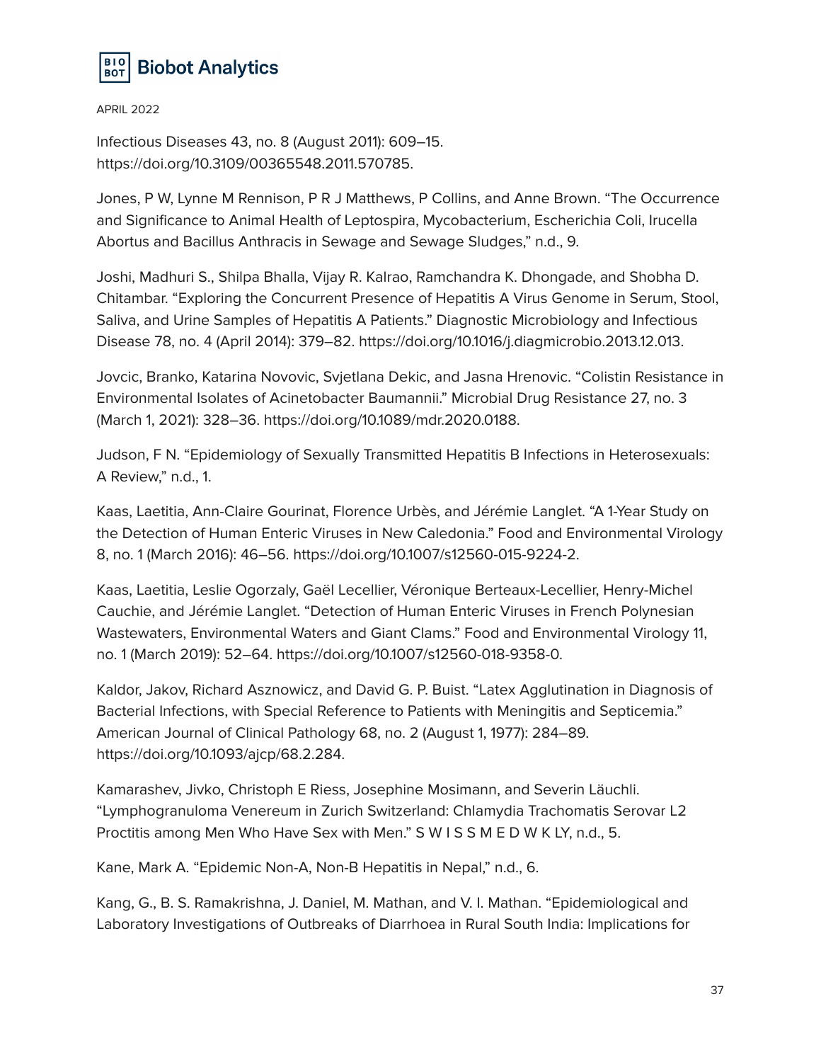Infectious Diseases 43, no. 8 (August 2011): 609–15. https://doi.org/10.3109/00365548.2011.570785.

Jones, P W, Lynne M Rennison, P R J Matthews, P Collins, and Anne Brown. “The Occurrence and Significance to Animal Health of Leptospira, Mycobacterium, Escherichia Coli, Irucella Abortus and Bacillus Anthracis in Sewage and Sewage Sludges,” n.d., 9.

Joshi, Madhuri S., Shilpa Bhalla, Vijay R. Kalrao, Ramchandra K. Dhongade, and Shobha D. Chitambar. “Exploring the Concurrent Presence of Hepatitis A Virus Genome in Serum, Stool, Saliva, and Urine Samples of Hepatitis A Patients.” Diagnostic Microbiology and Infectious Disease 78, no. 4 (April 2014): 379–82. https://doi.org/10.1016/j.diagmicrobio.2013.12.013.

Jovcic, Branko, Katarina Novovic, Svjetlana Dekic, and Jasna Hrenovic. “Colistin Resistance in Environmental Isolates of Acinetobacter Baumannii.” Microbial Drug Resistance 27, no. 3 (March 1, 2021): 328–36. https://doi.org/10.1089/mdr.2020.0188.

Judson, F N. “Epidemiology of Sexually Transmitted Hepatitis B Infections in Heterosexuals: A Review,” n.d., 1.

Kaas, Laetitia, Ann-Claire Gourinat, Florence Urbès, and Jérémie Langlet. “A 1-Year Study on the Detection of Human Enteric Viruses in New Caledonia.” Food and Environmental Virology 8, no. 1 (March 2016): 46–56. https://doi.org/10.1007/s12560-015-9224-2.

Kaas, Laetitia, Leslie Ogorzaly, Gaël Lecellier, Véronique Berteaux-Lecellier, Henry-Michel Cauchie, and Jérémie Langlet. “Detection of Human Enteric Viruses in French Polynesian Wastewaters, Environmental Waters and Giant Clams.” Food and Environmental Virology 11, no. 1 (March 2019): 52–64. https://doi.org/10.1007/s12560-018-9358-0.

Kaldor, Jakov, Richard Asznowicz, and David G. P. Buist. “Latex Agglutination in Diagnosis of Bacterial Infections, with Special Reference to Patients with Meningitis and Septicemia.” American Journal of Clinical Pathology 68, no. 2 (August 1, 1977): 284–89. https://doi.org/10.1093/ajcp/68.2.284.

Kamarashev, Jivko, Christoph E Riess, Josephine Mosimann, and Severin Läuchli. “Lymphogranuloma Venereum in Zurich Switzerland: Chlamydia Trachomatis Serovar L2 Proctitis among Men Who Have Sex with Men.” S W I S S M E D W K LY, n.d., 5.

Kane, Mark A. “Epidemic Non-A, Non-B Hepatitis in Nepal,” n.d., 6.

Kang, G., B. S. Ramakrishna, J. Daniel, M. Mathan, and V. I. Mathan. “Epidemiological and Laboratory Investigations of Outbreaks of Diarrhoea in Rural South India: Implications for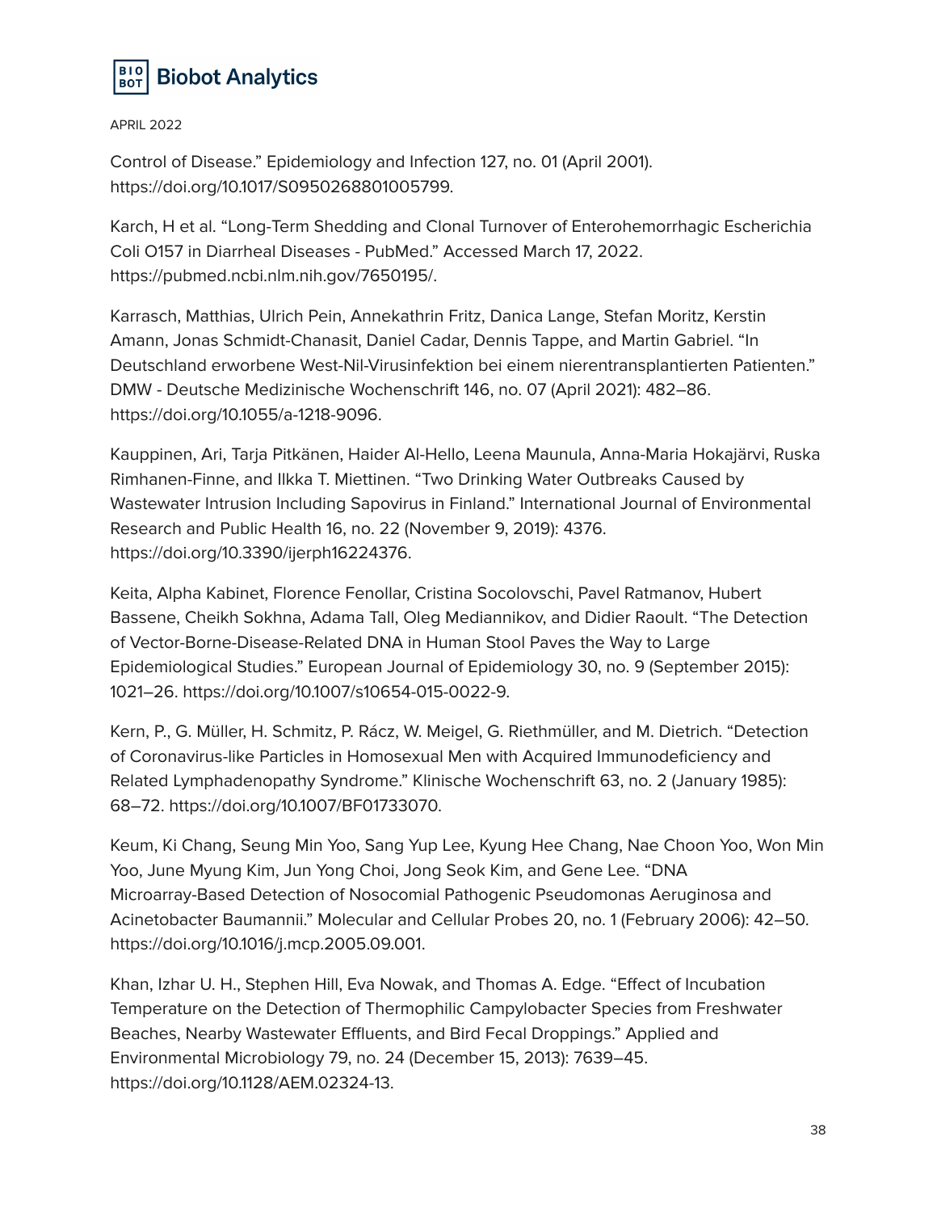Control of Disease." Epidemiology and Infection 127, no. 01 (April 2001). https://doi.org/10.1017/S0950268801005799.

Karch, H et al. "Long-Term Shedding and Clonal Turnover of Enterohemorrhagic Escherichia Coli O157 in Diarrheal Diseases - PubMed." Accessed March 17, 2022. https://pubmed.ncbi.nlm.nih.gov/7650195/.

Karrasch, Matthias, Ulrich Pein, Annekathrin Fritz, Danica Lange, Stefan Moritz, Kerstin Amann, Jonas Schmidt-Chanasit, Daniel Cadar, Dennis Tappe, and Martin Gabriel. "In Deutschland erworbene West-Nil-Virusinfektion bei einem nierentransplantierten Patienten." DMW - Deutsche Medizinische Wochenschrift 146, no. 07 (April 2021): 482–86. https://doi.org/10.1055/a-1218-9096.

Kauppinen, Ari, Tarja Pitkänen, Haider Al-Hello, Leena Maunula, Anna-Maria Hokajärvi, Ruska Rimhanen-Finne, and Ilkka T. Miettinen. "Two Drinking Water Outbreaks Caused by Wastewater Intrusion Including Sapovirus in Finland." International Journal of Environmental Research and Public Health 16, no. 22 (November 9, 2019): 4376. https://doi.org/10.3390/ijerph16224376.

Keita, Alpha Kabinet, Florence Fenollar, Cristina Socolovschi, Pavel Ratmanov, Hubert Bassene, Cheikh Sokhna, Adama Tall, Oleg Mediannikov, and Didier Raoult. "The Detection of Vector-Borne-Disease-Related DNA in Human Stool Paves the Way to Large Epidemiological Studies." European Journal of Epidemiology 30, no. 9 (September 2015): 1021–26. https://doi.org/10.1007/s10654-015-0022-9.

Kern, P., G. Müller, H. Schmitz, P. Rácz, W. Meigel, G. Riethmüller, and M. Dietrich. "Detection of Coronavirus-like Particles in Homosexual Men with Acquired Immunodeficiency and Related Lymphadenopathy Syndrome." Klinische Wochenschrift 63, no. 2 (January 1985): 68–72. https://doi.org/10.1007/BF01733070.

Keum, Ki Chang, Seung Min Yoo, Sang Yup Lee, Kyung Hee Chang, Nae Choon Yoo, Won Min Yoo, June Myung Kim, Jun Yong Choi, Jong Seok Kim, and Gene Lee. "DNA Microarray-Based Detection of Nosocomial Pathogenic Pseudomonas Aeruginosa and Acinetobacter Baumannii." Molecular and Cellular Probes 20, no. 1 (February 2006): 42–50. https://doi.org/10.1016/j.mcp.2005.09.001.

Khan, Izhar U. H., Stephen Hill, Eva Nowak, and Thomas A. Edge. "Effect of Incubation Temperature on the Detection of Thermophilic Campylobacter Species from Freshwater Beaches, Nearby Wastewater Effluents, and Bird Fecal Droppings." Applied and Environmental Microbiology 79, no. 24 (December 15, 2013): 7639–45. https://doi.org/10.1128/AEM.02324-13.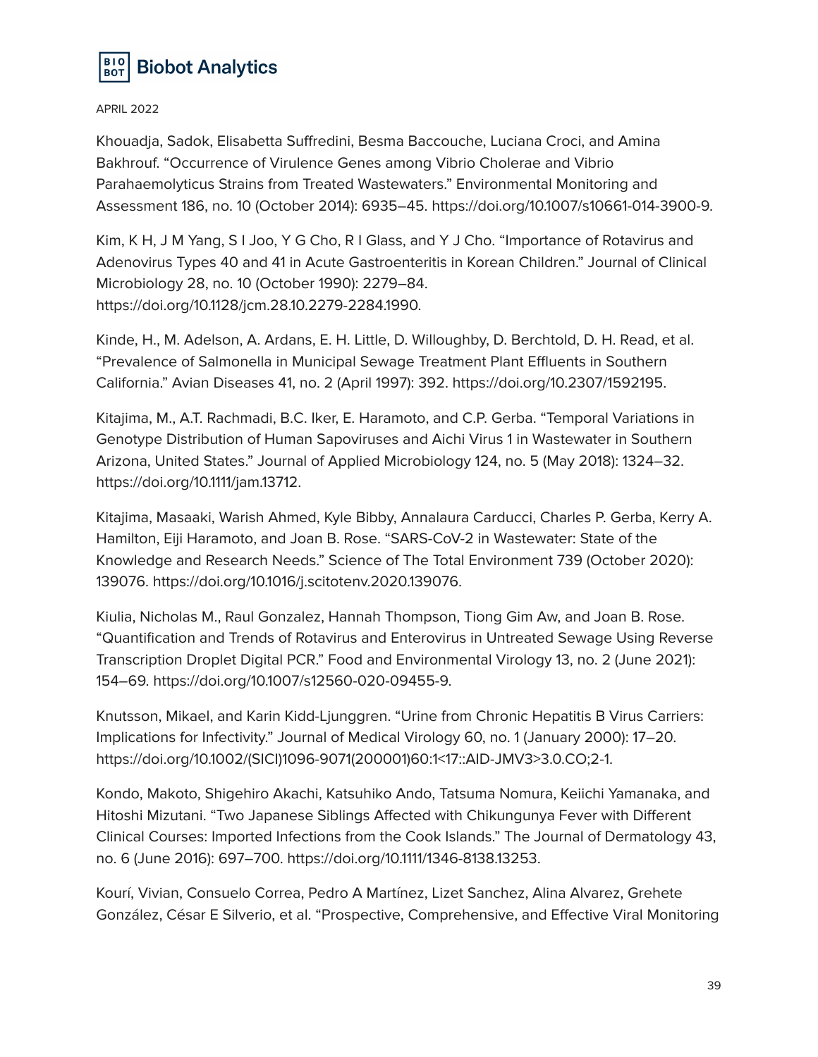Khouadja, Sadok, Elisabetta Suffredini, Besma Baccouche, Luciana Croci, and Amina Bakhrouf. "Occurrence of Virulence Genes among Vibrio Cholerae and Vibrio Parahaemolyticus Strains from Treated Wastewaters." Environmental Monitoring and Assessment 186, no. 10 (October 2014): 6935–45. https://doi.org/10.1007/s10661-014-3900-9.

Kim, K H, J M Yang, S I Joo, Y G Cho, R I Glass, and Y J Cho. "Importance of Rotavirus and Adenovirus Types 40 and 41 in Acute Gastroenteritis in Korean Children." Journal of Clinical Microbiology 28, no. 10 (October 1990): 2279–84. https://doi.org/10.1128/jcm.28.10.2279-2284.1990.

Kinde, H., M. Adelson, A. Ardans, E. H. Little, D. Willoughby, D. Berchtold, D. H. Read, et al. "Prevalence of Salmonella in Municipal Sewage Treatment Plant Effluents in Southern California." Avian Diseases 41, no. 2 (April 1997): 392. https://doi.org/10.2307/1592195.

Kitajima, M., A.T. Rachmadi, B.C. Iker, E. Haramoto, and C.P. Gerba. "Temporal Variations in Genotype Distribution of Human Sapoviruses and Aichi Virus 1 in Wastewater in Southern Arizona, United States." Journal of Applied Microbiology 124, no. 5 (May 2018): 1324–32. https://doi.org/10.1111/jam.13712.

Kitajima, Masaaki, Warish Ahmed, Kyle Bibby, Annalaura Carducci, Charles P. Gerba, Kerry A. Hamilton, Eiji Haramoto, and Joan B. Rose. "SARS-CoV-2 in Wastewater: State of the Knowledge and Research Needs." Science of The Total Environment 739 (October 2020): 139076. https://doi.org/10.1016/j.scitotenv.2020.139076.

Kiulia, Nicholas M., Raul Gonzalez, Hannah Thompson, Tiong Gim Aw, and Joan B. Rose. "Quantification and Trends of Rotavirus and Enterovirus in Untreated Sewage Using Reverse Transcription Droplet Digital PCR." Food and Environmental Virology 13, no. 2 (June 2021): 154–69. https://doi.org/10.1007/s12560-020-09455-9.

Knutsson, Mikael, and Karin Kidd-Ljunggren. "Urine from Chronic Hepatitis B Virus Carriers: Implications for Infectivity." Journal of Medical Virology 60, no. 1 (January 2000): 17–20. https://doi.org/10.1002/(SICI)1096-9071(200001)60:1<17::AID-JMV3>3.0.CO;2-1.

Kondo, Makoto, Shigehiro Akachi, Katsuhiko Ando, Tatsuma Nomura, Keiichi Yamanaka, and Hitoshi Mizutani. "Two Japanese Siblings Affected with Chikungunya Fever with Different Clinical Courses: Imported Infections from the Cook Islands." The Journal of Dermatology 43, no. 6 (June 2016): 697–700. https://doi.org/10.1111/1346-8138.13253.

Kourí, Vivian, Consuelo Correa, Pedro A Martínez, Lizet Sanchez, Alina Alvarez, Grehete González, César E Silverio, et al. "Prospective, Comprehensive, and Effective Viral Monitoring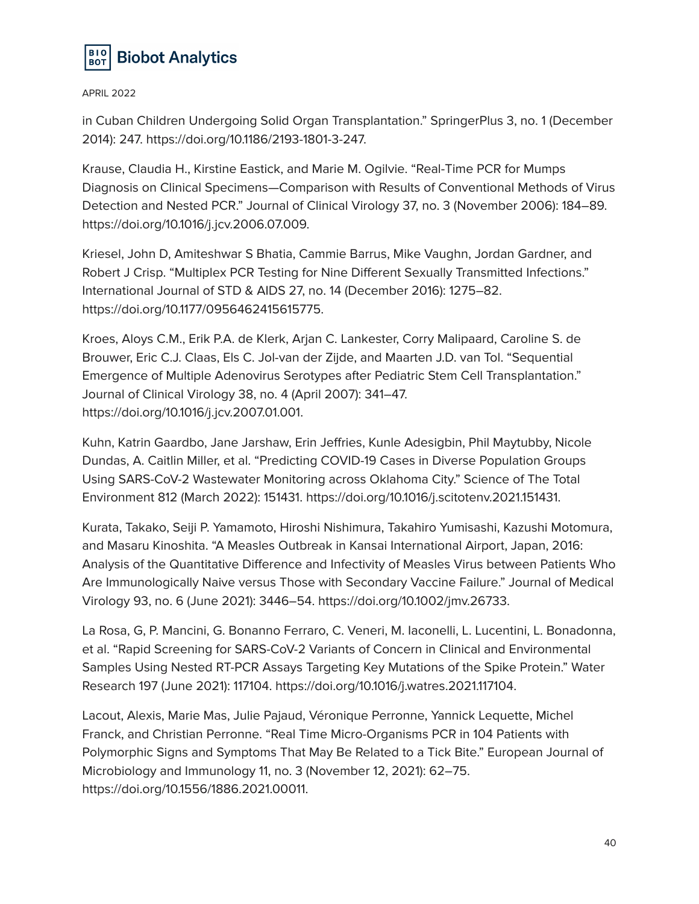in Cuban Children Undergoing Solid Organ Transplantation." SpringerPlus 3, no. 1 (December 2014): 247. https://doi.org/10.1186/2193-1801-3-247.

Krause, Claudia H., Kirstine Eastick, and Marie M. Ogilvie. "Real-Time PCR for Mumps Diagnosis on Clinical Specimens—Comparison with Results of Conventional Methods of Virus Detection and Nested PCR." Journal of Clinical Virology 37, no. 3 (November 2006): 184–89. https://doi.org/10.1016/j.jcv.2006.07.009.

Kriesel, John D, Amiteshwar S Bhatia, Cammie Barrus, Mike Vaughn, Jordan Gardner, and Robert J Crisp. "Multiplex PCR Testing for Nine Different Sexually Transmitted Infections." International Journal of STD & AIDS 27, no. 14 (December 2016): 1275–82. https://doi.org/10.1177/0956462415615775.

Kroes, Aloys C.M., Erik P.A. de Klerk, Arjan C. Lankester, Corry Malipaard, Caroline S. de Brouwer, Eric C.J. Claas, Els C. Jol-van der Zijde, and Maarten J.D. van Tol. "Sequential Emergence of Multiple Adenovirus Serotypes after Pediatric Stem Cell Transplantation." Journal of Clinical Virology 38, no. 4 (April 2007): 341–47. https://doi.org/10.1016/j.jcv.2007.01.001.

Kuhn, Katrin Gaardbo, Jane Jarshaw, Erin Jeffries, Kunle Adesigbin, Phil Maytubby, Nicole Dundas, A. Caitlin Miller, et al. "Predicting COVID-19 Cases in Diverse Population Groups Using SARS-CoV-2 Wastewater Monitoring across Oklahoma City." Science of The Total Environment 812 (March 2022): 151431. https://doi.org/10.1016/j.scitotenv.2021.151431.

Kurata, Takako, Seiji P. Yamamoto, Hiroshi Nishimura, Takahiro Yumisashi, Kazushi Motomura, and Masaru Kinoshita. "A Measles Outbreak in Kansai International Airport, Japan, 2016: Analysis of the Quantitative Difference and Infectivity of Measles Virus between Patients Who Are Immunologically Naive versus Those with Secondary Vaccine Failure." Journal of Medical Virology 93, no. 6 (June 2021): 3446–54. https://doi.org/10.1002/jmv.26733.

La Rosa, G, P. Mancini, G. Bonanno Ferraro, C. Veneri, M. Iaconelli, L. Lucentini, L. Bonadonna, et al. "Rapid Screening for SARS-CoV-2 Variants of Concern in Clinical and Environmental Samples Using Nested RT-PCR Assays Targeting Key Mutations of the Spike Protein." Water Research 197 (June 2021): 117104. https://doi.org/10.1016/j.watres.2021.117104.

Lacout, Alexis, Marie Mas, Julie Pajaud, Véronique Perronne, Yannick Lequette, Michel Franck, and Christian Perronne. "Real Time Micro-Organisms PCR in 104 Patients with Polymorphic Signs and Symptoms That May Be Related to a Tick Bite." European Journal of Microbiology and Immunology 11, no. 3 (November 12, 2021): 62–75. https://doi.org/10.1556/1886.2021.00011.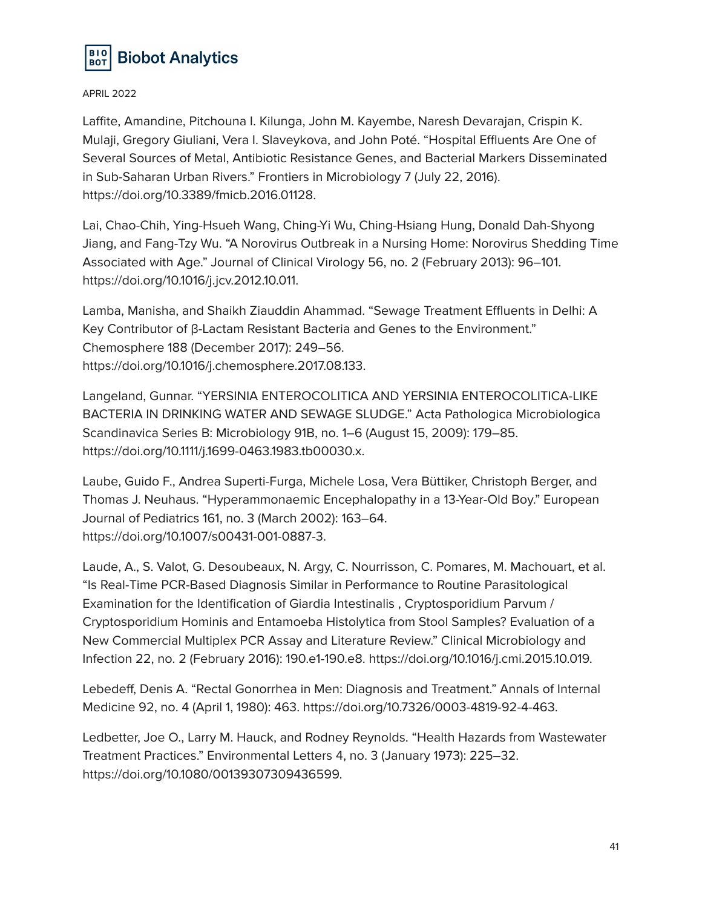Laffite, Amandine, Pitchouna I. Kilunga, John M. Kayembe, Naresh Devarajan, Crispin K. Mulaji, Gregory Giuliani, Vera I. Slaveykova, and John Poté. "Hospital Effluents Are One of Several Sources of Metal, Antibiotic Resistance Genes, and Bacterial Markers Disseminated in Sub-Saharan Urban Rivers." Frontiers in Microbiology 7 (July 22, 2016). https://doi.org/10.3389/fmicb.2016.01128.

Lai, Chao-Chih, Ying-Hsueh Wang, Ching-Yi Wu, Ching-Hsiang Hung, Donald Dah-Shyong Jiang, and Fang-Tzy Wu. "A Norovirus Outbreak in a Nursing Home: Norovirus Shedding Time Associated with Age." Journal of Clinical Virology 56, no. 2 (February 2013): 96–101. https://doi.org/10.1016/j.jcv.2012.10.011.

Lamba, Manisha, and Shaikh Ziauddin Ahammad. "Sewage Treatment Effluents in Delhi: A Key Contributor of β-Lactam Resistant Bacteria and Genes to the Environment." Chemosphere 188 (December 2017): 249–56. https://doi.org/10.1016/j.chemosphere.2017.08.133.

Langeland, Gunnar. "YERSINIA ENTEROCOLITICA AND YERSINIA ENTEROCOLITICA-LIKE BACTERIA IN DRINKING WATER AND SEWAGE SLUDGE." Acta Pathologica Microbiologica Scandinavica Series B: Microbiology 91B, no. 1–6 (August 15, 2009): 179–85. https://doi.org/10.1111/j.1699-0463.1983.tb00030.x.

Laube, Guido F., Andrea Superti-Furga, Michele Losa, Vera Büttiker, Christoph Berger, and Thomas J. Neuhaus. "Hyperammonaemic Encephalopathy in a 13-Year-Old Boy." European Journal of Pediatrics 161, no. 3 (March 2002): 163–64. https://doi.org/10.1007/s00431-001-0887-3.

Laude, A., S. Valot, G. Desoubeaux, N. Argy, C. Nourrisson, C. Pomares, M. Machouart, et al. "Is Real-Time PCR-Based Diagnosis Similar in Performance to Routine Parasitological Examination for the Identification of Giardia Intestinalis , Cryptosporidium Parvum / Cryptosporidium Hominis and Entamoeba Histolytica from Stool Samples? Evaluation of a New Commercial Multiplex PCR Assay and Literature Review." Clinical Microbiology and Infection 22, no. 2 (February 2016): 190.e1-190.e8. https://doi.org/10.1016/j.cmi.2015.10.019.

Lebedeff, Denis A. "Rectal Gonorrhea in Men: Diagnosis and Treatment." Annals of Internal Medicine 92, no. 4 (April 1, 1980): 463. https://doi.org/10.7326/0003-4819-92-4-463.

Ledbetter, Joe O., Larry M. Hauck, and Rodney Reynolds. "Health Hazards from Wastewater Treatment Practices." Environmental Letters 4, no. 3 (January 1973): 225–32. https://doi.org/10.1080/00139307309436599.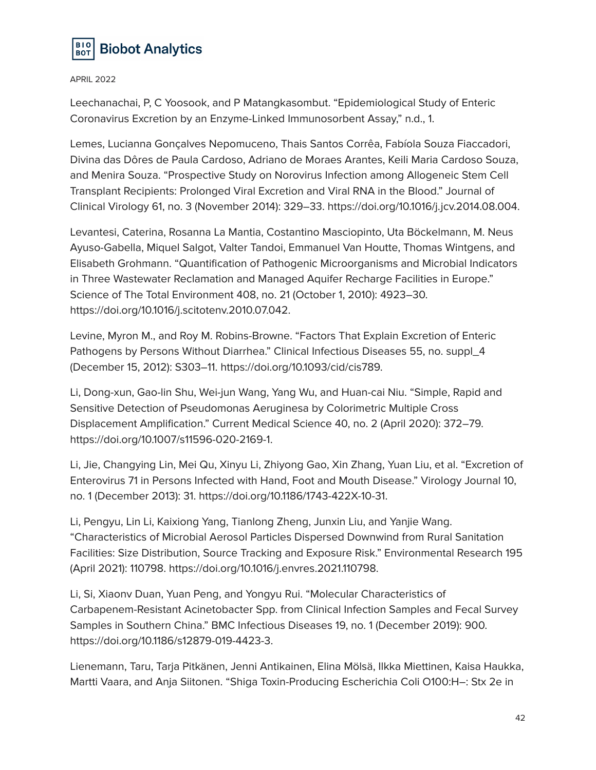Leechanachai, P, C Yoosook, and P Matangkasombut. “Epidemiological Study of Enteric Coronavirus Excretion by an Enzyme-Linked Immunosorbent Assay,” n.d., 1.

Lemes, Lucianna Gonçalves Nepomuceno, Thais Santos Corrêa, Fabíola Souza Fiaccadori, Divina das Dôres de Paula Cardoso, Adriano de Moraes Arantes, Keili Maria Cardoso Souza, and Menira Souza. “Prospective Study on Norovirus Infection among Allogeneic Stem Cell Transplant Recipients: Prolonged Viral Excretion and Viral RNA in the Blood.” Journal of Clinical Virology 61, no. 3 (November 2014): 329–33. https://doi.org/10.1016/j.jcv.2014.08.004.

Levantesi, Caterina, Rosanna La Mantia, Costantino Masciopinto, Uta Böckelmann, M. Neus Ayuso-Gabella, Miquel Salgot, Valter Tandoi, Emmanuel Van Houtte, Thomas Wintgens, and Elisabeth Grohmann. “Quantification of Pathogenic Microorganisms and Microbial Indicators in Three Wastewater Reclamation and Managed Aquifer Recharge Facilities in Europe.” Science of The Total Environment 408, no. 21 (October 1, 2010): 4923–30. https://doi.org/10.1016/j.scitotenv.2010.07.042.

Levine, Myron M., and Roy M. Robins-Browne. “Factors That Explain Excretion of Enteric Pathogens by Persons Without Diarrhea.” Clinical Infectious Diseases 55, no. suppl_4 (December 15, 2012): S303–11. https://doi.org/10.1093/cid/cis789.

Li, Dong-xun, Gao-lin Shu, Wei-jun Wang, Yang Wu, and Huan-cai Niu. “Simple, Rapid and Sensitive Detection of Pseudomonas Aeruginesa by Colorimetric Multiple Cross Displacement Amplification.” Current Medical Science 40, no. 2 (April 2020): 372–79. https://doi.org/10.1007/s11596-020-2169-1.

Li, Jie, Changying Lin, Mei Qu, Xinyu Li, Zhiyong Gao, Xin Zhang, Yuan Liu, et al. “Excretion of Enterovirus 71 in Persons Infected with Hand, Foot and Mouth Disease.” Virology Journal 10, no. 1 (December 2013): 31. https://doi.org/10.1186/1743-422X-10-31.

Li, Pengyu, Lin Li, Kaixiong Yang, Tianlong Zheng, Junxin Liu, and Yanjie Wang. “Characteristics of Microbial Aerosol Particles Dispersed Downwind from Rural Sanitation Facilities: Size Distribution, Source Tracking and Exposure Risk.” Environmental Research 195 (April 2021): 110798. https://doi.org/10.1016/j.envres.2021.110798.

Li, Si, Xiaonv Duan, Yuan Peng, and Yongyu Rui. “Molecular Characteristics of Carbapenem-Resistant Acinetobacter Spp. from Clinical Infection Samples and Fecal Survey Samples in Southern China.” BMC Infectious Diseases 19, no. 1 (December 2019): 900. https://doi.org/10.1186/s12879-019-4423-3.

Lienemann, Taru, Tarja Pitkänen, Jenni Antikainen, Elina Mölsä, Ilkka Miettinen, Kaisa Haukka, Martti Vaara, and Anja Siitonen. “Shiga Toxin-Producing Escherichia Coli O100:H–: Stx 2e in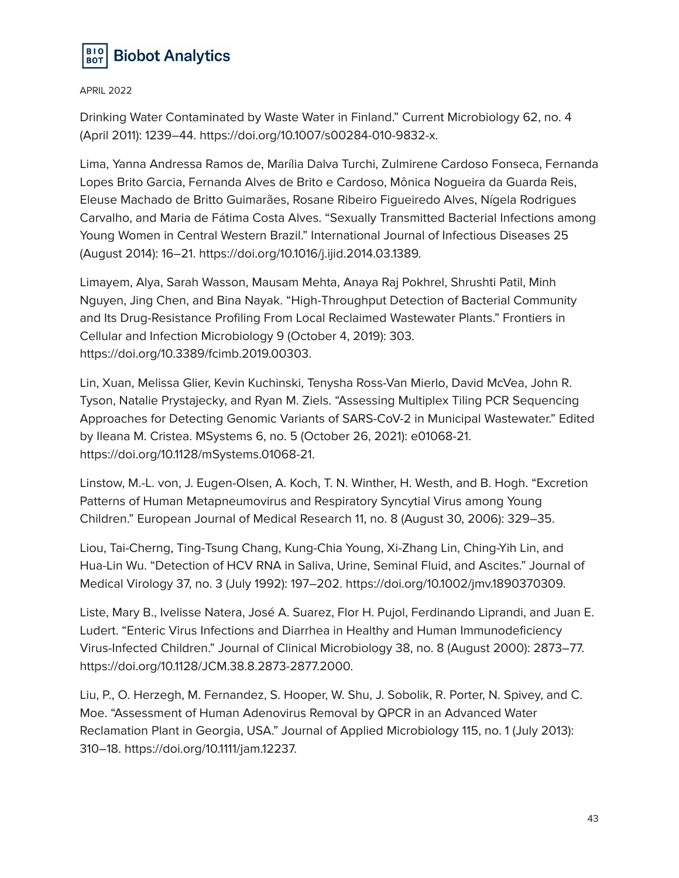Drinking Water Contaminated by Waste Water in Finland." Current Microbiology 62, no. 4 (April 2011): 1239–44. https://doi.org/10.1007/s00284-010-9832-x.

Lima, Yanna Andressa Ramos de, Marília Dalva Turchi, Zulmirene Cardoso Fonseca, Fernanda Lopes Brito Garcia, Fernanda Alves de Brito e Cardoso, Mônica Nogueira da Guarda Reis, Eleuse Machado de Britto Guimarães, Rosane Ribeiro Figueiredo Alves, Nígela Rodrigues Carvalho, and Maria de Fátima Costa Alves. "Sexually Transmitted Bacterial Infections among Young Women in Central Western Brazil." International Journal of Infectious Diseases 25 (August 2014): 16–21. https://doi.org/10.1016/j.ijid.2014.03.1389.

Limayem, Alya, Sarah Wasson, Mausam Mehta, Anaya Raj Pokhrel, Shrushti Patil, Minh Nguyen, Jing Chen, and Bina Nayak. "High-Throughput Detection of Bacterial Community and Its Drug-Resistance Profiling From Local Reclaimed Wastewater Plants." Frontiers in Cellular and Infection Microbiology 9 (October 4, 2019): 303. https://doi.org/10.3389/fcimb.2019.00303.

Lin, Xuan, Melissa Glier, Kevin Kuchinski, Tenysha Ross-Van Mierlo, David McVea, John R. Tyson, Natalie Prystajecky, and Ryan M. Ziels. "Assessing Multiplex Tiling PCR Sequencing Approaches for Detecting Genomic Variants of SARS-CoV-2 in Municipal Wastewater." Edited by Ileana M. Cristea. MSystems 6, no. 5 (October 26, 2021): e01068-21. https://doi.org/10.1128/mSystems.01068-21.

Linstow, M.-L. von, J. Eugen-Olsen, A. Koch, T. N. Winther, H. Westh, and B. Hogh. "Excretion Patterns of Human Metapneumovirus and Respiratory Syncytial Virus among Young Children." European Journal of Medical Research 11, no. 8 (August 30, 2006): 329–35.

Liou, Tai-Cherng, Ting-Tsung Chang, Kung-Chia Young, Xi-Zhang Lin, Ching-Yih Lin, and Hua-Lin Wu. "Detection of HCV RNA in Saliva, Urine, Seminal Fluid, and Ascites." Journal of Medical Virology 37, no. 3 (July 1992): 197–202. https://doi.org/10.1002/jmv.1890370309.

Liste, Mary B., Ivelisse Natera, José A. Suarez, Flor H. Pujol, Ferdinando Liprandi, and Juan E. Ludert. "Enteric Virus Infections and Diarrhea in Healthy and Human Immunodeficiency Virus-Infected Children." Journal of Clinical Microbiology 38, no. 8 (August 2000): 2873–77. https://doi.org/10.1128/JCM.38.8.2873-2877.2000.

Liu, P., O. Herzegh, M. Fernandez, S. Hooper, W. Shu, J. Sobolik, R. Porter, N. Spivey, and C. Moe. "Assessment of Human Adenovirus Removal by QPCR in an Advanced Water Reclamation Plant in Georgia, USA." Journal of Applied Microbiology 115, no. 1 (July 2013): 310–18. https://doi.org/10.1111/jam.12237.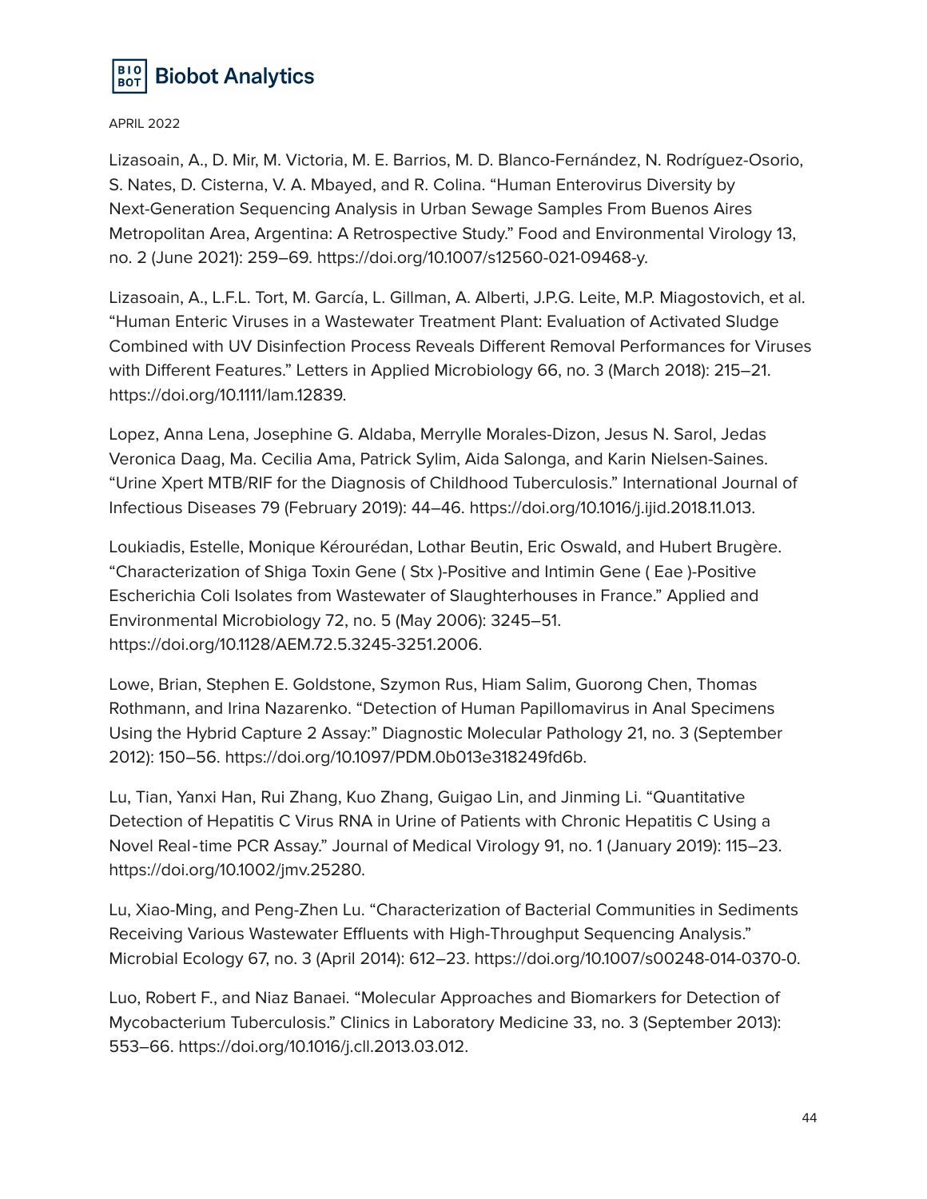Lizasoain, A., D. Mir, M. Victoria, M. E. Barrios, M. D. Blanco-Fernández, N. Rodríguez-Osorio, S. Nates, D. Cisterna, V. A. Mbayed, and R. Colina. "Human Enterovirus Diversity by Next-Generation Sequencing Analysis in Urban Sewage Samples From Buenos Aires Metropolitan Area, Argentina: A Retrospective Study." Food and Environmental Virology 13, no. 2 (June 2021): 259–69. https://doi.org/10.1007/s12560-021-09468-y.

Lizasoain, A., L.F.L. Tort, M. García, L. Gillman, A. Alberti, J.P.G. Leite, M.P. Miagostovich, et al. "Human Enteric Viruses in a Wastewater Treatment Plant: Evaluation of Activated Sludge Combined with UV Disinfection Process Reveals Different Removal Performances for Viruses with Different Features." Letters in Applied Microbiology 66, no. 3 (March 2018): 215–21. https://doi.org/10.1111/lam.12839.

Lopez, Anna Lena, Josephine G. Aldaba, Merrylle Morales-Dizon, Jesus N. Sarol, Jedas Veronica Daag, Ma. Cecilia Ama, Patrick Sylim, Aida Salonga, and Karin Nielsen-Saines. "Urine Xpert MTB/RIF for the Diagnosis of Childhood Tuberculosis." International Journal of Infectious Diseases 79 (February 2019): 44–46. https://doi.org/10.1016/j.ijid.2018.11.013.

Loukiadis, Estelle, Monique Kérourédan, Lothar Beutin, Eric Oswald, and Hubert Brugère. "Characterization of Shiga Toxin Gene ( Stx )-Positive and Intimin Gene ( Eae )-Positive Escherichia Coli Isolates from Wastewater of Slaughterhouses in France." Applied and Environmental Microbiology 72, no. 5 (May 2006): 3245–51. https://doi.org/10.1128/AEM.72.5.3245-3251.2006.

Lowe, Brian, Stephen E. Goldstone, Szymon Rus, Hiam Salim, Guorong Chen, Thomas Rothmann, and Irina Nazarenko. "Detection of Human Papillomavirus in Anal Specimens Using the Hybrid Capture 2 Assay:" Diagnostic Molecular Pathology 21, no. 3 (September 2012): 150–56. https://doi.org/10.1097/PDM.0b013e318249fd6b.

Lu, Tian, Yanxi Han, Rui Zhang, Kuo Zhang, Guigao Lin, and Jinming Li. "Quantitative Detection of Hepatitis C Virus RNA in Urine of Patients with Chronic Hepatitis C Using a Novel Real‐time PCR Assay." Journal of Medical Virology 91, no. 1 (January 2019): 115–23. https://doi.org/10.1002/jmv.25280.

Lu, Xiao-Ming, and Peng-Zhen Lu. "Characterization of Bacterial Communities in Sediments Receiving Various Wastewater Effluents with High-Throughput Sequencing Analysis." Microbial Ecology 67, no. 3 (April 2014): 612–23. https://doi.org/10.1007/s00248-014-0370-0.

Luo, Robert F., and Niaz Banaei. "Molecular Approaches and Biomarkers for Detection of Mycobacterium Tuberculosis." Clinics in Laboratory Medicine 33, no. 3 (September 2013): 553–66. https://doi.org/10.1016/j.cll.2013.03.012.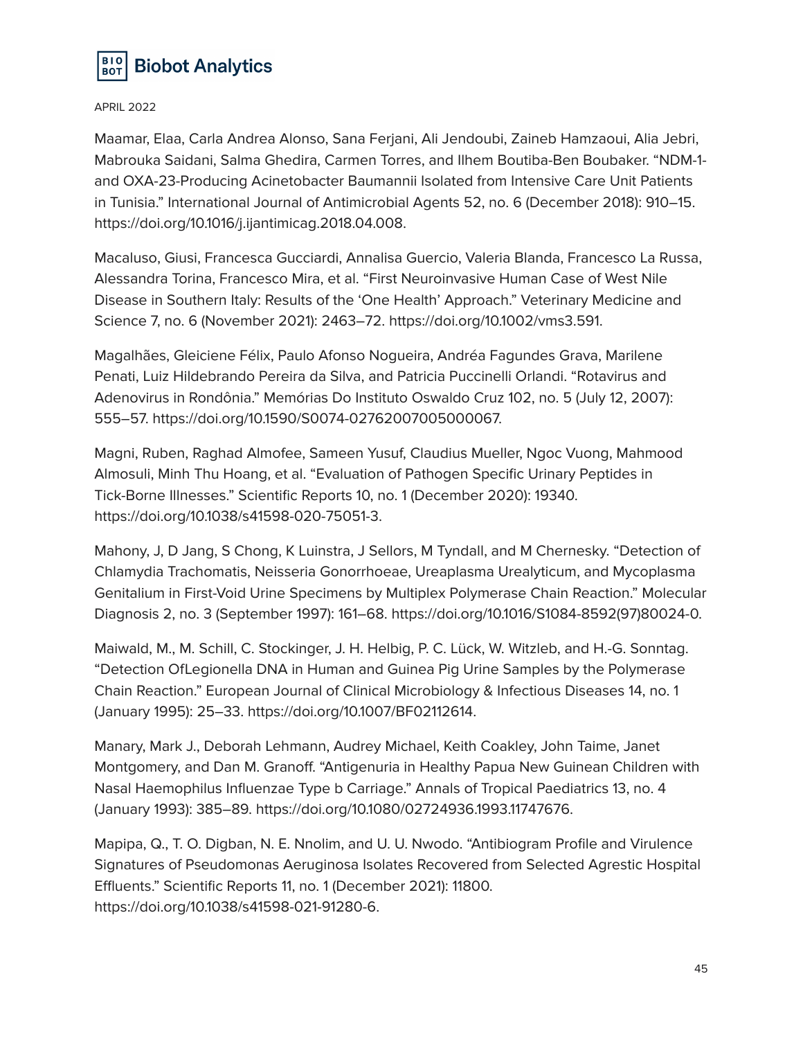Maamar, Elaa, Carla Andrea Alonso, Sana Ferjani, Ali Jendoubi, Zaineb Hamzaoui, Alia Jebri, Mabrouka Saidani, Salma Ghedira, Carmen Torres, and Ilhem Boutiba-Ben Boubaker. "NDM-1- and OXA-23-Producing Acinetobacter Baumannii Isolated from Intensive Care Unit Patients in Tunisia." International Journal of Antimicrobial Agents 52, no. 6 (December 2018): 910–15. https://doi.org/10.1016/j.ijantimicag.2018.04.008.

Macaluso, Giusi, Francesca Gucciardi, Annalisa Guercio, Valeria Blanda, Francesco La Russa, Alessandra Torina, Francesco Mira, et al. "First Neuroinvasive Human Case of West Nile Disease in Southern Italy: Results of the 'One Health' Approach." Veterinary Medicine and Science 7, no. 6 (November 2021): 2463–72. https://doi.org/10.1002/vms3.591.

Magalhães, Gleiciene Félix, Paulo Afonso Nogueira, Andréa Fagundes Grava, Marilene Penati, Luiz Hildebrando Pereira da Silva, and Patricia Puccinelli Orlandi. "Rotavirus and Adenovirus in Rondônia." Memórias Do Instituto Oswaldo Cruz 102, no. 5 (July 12, 2007): 555–57. https://doi.org/10.1590/S0074-02762007005000067.

Magni, Ruben, Raghad Almofee, Sameen Yusuf, Claudius Mueller, Ngoc Vuong, Mahmood Almosuli, Minh Thu Hoang, et al. "Evaluation of Pathogen Specific Urinary Peptides in Tick-Borne Illnesses." Scientific Reports 10, no. 1 (December 2020): 19340. https://doi.org/10.1038/s41598-020-75051-3.

Mahony, J, D Jang, S Chong, K Luinstra, J Sellors, M Tyndall, and M Chernesky. "Detection of Chlamydia Trachomatis, Neisseria Gonorrhoeae, Ureaplasma Urealyticum, and Mycoplasma Genitalium in First-Void Urine Specimens by Multiplex Polymerase Chain Reaction." Molecular Diagnosis 2, no. 3 (September 1997): 161–68. https://doi.org/10.1016/S1084-8592(97)80024-0.

Maiwald, M., M. Schill, C. Stockinger, J. H. Helbig, P. C. Lück, W. Witzleb, and H.-G. Sonntag. "Detection OfLegionella DNA in Human and Guinea Pig Urine Samples by the Polymerase Chain Reaction." European Journal of Clinical Microbiology & Infectious Diseases 14, no. 1 (January 1995): 25–33. https://doi.org/10.1007/BF02112614.

Manary, Mark J., Deborah Lehmann, Audrey Michael, Keith Coakley, John Taime, Janet Montgomery, and Dan M. Granoff. "Antigenuria in Healthy Papua New Guinean Children with Nasal Haemophilus Influenzae Type b Carriage." Annals of Tropical Paediatrics 13, no. 4 (January 1993): 385–89. https://doi.org/10.1080/02724936.1993.11747676.

Mapipa, Q., T. O. Digban, N. E. Nnolim, and U. U. Nwodo. "Antibiogram Profile and Virulence Signatures of Pseudomonas Aeruginosa Isolates Recovered from Selected Agrestic Hospital Effluents." Scientific Reports 11, no. 1 (December 2021): 11800. https://doi.org/10.1038/s41598-021-91280-6.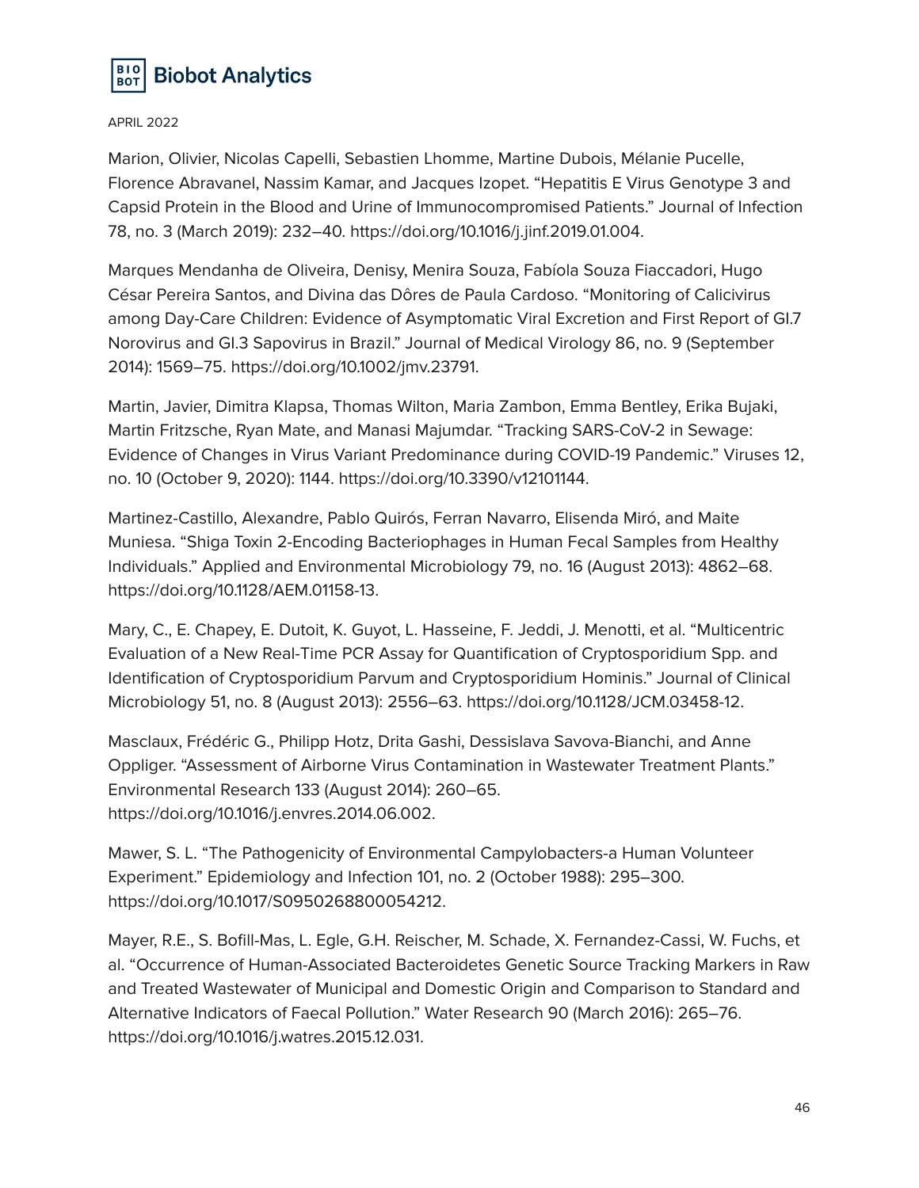Marion, Olivier, Nicolas Capelli, Sebastien Lhomme, Martine Dubois, Mélanie Pucelle, Florence Abravanel, Nassim Kamar, and Jacques Izopet. "Hepatitis E Virus Genotype 3 and Capsid Protein in the Blood and Urine of Immunocompromised Patients." Journal of Infection 78, no. 3 (March 2019): 232–40. https://doi.org/10.1016/j.jinf.2019.01.004.

Marques Mendanha de Oliveira, Denisy, Menira Souza, Fabíola Souza Fiaccadori, Hugo César Pereira Santos, and Divina das Dôres de Paula Cardoso. "Monitoring of Calicivirus among Day-Care Children: Evidence of Asymptomatic Viral Excretion and First Report of GI.7 Norovirus and GI.3 Sapovirus in Brazil." Journal of Medical Virology 86, no. 9 (September 2014): 1569–75. https://doi.org/10.1002/jmv.23791.

Martin, Javier, Dimitra Klapsa, Thomas Wilton, Maria Zambon, Emma Bentley, Erika Bujaki, Martin Fritzsche, Ryan Mate, and Manasi Majumdar. "Tracking SARS-CoV-2 in Sewage: Evidence of Changes in Virus Variant Predominance during COVID-19 Pandemic." Viruses 12, no. 10 (October 9, 2020): 1144. https://doi.org/10.3390/v12101144.

Martinez-Castillo, Alexandre, Pablo Quirós, Ferran Navarro, Elisenda Miró, and Maite Muniesa. "Shiga Toxin 2-Encoding Bacteriophages in Human Fecal Samples from Healthy Individuals." Applied and Environmental Microbiology 79, no. 16 (August 2013): 4862–68. https://doi.org/10.1128/AEM.01158-13.

Mary, C., E. Chapey, E. Dutoit, K. Guyot, L. Hasseine, F. Jeddi, J. Menotti, et al. "Multicentric Evaluation of a New Real-Time PCR Assay for Quantification of Cryptosporidium Spp. and Identification of Cryptosporidium Parvum and Cryptosporidium Hominis." Journal of Clinical Microbiology 51, no. 8 (August 2013): 2556–63. https://doi.org/10.1128/JCM.03458-12.

Masclaux, Frédéric G., Philipp Hotz, Drita Gashi, Dessislava Savova-Bianchi, and Anne Oppliger. "Assessment of Airborne Virus Contamination in Wastewater Treatment Plants." Environmental Research 133 (August 2014): 260–65. https://doi.org/10.1016/j.envres.2014.06.002.

Mawer, S. L. "The Pathogenicity of Environmental Campylobacters-a Human Volunteer Experiment." Epidemiology and Infection 101, no. 2 (October 1988): 295–300. https://doi.org/10.1017/S0950268800054212.

Mayer, R.E., S. Bofill-Mas, L. Egle, G.H. Reischer, M. Schade, X. Fernandez-Cassi, W. Fuchs, et al. "Occurrence of Human-Associated Bacteroidetes Genetic Source Tracking Markers in Raw and Treated Wastewater of Municipal and Domestic Origin and Comparison to Standard and Alternative Indicators of Faecal Pollution." Water Research 90 (March 2016): 265–76. https://doi.org/10.1016/j.watres.2015.12.031.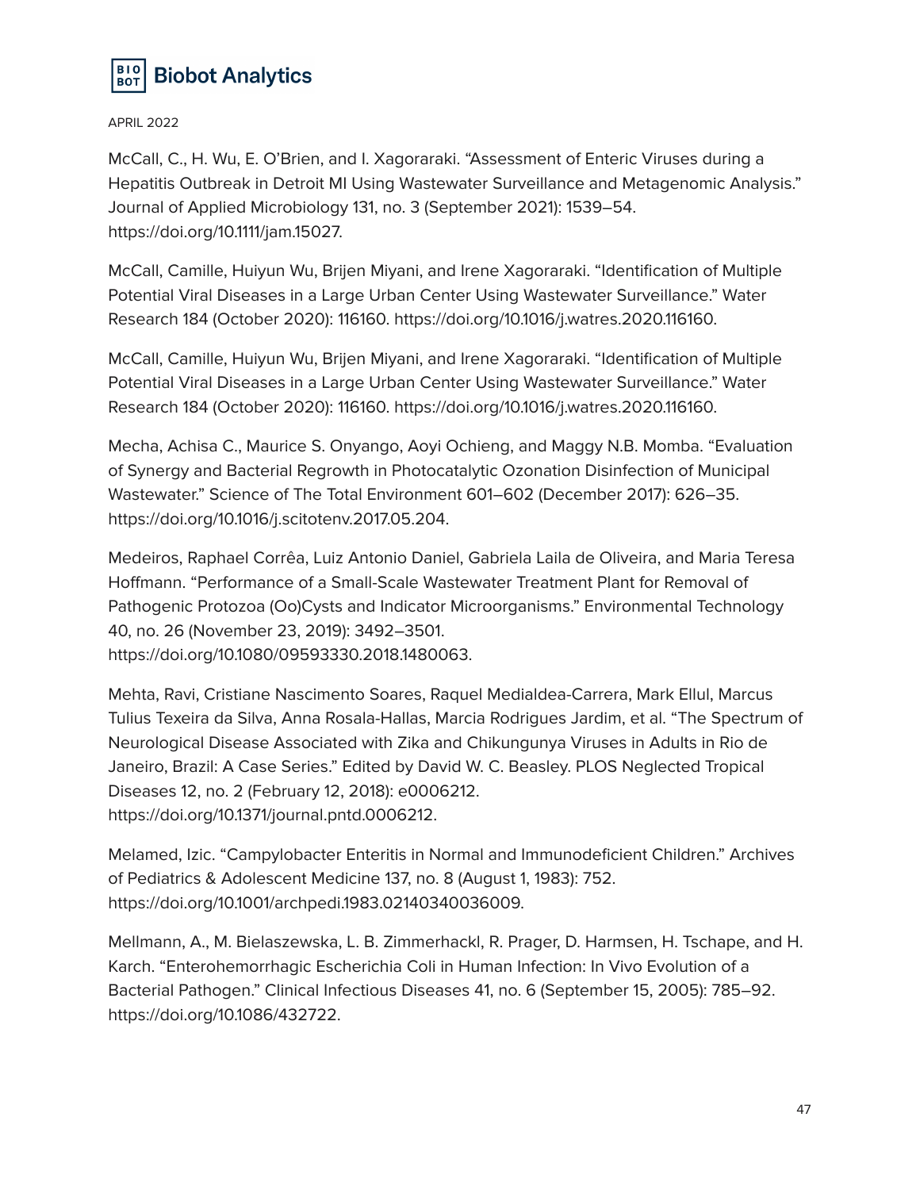McCall, C., H. Wu, E. O'Brien, and I. Xagoraraki. "Assessment of Enteric Viruses during a Hepatitis Outbreak in Detroit MI Using Wastewater Surveillance and Metagenomic Analysis." Journal of Applied Microbiology 131, no. 3 (September 2021): 1539–54. https://doi.org/10.1111/jam.15027.

McCall, Camille, Huiyun Wu, Brijen Miyani, and Irene Xagoraraki. "Identification of Multiple Potential Viral Diseases in a Large Urban Center Using Wastewater Surveillance." Water Research 184 (October 2020): 116160. https://doi.org/10.1016/j.watres.2020.116160.

McCall, Camille, Huiyun Wu, Brijen Miyani, and Irene Xagoraraki. "Identification of Multiple Potential Viral Diseases in a Large Urban Center Using Wastewater Surveillance." Water Research 184 (October 2020): 116160. https://doi.org/10.1016/j.watres.2020.116160.

Mecha, Achisa C., Maurice S. Onyango, Aoyi Ochieng, and Maggy N.B. Momba. "Evaluation of Synergy and Bacterial Regrowth in Photocatalytic Ozonation Disinfection of Municipal Wastewater." Science of The Total Environment 601–602 (December 2017): 626–35. https://doi.org/10.1016/j.scitotenv.2017.05.204.

Medeiros, Raphael Corrêa, Luiz Antonio Daniel, Gabriela Laila de Oliveira, and Maria Teresa Hoffmann. "Performance of a Small-Scale Wastewater Treatment Plant for Removal of Pathogenic Protozoa (Oo)Cysts and Indicator Microorganisms." Environmental Technology 40, no. 26 (November 23, 2019): 3492–3501. https://doi.org/10.1080/09593330.2018.1480063.

Mehta, Ravi, Cristiane Nascimento Soares, Raquel Medialdea-Carrera, Mark Ellul, Marcus Tulius Texeira da Silva, Anna Rosala-Hallas, Marcia Rodrigues Jardim, et al. "The Spectrum of Neurological Disease Associated with Zika and Chikungunya Viruses in Adults in Rio de Janeiro, Brazil: A Case Series." Edited by David W. C. Beasley. PLOS Neglected Tropical Diseases 12, no. 2 (February 12, 2018): e0006212. https://doi.org/10.1371/journal.pntd.0006212.

Melamed, Izic. "Campylobacter Enteritis in Normal and Immunodeficient Children." Archives of Pediatrics & Adolescent Medicine 137, no. 8 (August 1, 1983): 752. https://doi.org/10.1001/archpedi.1983.02140340036009.

Mellmann, A., M. Bielaszewska, L. B. Zimmerhackl, R. Prager, D. Harmsen, H. Tschape, and H. Karch. "Enterohemorrhagic Escherichia Coli in Human Infection: In Vivo Evolution of a Bacterial Pathogen." Clinical Infectious Diseases 41, no. 6 (September 15, 2005): 785–92. https://doi.org/10.1086/432722.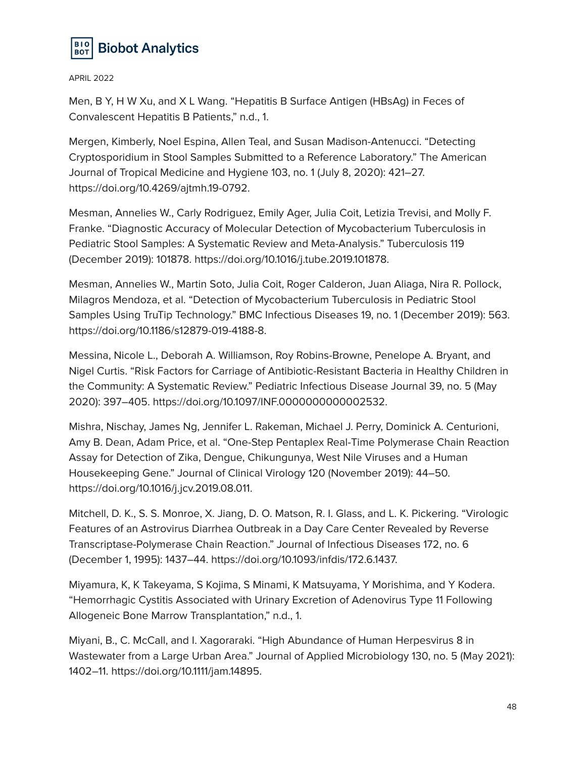Men, B Y, H W Xu, and X L Wang. "Hepatitis B Surface Antigen (HBsAg) in Feces of Convalescent Hepatitis B Patients," n.d., 1.

Mergen, Kimberly, Noel Espina, Allen Teal, and Susan Madison-Antenucci. "Detecting Cryptosporidium in Stool Samples Submitted to a Reference Laboratory." The American Journal of Tropical Medicine and Hygiene 103, no. 1 (July 8, 2020): 421–27. https://doi.org/10.4269/ajtmh.19-0792.

Mesman, Annelies W., Carly Rodriguez, Emily Ager, Julia Coit, Letizia Trevisi, and Molly F. Franke. "Diagnostic Accuracy of Molecular Detection of Mycobacterium Tuberculosis in Pediatric Stool Samples: A Systematic Review and Meta-Analysis." Tuberculosis 119 (December 2019): 101878. https://doi.org/10.1016/j.tube.2019.101878.

Mesman, Annelies W., Martin Soto, Julia Coit, Roger Calderon, Juan Aliaga, Nira R. Pollock, Milagros Mendoza, et al. "Detection of Mycobacterium Tuberculosis in Pediatric Stool Samples Using TruTip Technology." BMC Infectious Diseases 19, no. 1 (December 2019): 563. https://doi.org/10.1186/s12879-019-4188-8.

Messina, Nicole L., Deborah A. Williamson, Roy Robins-Browne, Penelope A. Bryant, and Nigel Curtis. "Risk Factors for Carriage of Antibiotic-Resistant Bacteria in Healthy Children in the Community: A Systematic Review." Pediatric Infectious Disease Journal 39, no. 5 (May 2020): 397–405. https://doi.org/10.1097/INF.0000000000002532.

Mishra, Nischay, James Ng, Jennifer L. Rakeman, Michael J. Perry, Dominick A. Centurioni, Amy B. Dean, Adam Price, et al. "One-Step Pentaplex Real-Time Polymerase Chain Reaction Assay for Detection of Zika, Dengue, Chikungunya, West Nile Viruses and a Human Housekeeping Gene." Journal of Clinical Virology 120 (November 2019): 44–50. https://doi.org/10.1016/j.jcv.2019.08.011.

Mitchell, D. K., S. S. Monroe, X. Jiang, D. O. Matson, R. I. Glass, and L. K. Pickering. "Virologic Features of an Astrovirus Diarrhea Outbreak in a Day Care Center Revealed by Reverse Transcriptase-Polymerase Chain Reaction." Journal of Infectious Diseases 172, no. 6 (December 1, 1995): 1437–44. https://doi.org/10.1093/infdis/172.6.1437.

Miyamura, K, K Takeyama, S Kojima, S Minami, K Matsuyama, Y Morishima, and Y Kodera. "Hemorrhagic Cystitis Associated with Urinary Excretion of Adenovirus Type 11 Following Allogeneic Bone Marrow Transplantation," n.d., 1.

Miyani, B., C. McCall, and I. Xagoraraki. "High Abundance of Human Herpesvirus 8 in Wastewater from a Large Urban Area." Journal of Applied Microbiology 130, no. 5 (May 2021): 1402–11. https://doi.org/10.1111/jam.14895.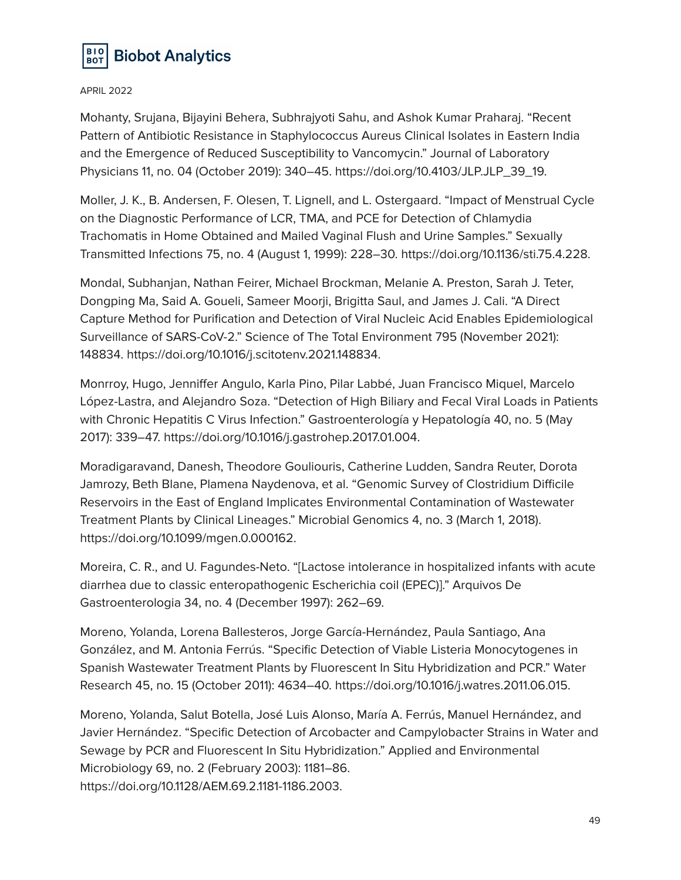Mohanty, Srujana, Bijayini Behera, Subhrajyoti Sahu, and Ashok Kumar Praharaj. "Recent Pattern of Antibiotic Resistance in Staphylococcus Aureus Clinical Isolates in Eastern India and the Emergence of Reduced Susceptibility to Vancomycin." Journal of Laboratory Physicians 11, no. 04 (October 2019): 340–45. https://doi.org/10.4103/JLP.JLP_39_19.

Moller, J. K., B. Andersen, F. Olesen, T. Lignell, and L. Ostergaard. "Impact of Menstrual Cycle on the Diagnostic Performance of LCR, TMA, and PCE for Detection of Chlamydia Trachomatis in Home Obtained and Mailed Vaginal Flush and Urine Samples." Sexually Transmitted Infections 75, no. 4 (August 1, 1999): 228–30. https://doi.org/10.1136/sti.75.4.228.

Mondal, Subhanjan, Nathan Feirer, Michael Brockman, Melanie A. Preston, Sarah J. Teter, Dongping Ma, Said A. Goueli, Sameer Moorji, Brigitta Saul, and James J. Cali. "A Direct Capture Method for Purification and Detection of Viral Nucleic Acid Enables Epidemiological Surveillance of SARS-CoV-2." Science of The Total Environment 795 (November 2021): 148834. https://doi.org/10.1016/j.scitotenv.2021.148834.

Monrroy, Hugo, Jenniffer Angulo, Karla Pino, Pilar Labbé, Juan Francisco Miquel, Marcelo López-Lastra, and Alejandro Soza. "Detection of High Biliary and Fecal Viral Loads in Patients with Chronic Hepatitis C Virus Infection." Gastroenterología y Hepatología 40, no. 5 (May 2017): 339–47. https://doi.org/10.1016/j.gastrohep.2017.01.004.

Moradigaravand, Danesh, Theodore Gouliouris, Catherine Ludden, Sandra Reuter, Dorota Jamrozy, Beth Blane, Plamena Naydenova, et al. "Genomic Survey of Clostridium Difficile Reservoirs in the East of England Implicates Environmental Contamination of Wastewater Treatment Plants by Clinical Lineages." Microbial Genomics 4, no. 3 (March 1, 2018). https://doi.org/10.1099/mgen.0.000162.

Moreira, C. R., and U. Fagundes-Neto. "[Lactose intolerance in hospitalized infants with acute diarrhea due to classic enteropathogenic Escherichia coil (EPEC)]." Arquivos De Gastroenterologia 34, no. 4 (December 1997): 262–69.

Moreno, Yolanda, Lorena Ballesteros, Jorge García-Hernández, Paula Santiago, Ana González, and M. Antonia Ferrús. "Specific Detection of Viable Listeria Monocytogenes in Spanish Wastewater Treatment Plants by Fluorescent In Situ Hybridization and PCR." Water Research 45, no. 15 (October 2011): 4634–40. https://doi.org/10.1016/j.watres.2011.06.015.

Moreno, Yolanda, Salut Botella, José Luis Alonso, María A. Ferrús, Manuel Hernández, and Javier Hernández. "Specific Detection of Arcobacter and Campylobacter Strains in Water and Sewage by PCR and Fluorescent In Situ Hybridization." Applied and Environmental Microbiology 69, no. 2 (February 2003): 1181–86. https://doi.org/10.1128/AEM.69.2.1181-1186.2003.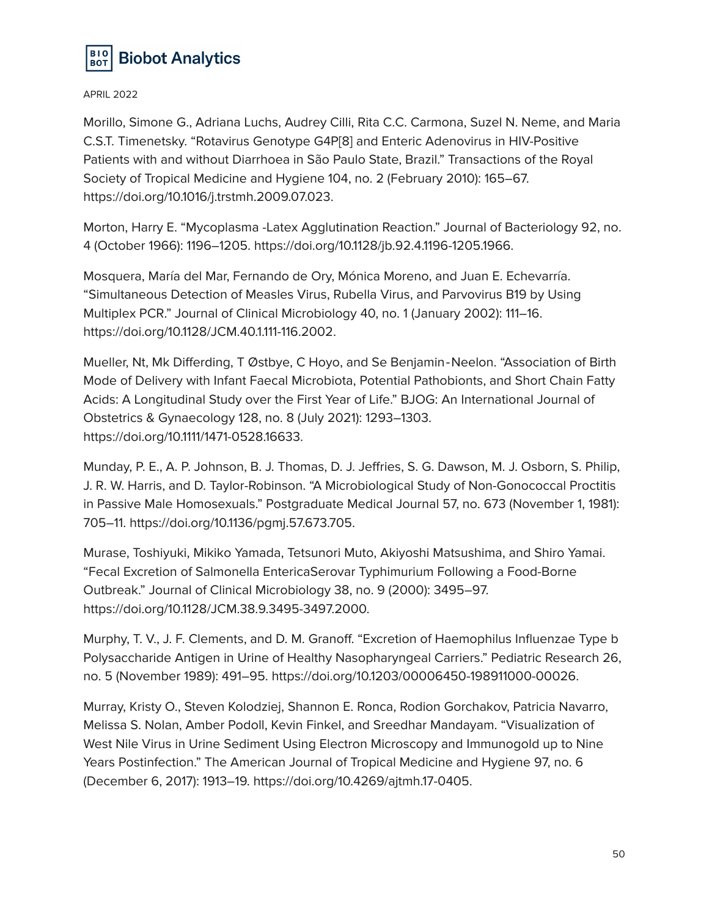Morillo, Simone G., Adriana Luchs, Audrey Cilli, Rita C.C. Carmona, Suzel N. Neme, and Maria C.S.T. Timenetsky. "Rotavirus Genotype G4P[8] and Enteric Adenovirus in HIV-Positive Patients with and without Diarrhoea in São Paulo State, Brazil." Transactions of the Royal Society of Tropical Medicine and Hygiene 104, no. 2 (February 2010): 165–67. https://doi.org/10.1016/j.trstmh.2009.07.023.

Morton, Harry E. "Mycoplasma -Latex Agglutination Reaction." Journal of Bacteriology 92, no. 4 (October 1966): 1196–1205. https://doi.org/10.1128/jb.92.4.1196-1205.1966.

Mosquera, María del Mar, Fernando de Ory, Mónica Moreno, and Juan E. Echevarría. "Simultaneous Detection of Measles Virus, Rubella Virus, and Parvovirus B19 by Using Multiplex PCR." Journal of Clinical Microbiology 40, no. 1 (January 2002): 111–16. https://doi.org/10.1128/JCM.40.1.111-116.2002.

Mueller, Nt, Mk Differding, T Østbye, C Hoyo, and Se Benjamin‐Neelon. "Association of Birth Mode of Delivery with Infant Faecal Microbiota, Potential Pathobionts, and Short Chain Fatty Acids: A Longitudinal Study over the First Year of Life." BJOG: An International Journal of Obstetrics & Gynaecology 128, no. 8 (July 2021): 1293–1303. https://doi.org/10.1111/1471-0528.16633.

Munday, P. E., A. P. Johnson, B. J. Thomas, D. J. Jeffries, S. G. Dawson, M. J. Osborn, S. Philip, J. R. W. Harris, and D. Taylor-Robinson. "A Microbiological Study of Non-Gonococcal Proctitis in Passive Male Homosexuals." Postgraduate Medical Journal 57, no. 673 (November 1, 1981): 705–11. https://doi.org/10.1136/pgmj.57.673.705.

Murase, Toshiyuki, Mikiko Yamada, Tetsunori Muto, Akiyoshi Matsushima, and Shiro Yamai. "Fecal Excretion of Salmonella EntericaSerovar Typhimurium Following a Food-Borne Outbreak." Journal of Clinical Microbiology 38, no. 9 (2000): 3495–97. https://doi.org/10.1128/JCM.38.9.3495-3497.2000.

Murphy, T. V., J. F. Clements, and D. M. Granoff. "Excretion of Haemophilus Influenzae Type b Polysaccharide Antigen in Urine of Healthy Nasopharyngeal Carriers." Pediatric Research 26, no. 5 (November 1989): 491–95. https://doi.org/10.1203/00006450-198911000-00026.

Murray, Kristy O., Steven Kolodziej, Shannon E. Ronca, Rodion Gorchakov, Patricia Navarro, Melissa S. Nolan, Amber Podoll, Kevin Finkel, and Sreedhar Mandayam. "Visualization of West Nile Virus in Urine Sediment Using Electron Microscopy and Immunogold up to Nine Years Postinfection." The American Journal of Tropical Medicine and Hygiene 97, no. 6 (December 6, 2017): 1913–19. https://doi.org/10.4269/ajtmh.17-0405.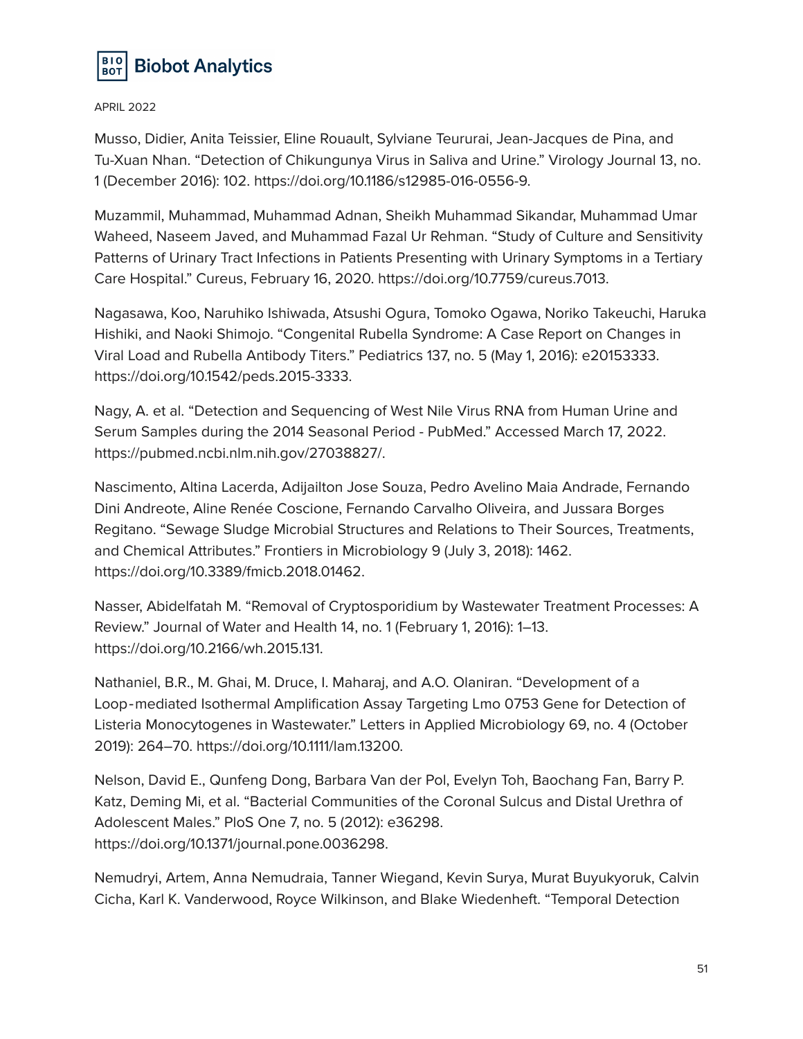Musso, Didier, Anita Teissier, Eline Rouault, Sylviane Teururai, Jean-Jacques de Pina, and Tu-Xuan Nhan. "Detection of Chikungunya Virus in Saliva and Urine." Virology Journal 13, no. 1 (December 2016): 102. https://doi.org/10.1186/s12985-016-0556-9.

Muzammil, Muhammad, Muhammad Adnan, Sheikh Muhammad Sikandar, Muhammad Umar Waheed, Naseem Javed, and Muhammad Fazal Ur Rehman. "Study of Culture and Sensitivity Patterns of Urinary Tract Infections in Patients Presenting with Urinary Symptoms in a Tertiary Care Hospital." Cureus, February 16, 2020. https://doi.org/10.7759/cureus.7013.

Nagasawa, Koo, Naruhiko Ishiwada, Atsushi Ogura, Tomoko Ogawa, Noriko Takeuchi, Haruka Hishiki, and Naoki Shimojo. "Congenital Rubella Syndrome: A Case Report on Changes in Viral Load and Rubella Antibody Titers." Pediatrics 137, no. 5 (May 1, 2016): e20153333. https://doi.org/10.1542/peds.2015-3333.

Nagy, A. et al. "Detection and Sequencing of West Nile Virus RNA from Human Urine and Serum Samples during the 2014 Seasonal Period - PubMed." Accessed March 17, 2022. https://pubmed.ncbi.nlm.nih.gov/27038827/.

Nascimento, Altina Lacerda, Adijailton Jose Souza, Pedro Avelino Maia Andrade, Fernando Dini Andreote, Aline Renée Coscione, Fernando Carvalho Oliveira, and Jussara Borges Regitano. "Sewage Sludge Microbial Structures and Relations to Their Sources, Treatments, and Chemical Attributes." Frontiers in Microbiology 9 (July 3, 2018): 1462. https://doi.org/10.3389/fmicb.2018.01462.

Nasser, Abidelfatah M. "Removal of Cryptosporidium by Wastewater Treatment Processes: A Review." Journal of Water and Health 14, no. 1 (February 1, 2016): 1–13. https://doi.org/10.2166/wh.2015.131.

Nathaniel, B.R., M. Ghai, M. Druce, I. Maharaj, and A.O. Olaniran. "Development of a Loop‐mediated Isothermal Amplification Assay Targeting Lmo 0753 Gene for Detection of Listeria Monocytogenes in Wastewater." Letters in Applied Microbiology 69, no. 4 (October 2019): 264–70. https://doi.org/10.1111/lam.13200.

Nelson, David E., Qunfeng Dong, Barbara Van der Pol, Evelyn Toh, Baochang Fan, Barry P. Katz, Deming Mi, et al. "Bacterial Communities of the Coronal Sulcus and Distal Urethra of Adolescent Males." PloS One 7, no. 5 (2012): e36298. https://doi.org/10.1371/journal.pone.0036298.

Nemudryi, Artem, Anna Nemudraia, Tanner Wiegand, Kevin Surya, Murat Buyukyoruk, Calvin Cicha, Karl K. Vanderwood, Royce Wilkinson, and Blake Wiedenheft. "Temporal Detection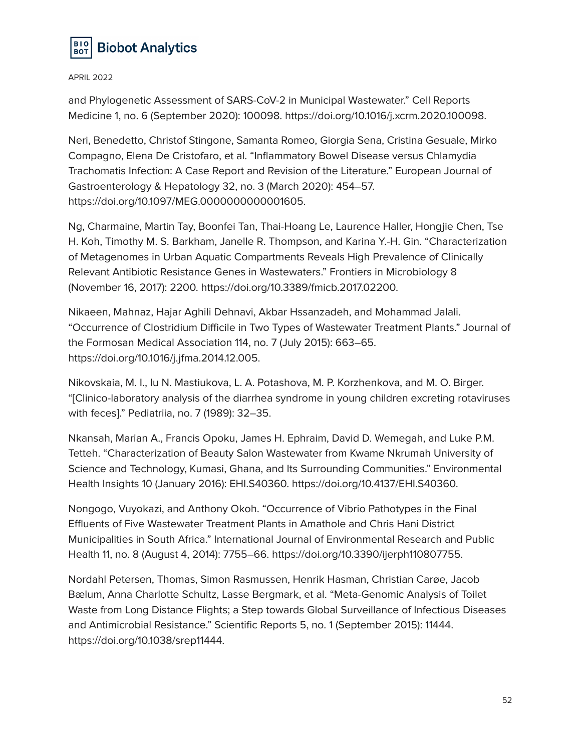and Phylogenetic Assessment of SARS-CoV-2 in Municipal Wastewater." Cell Reports Medicine 1, no. 6 (September 2020): 100098. https://doi.org/10.1016/j.xcrm.2020.100098.

Neri, Benedetto, Christof Stingone, Samanta Romeo, Giorgia Sena, Cristina Gesuale, Mirko Compagno, Elena De Cristofaro, et al. "Inflammatory Bowel Disease versus Chlamydia Trachomatis Infection: A Case Report and Revision of the Literature." European Journal of Gastroenterology & Hepatology 32, no. 3 (March 2020): 454–57. https://doi.org/10.1097/MEG.0000000000001605.

Ng, Charmaine, Martin Tay, Boonfei Tan, Thai-Hoang Le, Laurence Haller, Hongjie Chen, Tse H. Koh, Timothy M. S. Barkham, Janelle R. Thompson, and Karina Y.-H. Gin. "Characterization of Metagenomes in Urban Aquatic Compartments Reveals High Prevalence of Clinically Relevant Antibiotic Resistance Genes in Wastewaters." Frontiers in Microbiology 8 (November 16, 2017): 2200. https://doi.org/10.3389/fmicb.2017.02200.

Nikaeen, Mahnaz, Hajar Aghili Dehnavi, Akbar Hssanzadeh, and Mohammad Jalali. "Occurrence of Clostridium Difficile in Two Types of Wastewater Treatment Plants." Journal of the Formosan Medical Association 114, no. 7 (July 2015): 663–65. https://doi.org/10.1016/j.jfma.2014.12.005.

Nikovskaia, M. I., Iu N. Mastiukova, L. A. Potashova, M. P. Korzhenkova, and M. O. Birger. "[Clinico-laboratory analysis of the diarrhea syndrome in young children excreting rotaviruses with feces]." Pediatriia, no. 7 (1989): 32–35.

Nkansah, Marian A., Francis Opoku, James H. Ephraim, David D. Wemegah, and Luke P.M. Tetteh. "Characterization of Beauty Salon Wastewater from Kwame Nkrumah University of Science and Technology, Kumasi, Ghana, and Its Surrounding Communities." Environmental Health Insights 10 (January 2016): EHI.S40360. https://doi.org/10.4137/EHI.S40360.

Nongogo, Vuyokazi, and Anthony Okoh. "Occurrence of Vibrio Pathotypes in the Final Effluents of Five Wastewater Treatment Plants in Amathole and Chris Hani District Municipalities in South Africa." International Journal of Environmental Research and Public Health 11, no. 8 (August 4, 2014): 7755–66. https://doi.org/10.3390/ijerph110807755.

Nordahl Petersen, Thomas, Simon Rasmussen, Henrik Hasman, Christian Carøe, Jacob Bælum, Anna Charlotte Schultz, Lasse Bergmark, et al. "Meta-Genomic Analysis of Toilet Waste from Long Distance Flights; a Step towards Global Surveillance of Infectious Diseases and Antimicrobial Resistance." Scientific Reports 5, no. 1 (September 2015): 11444. https://doi.org/10.1038/srep11444.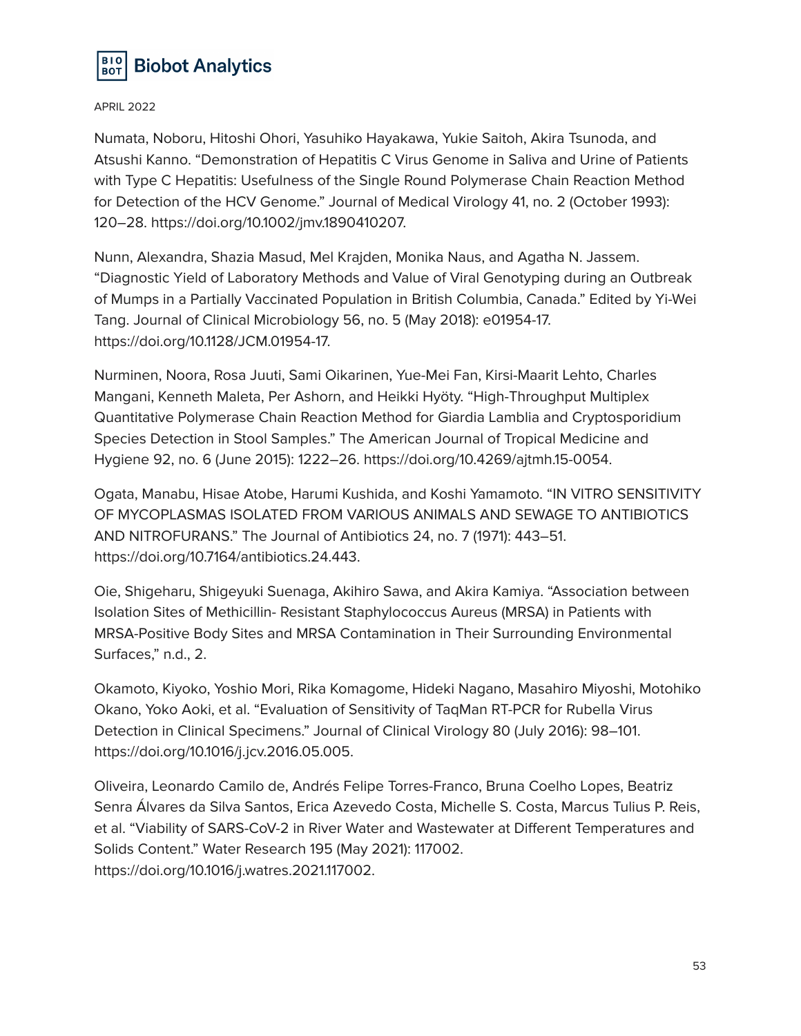Numata, Noboru, Hitoshi Ohori, Yasuhiko Hayakawa, Yukie Saitoh, Akira Tsunoda, and Atsushi Kanno. "Demonstration of Hepatitis C Virus Genome in Saliva and Urine of Patients with Type C Hepatitis: Usefulness of the Single Round Polymerase Chain Reaction Method for Detection of the HCV Genome." Journal of Medical Virology 41, no. 2 (October 1993): 120–28. https://doi.org/10.1002/jmv.1890410207.

Nunn, Alexandra, Shazia Masud, Mel Krajden, Monika Naus, and Agatha N. Jassem. "Diagnostic Yield of Laboratory Methods and Value of Viral Genotyping during an Outbreak of Mumps in a Partially Vaccinated Population in British Columbia, Canada." Edited by Yi-Wei Tang. Journal of Clinical Microbiology 56, no. 5 (May 2018): e01954-17. https://doi.org/10.1128/JCM.01954-17.

Nurminen, Noora, Rosa Juuti, Sami Oikarinen, Yue-Mei Fan, Kirsi-Maarit Lehto, Charles Mangani, Kenneth Maleta, Per Ashorn, and Heikki Hyöty. "High-Throughput Multiplex Quantitative Polymerase Chain Reaction Method for Giardia Lamblia and Cryptosporidium Species Detection in Stool Samples." The American Journal of Tropical Medicine and Hygiene 92, no. 6 (June 2015): 1222–26. https://doi.org/10.4269/ajtmh.15-0054.

Ogata, Manabu, Hisae Atobe, Harumi Kushida, and Koshi Yamamoto. "IN VITRO SENSITIVITY OF MYCOPLASMAS ISOLATED FROM VARIOUS ANIMALS AND SEWAGE TO ANTIBIOTICS AND NITROFURANS." The Journal of Antibiotics 24, no. 7 (1971): 443–51. https://doi.org/10.7164/antibiotics.24.443.

Oie, Shigeharu, Shigeyuki Suenaga, Akihiro Sawa, and Akira Kamiya. "Association between Isolation Sites of Methicillin- Resistant Staphylococcus Aureus (MRSA) in Patients with MRSA-Positive Body Sites and MRSA Contamination in Their Surrounding Environmental Surfaces," n.d., 2.

Okamoto, Kiyoko, Yoshio Mori, Rika Komagome, Hideki Nagano, Masahiro Miyoshi, Motohiko Okano, Yoko Aoki, et al. "Evaluation of Sensitivity of TaqMan RT-PCR for Rubella Virus Detection in Clinical Specimens." Journal of Clinical Virology 80 (July 2016): 98–101. https://doi.org/10.1016/j.jcv.2016.05.005.

Oliveira, Leonardo Camilo de, Andrés Felipe Torres-Franco, Bruna Coelho Lopes, Beatriz Senra Álvares da Silva Santos, Erica Azevedo Costa, Michelle S. Costa, Marcus Tulius P. Reis, et al. "Viability of SARS-CoV-2 in River Water and Wastewater at Different Temperatures and Solids Content." Water Research 195 (May 2021): 117002. https://doi.org/10.1016/j.watres.2021.117002.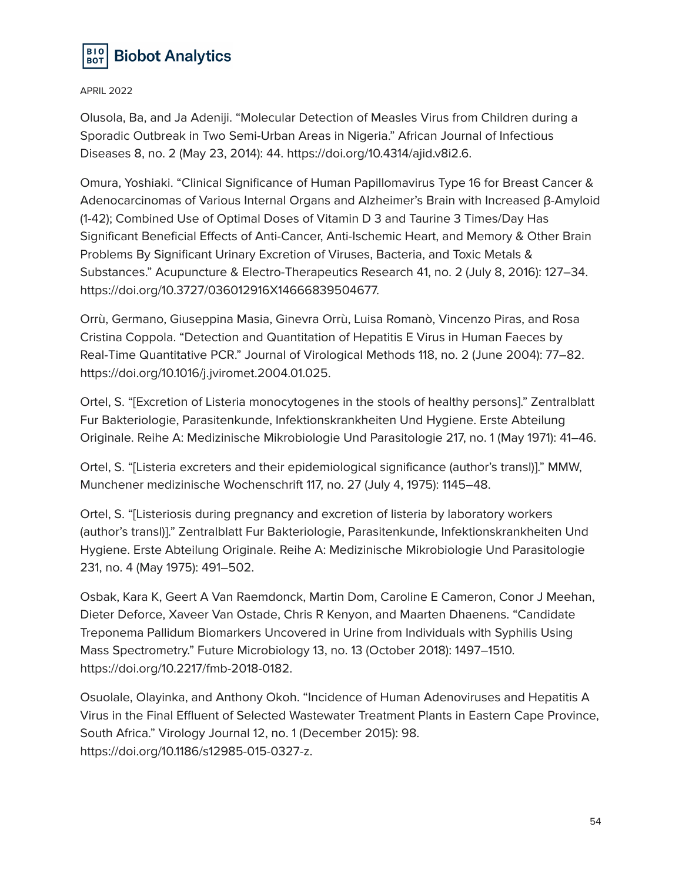Olusola, Ba, and Ja Adeniji. "Molecular Detection of Measles Virus from Children during a Sporadic Outbreak in Two Semi-Urban Areas in Nigeria." African Journal of Infectious Diseases 8, no. 2 (May 23, 2014): 44. https://doi.org/10.4314/ajid.v8i2.6.

Omura, Yoshiaki. "Clinical Significance of Human Papillomavirus Type 16 for Breast Cancer & Adenocarcinomas of Various Internal Organs and Alzheimer's Brain with Increased β-Amyloid (1-42); Combined Use of Optimal Doses of Vitamin D 3 and Taurine 3 Times/Day Has Significant Beneficial Effects of Anti-Cancer, Anti-Ischemic Heart, and Memory & Other Brain Problems By Significant Urinary Excretion of Viruses, Bacteria, and Toxic Metals & Substances." Acupuncture & Electro-Therapeutics Research 41, no. 2 (July 8, 2016): 127–34. https://doi.org/10.3727/036012916X14666839504677.

Orrù, Germano, Giuseppina Masia, Ginevra Orrù, Luisa Romanò, Vincenzo Piras, and Rosa Cristina Coppola. "Detection and Quantitation of Hepatitis E Virus in Human Faeces by Real-Time Quantitative PCR." Journal of Virological Methods 118, no. 2 (June 2004): 77–82. https://doi.org/10.1016/j.jviromet.2004.01.025.

Ortel, S. "[Excretion of Listeria monocytogenes in the stools of healthy persons]." Zentralblatt Fur Bakteriologie, Parasitenkunde, Infektionskrankheiten Und Hygiene. Erste Abteilung Originale. Reihe A: Medizinische Mikrobiologie Und Parasitologie 217, no. 1 (May 1971): 41–46.

Ortel, S. "[Listeria excreters and their epidemiological significance (author's transl)]." MMW, Munchener medizinische Wochenschrift 117, no. 27 (July 4, 1975): 1145–48.

Ortel, S. "[Listeriosis during pregnancy and excretion of listeria by laboratory workers (author's transl)]." Zentralblatt Fur Bakteriologie, Parasitenkunde, Infektionskrankheiten Und Hygiene. Erste Abteilung Originale. Reihe A: Medizinische Mikrobiologie Und Parasitologie 231, no. 4 (May 1975): 491–502.

Osbak, Kara K, Geert A Van Raemdonck, Martin Dom, Caroline E Cameron, Conor J Meehan, Dieter Deforce, Xaveer Van Ostade, Chris R Kenyon, and Maarten Dhaenens. "Candidate Treponema Pallidum Biomarkers Uncovered in Urine from Individuals with Syphilis Using Mass Spectrometry." Future Microbiology 13, no. 13 (October 2018): 1497–1510. https://doi.org/10.2217/fmb-2018-0182.

Osuolale, Olayinka, and Anthony Okoh. "Incidence of Human Adenoviruses and Hepatitis A Virus in the Final Effluent of Selected Wastewater Treatment Plants in Eastern Cape Province, South Africa." Virology Journal 12, no. 1 (December 2015): 98. https://doi.org/10.1186/s12985-015-0327-z.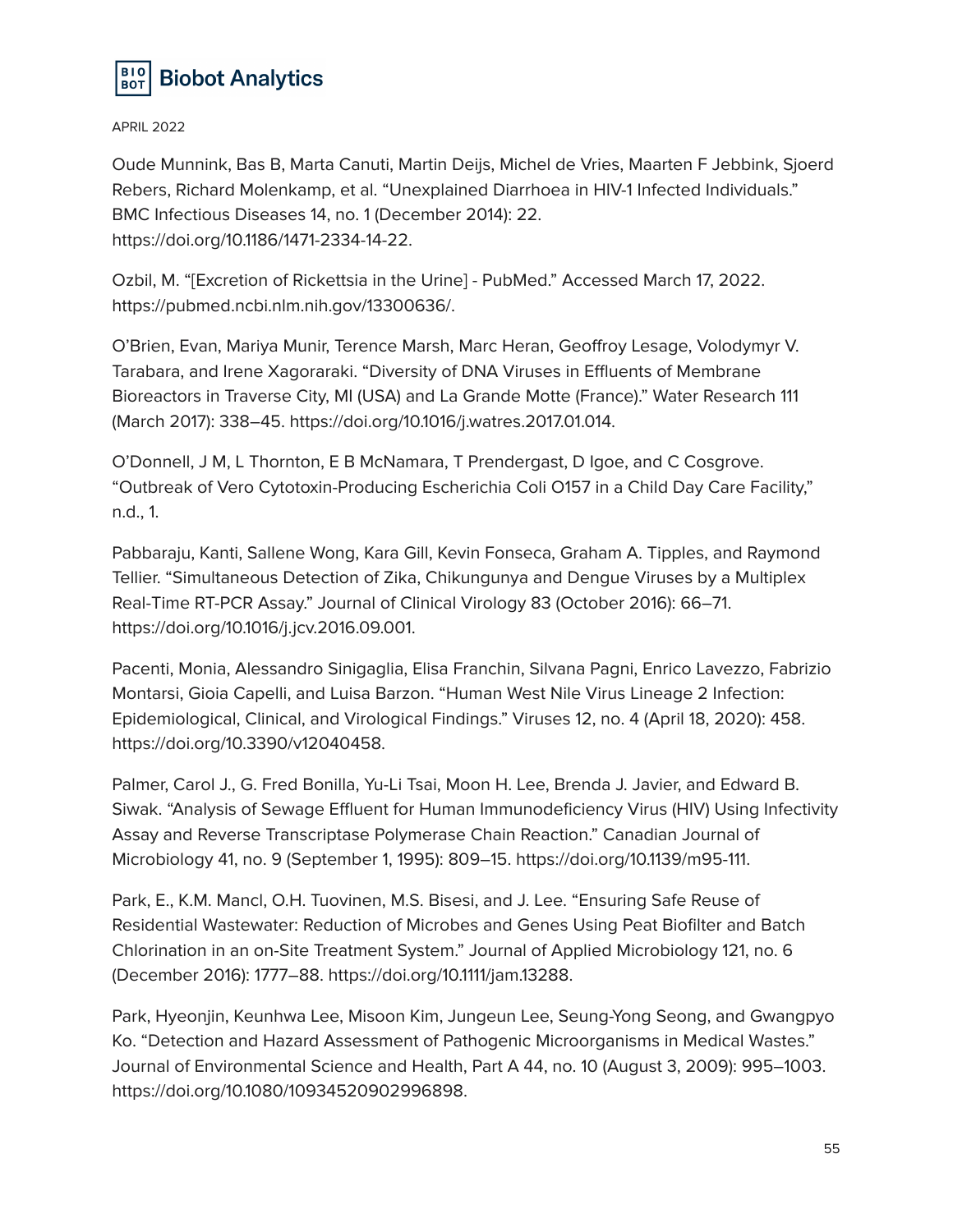Oude Munnink, Bas B, Marta Canuti, Martin Deijs, Michel de Vries, Maarten F Jebbink, Sjoerd Rebers, Richard Molenkamp, et al. "Unexplained Diarrhoea in HIV-1 Infected Individuals." BMC Infectious Diseases 14, no. 1 (December 2014): 22. https://doi.org/10.1186/1471-2334-14-22.

Ozbil, M. "[Excretion of Rickettsia in the Urine] - PubMed." Accessed March 17, 2022. https://pubmed.ncbi.nlm.nih.gov/13300636/.

O'Brien, Evan, Mariya Munir, Terence Marsh, Marc Heran, Geoffroy Lesage, Volodymyr V. Tarabara, and Irene Xagoraraki. "Diversity of DNA Viruses in Effluents of Membrane Bioreactors in Traverse City, MI (USA) and La Grande Motte (France)." Water Research 111 (March 2017): 338–45. https://doi.org/10.1016/j.watres.2017.01.014.

O'Donnell, J M, L Thornton, E B McNamara, T Prendergast, D Igoe, and C Cosgrove. "Outbreak of Vero Cytotoxin-Producing Escherichia Coli O157 in a Child Day Care Facility," n.d., 1.

Pabbaraju, Kanti, Sallene Wong, Kara Gill, Kevin Fonseca, Graham A. Tipples, and Raymond Tellier. "Simultaneous Detection of Zika, Chikungunya and Dengue Viruses by a Multiplex Real-Time RT-PCR Assay." Journal of Clinical Virology 83 (October 2016): 66–71. https://doi.org/10.1016/j.jcv.2016.09.001.

Pacenti, Monia, Alessandro Sinigaglia, Elisa Franchin, Silvana Pagni, Enrico Lavezzo, Fabrizio Montarsi, Gioia Capelli, and Luisa Barzon. "Human West Nile Virus Lineage 2 Infection: Epidemiological, Clinical, and Virological Findings." Viruses 12, no. 4 (April 18, 2020): 458. https://doi.org/10.3390/v12040458.

Palmer, Carol J., G. Fred Bonilla, Yu-Li Tsai, Moon H. Lee, Brenda J. Javier, and Edward B. Siwak. "Analysis of Sewage Effluent for Human Immunodeficiency Virus (HIV) Using Infectivity Assay and Reverse Transcriptase Polymerase Chain Reaction." Canadian Journal of Microbiology 41, no. 9 (September 1, 1995): 809–15. https://doi.org/10.1139/m95-111.

Park, E., K.M. Mancl, O.H. Tuovinen, M.S. Bisesi, and J. Lee. "Ensuring Safe Reuse of Residential Wastewater: Reduction of Microbes and Genes Using Peat Biofilter and Batch Chlorination in an on-Site Treatment System." Journal of Applied Microbiology 121, no. 6 (December 2016): 1777–88. https://doi.org/10.1111/jam.13288.

Park, Hyeonjin, Keunhwa Lee, Misoon Kim, Jungeun Lee, Seung-Yong Seong, and Gwangpyo Ko. "Detection and Hazard Assessment of Pathogenic Microorganisms in Medical Wastes." Journal of Environmental Science and Health, Part A 44, no. 10 (August 3, 2009): 995–1003. https://doi.org/10.1080/10934520902996898.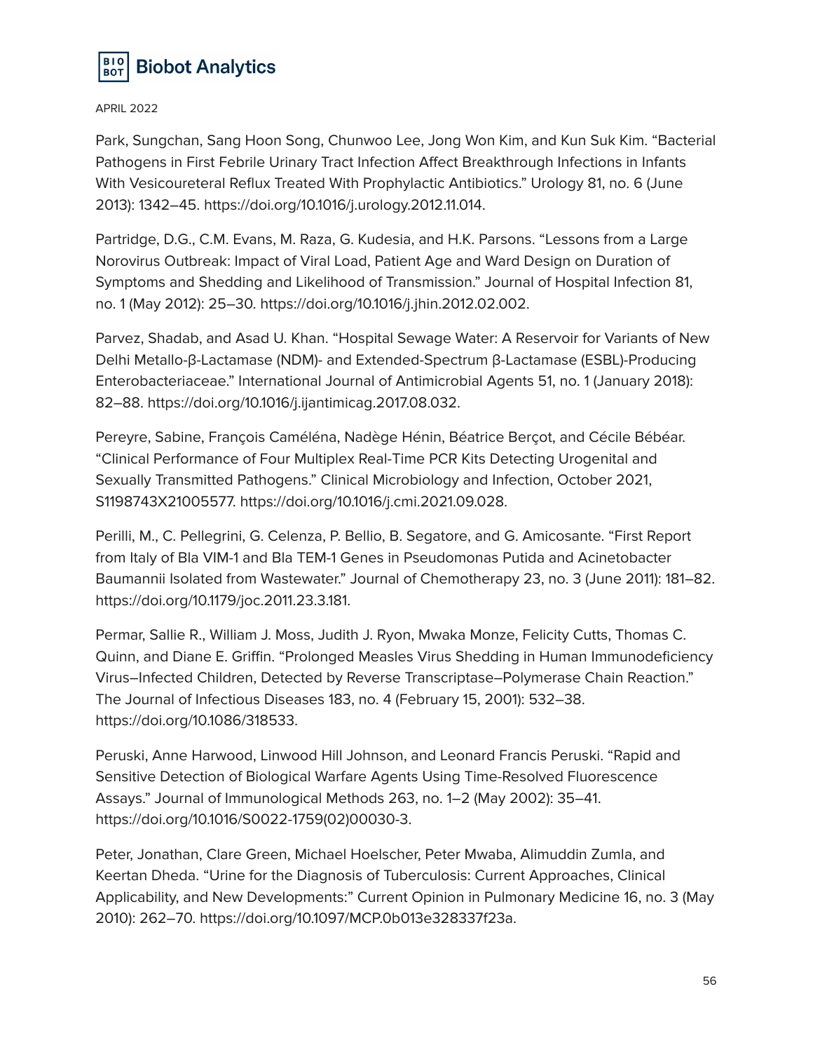Park, Sungchan, Sang Hoon Song, Chunwoo Lee, Jong Won Kim, and Kun Suk Kim. "Bacterial Pathogens in First Febrile Urinary Tract Infection Affect Breakthrough Infections in Infants With Vesicoureteral Reflux Treated With Prophylactic Antibiotics." Urology 81, no. 6 (June 2013): 1342–45. https://doi.org/10.1016/j.urology.2012.11.014.

Partridge, D.G., C.M. Evans, M. Raza, G. Kudesia, and H.K. Parsons. "Lessons from a Large Norovirus Outbreak: Impact of Viral Load, Patient Age and Ward Design on Duration of Symptoms and Shedding and Likelihood of Transmission." Journal of Hospital Infection 81, no. 1 (May 2012): 25–30. https://doi.org/10.1016/j.jhin.2012.02.002.

Parvez, Shadab, and Asad U. Khan. "Hospital Sewage Water: A Reservoir for Variants of New Delhi Metallo-β-Lactamase (NDM)- and Extended-Spectrum β-Lactamase (ESBL)-Producing Enterobacteriaceae." International Journal of Antimicrobial Agents 51, no. 1 (January 2018): 82–88. https://doi.org/10.1016/j.ijantimicag.2017.08.032.

Pereyre, Sabine, François Caméléna, Nadège Hénin, Béatrice Berçot, and Cécile Bébéar. "Clinical Performance of Four Multiplex Real-Time PCR Kits Detecting Urogenital and Sexually Transmitted Pathogens." Clinical Microbiology and Infection, October 2021, S1198743X21005577. https://doi.org/10.1016/j.cmi.2021.09.028.

Perilli, M., C. Pellegrini, G. Celenza, P. Bellio, B. Segatore, and G. Amicosante. "First Report from Italy of Bla VIM-1 and Bla TEM-1 Genes in Pseudomonas Putida and Acinetobacter Baumannii Isolated from Wastewater." Journal of Chemotherapy 23, no. 3 (June 2011): 181–82. https://doi.org/10.1179/joc.2011.23.3.181.

Permar, Sallie R., William J. Moss, Judith J. Ryon, Mwaka Monze, Felicity Cutts, Thomas C. Quinn, and Diane E. Griffin. "Prolonged Measles Virus Shedding in Human Immunodeficiency Virus–Infected Children, Detected by Reverse Transcriptase–Polymerase Chain Reaction." The Journal of Infectious Diseases 183, no. 4 (February 15, 2001): 532–38. https://doi.org/10.1086/318533.

Peruski, Anne Harwood, Linwood Hill Johnson, and Leonard Francis Peruski. "Rapid and Sensitive Detection of Biological Warfare Agents Using Time-Resolved Fluorescence Assays." Journal of Immunological Methods 263, no. 1–2 (May 2002): 35–41. https://doi.org/10.1016/S0022-1759(02)00030-3.

Peter, Jonathan, Clare Green, Michael Hoelscher, Peter Mwaba, Alimuddin Zumla, and Keertan Dheda. "Urine for the Diagnosis of Tuberculosis: Current Approaches, Clinical Applicability, and New Developments:" Current Opinion in Pulmonary Medicine 16, no. 3 (May 2010): 262–70. https://doi.org/10.1097/MCP.0b013e328337f23a.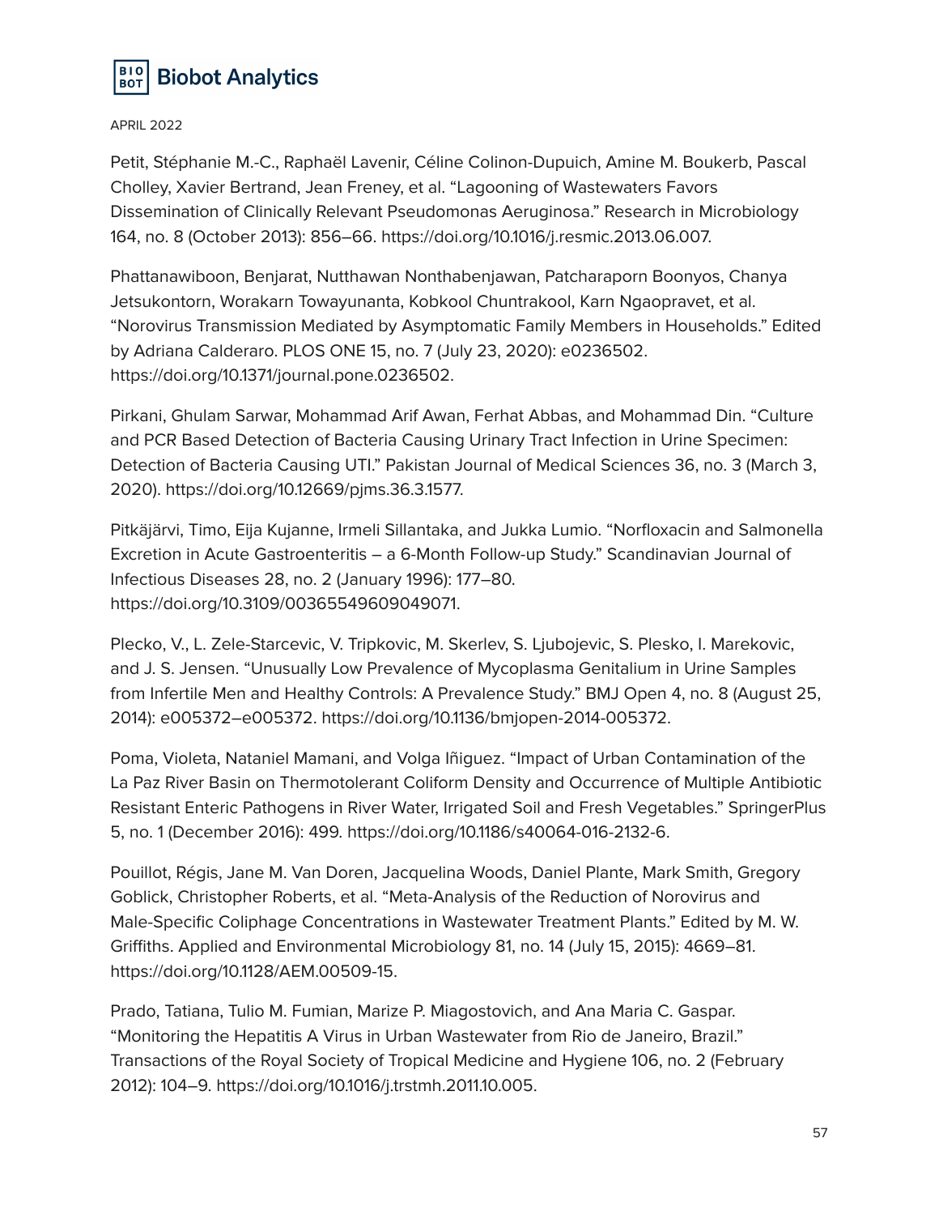Petit, Stéphanie M.-C., Raphaël Lavenir, Céline Colinon-Dupuich, Amine M. Boukerb, Pascal Cholley, Xavier Bertrand, Jean Freney, et al. "Lagooning of Wastewaters Favors Dissemination of Clinically Relevant Pseudomonas Aeruginosa." Research in Microbiology 164, no. 8 (October 2013): 856–66. https://doi.org/10.1016/j.resmic.2013.06.007.

Phattanawiboon, Benjarat, Nutthawan Nonthabenjawan, Patcharaporn Boonyos, Chanya Jetsukontorn, Worakarn Towayunanta, Kobkool Chuntrakool, Karn Ngaopravet, et al. "Norovirus Transmission Mediated by Asymptomatic Family Members in Households." Edited by Adriana Calderaro. PLOS ONE 15, no. 7 (July 23, 2020): e0236502. https://doi.org/10.1371/journal.pone.0236502.

Pirkani, Ghulam Sarwar, Mohammad Arif Awan, Ferhat Abbas, and Mohammad Din. "Culture and PCR Based Detection of Bacteria Causing Urinary Tract Infection in Urine Specimen: Detection of Bacteria Causing UTI." Pakistan Journal of Medical Sciences 36, no. 3 (March 3, 2020). https://doi.org/10.12669/pjms.36.3.1577.

Pitkäjärvi, Timo, Eija Kujanne, Irmeli Sillantaka, and Jukka Lumio. "Norfloxacin and Salmonella Excretion in Acute Gastroenteritis – a 6-Month Follow-up Study." Scandinavian Journal of Infectious Diseases 28, no. 2 (January 1996): 177–80. https://doi.org/10.3109/00365549609049071.

Plecko, V., L. Zele-Starcevic, V. Tripkovic, M. Skerlev, S. Ljubojevic, S. Plesko, I. Marekovic, and J. S. Jensen. "Unusually Low Prevalence of Mycoplasma Genitalium in Urine Samples from Infertile Men and Healthy Controls: A Prevalence Study." BMJ Open 4, no. 8 (August 25, 2014): e005372–e005372. https://doi.org/10.1136/bmjopen-2014-005372.

Poma, Violeta, Nataniel Mamani, and Volga Iñiguez. "Impact of Urban Contamination of the La Paz River Basin on Thermotolerant Coliform Density and Occurrence of Multiple Antibiotic Resistant Enteric Pathogens in River Water, Irrigated Soil and Fresh Vegetables." SpringerPlus 5, no. 1 (December 2016): 499. https://doi.org/10.1186/s40064-016-2132-6.

Pouillot, Régis, Jane M. Van Doren, Jacquelina Woods, Daniel Plante, Mark Smith, Gregory Goblick, Christopher Roberts, et al. "Meta-Analysis of the Reduction of Norovirus and Male-Specific Coliphage Concentrations in Wastewater Treatment Plants." Edited by M. W. Griffiths. Applied and Environmental Microbiology 81, no. 14 (July 15, 2015): 4669–81. https://doi.org/10.1128/AEM.00509-15.

Prado, Tatiana, Tulio M. Fumian, Marize P. Miagostovich, and Ana Maria C. Gaspar. "Monitoring the Hepatitis A Virus in Urban Wastewater from Rio de Janeiro, Brazil." Transactions of the Royal Society of Tropical Medicine and Hygiene 106, no. 2 (February 2012): 104–9. https://doi.org/10.1016/j.trstmh.2011.10.005.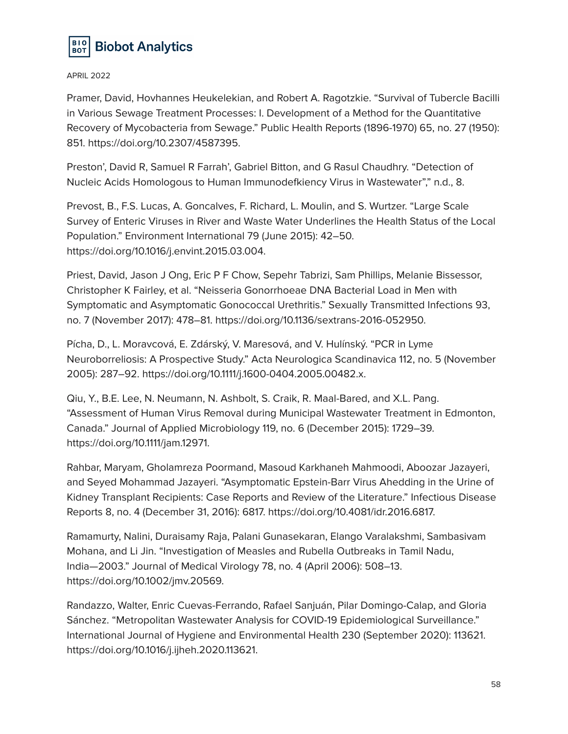Pramer, David, Hovhannes Heukelekian, and Robert A. Ragotzkie. "Survival of Tubercle Bacilli in Various Sewage Treatment Processes: I. Development of a Method for the Quantitative Recovery of Mycobacteria from Sewage." Public Health Reports (1896-1970) 65, no. 27 (1950): 851. https://doi.org/10.2307/4587395.

Preston', David R, Samuel R Farrah', Gabriel Bitton, and G Rasul Chaudhry. "Detection of Nucleic Acids Homologous to Human Immunodefkiency Virus in Wastewater"," n.d., 8.

Prevost, B., F.S. Lucas, A. Goncalves, F. Richard, L. Moulin, and S. Wurtzer. "Large Scale Survey of Enteric Viruses in River and Waste Water Underlines the Health Status of the Local Population." Environment International 79 (June 2015): 42–50. https://doi.org/10.1016/j.envint.2015.03.004.

Priest, David, Jason J Ong, Eric P F Chow, Sepehr Tabrizi, Sam Phillips, Melanie Bissessor, Christopher K Fairley, et al. "Neisseria Gonorrhoeae DNA Bacterial Load in Men with Symptomatic and Asymptomatic Gonococcal Urethritis." Sexually Transmitted Infections 93, no. 7 (November 2017): 478–81. https://doi.org/10.1136/sextrans-2016-052950.

Pícha, D., L. Moravcová, E. Zdárský, V. Maresová, and V. Hulínský. "PCR in Lyme Neuroborreliosis: A Prospective Study." Acta Neurologica Scandinavica 112, no. 5 (November 2005): 287–92. https://doi.org/10.1111/j.1600-0404.2005.00482.x.

Qiu, Y., B.E. Lee, N. Neumann, N. Ashbolt, S. Craik, R. Maal-Bared, and X.L. Pang. "Assessment of Human Virus Removal during Municipal Wastewater Treatment in Edmonton, Canada." Journal of Applied Microbiology 119, no. 6 (December 2015): 1729–39. https://doi.org/10.1111/jam.12971.

Rahbar, Maryam, Gholamreza Poormand, Masoud Karkhaneh Mahmoodi, Aboozar Jazayeri, and Seyed Mohammad Jazayeri. "Asymptomatic Epstein-Barr Virus Ahedding in the Urine of Kidney Transplant Recipients: Case Reports and Review of the Literature." Infectious Disease Reports 8, no. 4 (December 31, 2016): 6817. https://doi.org/10.4081/idr.2016.6817.

Ramamurty, Nalini, Duraisamy Raja, Palani Gunasekaran, Elango Varalakshmi, Sambasivam Mohana, and Li Jin. "Investigation of Measles and Rubella Outbreaks in Tamil Nadu, India—2003." Journal of Medical Virology 78, no. 4 (April 2006): 508–13. https://doi.org/10.1002/jmv.20569.

Randazzo, Walter, Enric Cuevas-Ferrando, Rafael Sanjuán, Pilar Domingo-Calap, and Gloria Sánchez. "Metropolitan Wastewater Analysis for COVID-19 Epidemiological Surveillance." International Journal of Hygiene and Environmental Health 230 (September 2020): 113621. https://doi.org/10.1016/j.ijheh.2020.113621.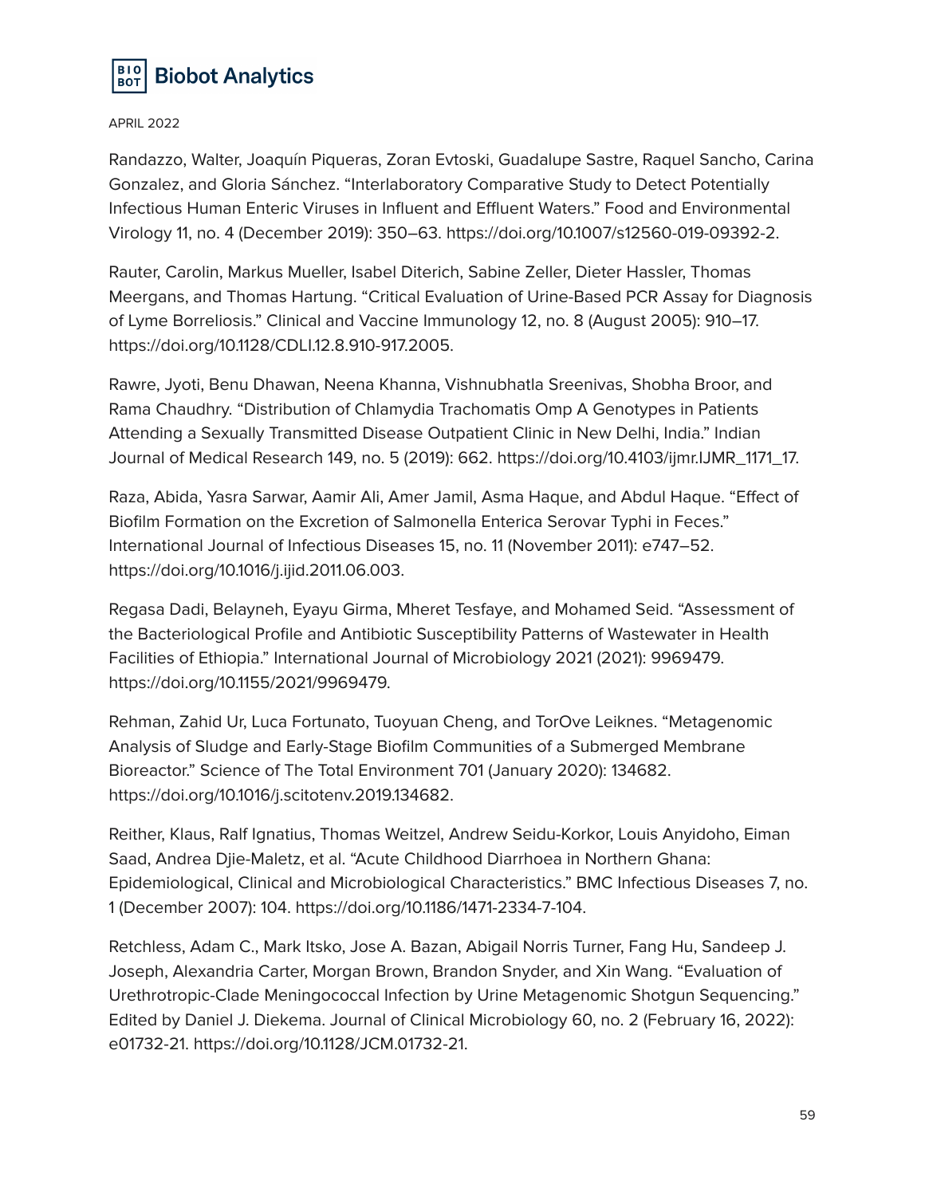Randazzo, Walter, Joaquín Piqueras, Zoran Evtoski, Guadalupe Sastre, Raquel Sancho, Carina Gonzalez, and Gloria Sánchez. "Interlaboratory Comparative Study to Detect Potentially Infectious Human Enteric Viruses in Influent and Effluent Waters." Food and Environmental Virology 11, no. 4 (December 2019): 350–63. https://doi.org/10.1007/s12560-019-09392-2.

Rauter, Carolin, Markus Mueller, Isabel Diterich, Sabine Zeller, Dieter Hassler, Thomas Meergans, and Thomas Hartung. "Critical Evaluation of Urine-Based PCR Assay for Diagnosis of Lyme Borreliosis." Clinical and Vaccine Immunology 12, no. 8 (August 2005): 910–17. https://doi.org/10.1128/CDLI.12.8.910-917.2005.

Rawre, Jyoti, Benu Dhawan, Neena Khanna, Vishnubhatla Sreenivas, Shobha Broor, and Rama Chaudhry. "Distribution of Chlamydia Trachomatis Omp A Genotypes in Patients Attending a Sexually Transmitted Disease Outpatient Clinic in New Delhi, India." Indian Journal of Medical Research 149, no. 5 (2019): 662. https://doi.org/10.4103/ijmr.IJMR_1171_17.

Raza, Abida, Yasra Sarwar, Aamir Ali, Amer Jamil, Asma Haque, and Abdul Haque. "Effect of Biofilm Formation on the Excretion of Salmonella Enterica Serovar Typhi in Feces." International Journal of Infectious Diseases 15, no. 11 (November 2011): e747–52. https://doi.org/10.1016/j.ijid.2011.06.003.

Regasa Dadi, Belayneh, Eyayu Girma, Mheret Tesfaye, and Mohamed Seid. "Assessment of the Bacteriological Profile and Antibiotic Susceptibility Patterns of Wastewater in Health Facilities of Ethiopia." International Journal of Microbiology 2021 (2021): 9969479. https://doi.org/10.1155/2021/9969479.

Rehman, Zahid Ur, Luca Fortunato, Tuoyuan Cheng, and TorOve Leiknes. "Metagenomic Analysis of Sludge and Early-Stage Biofilm Communities of a Submerged Membrane Bioreactor." Science of The Total Environment 701 (January 2020): 134682. https://doi.org/10.1016/j.scitotenv.2019.134682.

Reither, Klaus, Ralf Ignatius, Thomas Weitzel, Andrew Seidu-Korkor, Louis Anyidoho, Eiman Saad, Andrea Djie-Maletz, et al. "Acute Childhood Diarrhoea in Northern Ghana: Epidemiological, Clinical and Microbiological Characteristics." BMC Infectious Diseases 7, no. 1 (December 2007): 104. https://doi.org/10.1186/1471-2334-7-104.

Retchless, Adam C., Mark Itsko, Jose A. Bazan, Abigail Norris Turner, Fang Hu, Sandeep J. Joseph, Alexandria Carter, Morgan Brown, Brandon Snyder, and Xin Wang. "Evaluation of Urethrotropic-Clade Meningococcal Infection by Urine Metagenomic Shotgun Sequencing." Edited by Daniel J. Diekema. Journal of Clinical Microbiology 60, no. 2 (February 16, 2022): e01732-21. https://doi.org/10.1128/JCM.01732-21.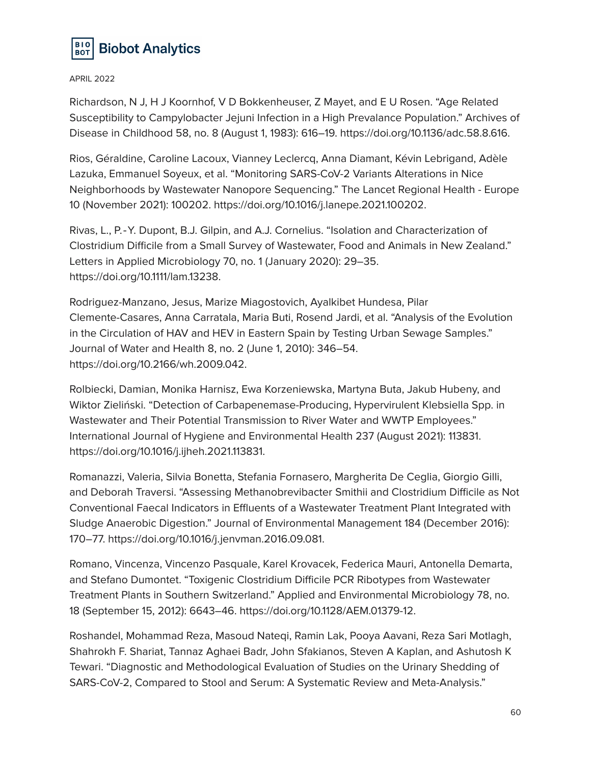Richardson, N J, H J Koornhof, V D Bokkenheuser, Z Mayet, and E U Rosen. "Age Related Susceptibility to Campylobacter Jejuni Infection in a High Prevalance Population." Archives of Disease in Childhood 58, no. 8 (August 1, 1983): 616–19. https://doi.org/10.1136/adc.58.8.616.

Rios, Géraldine, Caroline Lacoux, Vianney Leclercq, Anna Diamant, Kévin Lebrigand, Adèle Lazuka, Emmanuel Soyeux, et al. "Monitoring SARS-CoV-2 Variants Alterations in Nice Neighborhoods by Wastewater Nanopore Sequencing." The Lancet Regional Health - Europe 10 (November 2021): 100202. https://doi.org/10.1016/j.lanepe.2021.100202.

Rivas, L., P.-Y. Dupont, B.J. Gilpin, and A.J. Cornelius. "Isolation and Characterization of Clostridium Difficile from a Small Survey of Wastewater, Food and Animals in New Zealand." Letters in Applied Microbiology 70, no. 1 (January 2020): 29–35. https://doi.org/10.1111/lam.13238.

Rodriguez-Manzano, Jesus, Marize Miagostovich, Ayalkibet Hundesa, Pilar Clemente-Casares, Anna Carratala, Maria Buti, Rosend Jardi, et al. "Analysis of the Evolution in the Circulation of HAV and HEV in Eastern Spain by Testing Urban Sewage Samples." Journal of Water and Health 8, no. 2 (June 1, 2010): 346–54. https://doi.org/10.2166/wh.2009.042.

Rolbiecki, Damian, Monika Harnisz, Ewa Korzeniewska, Martyna Buta, Jakub Hubeny, and Wiktor Zieliński. "Detection of Carbapenemase-Producing, Hypervirulent Klebsiella Spp. in Wastewater and Their Potential Transmission to River Water and WWTP Employees." International Journal of Hygiene and Environmental Health 237 (August 2021): 113831. https://doi.org/10.1016/j.ijheh.2021.113831.

Romanazzi, Valeria, Silvia Bonetta, Stefania Fornasero, Margherita De Ceglia, Giorgio Gilli, and Deborah Traversi. "Assessing Methanobrevibacter Smithii and Clostridium Difficile as Not Conventional Faecal Indicators in Effluents of a Wastewater Treatment Plant Integrated with Sludge Anaerobic Digestion." Journal of Environmental Management 184 (December 2016): 170–77. https://doi.org/10.1016/j.jenvman.2016.09.081.

Romano, Vincenza, Vincenzo Pasquale, Karel Krovacek, Federica Mauri, Antonella Demarta, and Stefano Dumontet. "Toxigenic Clostridium Difficile PCR Ribotypes from Wastewater Treatment Plants in Southern Switzerland." Applied and Environmental Microbiology 78, no. 18 (September 15, 2012): 6643–46. https://doi.org/10.1128/AEM.01379-12.

Roshandel, Mohammad Reza, Masoud Nateqi, Ramin Lak, Pooya Aavani, Reza Sari Motlagh, Shahrokh F. Shariat, Tannaz Aghaei Badr, John Sfakianos, Steven A Kaplan, and Ashutosh K Tewari. "Diagnostic and Methodological Evaluation of Studies on the Urinary Shedding of SARS-CoV-2, Compared to Stool and Serum: A Systematic Review and Meta-Analysis."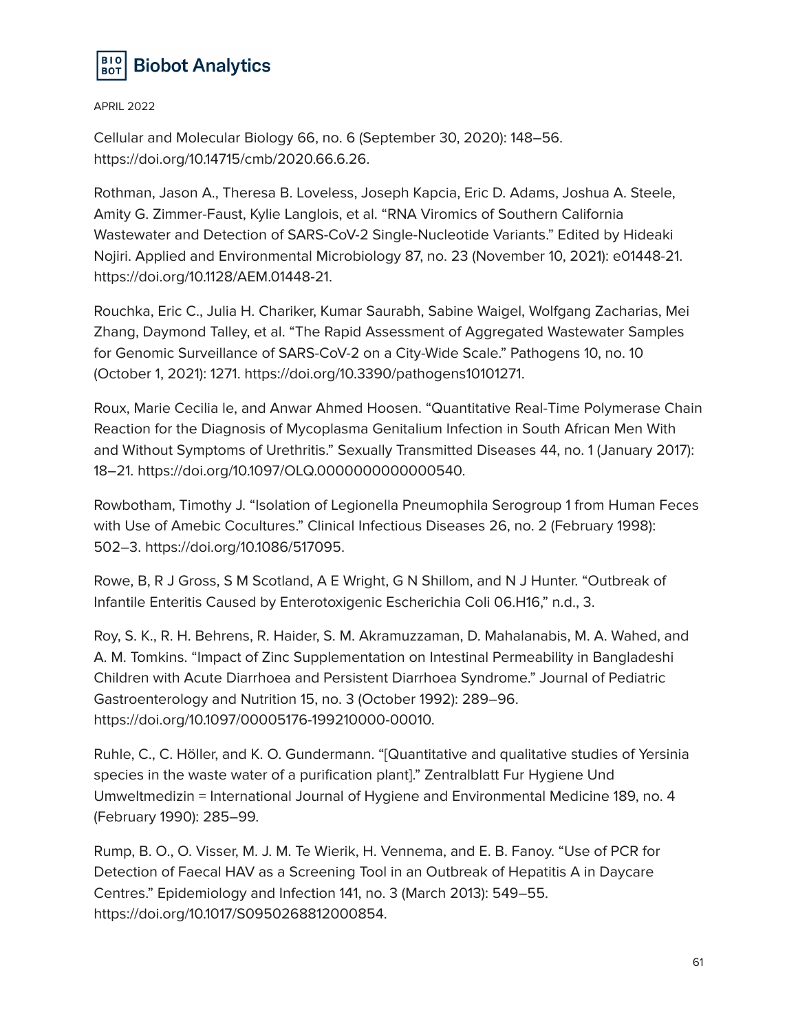Cellular and Molecular Biology 66, no. 6 (September 30, 2020): 148–56. https://doi.org/10.14715/cmb/2020.66.6.26.

Rothman, Jason A., Theresa B. Loveless, Joseph Kapcia, Eric D. Adams, Joshua A. Steele, Amity G. Zimmer-Faust, Kylie Langlois, et al. "RNA Viromics of Southern California Wastewater and Detection of SARS-CoV-2 Single-Nucleotide Variants." Edited by Hideaki Nojiri. Applied and Environmental Microbiology 87, no. 23 (November 10, 2021): e01448-21. https://doi.org/10.1128/AEM.01448-21.

Rouchka, Eric C., Julia H. Chariker, Kumar Saurabh, Sabine Waigel, Wolfgang Zacharias, Mei Zhang, Daymond Talley, et al. "The Rapid Assessment of Aggregated Wastewater Samples for Genomic Surveillance of SARS-CoV-2 on a City-Wide Scale." Pathogens 10, no. 10 (October 1, 2021): 1271. https://doi.org/10.3390/pathogens10101271.

Roux, Marie Cecilia le, and Anwar Ahmed Hoosen. "Quantitative Real-Time Polymerase Chain Reaction for the Diagnosis of Mycoplasma Genitalium Infection in South African Men With and Without Symptoms of Urethritis." Sexually Transmitted Diseases 44, no. 1 (January 2017): 18–21. https://doi.org/10.1097/OLQ.0000000000000540.

Rowbotham, Timothy J. "Isolation of Legionella Pneumophila Serogroup 1 from Human Feces with Use of Amebic Cocultures." Clinical Infectious Diseases 26, no. 2 (February 1998): 502–3. https://doi.org/10.1086/517095.

Rowe, B, R J Gross, S M Scotland, A E Wright, G N Shillom, and N J Hunter. "Outbreak of Infantile Enteritis Caused by Enterotoxigenic Escherichia Coli 06.H16," n.d., 3.

Roy, S. K., R. H. Behrens, R. Haider, S. M. Akramuzzaman, D. Mahalanabis, M. A. Wahed, and A. M. Tomkins. "Impact of Zinc Supplementation on Intestinal Permeability in Bangladeshi Children with Acute Diarrhoea and Persistent Diarrhoea Syndrome." Journal of Pediatric Gastroenterology and Nutrition 15, no. 3 (October 1992): 289–96. https://doi.org/10.1097/00005176-199210000-00010.

Ruhle, C., C. Höller, and K. O. Gundermann. "[Quantitative and qualitative studies of Yersinia species in the waste water of a purification plant]." Zentralblatt Fur Hygiene Und Umweltmedizin = International Journal of Hygiene and Environmental Medicine 189, no. 4 (February 1990): 285–99.

Rump, B. O., O. Visser, M. J. M. Te Wierik, H. Vennema, and E. B. Fanoy. "Use of PCR for Detection of Faecal HAV as a Screening Tool in an Outbreak of Hepatitis A in Daycare Centres." Epidemiology and Infection 141, no. 3 (March 2013): 549–55. https://doi.org/10.1017/S0950268812000854.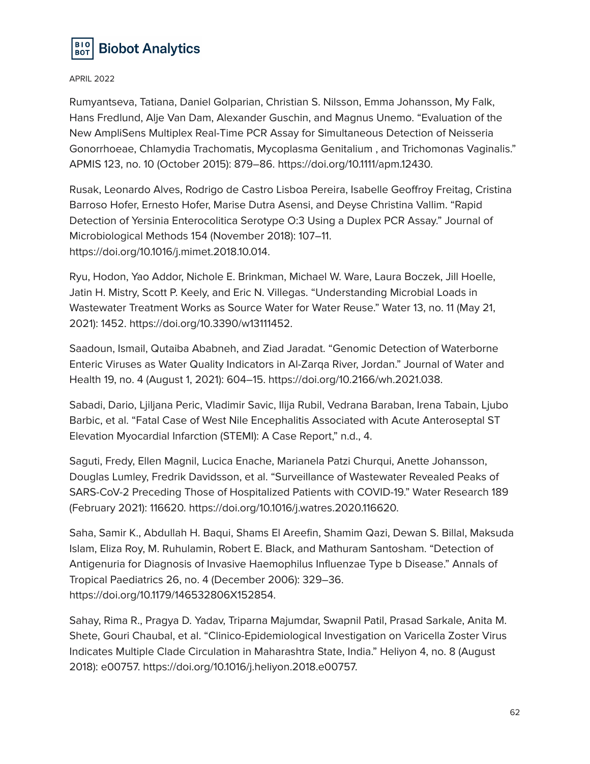Rumyantseva, Tatiana, Daniel Golparian, Christian S. Nilsson, Emma Johansson, My Falk, Hans Fredlund, Alje Van Dam, Alexander Guschin, and Magnus Unemo. "Evaluation of the New AmpliSens Multiplex Real-Time PCR Assay for Simultaneous Detection of Neisseria Gonorrhoeae, Chlamydia Trachomatis, Mycoplasma Genitalium , and Trichomonas Vaginalis." APMIS 123, no. 10 (October 2015): 879–86. https://doi.org/10.1111/apm.12430.

Rusak, Leonardo Alves, Rodrigo de Castro Lisboa Pereira, Isabelle Geoffroy Freitag, Cristina Barroso Hofer, Ernesto Hofer, Marise Dutra Asensi, and Deyse Christina Vallim. "Rapid Detection of Yersinia Enterocolitica Serotype O:3 Using a Duplex PCR Assay." Journal of Microbiological Methods 154 (November 2018): 107–11. https://doi.org/10.1016/j.mimet.2018.10.014.

Ryu, Hodon, Yao Addor, Nichole E. Brinkman, Michael W. Ware, Laura Boczek, Jill Hoelle, Jatin H. Mistry, Scott P. Keely, and Eric N. Villegas. "Understanding Microbial Loads in Wastewater Treatment Works as Source Water for Water Reuse." Water 13, no. 11 (May 21, 2021): 1452. https://doi.org/10.3390/w13111452.

Saadoun, Ismail, Qutaiba Ababneh, and Ziad Jaradat. "Genomic Detection of Waterborne Enteric Viruses as Water Quality Indicators in Al-Zarqa River, Jordan." Journal of Water and Health 19, no. 4 (August 1, 2021): 604–15. https://doi.org/10.2166/wh.2021.038.

Sabadi, Dario, Ljiljana Peric, Vladimir Savic, Ilija Rubil, Vedrana Baraban, Irena Tabain, Ljubo Barbic, et al. "Fatal Case of West Nile Encephalitis Associated with Acute Anteroseptal ST Elevation Myocardial Infarction (STEMI): A Case Report," n.d., 4.

Saguti, Fredy, Ellen Magnil, Lucica Enache, Marianela Patzi Churqui, Anette Johansson, Douglas Lumley, Fredrik Davidsson, et al. "Surveillance of Wastewater Revealed Peaks of SARS-CoV-2 Preceding Those of Hospitalized Patients with COVID-19." Water Research 189 (February 2021): 116620. https://doi.org/10.1016/j.watres.2020.116620.

Saha, Samir K., Abdullah H. Baqui, Shams El Areefin, Shamim Qazi, Dewan S. Billal, Maksuda Islam, Eliza Roy, M. Ruhulamin, Robert E. Black, and Mathuram Santosham. "Detection of Antigenuria for Diagnosis of Invasive Haemophilus Influenzae Type b Disease." Annals of Tropical Paediatrics 26, no. 4 (December 2006): 329–36. https://doi.org/10.1179/146532806X152854.

Sahay, Rima R., Pragya D. Yadav, Triparna Majumdar, Swapnil Patil, Prasad Sarkale, Anita M. Shete, Gouri Chaubal, et al. "Clinico-Epidemiological Investigation on Varicella Zoster Virus Indicates Multiple Clade Circulation in Maharashtra State, India." Heliyon 4, no. 8 (August 2018): e00757. https://doi.org/10.1016/j.heliyon.2018.e00757.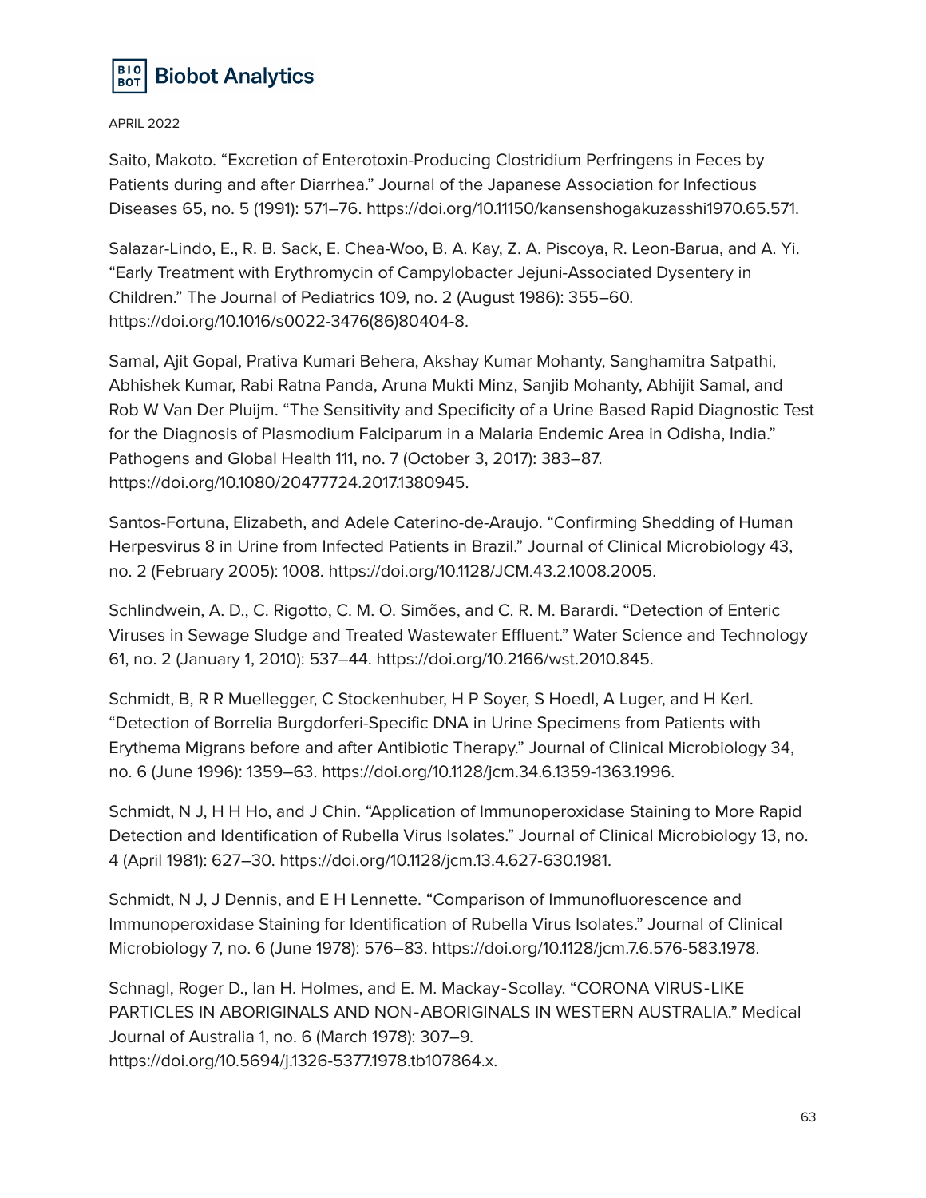Saito, Makoto. “Excretion of Enterotoxin-Producing Clostridium Perfringens in Feces by Patients during and after Diarrhea.” Journal of the Japanese Association for Infectious Diseases 65, no. 5 (1991): 571–76. https://doi.org/10.11150/kansenshogakuzasshi1970.65.571.

Salazar-Lindo, E., R. B. Sack, E. Chea-Woo, B. A. Kay, Z. A. Piscoya, R. Leon-Barua, and A. Yi. “Early Treatment with Erythromycin of Campylobacter Jejuni-Associated Dysentery in Children.” The Journal of Pediatrics 109, no. 2 (August 1986): 355–60. https://doi.org/10.1016/s0022-3476(86)80404-8.

Samal, Ajit Gopal, Prativa Kumari Behera, Akshay Kumar Mohanty, Sanghamitra Satpathi, Abhishek Kumar, Rabi Ratna Panda, Aruna Mukti Minz, Sanjib Mohanty, Abhijit Samal, and Rob W Van Der Pluijm. “The Sensitivity and Specificity of a Urine Based Rapid Diagnostic Test for the Diagnosis of Plasmodium Falciparum in a Malaria Endemic Area in Odisha, India.” Pathogens and Global Health 111, no. 7 (October 3, 2017): 383–87. https://doi.org/10.1080/20477724.2017.1380945.

Santos-Fortuna, Elizabeth, and Adele Caterino-de-Araujo. “Confirming Shedding of Human Herpesvirus 8 in Urine from Infected Patients in Brazil.” Journal of Clinical Microbiology 43, no. 2 (February 2005): 1008. https://doi.org/10.1128/JCM.43.2.1008.2005.

Schlindwein, A. D., C. Rigotto, C. M. O. Simões, and C. R. M. Barardi. “Detection of Enteric Viruses in Sewage Sludge and Treated Wastewater Effluent.” Water Science and Technology 61, no. 2 (January 1, 2010): 537–44. https://doi.org/10.2166/wst.2010.845.

Schmidt, B, R R Muellegger, C Stockenhuber, H P Soyer, S Hoedl, A Luger, and H Kerl. “Detection of Borrelia Burgdorferi-Specific DNA in Urine Specimens from Patients with Erythema Migrans before and after Antibiotic Therapy.” Journal of Clinical Microbiology 34, no. 6 (June 1996): 1359–63. https://doi.org/10.1128/jcm.34.6.1359-1363.1996.

Schmidt, N J, H H Ho, and J Chin. “Application of Immunoperoxidase Staining to More Rapid Detection and Identification of Rubella Virus Isolates.” Journal of Clinical Microbiology 13, no. 4 (April 1981): 627–30. https://doi.org/10.1128/jcm.13.4.627-630.1981.

Schmidt, N J, J Dennis, and E H Lennette. “Comparison of Immunofluorescence and Immunoperoxidase Staining for Identification of Rubella Virus Isolates.” Journal of Clinical Microbiology 7, no. 6 (June 1978): 576–83. https://doi.org/10.1128/jcm.7.6.576-583.1978.

Schnagl, Roger D., Ian H. Holmes, and E. M. Mackay-Scollay. “CORONA VIRUS-LIKE PARTICLES IN ABORIGINALS AND NON-ABORIGINALS IN WESTERN AUSTRALIA.” Medical Journal of Australia 1, no. 6 (March 1978): 307–9. https://doi.org/10.5694/j.1326-5377.1978.tb107864.x.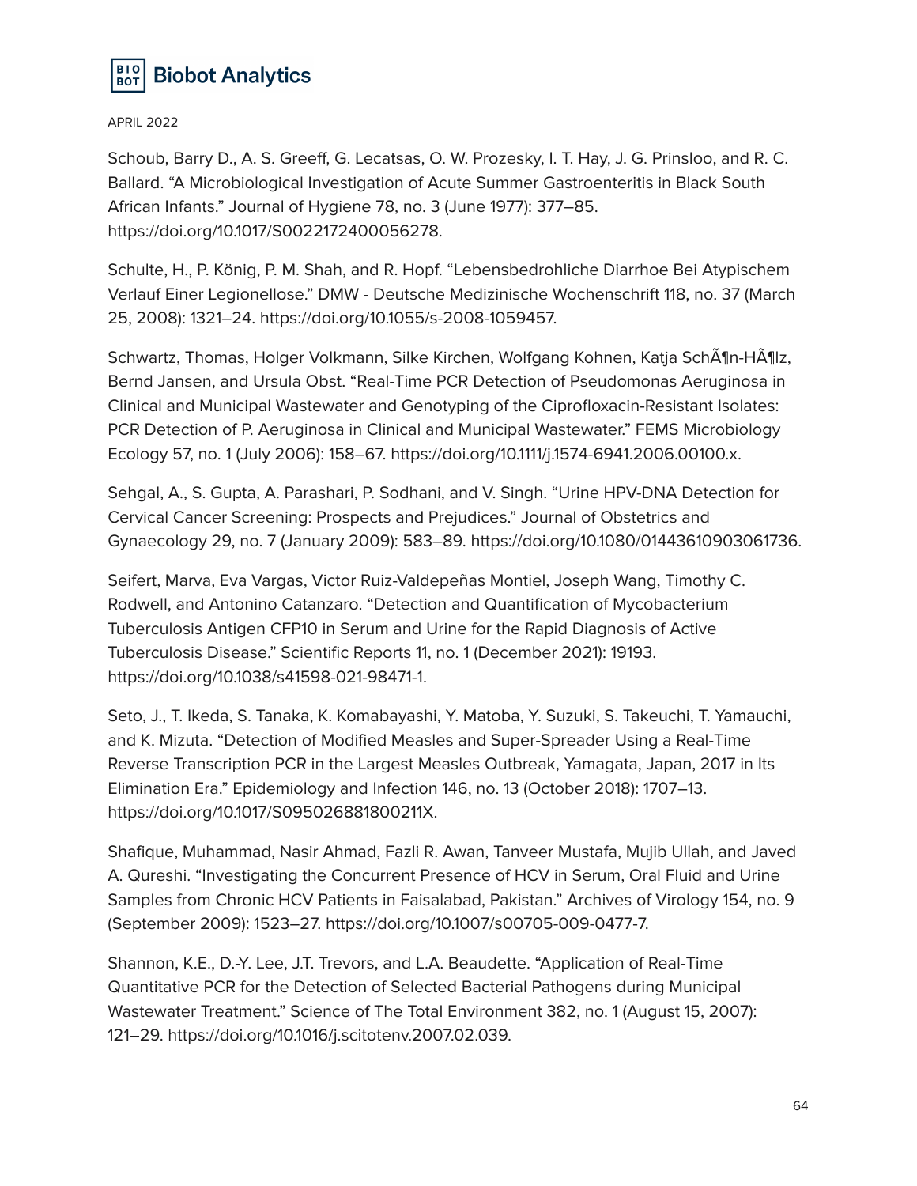APRIL 2022

Schoub, Barry D., A. S. Greeff, G. Lecatsas, O. W. Prozesky, I. T. Hay, J. G. Prinsloo, and R. C. Ballard. "A Microbiological Investigation of Acute Summer Gastroenteritis in Black South African Infants." Journal of Hygiene 78, no. 3 (June 1977): 377–85. https://doi.org/10.1017/S0022172400056278.

Schulte, H., P. König, P. M. Shah, and R. Hopf. "Lebensbedrohliche Diarrhoe Bei Atypischem Verlauf Einer Legionellose." DMW - Deutsche Medizinische Wochenschrift 118, no. 37 (March 25, 2008): 1321–24. https://doi.org/10.1055/s-2008-1059457.

Schwartz, Thomas, Holger Volkmann, Silke Kirchen, Wolfgang Kohnen, Katja SchÃ¶n-HÃ¶lz, Bernd Jansen, and Ursula Obst. "Real-Time PCR Detection of Pseudomonas Aeruginosa in Clinical and Municipal Wastewater and Genotyping of the Ciprofloxacin-Resistant Isolates: PCR Detection of P. Aeruginosa in Clinical and Municipal Wastewater." FEMS Microbiology Ecology 57, no. 1 (July 2006): 158–67. https://doi.org/10.1111/j.1574-6941.2006.00100.x.

Sehgal, A., S. Gupta, A. Parashari, P. Sodhani, and V. Singh. "Urine HPV-DNA Detection for Cervical Cancer Screening: Prospects and Prejudices." Journal of Obstetrics and Gynaecology 29, no. 7 (January 2009): 583–89. https://doi.org/10.1080/01443610903061736.

Seifert, Marva, Eva Vargas, Victor Ruiz-Valdepeñas Montiel, Joseph Wang, Timothy C. Rodwell, and Antonino Catanzaro. "Detection and Quantification of Mycobacterium Tuberculosis Antigen CFP10 in Serum and Urine for the Rapid Diagnosis of Active Tuberculosis Disease." Scientific Reports 11, no. 1 (December 2021): 19193. https://doi.org/10.1038/s41598-021-98471-1.

Seto, J., T. Ikeda, S. Tanaka, K. Komabayashi, Y. Matoba, Y. Suzuki, S. Takeuchi, T. Yamauchi, and K. Mizuta. "Detection of Modified Measles and Super-Spreader Using a Real-Time Reverse Transcription PCR in the Largest Measles Outbreak, Yamagata, Japan, 2017 in Its Elimination Era." Epidemiology and Infection 146, no. 13 (October 2018): 1707–13. https://doi.org/10.1017/S095026881800211X.

Shafique, Muhammad, Nasir Ahmad, Fazli R. Awan, Tanveer Mustafa, Mujib Ullah, and Javed A. Qureshi. "Investigating the Concurrent Presence of HCV in Serum, Oral Fluid and Urine Samples from Chronic HCV Patients in Faisalabad, Pakistan." Archives of Virology 154, no. 9 (September 2009): 1523–27. https://doi.org/10.1007/s00705-009-0477-7.

Shannon, K.E., D.-Y. Lee, J.T. Trevors, and L.A. Beaudette. "Application of Real-Time Quantitative PCR for the Detection of Selected Bacterial Pathogens during Municipal Wastewater Treatment." Science of The Total Environment 382, no. 1 (August 15, 2007): 121–29. https://doi.org/10.1016/j.scitotenv.2007.02.039.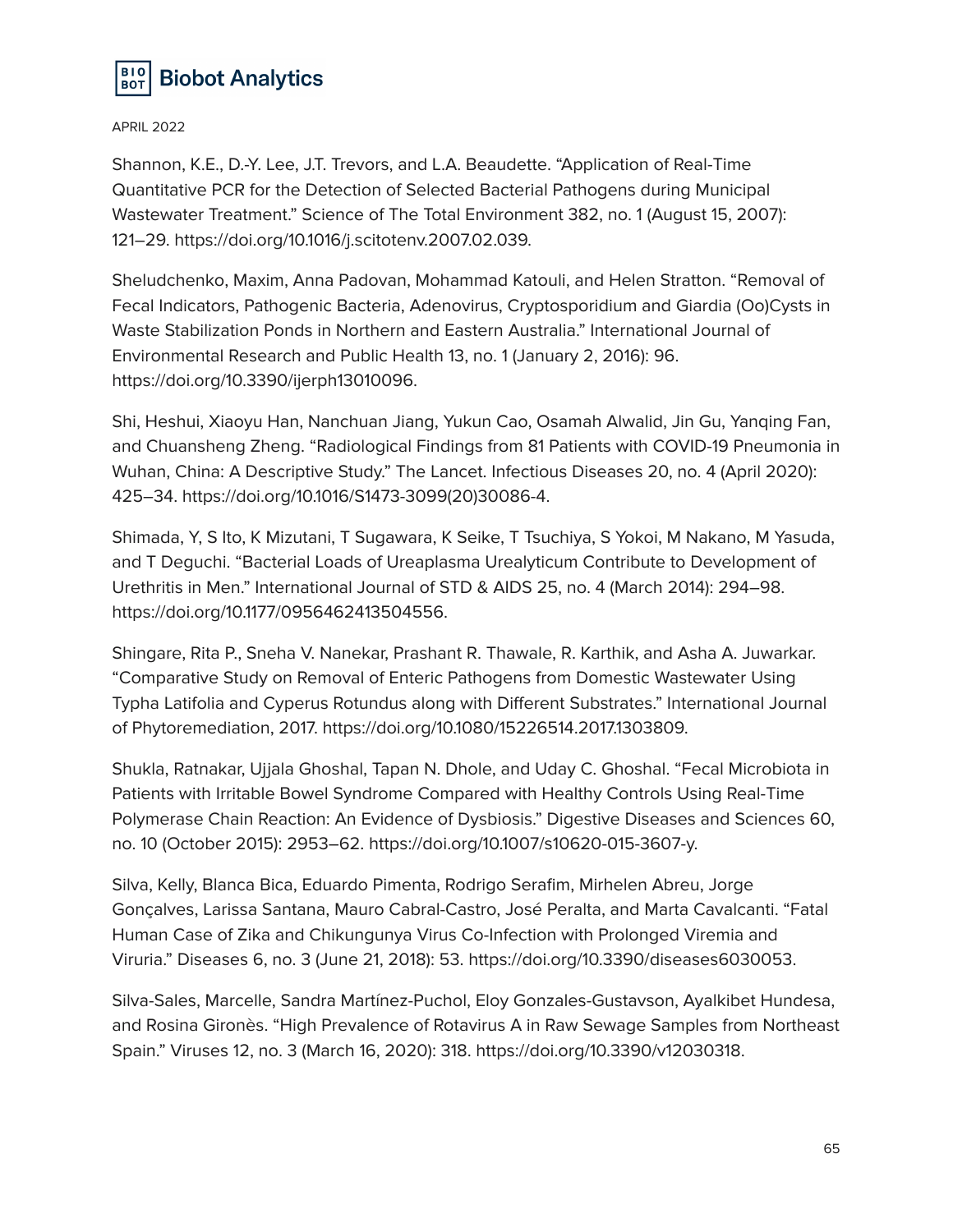Shannon, K.E., D.-Y. Lee, J.T. Trevors, and L.A. Beaudette. "Application of Real-Time Quantitative PCR for the Detection of Selected Bacterial Pathogens during Municipal Wastewater Treatment." Science of The Total Environment 382, no. 1 (August 15, 2007): 121–29. https://doi.org/10.1016/j.scitotenv.2007.02.039.

Sheludchenko, Maxim, Anna Padovan, Mohammad Katouli, and Helen Stratton. "Removal of Fecal Indicators, Pathogenic Bacteria, Adenovirus, Cryptosporidium and Giardia (Oo)Cysts in Waste Stabilization Ponds in Northern and Eastern Australia." International Journal of Environmental Research and Public Health 13, no. 1 (January 2, 2016): 96. https://doi.org/10.3390/ijerph13010096.

Shi, Heshui, Xiaoyu Han, Nanchuan Jiang, Yukun Cao, Osamah Alwalid, Jin Gu, Yanqing Fan, and Chuansheng Zheng. "Radiological Findings from 81 Patients with COVID-19 Pneumonia in Wuhan, China: A Descriptive Study." The Lancet. Infectious Diseases 20, no. 4 (April 2020): 425–34. https://doi.org/10.1016/S1473-3099(20)30086-4.

Shimada, Y, S Ito, K Mizutani, T Sugawara, K Seike, T Tsuchiya, S Yokoi, M Nakano, M Yasuda, and T Deguchi. "Bacterial Loads of Ureaplasma Urealyticum Contribute to Development of Urethritis in Men." International Journal of STD & AIDS 25, no. 4 (March 2014): 294–98. https://doi.org/10.1177/0956462413504556.

Shingare, Rita P., Sneha V. Nanekar, Prashant R. Thawale, R. Karthik, and Asha A. Juwarkar. "Comparative Study on Removal of Enteric Pathogens from Domestic Wastewater Using Typha Latifolia and Cyperus Rotundus along with Different Substrates." International Journal of Phytoremediation, 2017. https://doi.org/10.1080/15226514.2017.1303809.

Shukla, Ratnakar, Ujjala Ghoshal, Tapan N. Dhole, and Uday C. Ghoshal. "Fecal Microbiota in Patients with Irritable Bowel Syndrome Compared with Healthy Controls Using Real-Time Polymerase Chain Reaction: An Evidence of Dysbiosis." Digestive Diseases and Sciences 60, no. 10 (October 2015): 2953–62. https://doi.org/10.1007/s10620-015-3607-y.

Silva, Kelly, Blanca Bica, Eduardo Pimenta, Rodrigo Serafim, Mirhelen Abreu, Jorge Gonçalves, Larissa Santana, Mauro Cabral-Castro, José Peralta, and Marta Cavalcanti. "Fatal Human Case of Zika and Chikungunya Virus Co-Infection with Prolonged Viremia and Viruria." Diseases 6, no. 3 (June 21, 2018): 53. https://doi.org/10.3390/diseases6030053.

Silva-Sales, Marcelle, Sandra Martínez-Puchol, Eloy Gonzales-Gustavson, Ayalkibet Hundesa, and Rosina Gironès. "High Prevalence of Rotavirus A in Raw Sewage Samples from Northeast Spain." Viruses 12, no. 3 (March 16, 2020): 318. https://doi.org/10.3390/v12030318.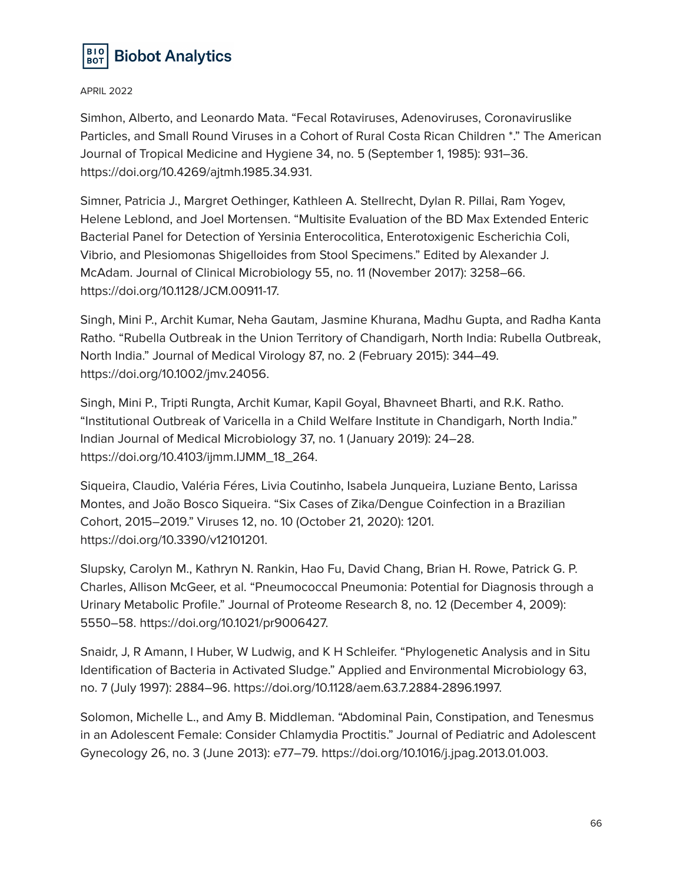Simhon, Alberto, and Leonardo Mata. “Fecal Rotaviruses, Adenoviruses, Coronaviruslike Particles, and Small Round Viruses in a Cohort of Rural Costa Rican Children *.” The American Journal of Tropical Medicine and Hygiene 34, no. 5 (September 1, 1985): 931–36. https://doi.org/10.4269/ajtmh.1985.34.931.

Simner, Patricia J., Margret Oethinger, Kathleen A. Stellrecht, Dylan R. Pillai, Ram Yogev, Helene Leblond, and Joel Mortensen. “Multisite Evaluation of the BD Max Extended Enteric Bacterial Panel for Detection of Yersinia Enterocolitica, Enterotoxigenic Escherichia Coli, Vibrio, and Plesiomonas Shigelloides from Stool Specimens.” Edited by Alexander J. McAdam. Journal of Clinical Microbiology 55, no. 11 (November 2017): 3258–66. https://doi.org/10.1128/JCM.00911-17.

Singh, Mini P., Archit Kumar, Neha Gautam, Jasmine Khurana, Madhu Gupta, and Radha Kanta Ratho. “Rubella Outbreak in the Union Territory of Chandigarh, North India: Rubella Outbreak, North India.” Journal of Medical Virology 87, no. 2 (February 2015): 344–49. https://doi.org/10.1002/jmv.24056.

Singh, Mini P., Tripti Rungta, Archit Kumar, Kapil Goyal, Bhavneet Bharti, and R.K. Ratho. “Institutional Outbreak of Varicella in a Child Welfare Institute in Chandigarh, North India.” Indian Journal of Medical Microbiology 37, no. 1 (January 2019): 24–28. https://doi.org/10.4103/ijmm.IJMM_18_264.

Siqueira, Claudio, Valéria Féres, Livia Coutinho, Isabela Junqueira, Luziane Bento, Larissa Montes, and João Bosco Siqueira. “Six Cases of Zika/Dengue Coinfection in a Brazilian Cohort, 2015–2019.” Viruses 12, no. 10 (October 21, 2020): 1201. https://doi.org/10.3390/v12101201.

Slupsky, Carolyn M., Kathryn N. Rankin, Hao Fu, David Chang, Brian H. Rowe, Patrick G. P. Charles, Allison McGeer, et al. “Pneumococcal Pneumonia: Potential for Diagnosis through a Urinary Metabolic Profile.” Journal of Proteome Research 8, no. 12 (December 4, 2009): 5550–58. https://doi.org/10.1021/pr9006427.

Snaidr, J, R Amann, I Huber, W Ludwig, and K H Schleifer. “Phylogenetic Analysis and in Situ Identification of Bacteria in Activated Sludge.” Applied and Environmental Microbiology 63, no. 7 (July 1997): 2884–96. https://doi.org/10.1128/aem.63.7.2884-2896.1997.

Solomon, Michelle L., and Amy B. Middleman. “Abdominal Pain, Constipation, and Tenesmus in an Adolescent Female: Consider Chlamydia Proctitis.” Journal of Pediatric and Adolescent Gynecology 26, no. 3 (June 2013): e77–79. https://doi.org/10.1016/j.jpag.2013.01.003.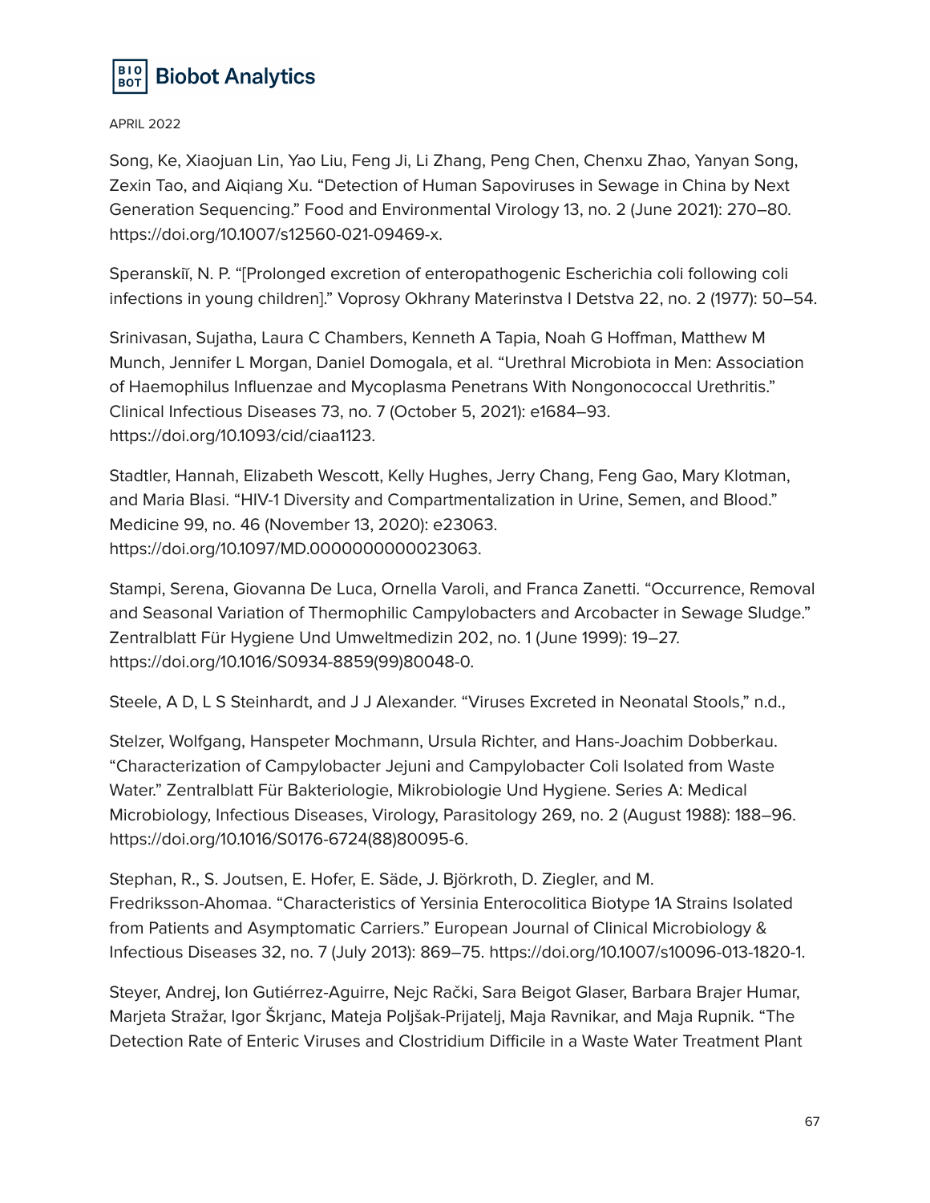Song, Ke, Xiaojuan Lin, Yao Liu, Feng Ji, Li Zhang, Peng Chen, Chenxu Zhao, Yanyan Song, Zexin Tao, and Aiqiang Xu. "Detection of Human Sapoviruses in Sewage in China by Next Generation Sequencing." Food and Environmental Virology 13, no. 2 (June 2021): 270–80. https://doi.org/10.1007/s12560-021-09469-x.

Speranskiĭ, N. P. "[Prolonged excretion of enteropathogenic Escherichia coli following coli infections in young children]." Voprosy Okhrany Materinstva I Detstva 22, no. 2 (1977): 50–54.

Srinivasan, Sujatha, Laura C Chambers, Kenneth A Tapia, Noah G Hoffman, Matthew M Munch, Jennifer L Morgan, Daniel Domogala, et al. "Urethral Microbiota in Men: Association of Haemophilus Influenzae and Mycoplasma Penetrans With Nongonococcal Urethritis." Clinical Infectious Diseases 73, no. 7 (October 5, 2021): e1684–93. https://doi.org/10.1093/cid/ciaa1123.

Stadtler, Hannah, Elizabeth Wescott, Kelly Hughes, Jerry Chang, Feng Gao, Mary Klotman, and Maria Blasi. "HIV-1 Diversity and Compartmentalization in Urine, Semen, and Blood." Medicine 99, no. 46 (November 13, 2020): e23063. https://doi.org/10.1097/MD.0000000000023063.

Stampi, Serena, Giovanna De Luca, Ornella Varoli, and Franca Zanetti. "Occurrence, Removal and Seasonal Variation of Thermophilic Campylobacters and Arcobacter in Sewage Sludge." Zentralblatt Für Hygiene Und Umweltmedizin 202, no. 1 (June 1999): 19–27. https://doi.org/10.1016/S0934-8859(99)80048-0.

Steele, A D, L S Steinhardt, and J J Alexander. "Viruses Excreted in Neonatal Stools," n.d.,

Stelzer, Wolfgang, Hanspeter Mochmann, Ursula Richter, and Hans-Joachim Dobberkau. "Characterization of Campylobacter Jejuni and Campylobacter Coli Isolated from Waste Water." Zentralblatt Für Bakteriologie, Mikrobiologie Und Hygiene. Series A: Medical Microbiology, Infectious Diseases, Virology, Parasitology 269, no. 2 (August 1988): 188–96. https://doi.org/10.1016/S0176-6724(88)80095-6.

Stephan, R., S. Joutsen, E. Hofer, E. Säde, J. Björkroth, D. Ziegler, and M. Fredriksson-Ahomaa. "Characteristics of Yersinia Enterocolitica Biotype 1A Strains Isolated from Patients and Asymptomatic Carriers." European Journal of Clinical Microbiology & Infectious Diseases 32, no. 7 (July 2013): 869–75. https://doi.org/10.1007/s10096-013-1820-1.

Steyer, Andrej, Ion Gutiérrez-Aguirre, Nejc Rački, Sara Beigot Glaser, Barbara Brajer Humar, Marjeta Stražar, Igor Škrjanc, Mateja Poljšak-Prijatelj, Maja Ravnikar, and Maja Rupnik. "The Detection Rate of Enteric Viruses and Clostridium Difficile in a Waste Water Treatment Plant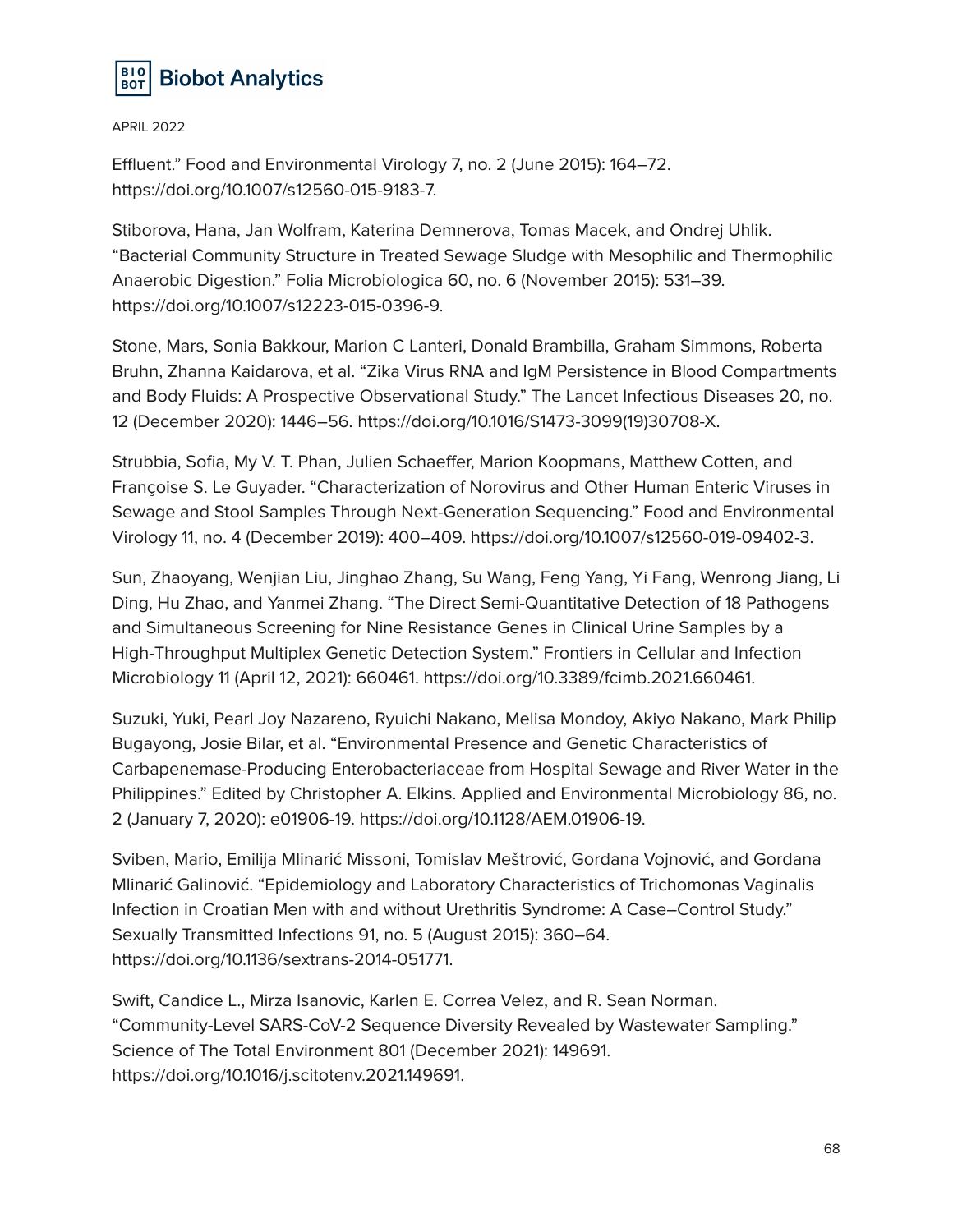Effluent." Food and Environmental Virology 7, no. 2 (June 2015): 164–72. https://doi.org/10.1007/s12560-015-9183-7.

Stiborova, Hana, Jan Wolfram, Katerina Demnerova, Tomas Macek, and Ondrej Uhlik. "Bacterial Community Structure in Treated Sewage Sludge with Mesophilic and Thermophilic Anaerobic Digestion." Folia Microbiologica 60, no. 6 (November 2015): 531–39. https://doi.org/10.1007/s12223-015-0396-9.

Stone, Mars, Sonia Bakkour, Marion C Lanteri, Donald Brambilla, Graham Simmons, Roberta Bruhn, Zhanna Kaidarova, et al. "Zika Virus RNA and IgM Persistence in Blood Compartments and Body Fluids: A Prospective Observational Study." The Lancet Infectious Diseases 20, no. 12 (December 2020): 1446–56. https://doi.org/10.1016/S1473-3099(19)30708-X.

Strubbia, Sofia, My V. T. Phan, Julien Schaeffer, Marion Koopmans, Matthew Cotten, and Françoise S. Le Guyader. "Characterization of Norovirus and Other Human Enteric Viruses in Sewage and Stool Samples Through Next-Generation Sequencing." Food and Environmental Virology 11, no. 4 (December 2019): 400–409. https://doi.org/10.1007/s12560-019-09402-3.

Sun, Zhaoyang, Wenjian Liu, Jinghao Zhang, Su Wang, Feng Yang, Yi Fang, Wenrong Jiang, Li Ding, Hu Zhao, and Yanmei Zhang. "The Direct Semi-Quantitative Detection of 18 Pathogens and Simultaneous Screening for Nine Resistance Genes in Clinical Urine Samples by a High-Throughput Multiplex Genetic Detection System." Frontiers in Cellular and Infection Microbiology 11 (April 12, 2021): 660461. https://doi.org/10.3389/fcimb.2021.660461.

Suzuki, Yuki, Pearl Joy Nazareno, Ryuichi Nakano, Melisa Mondoy, Akiyo Nakano, Mark Philip Bugayong, Josie Bilar, et al. "Environmental Presence and Genetic Characteristics of Carbapenemase-Producing Enterobacteriaceae from Hospital Sewage and River Water in the Philippines." Edited by Christopher A. Elkins. Applied and Environmental Microbiology 86, no. 2 (January 7, 2020): e01906-19. https://doi.org/10.1128/AEM.01906-19.

Sviben, Mario, Emilija Mlinarić Missoni, Tomislav Meštrović, Gordana Vojnović, and Gordana Mlinarić Galinović. "Epidemiology and Laboratory Characteristics of Trichomonas Vaginalis Infection in Croatian Men with and without Urethritis Syndrome: A Case–Control Study." Sexually Transmitted Infections 91, no. 5 (August 2015): 360–64. https://doi.org/10.1136/sextrans-2014-051771.

Swift, Candice L., Mirza Isanovic, Karlen E. Correa Velez, and R. Sean Norman. "Community-Level SARS-CoV-2 Sequence Diversity Revealed by Wastewater Sampling." Science of The Total Environment 801 (December 2021): 149691. https://doi.org/10.1016/j.scitotenv.2021.149691.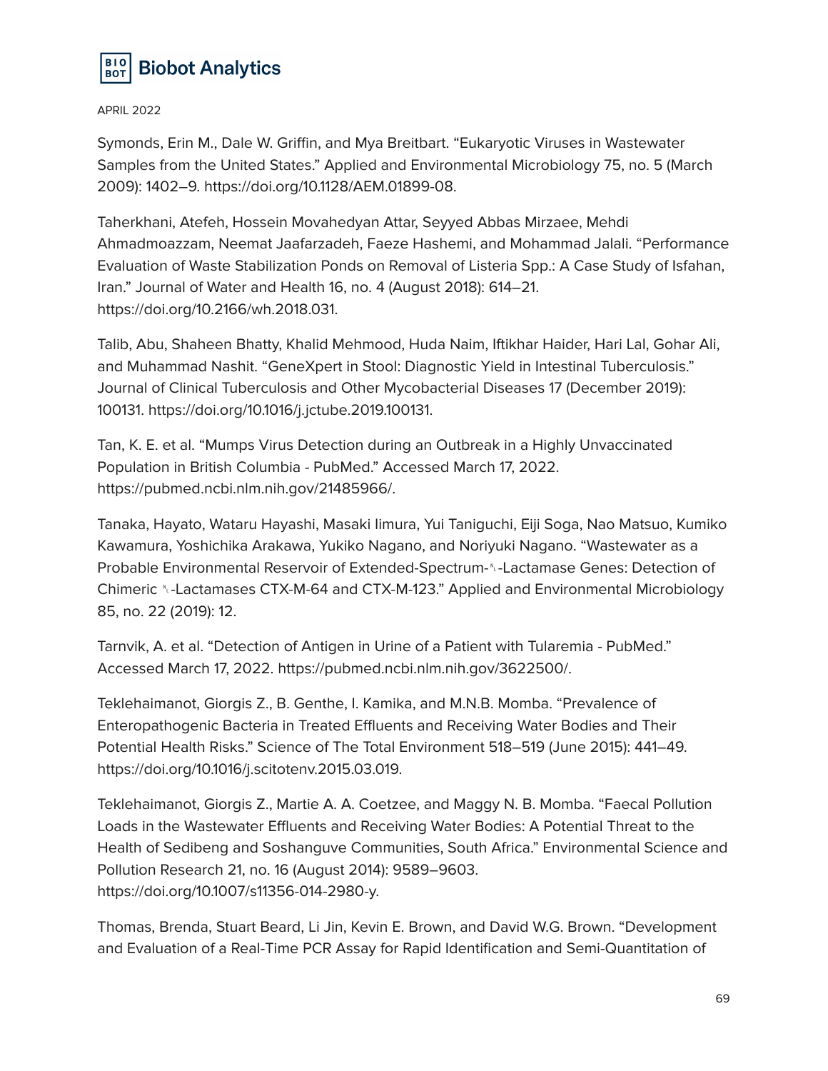Symonds, Erin M., Dale W. Griffin, and Mya Breitbart. “Eukaryotic Viruses in Wastewater Samples from the United States.” Applied and Environmental Microbiology 75, no. 5 (March 2009): 1402–9. https://doi.org/10.1128/AEM.01899-08.

Taherkhani, Atefeh, Hossein Movahedyan Attar, Seyyed Abbas Mirzaee, Mehdi Ahmadmoazzam, Neemat Jaafarzadeh, Faeze Hashemi, and Mohammad Jalali. “Performance Evaluation of Waste Stabilization Ponds on Removal of Listeria Spp.: A Case Study of Isfahan, Iran.” Journal of Water and Health 16, no. 4 (August 2018): 614–21. https://doi.org/10.2166/wh.2018.031.

Talib, Abu, Shaheen Bhatty, Khalid Mehmood, Huda Naim, Iftikhar Haider, Hari Lal, Gohar Ali, and Muhammad Nashit. “GeneXpert in Stool: Diagnostic Yield in Intestinal Tuberculosis.” Journal of Clinical Tuberculosis and Other Mycobacterial Diseases 17 (December 2019): 100131. https://doi.org/10.1016/j.jctube.2019.100131.

Tan, K. E. et al. “Mumps Virus Detection during an Outbreak in a Highly Unvaccinated Population in British Columbia - PubMed.” Accessed March 17, 2022. https://pubmed.ncbi.nlm.nih.gov/21485966/.

Tanaka, Hayato, Wataru Hayashi, Masaki Iimura, Yui Taniguchi, Eiji Soga, Nao Matsuo, Kumiko Kawamura, Yoshichika Arakawa, Yukiko Nagano, and Noriyuki Nagano. “Wastewater as a Probable Environmental Reservoir of Extended-Spectrum-β-Lactamase Genes: Detection of Chimeric β-Lactamases CTX-M-64 and CTX-M-123.” Applied and Environmental Microbiology 85, no. 22 (2019): 12.

Tarnvik, A. et al. “Detection of Antigen in Urine of a Patient with Tularemia - PubMed.” Accessed March 17, 2022. https://pubmed.ncbi.nlm.nih.gov/3622500/.

Teklehaimanot, Giorgis Z., B. Genthe, I. Kamika, and M.N.B. Momba. “Prevalence of Enteropathogenic Bacteria in Treated Effluents and Receiving Water Bodies and Their Potential Health Risks.” Science of The Total Environment 518–519 (June 2015): 441–49. https://doi.org/10.1016/j.scitotenv.2015.03.019.

Teklehaimanot, Giorgis Z., Martie A. A. Coetzee, and Maggy N. B. Momba. “Faecal Pollution Loads in the Wastewater Effluents and Receiving Water Bodies: A Potential Threat to the Health of Sedibeng and Soshanguve Communities, South Africa.” Environmental Science and Pollution Research 21, no. 16 (August 2014): 9589–9603. https://doi.org/10.1007/s11356-014-2980-y.

Thomas, Brenda, Stuart Beard, Li Jin, Kevin E. Brown, and David W.G. Brown. “Development and Evaluation of a Real-Time PCR Assay for Rapid Identification and Semi-Quantitation of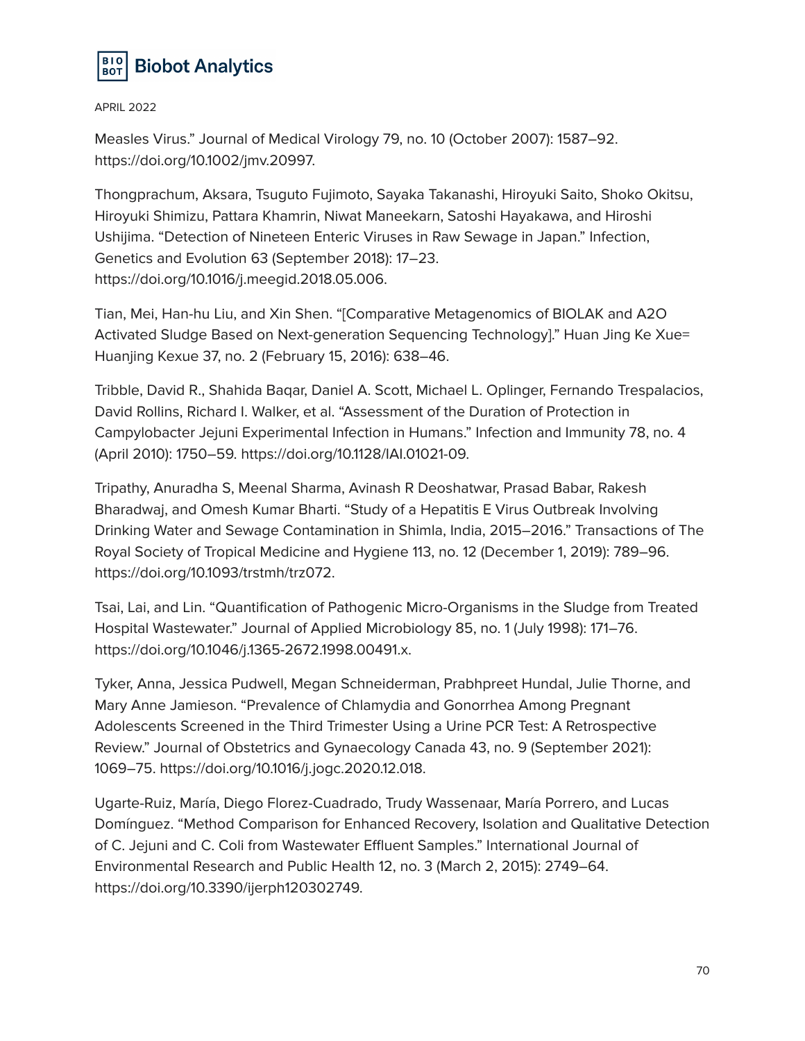Measles Virus." Journal of Medical Virology 79, no. 10 (October 2007): 1587–92. https://doi.org/10.1002/jmv.20997.

Thongprachum, Aksara, Tsuguto Fujimoto, Sayaka Takanashi, Hiroyuki Saito, Shoko Okitsu, Hiroyuki Shimizu, Pattara Khamrin, Niwat Maneekarn, Satoshi Hayakawa, and Hiroshi Ushijima. "Detection of Nineteen Enteric Viruses in Raw Sewage in Japan." Infection, Genetics and Evolution 63 (September 2018): 17–23. https://doi.org/10.1016/j.meegid.2018.05.006.

Tian, Mei, Han-hu Liu, and Xin Shen. "[Comparative Metagenomics of BIOLAK and A2O Activated Sludge Based on Next-generation Sequencing Technology]." Huan Jing Ke Xue= Huanjing Kexue 37, no. 2 (February 15, 2016): 638–46.

Tribble, David R., Shahida Baqar, Daniel A. Scott, Michael L. Oplinger, Fernando Trespalacios, David Rollins, Richard I. Walker, et al. "Assessment of the Duration of Protection in Campylobacter Jejuni Experimental Infection in Humans." Infection and Immunity 78, no. 4 (April 2010): 1750–59. https://doi.org/10.1128/IAI.01021-09.

Tripathy, Anuradha S, Meenal Sharma, Avinash R Deoshatwar, Prasad Babar, Rakesh Bharadwaj, and Omesh Kumar Bharti. "Study of a Hepatitis E Virus Outbreak Involving Drinking Water and Sewage Contamination in Shimla, India, 2015–2016." Transactions of The Royal Society of Tropical Medicine and Hygiene 113, no. 12 (December 1, 2019): 789–96. https://doi.org/10.1093/trstmh/trz072.

Tsai, Lai, and Lin. "Quantification of Pathogenic Micro-Organisms in the Sludge from Treated Hospital Wastewater." Journal of Applied Microbiology 85, no. 1 (July 1998): 171–76. https://doi.org/10.1046/j.1365-2672.1998.00491.x.

Tyker, Anna, Jessica Pudwell, Megan Schneiderman, Prabhpreet Hundal, Julie Thorne, and Mary Anne Jamieson. "Prevalence of Chlamydia and Gonorrhea Among Pregnant Adolescents Screened in the Third Trimester Using a Urine PCR Test: A Retrospective Review." Journal of Obstetrics and Gynaecology Canada 43, no. 9 (September 2021): 1069–75. https://doi.org/10.1016/j.jogc.2020.12.018.

Ugarte-Ruiz, María, Diego Florez-Cuadrado, Trudy Wassenaar, María Porrero, and Lucas Domínguez. "Method Comparison for Enhanced Recovery, Isolation and Qualitative Detection of C. Jejuni and C. Coli from Wastewater Effluent Samples." International Journal of Environmental Research and Public Health 12, no. 3 (March 2, 2015): 2749–64. https://doi.org/10.3390/ijerph120302749.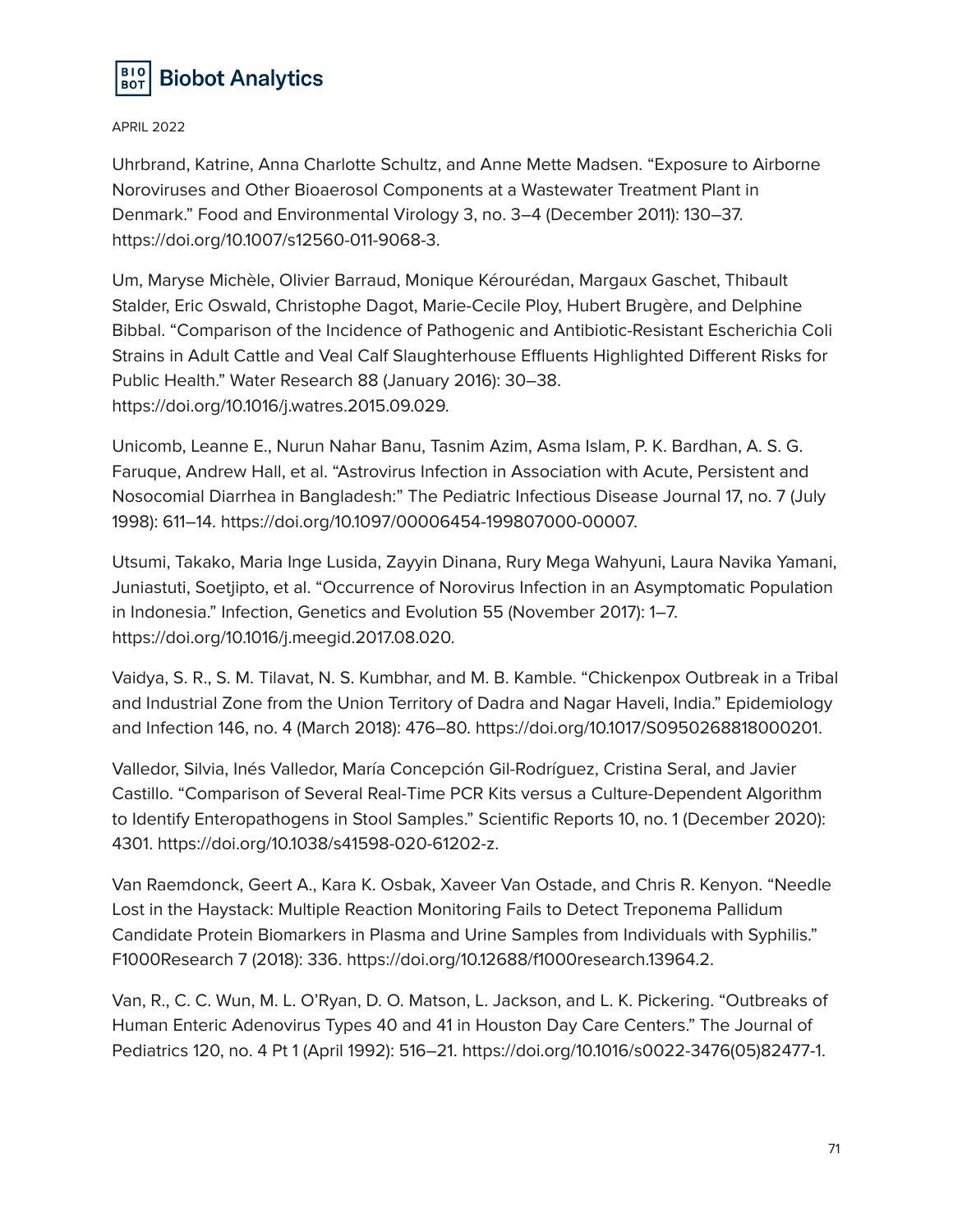Uhrbrand, Katrine, Anna Charlotte Schultz, and Anne Mette Madsen. "Exposure to Airborne Noroviruses and Other Bioaerosol Components at a Wastewater Treatment Plant in Denmark." Food and Environmental Virology 3, no. 3–4 (December 2011): 130–37. https://doi.org/10.1007/s12560-011-9068-3.

Um, Maryse Michèle, Olivier Barraud, Monique Kérourédan, Margaux Gaschet, Thibault Stalder, Eric Oswald, Christophe Dagot, Marie-Cecile Ploy, Hubert Brugère, and Delphine Bibbal. "Comparison of the Incidence of Pathogenic and Antibiotic-Resistant Escherichia Coli Strains in Adult Cattle and Veal Calf Slaughterhouse Effluents Highlighted Different Risks for Public Health." Water Research 88 (January 2016): 30–38. https://doi.org/10.1016/j.watres.2015.09.029.

Unicomb, Leanne E., Nurun Nahar Banu, Tasnim Azim, Asma Islam, P. K. Bardhan, A. S. G. Faruque, Andrew Hall, et al. "Astrovirus Infection in Association with Acute, Persistent and Nosocomial Diarrhea in Bangladesh:" The Pediatric Infectious Disease Journal 17, no. 7 (July 1998): 611–14. https://doi.org/10.1097/00006454-199807000-00007.

Utsumi, Takako, Maria Inge Lusida, Zayyin Dinana, Rury Mega Wahyuni, Laura Navika Yamani, Juniastuti, Soetjipto, et al. "Occurrence of Norovirus Infection in an Asymptomatic Population in Indonesia." Infection, Genetics and Evolution 55 (November 2017): 1–7. https://doi.org/10.1016/j.meegid.2017.08.020.

Vaidya, S. R., S. M. Tilavat, N. S. Kumbhar, and M. B. Kamble. "Chickenpox Outbreak in a Tribal and Industrial Zone from the Union Territory of Dadra and Nagar Haveli, India." Epidemiology and Infection 146, no. 4 (March 2018): 476–80. https://doi.org/10.1017/S0950268818000201.

Valledor, Silvia, Inés Valledor, María Concepción Gil-Rodríguez, Cristina Seral, and Javier Castillo. "Comparison of Several Real-Time PCR Kits versus a Culture-Dependent Algorithm to Identify Enteropathogens in Stool Samples." Scientific Reports 10, no. 1 (December 2020): 4301. https://doi.org/10.1038/s41598-020-61202-z.

Van Raemdonck, Geert A., Kara K. Osbak, Xaveer Van Ostade, and Chris R. Kenyon. "Needle Lost in the Haystack: Multiple Reaction Monitoring Fails to Detect Treponema Pallidum Candidate Protein Biomarkers in Plasma and Urine Samples from Individuals with Syphilis." F1000Research 7 (2018): 336. https://doi.org/10.12688/f1000research.13964.2.

Van, R., C. C. Wun, M. L. O'Ryan, D. O. Matson, L. Jackson, and L. K. Pickering. "Outbreaks of Human Enteric Adenovirus Types 40 and 41 in Houston Day Care Centers." The Journal of Pediatrics 120, no. 4 Pt 1 (April 1992): 516–21. https://doi.org/10.1016/s0022-3476(05)82477-1.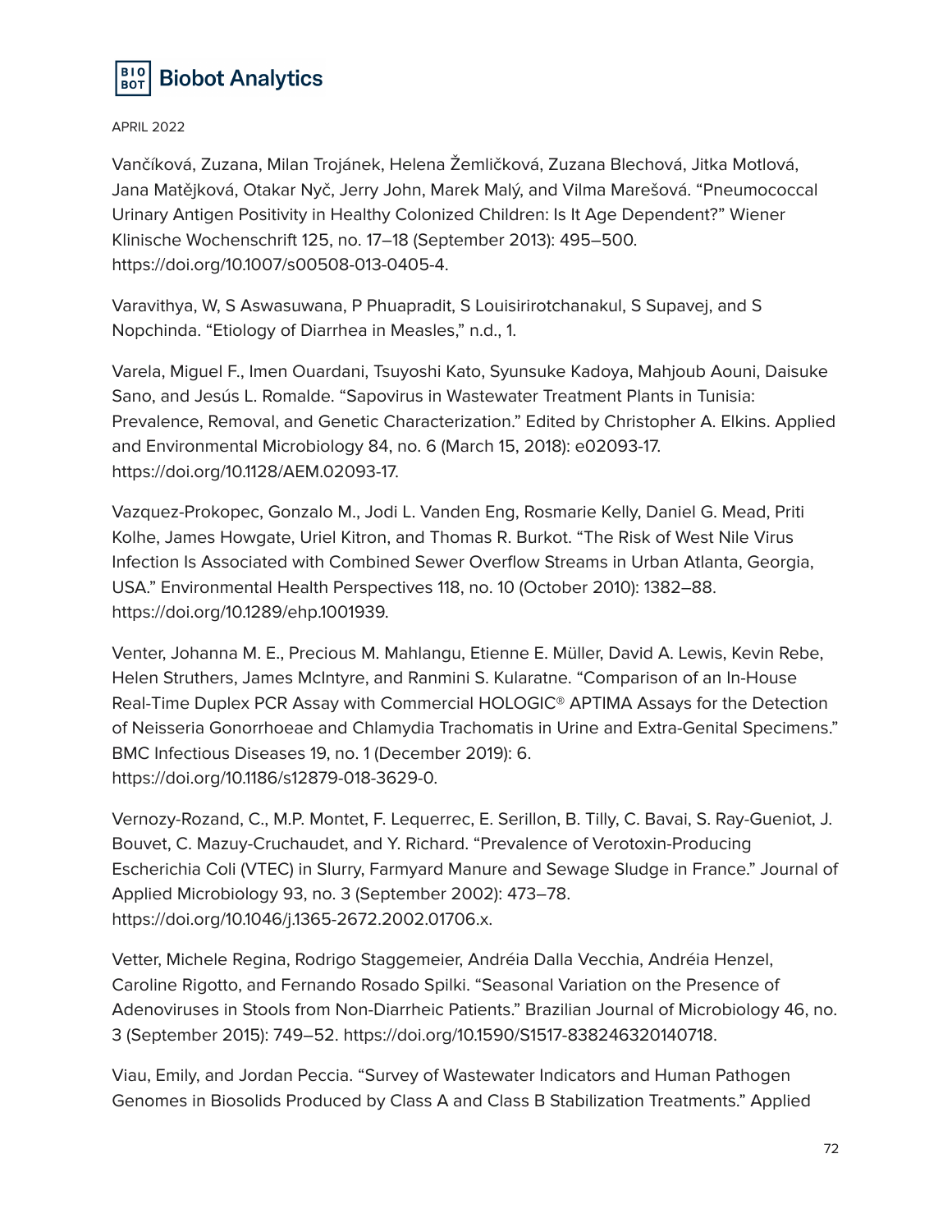Vančíková, Zuzana, Milan Trojánek, Helena Žemličková, Zuzana Blechová, Jitka Motlová, Jana Matějková, Otakar Nyč, Jerry John, Marek Malý, and Vilma Marešová. "Pneumococcal Urinary Antigen Positivity in Healthy Colonized Children: Is It Age Dependent?" Wiener Klinische Wochenschrift 125, no. 17–18 (September 2013): 495–500. https://doi.org/10.1007/s00508-013-0405-4.

Varavithya, W, S Aswasuwana, P Phuapradit, S Louisirirotchanakul, S Supavej, and S Nopchinda. "Etiology of Diarrhea in Measles," n.d., 1.

Varela, Miguel F., Imen Ouardani, Tsuyoshi Kato, Syunsuke Kadoya, Mahjoub Aouni, Daisuke Sano, and Jesús L. Romalde. "Sapovirus in Wastewater Treatment Plants in Tunisia: Prevalence, Removal, and Genetic Characterization." Edited by Christopher A. Elkins. Applied and Environmental Microbiology 84, no. 6 (March 15, 2018): e02093-17. https://doi.org/10.1128/AEM.02093-17.

Vazquez-Prokopec, Gonzalo M., Jodi L. Vanden Eng, Rosmarie Kelly, Daniel G. Mead, Priti Kolhe, James Howgate, Uriel Kitron, and Thomas R. Burkot. "The Risk of West Nile Virus Infection Is Associated with Combined Sewer Overflow Streams in Urban Atlanta, Georgia, USA." Environmental Health Perspectives 118, no. 10 (October 2010): 1382–88. https://doi.org/10.1289/ehp.1001939.

Venter, Johanna M. E., Precious M. Mahlangu, Etienne E. Müller, David A. Lewis, Kevin Rebe, Helen Struthers, James McIntyre, and Ranmini S. Kularatne. "Comparison of an In-House Real-Time Duplex PCR Assay with Commercial HOLOGIC® APTIMA Assays for the Detection of Neisseria Gonorrhoeae and Chlamydia Trachomatis in Urine and Extra-Genital Specimens." BMC Infectious Diseases 19, no. 1 (December 2019): 6. https://doi.org/10.1186/s12879-018-3629-0.

Vernozy-Rozand, C., M.P. Montet, F. Lequerrec, E. Serillon, B. Tilly, C. Bavai, S. Ray-Gueniot, J. Bouvet, C. Mazuy-Cruchaudet, and Y. Richard. "Prevalence of Verotoxin-Producing Escherichia Coli (VTEC) in Slurry, Farmyard Manure and Sewage Sludge in France." Journal of Applied Microbiology 93, no. 3 (September 2002): 473–78. https://doi.org/10.1046/j.1365-2672.2002.01706.x.

Vetter, Michele Regina, Rodrigo Staggemeier, Andréia Dalla Vecchia, Andréia Henzel, Caroline Rigotto, and Fernando Rosado Spilki. "Seasonal Variation on the Presence of Adenoviruses in Stools from Non-Diarrheic Patients." Brazilian Journal of Microbiology 46, no. 3 (September 2015): 749–52. https://doi.org/10.1590/S1517-838246320140718.

Viau, Emily, and Jordan Peccia. "Survey of Wastewater Indicators and Human Pathogen Genomes in Biosolids Produced by Class A and Class B Stabilization Treatments." Applied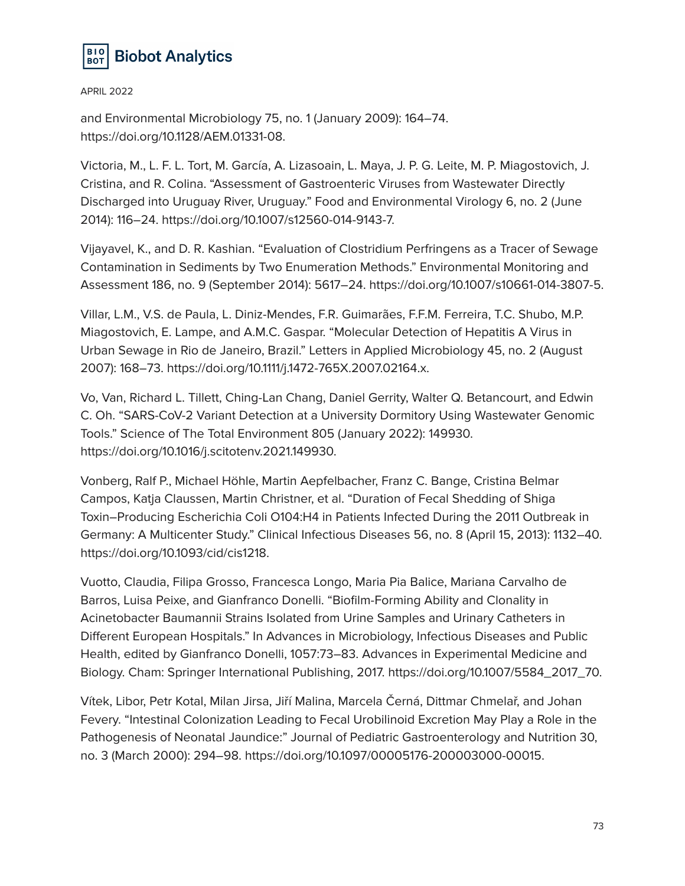and Environmental Microbiology 75, no. 1 (January 2009): 164–74. https://doi.org/10.1128/AEM.01331-08.

Victoria, M., L. F. L. Tort, M. García, A. Lizasoain, L. Maya, J. P. G. Leite, M. P. Miagostovich, J. Cristina, and R. Colina. "Assessment of Gastroenteric Viruses from Wastewater Directly Discharged into Uruguay River, Uruguay." Food and Environmental Virology 6, no. 2 (June 2014): 116–24. https://doi.org/10.1007/s12560-014-9143-7.

Vijayavel, K., and D. R. Kashian. "Evaluation of Clostridium Perfringens as a Tracer of Sewage Contamination in Sediments by Two Enumeration Methods." Environmental Monitoring and Assessment 186, no. 9 (September 2014): 5617–24. https://doi.org/10.1007/s10661-014-3807-5.

Villar, L.M., V.S. de Paula, L. Diniz-Mendes, F.R. Guimarães, F.F.M. Ferreira, T.C. Shubo, M.P. Miagostovich, E. Lampe, and A.M.C. Gaspar. "Molecular Detection of Hepatitis A Virus in Urban Sewage in Rio de Janeiro, Brazil." Letters in Applied Microbiology 45, no. 2 (August 2007): 168–73. https://doi.org/10.1111/j.1472-765X.2007.02164.x.

Vo, Van, Richard L. Tillett, Ching-Lan Chang, Daniel Gerrity, Walter Q. Betancourt, and Edwin C. Oh. "SARS-CoV-2 Variant Detection at a University Dormitory Using Wastewater Genomic Tools." Science of The Total Environment 805 (January 2022): 149930. https://doi.org/10.1016/j.scitotenv.2021.149930.

Vonberg, Ralf P., Michael Höhle, Martin Aepfelbacher, Franz C. Bange, Cristina Belmar Campos, Katja Claussen, Martin Christner, et al. "Duration of Fecal Shedding of Shiga Toxin–Producing Escherichia Coli O104:H4 in Patients Infected During the 2011 Outbreak in Germany: A Multicenter Study." Clinical Infectious Diseases 56, no. 8 (April 15, 2013): 1132–40. https://doi.org/10.1093/cid/cis1218.

Vuotto, Claudia, Filipa Grosso, Francesca Longo, Maria Pia Balice, Mariana Carvalho de Barros, Luisa Peixe, and Gianfranco Donelli. "Biofilm-Forming Ability and Clonality in Acinetobacter Baumannii Strains Isolated from Urine Samples and Urinary Catheters in Different European Hospitals." In Advances in Microbiology, Infectious Diseases and Public Health, edited by Gianfranco Donelli, 1057:73–83. Advances in Experimental Medicine and Biology. Cham: Springer International Publishing, 2017. https://doi.org/10.1007/5584_2017_70.

Vítek, Libor, Petr Kotal, Milan Jirsa, Jiří Malina, Marcela Černá, Dittmar Chmelař, and Johan Fevery. "Intestinal Colonization Leading to Fecal Urobilinoid Excretion May Play a Role in the Pathogenesis of Neonatal Jaundice:" Journal of Pediatric Gastroenterology and Nutrition 30, no. 3 (March 2000): 294–98. https://doi.org/10.1097/00005176-200003000-00015.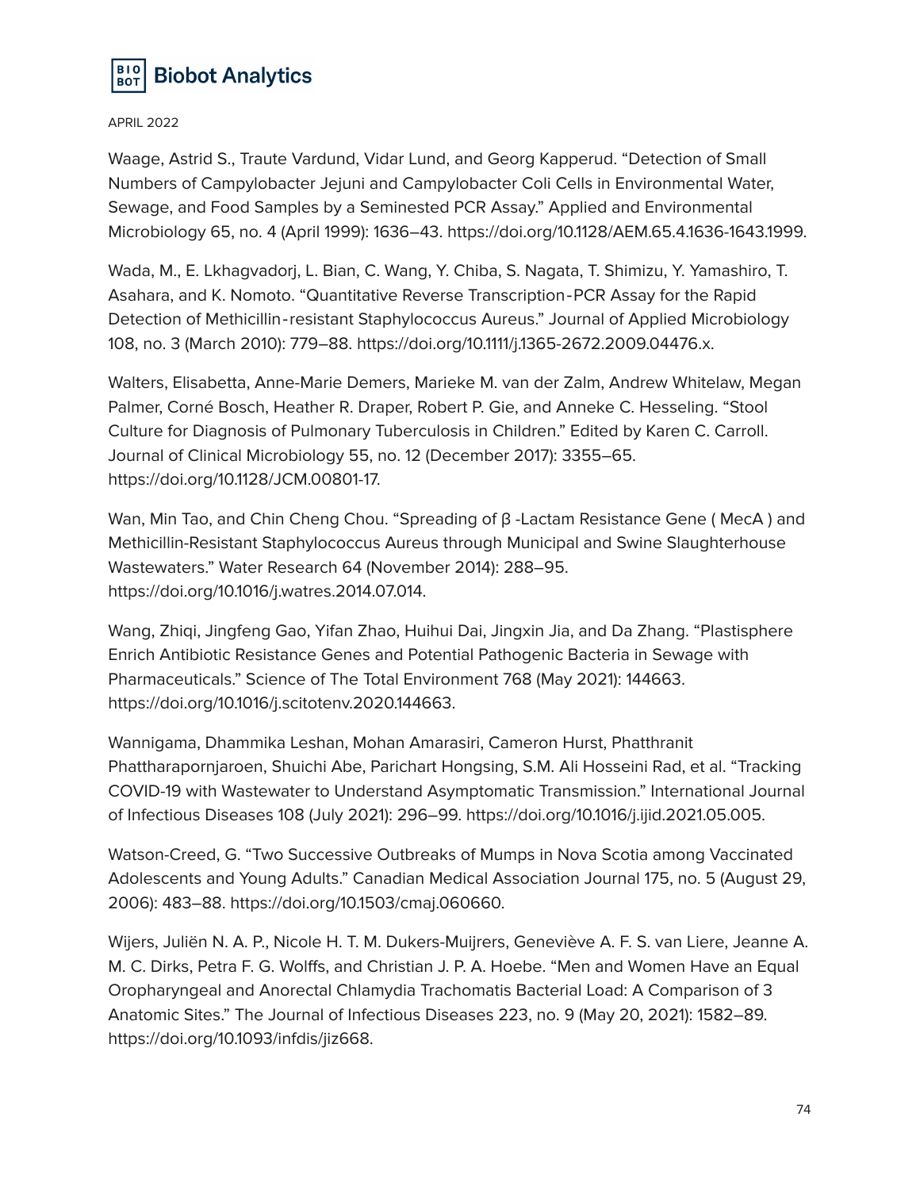Waage, Astrid S., Traute Vardund, Vidar Lund, and Georg Kapperud. "Detection of Small Numbers of Campylobacter Jejuni and Campylobacter Coli Cells in Environmental Water, Sewage, and Food Samples by a Seminested PCR Assay." Applied and Environmental Microbiology 65, no. 4 (April 1999): 1636–43. https://doi.org/10.1128/AEM.65.4.1636-1643.1999.

Wada, M., E. Lkhagvadorj, L. Bian, C. Wang, Y. Chiba, S. Nagata, T. Shimizu, Y. Yamashiro, T. Asahara, and K. Nomoto. "Quantitative Reverse Transcription-PCR Assay for the Rapid Detection of Methicillin-resistant Staphylococcus Aureus." Journal of Applied Microbiology 108, no. 3 (March 2010): 779–88. https://doi.org/10.1111/j.1365-2672.2009.04476.x.

Walters, Elisabetta, Anne-Marie Demers, Marieke M. van der Zalm, Andrew Whitelaw, Megan Palmer, Corné Bosch, Heather R. Draper, Robert P. Gie, and Anneke C. Hesseling. "Stool Culture for Diagnosis of Pulmonary Tuberculosis in Children." Edited by Karen C. Carroll. Journal of Clinical Microbiology 55, no. 12 (December 2017): 3355–65. https://doi.org/10.1128/JCM.00801-17.

Wan, Min Tao, and Chin Cheng Chou. "Spreading of β -Lactam Resistance Gene ( MecA ) and Methicillin-Resistant Staphylococcus Aureus through Municipal and Swine Slaughterhouse Wastewaters." Water Research 64 (November 2014): 288–95. https://doi.org/10.1016/j.watres.2014.07.014.

Wang, Zhiqi, Jingfeng Gao, Yifan Zhao, Huihui Dai, Jingxin Jia, and Da Zhang. "Plastisphere Enrich Antibiotic Resistance Genes and Potential Pathogenic Bacteria in Sewage with Pharmaceuticals." Science of The Total Environment 768 (May 2021): 144663. https://doi.org/10.1016/j.scitotenv.2020.144663.

Wannigama, Dhammika Leshan, Mohan Amarasiri, Cameron Hurst, Phatthranit Phattharapornjaroen, Shuichi Abe, Parichart Hongsing, S.M. Ali Hosseini Rad, et al. "Tracking COVID-19 with Wastewater to Understand Asymptomatic Transmission." International Journal of Infectious Diseases 108 (July 2021): 296–99. https://doi.org/10.1016/j.ijid.2021.05.005.

Watson-Creed, G. "Two Successive Outbreaks of Mumps in Nova Scotia among Vaccinated Adolescents and Young Adults." Canadian Medical Association Journal 175, no. 5 (August 29, 2006): 483–88. https://doi.org/10.1503/cmaj.060660.

Wijers, Juliën N. A. P., Nicole H. T. M. Dukers-Muijrers, Geneviève A. F. S. van Liere, Jeanne A. M. C. Dirks, Petra F. G. Wolffs, and Christian J. P. A. Hoebe. "Men and Women Have an Equal Oropharyngeal and Anorectal Chlamydia Trachomatis Bacterial Load: A Comparison of 3 Anatomic Sites." The Journal of Infectious Diseases 223, no. 9 (May 20, 2021): 1582–89. https://doi.org/10.1093/infdis/jiz668.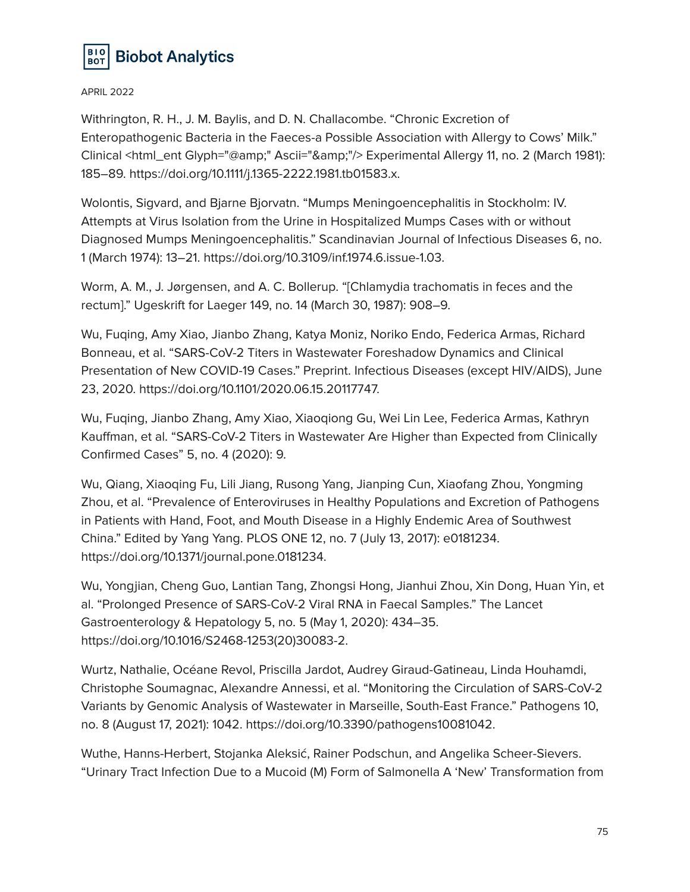Withrington, R. H., J. M. Baylis, and D. N. Challacombe. "Chronic Excretion of Enteropathogenic Bacteria in the Faeces-a Possible Association with Allergy to Cows' Milk." Clinical <html_ent Glyph="@amp;" Ascii="&amp;"/> Experimental Allergy 11, no. 2 (March 1981): 185–89. https://doi.org/10.1111/j.1365-2222.1981.tb01583.x.

Wolontis, Sigvard, and Bjarne Bjorvatn. "Mumps Meningoencephalitis in Stockholm: IV. Attempts at Virus Isolation from the Urine in Hospitalized Mumps Cases with or without Diagnosed Mumps Meningoencephalitis." Scandinavian Journal of Infectious Diseases 6, no. 1 (March 1974): 13–21. https://doi.org/10.3109/inf.1974.6.issue-1.03.

Worm, A. M., J. Jørgensen, and A. C. Bollerup. "[Chlamydia trachomatis in feces and the rectum]." Ugeskrift for Laeger 149, no. 14 (March 30, 1987): 908–9.

Wu, Fuqing, Amy Xiao, Jianbo Zhang, Katya Moniz, Noriko Endo, Federica Armas, Richard Bonneau, et al. "SARS-CoV-2 Titers in Wastewater Foreshadow Dynamics and Clinical Presentation of New COVID-19 Cases." Preprint. Infectious Diseases (except HIV/AIDS), June 23, 2020. https://doi.org/10.1101/2020.06.15.20117747.

Wu, Fuqing, Jianbo Zhang, Amy Xiao, Xiaoqiong Gu, Wei Lin Lee, Federica Armas, Kathryn Kauffman, et al. "SARS-CoV-2 Titers in Wastewater Are Higher than Expected from Clinically Confirmed Cases" 5, no. 4 (2020): 9.

Wu, Qiang, Xiaoqing Fu, Lili Jiang, Rusong Yang, Jianping Cun, Xiaofang Zhou, Yongming Zhou, et al. "Prevalence of Enteroviruses in Healthy Populations and Excretion of Pathogens in Patients with Hand, Foot, and Mouth Disease in a Highly Endemic Area of Southwest China." Edited by Yang Yang. PLOS ONE 12, no. 7 (July 13, 2017): e0181234. https://doi.org/10.1371/journal.pone.0181234.

Wu, Yongjian, Cheng Guo, Lantian Tang, Zhongsi Hong, Jianhui Zhou, Xin Dong, Huan Yin, et al. "Prolonged Presence of SARS-CoV-2 Viral RNA in Faecal Samples." The Lancet Gastroenterology & Hepatology 5, no. 5 (May 1, 2020): 434–35. https://doi.org/10.1016/S2468-1253(20)30083-2.

Wurtz, Nathalie, Océane Revol, Priscilla Jardot, Audrey Giraud-Gatineau, Linda Houhamdi, Christophe Soumagnac, Alexandre Annessi, et al. "Monitoring the Circulation of SARS-CoV-2 Variants by Genomic Analysis of Wastewater in Marseille, South-East France." Pathogens 10, no. 8 (August 17, 2021): 1042. https://doi.org/10.3390/pathogens10081042.

Wuthe, Hanns-Herbert, Stojanka Aleksić, Rainer Podschun, and Angelika Scheer-Sievers. "Urinary Tract Infection Due to a Mucoid (M) Form of Salmonella A 'New' Transformation from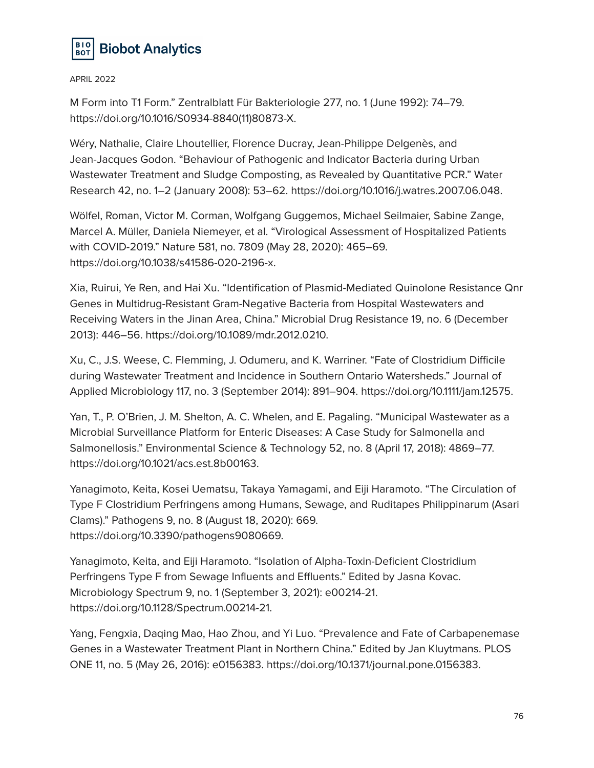M Form into T1 Form." Zentralblatt Für Bakteriologie 277, no. 1 (June 1992): 74–79. https://doi.org/10.1016/S0934-8840(11)80873-X.

Wéry, Nathalie, Claire Lhoutellier, Florence Ducray, Jean-Philippe Delgenès, and Jean-Jacques Godon. "Behaviour of Pathogenic and Indicator Bacteria during Urban Wastewater Treatment and Sludge Composting, as Revealed by Quantitative PCR." Water Research 42, no. 1–2 (January 2008): 53–62. https://doi.org/10.1016/j.watres.2007.06.048.

Wölfel, Roman, Victor M. Corman, Wolfgang Guggemos, Michael Seilmaier, Sabine Zange, Marcel A. Müller, Daniela Niemeyer, et al. "Virological Assessment of Hospitalized Patients with COVID-2019." Nature 581, no. 7809 (May 28, 2020): 465–69. https://doi.org/10.1038/s41586-020-2196-x.

Xia, Ruirui, Ye Ren, and Hai Xu. "Identification of Plasmid-Mediated Quinolone Resistance Qnr Genes in Multidrug-Resistant Gram-Negative Bacteria from Hospital Wastewaters and Receiving Waters in the Jinan Area, China." Microbial Drug Resistance 19, no. 6 (December 2013): 446–56. https://doi.org/10.1089/mdr.2012.0210.

Xu, C., J.S. Weese, C. Flemming, J. Odumeru, and K. Warriner. "Fate of Clostridium Difficile during Wastewater Treatment and Incidence in Southern Ontario Watersheds." Journal of Applied Microbiology 117, no. 3 (September 2014): 891–904. https://doi.org/10.1111/jam.12575.

Yan, T., P. O'Brien, J. M. Shelton, A. C. Whelen, and E. Pagaling. "Municipal Wastewater as a Microbial Surveillance Platform for Enteric Diseases: A Case Study for Salmonella and Salmonellosis." Environmental Science & Technology 52, no. 8 (April 17, 2018): 4869–77. https://doi.org/10.1021/acs.est.8b00163.

Yanagimoto, Keita, Kosei Uematsu, Takaya Yamagami, and Eiji Haramoto. "The Circulation of Type F Clostridium Perfringens among Humans, Sewage, and Ruditapes Philippinarum (Asari Clams)." Pathogens 9, no. 8 (August 18, 2020): 669. https://doi.org/10.3390/pathogens9080669.

Yanagimoto, Keita, and Eiji Haramoto. "Isolation of Alpha-Toxin-Deficient Clostridium Perfringens Type F from Sewage Influents and Effluents." Edited by Jasna Kovac. Microbiology Spectrum 9, no. 1 (September 3, 2021): e00214-21. https://doi.org/10.1128/Spectrum.00214-21.

Yang, Fengxia, Daqing Mao, Hao Zhou, and Yi Luo. "Prevalence and Fate of Carbapenemase Genes in a Wastewater Treatment Plant in Northern China." Edited by Jan Kluytmans. PLOS ONE 11, no. 5 (May 26, 2016): e0156383. https://doi.org/10.1371/journal.pone.0156383.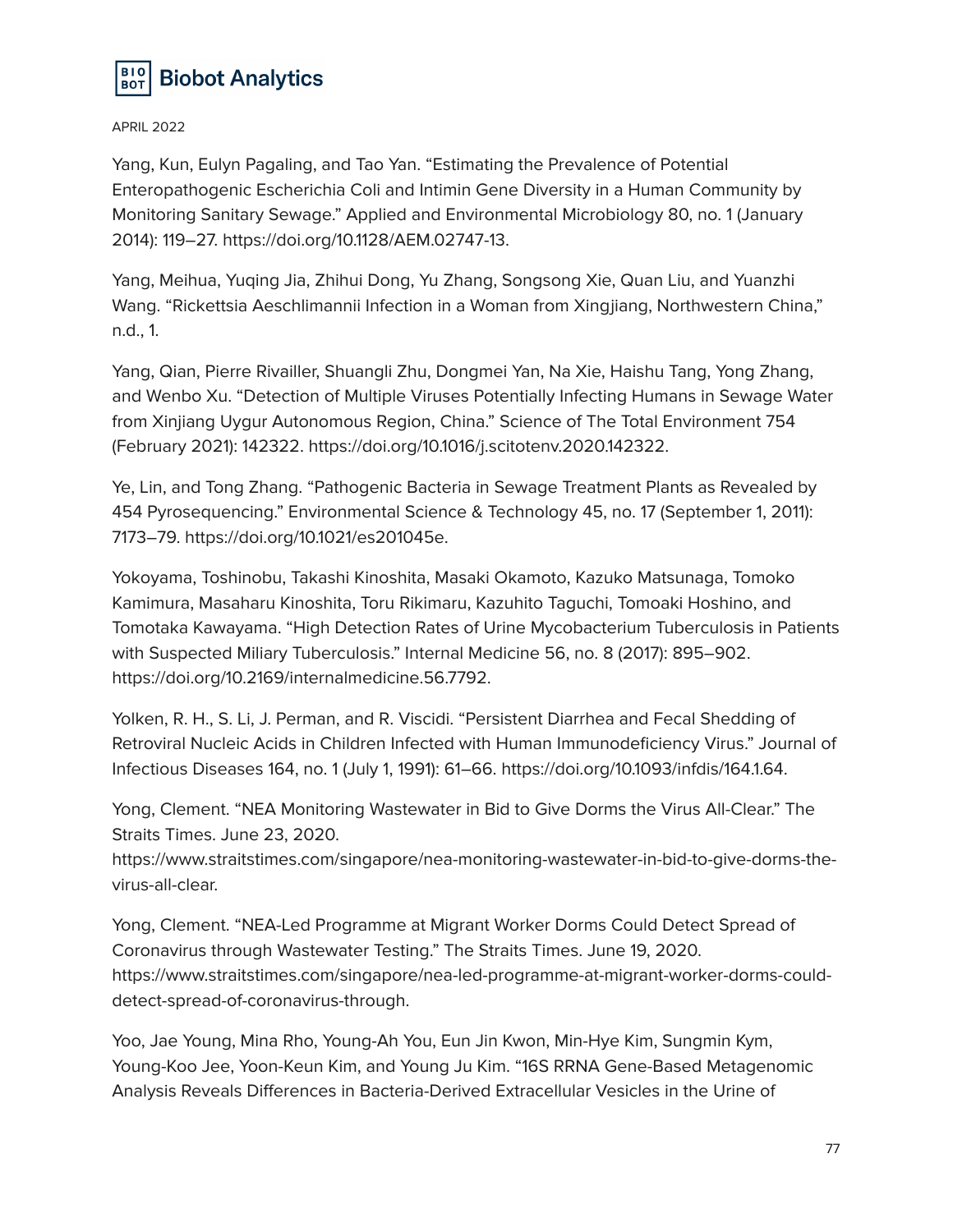Yang, Kun, Eulyn Pagaling, and Tao Yan. “Estimating the Prevalence of Potential Enteropathogenic Escherichia Coli and Intimin Gene Diversity in a Human Community by Monitoring Sanitary Sewage.” Applied and Environmental Microbiology 80, no. 1 (January 2014): 119–27. https://doi.org/10.1128/AEM.02747-13.

Yang, Meihua, Yuqing Jia, Zhihui Dong, Yu Zhang, Songsong Xie, Quan Liu, and Yuanzhi Wang. “Rickettsia Aeschlimannii Infection in a Woman from Xingjiang, Northwestern China,” n.d., 1.

Yang, Qian, Pierre Rivailler, Shuangli Zhu, Dongmei Yan, Na Xie, Haishu Tang, Yong Zhang, and Wenbo Xu. “Detection of Multiple Viruses Potentially Infecting Humans in Sewage Water from Xinjiang Uygur Autonomous Region, China.” Science of The Total Environment 754 (February 2021): 142322. https://doi.org/10.1016/j.scitotenv.2020.142322.

Ye, Lin, and Tong Zhang. “Pathogenic Bacteria in Sewage Treatment Plants as Revealed by 454 Pyrosequencing.” Environmental Science & Technology 45, no. 17 (September 1, 2011): 7173–79. https://doi.org/10.1021/es201045e.

Yokoyama, Toshinobu, Takashi Kinoshita, Masaki Okamoto, Kazuko Matsunaga, Tomoko Kamimura, Masaharu Kinoshita, Toru Rikimaru, Kazuhito Taguchi, Tomoaki Hoshino, and Tomotaka Kawayama. “High Detection Rates of Urine Mycobacterium Tuberculosis in Patients with Suspected Miliary Tuberculosis.” Internal Medicine 56, no. 8 (2017): 895–902. https://doi.org/10.2169/internalmedicine.56.7792.

Yolken, R. H., S. Li, J. Perman, and R. Viscidi. “Persistent Diarrhea and Fecal Shedding of Retroviral Nucleic Acids in Children Infected with Human Immunodeficiency Virus.” Journal of Infectious Diseases 164, no. 1 (July 1, 1991): 61–66. https://doi.org/10.1093/infdis/164.1.64.

Yong, Clement. “NEA Monitoring Wastewater in Bid to Give Dorms the Virus All-Clear.” The Straits Times. June 23, 2020. https://www.straitstimes.com/singapore/nea-monitoring-wastewater-in-bid-to-give-dorms-the-virus-all-clear.

Yong, Clement. “NEA-Led Programme at Migrant Worker Dorms Could Detect Spread of Coronavirus through Wastewater Testing.” The Straits Times. June 19, 2020. https://www.straitstimes.com/singapore/nea-led-programme-at-migrant-worker-dorms-could-detect-spread-of-coronavirus-through.

Yoo, Jae Young, Mina Rho, Young-Ah You, Eun Jin Kwon, Min-Hye Kim, Sungmin Kym, Young-Koo Jee, Yoon-Keun Kim, and Young Ju Kim. “16S RRNA Gene-Based Metagenomic Analysis Reveals Differences in Bacteria-Derived Extracellular Vesicles in the Urine of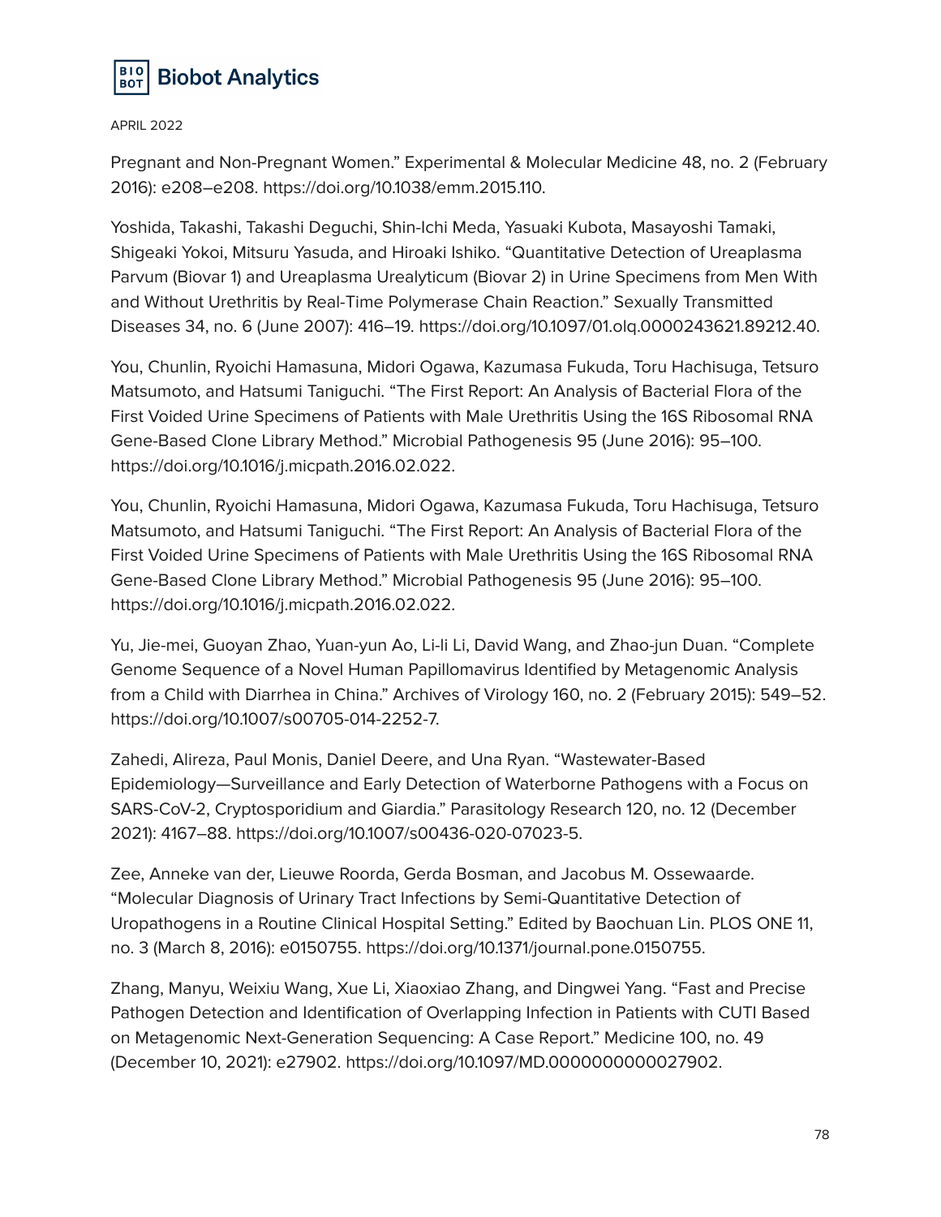Pregnant and Non-Pregnant Women." Experimental & Molecular Medicine 48, no. 2 (February 2016): e208–e208. https://doi.org/10.1038/emm.2015.110.

Yoshida, Takashi, Takashi Deguchi, Shin-Ichi Meda, Yasuaki Kubota, Masayoshi Tamaki, Shigeaki Yokoi, Mitsuru Yasuda, and Hiroaki Ishiko. "Quantitative Detection of Ureaplasma Parvum (Biovar 1) and Ureaplasma Urealyticum (Biovar 2) in Urine Specimens from Men With and Without Urethritis by Real-Time Polymerase Chain Reaction." Sexually Transmitted Diseases 34, no. 6 (June 2007): 416–19. https://doi.org/10.1097/01.olq.0000243621.89212.40.

You, Chunlin, Ryoichi Hamasuna, Midori Ogawa, Kazumasa Fukuda, Toru Hachisuga, Tetsuro Matsumoto, and Hatsumi Taniguchi. "The First Report: An Analysis of Bacterial Flora of the First Voided Urine Specimens of Patients with Male Urethritis Using the 16S Ribosomal RNA Gene-Based Clone Library Method." Microbial Pathogenesis 95 (June 2016): 95–100. https://doi.org/10.1016/j.micpath.2016.02.022.

You, Chunlin, Ryoichi Hamasuna, Midori Ogawa, Kazumasa Fukuda, Toru Hachisuga, Tetsuro Matsumoto, and Hatsumi Taniguchi. "The First Report: An Analysis of Bacterial Flora of the First Voided Urine Specimens of Patients with Male Urethritis Using the 16S Ribosomal RNA Gene-Based Clone Library Method." Microbial Pathogenesis 95 (June 2016): 95–100. https://doi.org/10.1016/j.micpath.2016.02.022.

Yu, Jie-mei, Guoyan Zhao, Yuan-yun Ao, Li-li Li, David Wang, and Zhao-jun Duan. "Complete Genome Sequence of a Novel Human Papillomavirus Identified by Metagenomic Analysis from a Child with Diarrhea in China." Archives of Virology 160, no. 2 (February 2015): 549–52. https://doi.org/10.1007/s00705-014-2252-7.

Zahedi, Alireza, Paul Monis, Daniel Deere, and Una Ryan. "Wastewater-Based Epidemiology—Surveillance and Early Detection of Waterborne Pathogens with a Focus on SARS-CoV-2, Cryptosporidium and Giardia." Parasitology Research 120, no. 12 (December 2021): 4167–88. https://doi.org/10.1007/s00436-020-07023-5.

Zee, Anneke van der, Lieuwe Roorda, Gerda Bosman, and Jacobus M. Ossewaarde. "Molecular Diagnosis of Urinary Tract Infections by Semi-Quantitative Detection of Uropathogens in a Routine Clinical Hospital Setting." Edited by Baochuan Lin. PLOS ONE 11, no. 3 (March 8, 2016): e0150755. https://doi.org/10.1371/journal.pone.0150755.

Zhang, Manyu, Weixiu Wang, Xue Li, Xiaoxiao Zhang, and Dingwei Yang. "Fast and Precise Pathogen Detection and Identification of Overlapping Infection in Patients with CUTI Based on Metagenomic Next-Generation Sequencing: A Case Report." Medicine 100, no. 49 (December 10, 2021): e27902. https://doi.org/10.1097/MD.0000000000027902.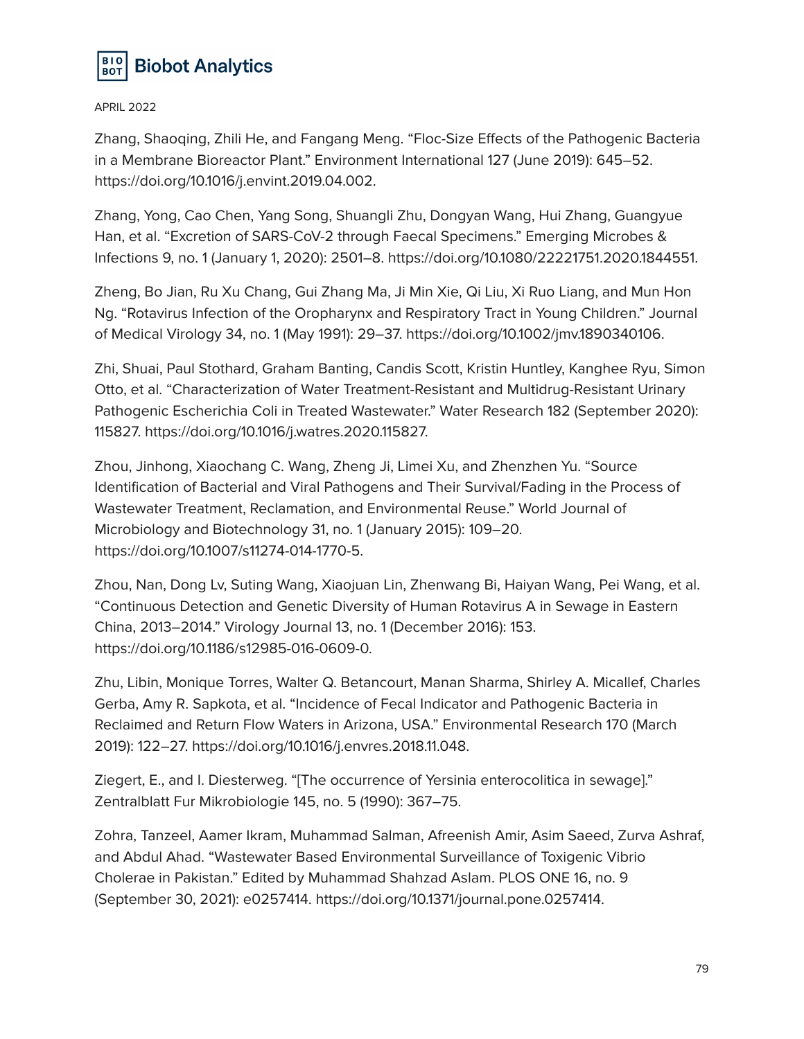Zhang, Shaoqing, Zhili He, and Fangang Meng. “Floc-Size Effects of the Pathogenic Bacteria in a Membrane Bioreactor Plant.” Environment International 127 (June 2019): 645–52. https://doi.org/10.1016/j.envint.2019.04.002.

Zhang, Yong, Cao Chen, Yang Song, Shuangli Zhu, Dongyan Wang, Hui Zhang, Guangyue Han, et al. “Excretion of SARS-CoV-2 through Faecal Specimens.” Emerging Microbes & Infections 9, no. 1 (January 1, 2020): 2501–8. https://doi.org/10.1080/22221751.2020.1844551.

Zheng, Bo Jian, Ru Xu Chang, Gui Zhang Ma, Ji Min Xie, Qi Liu, Xi Ruo Liang, and Mun Hon Ng. “Rotavirus Infection of the Oropharynx and Respiratory Tract in Young Children.” Journal of Medical Virology 34, no. 1 (May 1991): 29–37. https://doi.org/10.1002/jmv.1890340106.

Zhi, Shuai, Paul Stothard, Graham Banting, Candis Scott, Kristin Huntley, Kanghee Ryu, Simon Otto, et al. “Characterization of Water Treatment-Resistant and Multidrug-Resistant Urinary Pathogenic Escherichia Coli in Treated Wastewater.” Water Research 182 (September 2020): 115827. https://doi.org/10.1016/j.watres.2020.115827.

Zhou, Jinhong, Xiaochang C. Wang, Zheng Ji, Limei Xu, and Zhenzhen Yu. “Source Identification of Bacterial and Viral Pathogens and Their Survival/Fading in the Process of Wastewater Treatment, Reclamation, and Environmental Reuse.” World Journal of Microbiology and Biotechnology 31, no. 1 (January 2015): 109–20. https://doi.org/10.1007/s11274-014-1770-5.

Zhou, Nan, Dong Lv, Suting Wang, Xiaojuan Lin, Zhenwang Bi, Haiyan Wang, Pei Wang, et al. “Continuous Detection and Genetic Diversity of Human Rotavirus A in Sewage in Eastern China, 2013–2014.” Virology Journal 13, no. 1 (December 2016): 153. https://doi.org/10.1186/s12985-016-0609-0.

Zhu, Libin, Monique Torres, Walter Q. Betancourt, Manan Sharma, Shirley A. Micallef, Charles Gerba, Amy R. Sapkota, et al. “Incidence of Fecal Indicator and Pathogenic Bacteria in Reclaimed and Return Flow Waters in Arizona, USA.” Environmental Research 170 (March 2019): 122–27. https://doi.org/10.1016/j.envres.2018.11.048.

Ziegert, E., and I. Diesterweg. “[The occurrence of Yersinia enterocolitica in sewage].” Zentralblatt Fur Mikrobiologie 145, no. 5 (1990): 367–75.

Zohra, Tanzeel, Aamer Ikram, Muhammad Salman, Afreenish Amir, Asim Saeed, Zurva Ashraf, and Abdul Ahad. “Wastewater Based Environmental Surveillance of Toxigenic Vibrio Cholerae in Pakistan.” Edited by Muhammad Shahzad Aslam. PLOS ONE 16, no. 9 (September 30, 2021): e0257414. https://doi.org/10.1371/journal.pone.0257414.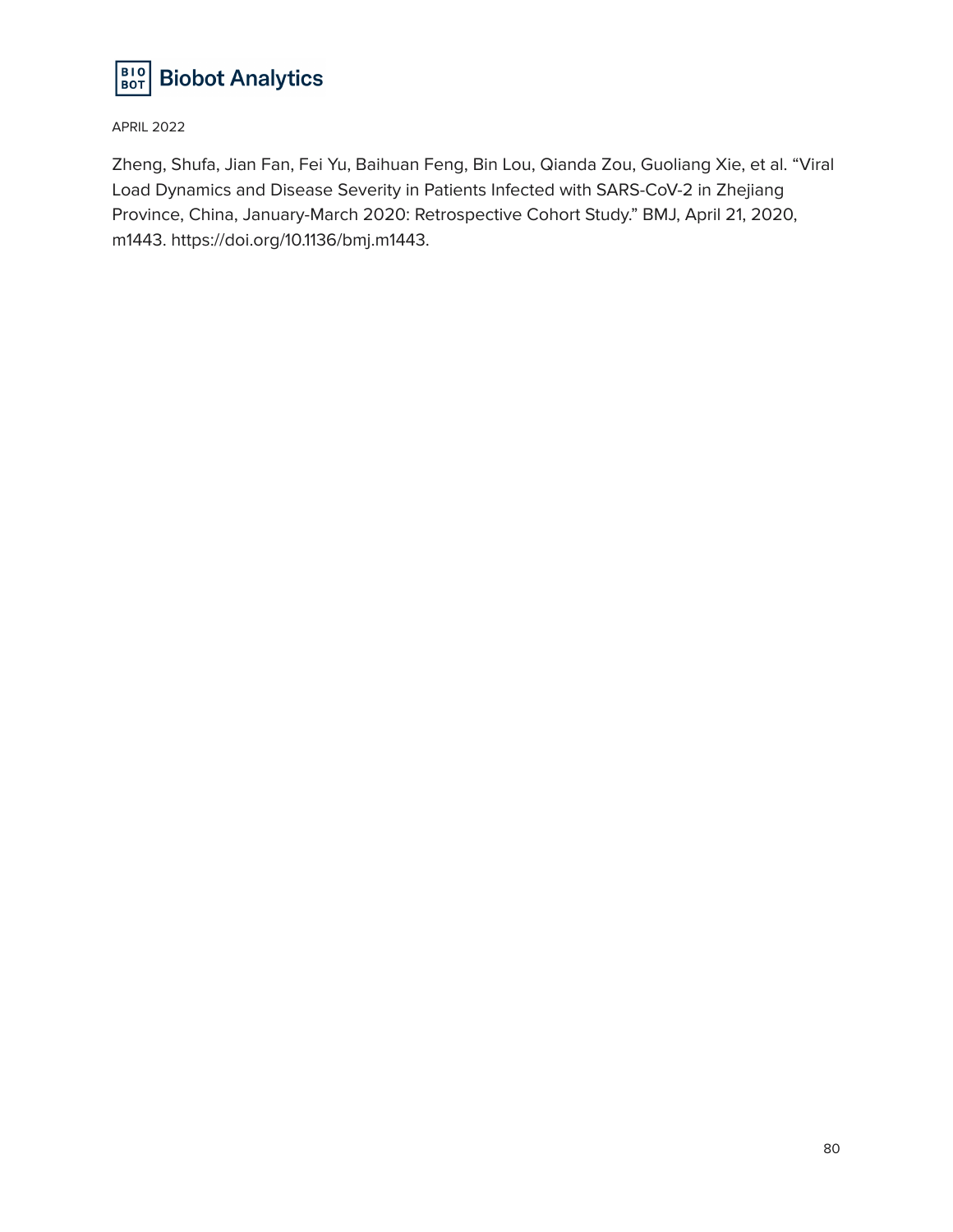Zheng, Shufa, Jian Fan, Fei Yu, Baihuan Feng, Bin Lou, Qianda Zou, Guoliang Xie, et al. “Viral Load Dynamics and Disease Severity in Patients Infected with SARS-CoV-2 in Zhejiang Province, China, January-March 2020: Retrospective Cohort Study.” BMJ, April 21, 2020, m1443. https://doi.org/10.1136/bmj.m1443.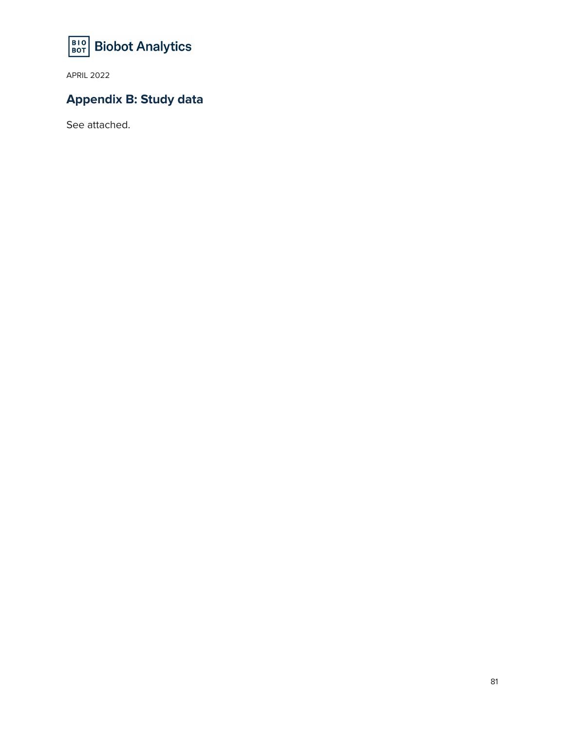## Appendix B: Study data

See attached.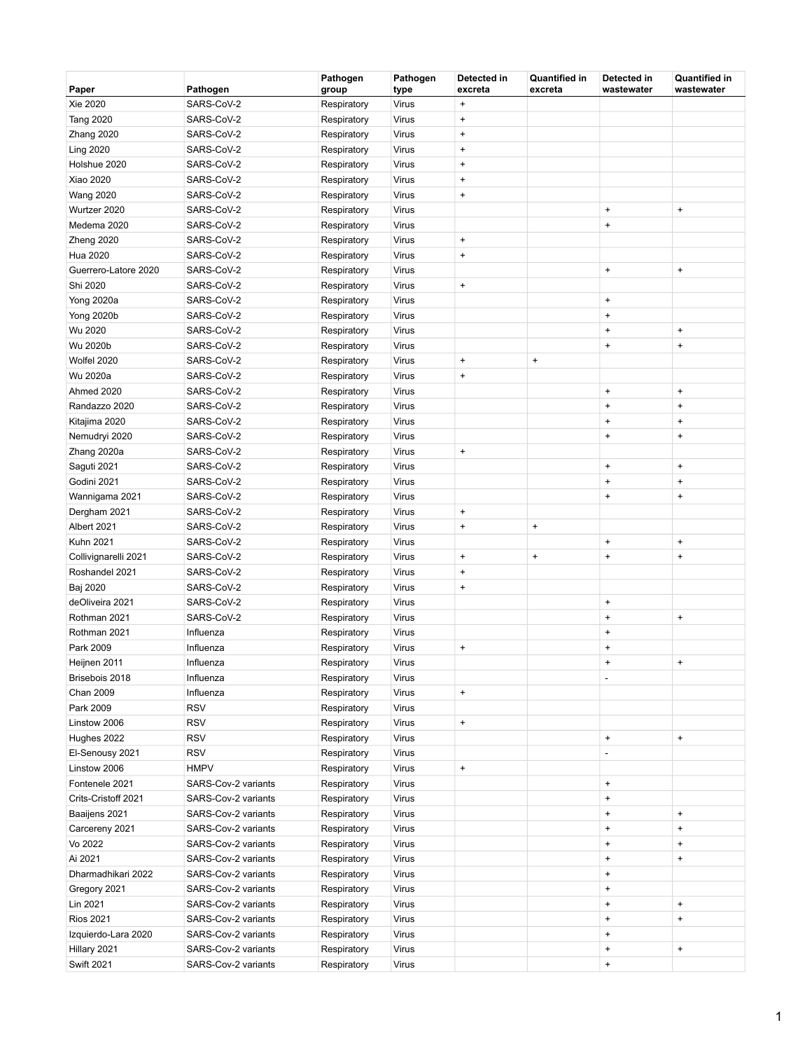| Paper | Pathogen | Pathogen group | Pathogen type | Detected in excreta | Quantified in excreta | Detected in wastewater | Quantified in wastewater |
|---|---|---|---|---|---|---|---|
| Xie 2020 | SARS-CoV-2 | Respiratory | Virus | + | | | |
| Tang 2020 | SARS-CoV-2 | Respiratory | Virus | + | | | |
| Zhang 2020 | SARS-CoV-2 | Respiratory | Virus | + | | | |
| Ling 2020 | SARS-CoV-2 | Respiratory | Virus | + | | | |
| Holshue 2020 | SARS-CoV-2 | Respiratory | Virus | + | | | |
| Xiao 2020 | SARS-CoV-2 | Respiratory | Virus | + | | | |
| Wang 2020 | SARS-CoV-2 | Respiratory | Virus | + | | | |
| Wurtzer 2020 | SARS-CoV-2 | Respiratory | Virus | | | + | + |
| Medema 2020 | SARS-CoV-2 | Respiratory | Virus | | | + | |
| Zheng 2020 | SARS-CoV-2 | Respiratory | Virus | + | | | |
| Hua 2020 | SARS-CoV-2 | Respiratory | Virus | + | | | |
| Guerrero-Latore 2020 | SARS-CoV-2 | Respiratory | Virus | | | + | + |
| Shi 2020 | SARS-CoV-2 | Respiratory | Virus | + | | | |
| Yong 2020a | SARS-CoV-2 | Respiratory | Virus | | | + | |
| Yong 2020b | SARS-CoV-2 | Respiratory | Virus | | | + | |
| Wu 2020 | SARS-CoV-2 | Respiratory | Virus | | | + | + |
| Wu 2020b | SARS-CoV-2 | Respiratory | Virus | | | + | + |
| Wolfel 2020 | SARS-CoV-2 | Respiratory | Virus | + | + | | |
| Wu 2020a | SARS-CoV-2 | Respiratory | Virus | + | | | |
| Ahmed 2020 | SARS-CoV-2 | Respiratory | Virus | | | + | + |
| Randazzo 2020 | SARS-CoV-2 | Respiratory | Virus | | | + | + |
| Kitajima 2020 | SARS-CoV-2 | Respiratory | Virus | | | + | + |
| Nemudryi 2020 | SARS-CoV-2 | Respiratory | Virus | | | + | + |
| Zhang 2020a | SARS-CoV-2 | Respiratory | Virus | + | | | |
| Saguti 2021 | SARS-CoV-2 | Respiratory | Virus | | | + | + |
| Godini 2021 | SARS-CoV-2 | Respiratory | Virus | | | + | + |
| Wannigama 2021 | SARS-CoV-2 | Respiratory | Virus | | | + | + |
| Dergham 2021 | SARS-CoV-2 | Respiratory | Virus | + | | | |
| Albert 2021 | SARS-CoV-2 | Respiratory | Virus | + | + | | |
| Kuhn 2021 | SARS-CoV-2 | Respiratory | Virus | | | + | + |
| Collivignarelli 2021 | SARS-CoV-2 | Respiratory | Virus | + | + | + | + |
| Roshandel 2021 | SARS-CoV-2 | Respiratory | Virus | + | | | |
| Baj 2020 | SARS-CoV-2 | Respiratory | Virus | + | | | |
| deOliveira 2021 | SARS-CoV-2 | Respiratory | Virus | | | + | |
| Rothman 2021 | SARS-CoV-2 | Respiratory | Virus | | | + | + |
| Rothman 2021 | Influenza | Respiratory | Virus | | | + | |
| Park 2009 | Influenza | Respiratory | Virus | + | | + | |
| Heijnen 2011 | Influenza | Respiratory | Virus | | | + | + |
| Brisebois 2018 | Influenza | Respiratory | Virus | | | - | |
| Chan 2009 | Influenza | Respiratory | Virus | + | | | |
| Park 2009 | RSV | Respiratory | Virus | | | | |
| Linstow 2006 | RSV | Respiratory | Virus | + | | | |
| Hughes 2022 | RSV | Respiratory | Virus | | | + | + |
| El-Senousy 2021 | RSV | Respiratory | Virus | | | - | |
| Linstow 2006 | HMPV | Respiratory | Virus | + | | | |
| Fontenele 2021 | SARS-Cov-2 variants | Respiratory | Virus | | | + | |
| Crits-Cristoff 2021 | SARS-Cov-2 variants | Respiratory | Virus | | | + | |
| Baaijens 2021 | SARS-Cov-2 variants | Respiratory | Virus | | | + | + |
| Carcereny 2021 | SARS-Cov-2 variants | Respiratory | Virus | | | + | + |
| Vo 2022 | SARS-Cov-2 variants | Respiratory | Virus | | | + | + |
| Ai 2021 | SARS-Cov-2 variants | Respiratory | Virus | | | + | + |
| Dharmadhikari 2022 | SARS-Cov-2 variants | Respiratory | Virus | | | + | |
| Gregory 2021 | SARS-Cov-2 variants | Respiratory | Virus | | | + | |
| Lin 2021 | SARS-Cov-2 variants | Respiratory | Virus | | | + | + |
| Rios 2021 | SARS-Cov-2 variants | Respiratory | Virus | | | + | + |
| Izquierdo-Lara 2020 | SARS-Cov-2 variants | Respiratory | Virus | | | + | |
| Hillary 2021 | SARS-Cov-2 variants | Respiratory | Virus | | | + | + |
| Swift 2021 | SARS-Cov-2 variants | Respiratory | Virus | | | + | |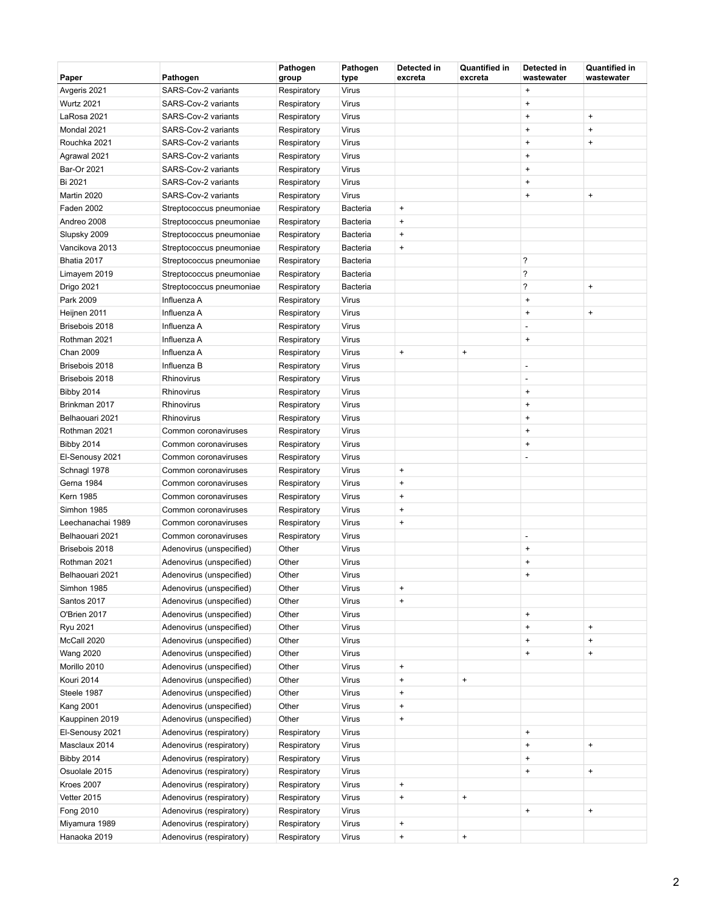| Paper | Pathogen | Pathogen group | Pathogen type | Detected in excreta | Quantified in excreta | Detected in wastewater | Quantified in wastewater |
|---|---|---|---|---|---|---|---|
| Avgeris 2021 | SARS-Cov-2 variants | Respiratory | Virus | | | + | |
| Wurtz 2021 | SARS-Cov-2 variants | Respiratory | Virus | | | + | |
| LaRosa 2021 | SARS-Cov-2 variants | Respiratory | Virus | | | + | + |
| Mondal 2021 | SARS-Cov-2 variants | Respiratory | Virus | | | + | + |
| Rouchka 2021 | SARS-Cov-2 variants | Respiratory | Virus | | | + | + |
| Agrawal 2021 | SARS-Cov-2 variants | Respiratory | Virus | | | + | |
| Bar-Or 2021 | SARS-Cov-2 variants | Respiratory | Virus | | | + | |
| Bi 2021 | SARS-Cov-2 variants | Respiratory | Virus | | | + | |
| Martin 2020 | SARS-Cov-2 variants | Respiratory | Virus | | | + | + |
| Faden 2002 | Streptococcus pneumoniae | Respiratory | Bacteria | + | | | |
| Andreo 2008 | Streptococcus pneumoniae | Respiratory | Bacteria | + | | | |
| Slupsky 2009 | Streptococcus pneumoniae | Respiratory | Bacteria | + | | | |
| Vancikova 2013 | Streptococcus pneumoniae | Respiratory | Bacteria | + | | | |
| Bhatia 2017 | Streptococcus pneumoniae | Respiratory | Bacteria | | | ? | |
| Limayem 2019 | Streptococcus pneumoniae | Respiratory | Bacteria | | | ? | |
| Drigo 2021 | Streptococcus pneumoniae | Respiratory | Bacteria | | | ? | + |
| Park 2009 | Influenza A | Respiratory | Virus | | | + | |
| Heijnen 2011 | Influenza A | Respiratory | Virus | | | + | + |
| Brisebois 2018 | Influenza A | Respiratory | Virus | | | - | |
| Rothman 2021 | Influenza A | Respiratory | Virus | | | + | |
| Chan 2009 | Influenza A | Respiratory | Virus | + | + | | |
| Brisebois 2018 | Influenza B | Respiratory | Virus | | | - | |
| Brisebois 2018 | Rhinovirus | Respiratory | Virus | | | - | |
| Bibby 2014 | Rhinovirus | Respiratory | Virus | | | + | |
| Brinkman 2017 | Rhinovirus | Respiratory | Virus | | | + | |
| Belhaouari 2021 | Rhinovirus | Respiratory | Virus | | | + | |
| Rothman 2021 | Common coronaviruses | Respiratory | Virus | | | + | |
| Bibby 2014 | Common coronaviruses | Respiratory | Virus | | | + | |
| El-Senousy 2021 | Common coronaviruses | Respiratory | Virus | | | - | |
| Schnagl 1978 | Common coronaviruses | Respiratory | Virus | + | | | |
| Gerna 1984 | Common coronaviruses | Respiratory | Virus | + | | | |
| Kern 1985 | Common coronaviruses | Respiratory | Virus | + | | | |
| Simhon 1985 | Common coronaviruses | Respiratory | Virus | + | | | |
| Leechanachai 1989 | Common coronaviruses | Respiratory | Virus | + | | | |
| Belhaouari 2021 | Common coronaviruses | Respiratory | Virus | | | - | |
| Brisebois 2018 | Adenovirus (unspecified) | Other | Virus | | | + | |
| Rothman 2021 | Adenovirus (unspecified) | Other | Virus | | | + | |
| Belhaouari 2021 | Adenovirus (unspecified) | Other | Virus | | | + | |
| Simhon 1985 | Adenovirus (unspecified) | Other | Virus | + | | | |
| Santos 2017 | Adenovirus (unspecified) | Other | Virus | + | | | |
| O'Brien 2017 | Adenovirus (unspecified) | Other | Virus | | | + | |
| Ryu 2021 | Adenovirus (unspecified) | Other | Virus | | | + | + |
| McCall 2020 | Adenovirus (unspecified) | Other | Virus | | | + | + |
| Wang 2020 | Adenovirus (unspecified) | Other | Virus | | | + | + |
| Morillo 2010 | Adenovirus (unspecified) | Other | Virus | + | | | |
| Kouri 2014 | Adenovirus (unspecified) | Other | Virus | + | + | | |
| Steele 1987 | Adenovirus (unspecified) | Other | Virus | + | | | |
| Kang 2001 | Adenovirus (unspecified) | Other | Virus | + | | | |
| Kauppinen 2019 | Adenovirus (unspecified) | Other | Virus | + | | | |
| El-Senousy 2021 | Adenovirus (respiratory) | Respiratory | Virus | | | + | |
| Masclaux 2014 | Adenovirus (respiratory) | Respiratory | Virus | | | + | + |
| Bibby 2014 | Adenovirus (respiratory) | Respiratory | Virus | | | + | |
| Osuolale 2015 | Adenovirus (respiratory) | Respiratory | Virus | | | + | + |
| Kroes 2007 | Adenovirus (respiratory) | Respiratory | Virus | + | | | |
| Vetter 2015 | Adenovirus (respiratory) | Respiratory | Virus | + | + | | |
| Fong 2010 | Adenovirus (respiratory) | Respiratory | Virus | | | + | + |
| Miyamura 1989 | Adenovirus (respiratory) | Respiratory | Virus | + | | | |
| Hanaoka 2019 | Adenovirus (respiratory) | Respiratory | Virus | + | + | | |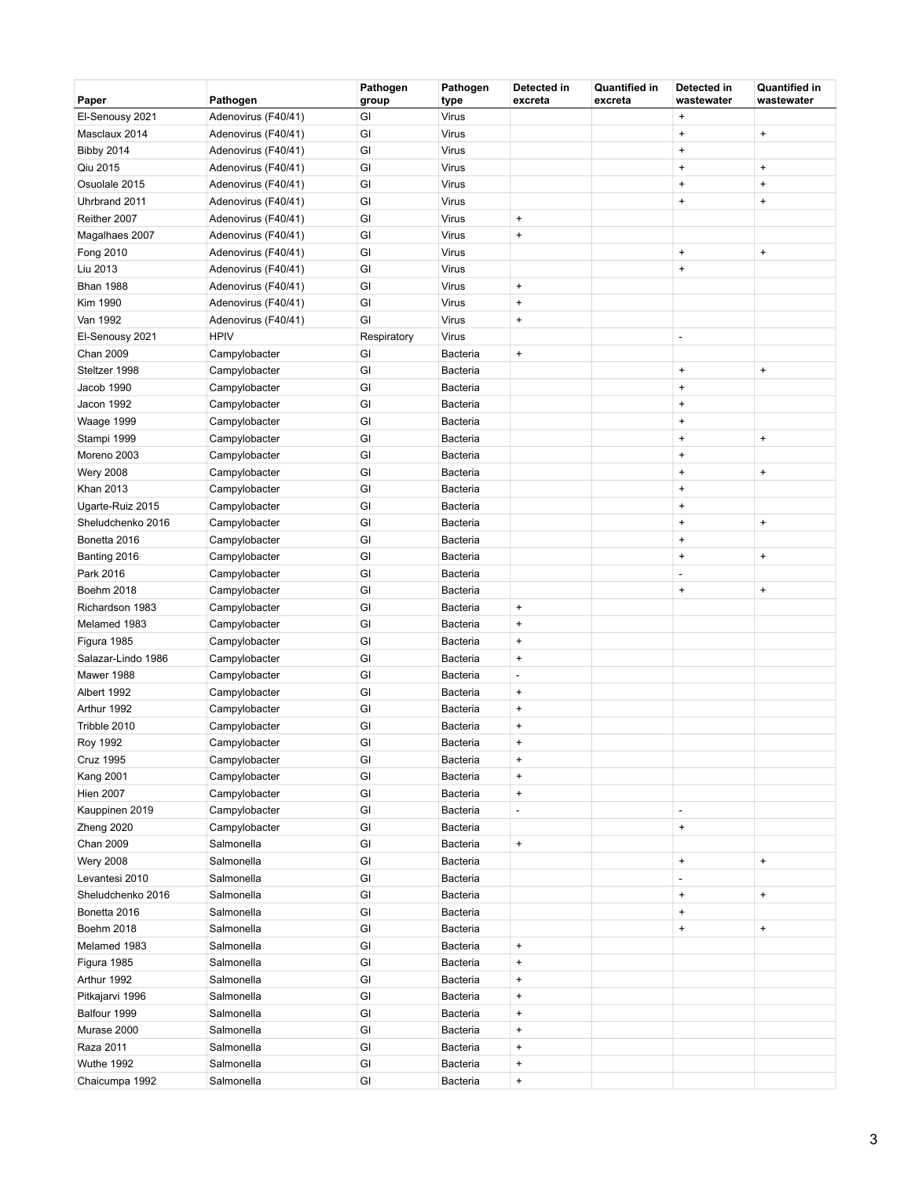| Paper | Pathogen | Pathogen group | Pathogen type | Detected in excreta | Quantified in excreta | Detected in wastewater | Quantified in wastewater |
|---|---|---|---|---|---|---|---|
| El-Senousy 2021 | Adenovirus (F40/41) | GI | Virus | | | + | |
| Masclaux 2014 | Adenovirus (F40/41) | GI | Virus | | | + | + |
| Bibby 2014 | Adenovirus (F40/41) | GI | Virus | | | + | |
| Qiu 2015 | Adenovirus (F40/41) | GI | Virus | | | + | + |
| Osuolale 2015 | Adenovirus (F40/41) | GI | Virus | | | + | + |
| Uhrbrand 2011 | Adenovirus (F40/41) | GI | Virus | | | + | + |
| Reither 2007 | Adenovirus (F40/41) | GI | Virus | + | | | |
| Magalhaes 2007 | Adenovirus (F40/41) | GI | Virus | + | | | |
| Fong 2010 | Adenovirus (F40/41) | GI | Virus | | | + | + |
| Liu 2013 | Adenovirus (F40/41) | GI | Virus | | | + | |
| Bhan 1988 | Adenovirus (F40/41) | GI | Virus | + | | | |
| Kim 1990 | Adenovirus (F40/41) | GI | Virus | + | | | |
| Van 1992 | Adenovirus (F40/41) | GI | Virus | + | | | |
| El-Senousy 2021 | HPIV | Respiratory | Virus | | | - | |
| Chan 2009 | Campylobacter | GI | Bacteria | + | | | |
| Steltzer 1998 | Campylobacter | GI | Bacteria | | | + | + |
| Jacob 1990 | Campylobacter | GI | Bacteria | | | + | |
| Jacon 1992 | Campylobacter | GI | Bacteria | | | + | |
| Waage 1999 | Campylobacter | GI | Bacteria | | | + | |
| Stampi 1999 | Campylobacter | GI | Bacteria | | | + | + |
| Moreno 2003 | Campylobacter | GI | Bacteria | | | + | |
| Wery 2008 | Campylobacter | GI | Bacteria | | | + | + |
| Khan 2013 | Campylobacter | GI | Bacteria | | | + | |
| Ugarte-Ruiz 2015 | Campylobacter | GI | Bacteria | | | + | |
| Sheludchenko 2016 | Campylobacter | GI | Bacteria | | | + | + |
| Bonetta 2016 | Campylobacter | GI | Bacteria | | | + | |
| Banting 2016 | Campylobacter | GI | Bacteria | | | + | + |
| Park 2016 | Campylobacter | GI | Bacteria | | | - | |
| Boehm 2018 | Campylobacter | GI | Bacteria | | | + | + |
| Richardson 1983 | Campylobacter | GI | Bacteria | + | | | |
| Melamed 1983 | Campylobacter | GI | Bacteria | + | | | |
| Figura 1985 | Campylobacter | GI | Bacteria | + | | | |
| Salazar-Lindo 1986 | Campylobacter | GI | Bacteria | + | | | |
| Mawer 1988 | Campylobacter | GI | Bacteria | - | | | |
| Albert 1992 | Campylobacter | GI | Bacteria | + | | | |
| Arthur 1992 | Campylobacter | GI | Bacteria | + | | | |
| Tribble 2010 | Campylobacter | GI | Bacteria | + | | | |
| Roy 1992 | Campylobacter | GI | Bacteria | + | | | |
| Cruz 1995 | Campylobacter | GI | Bacteria | + | | | |
| Kang 2001 | Campylobacter | GI | Bacteria | + | | | |
| Hien 2007 | Campylobacter | GI | Bacteria | + | | | |
| Kauppinen 2019 | Campylobacter | GI | Bacteria | - | | - | |
| Zheng 2020 | Campylobacter | GI | Bacteria | | | + | |
| Chan 2009 | Salmonella | GI | Bacteria | + | | | |
| Wery 2008 | Salmonella | GI | Bacteria | | | + | + |
| Levantesi 2010 | Salmonella | GI | Bacteria | | | - | |
| Sheludchenko 2016 | Salmonella | GI | Bacteria | | | + | + |
| Bonetta 2016 | Salmonella | GI | Bacteria | | | + | |
| Boehm 2018 | Salmonella | GI | Bacteria | | | + | + |
| Melamed 1983 | Salmonella | GI | Bacteria | + | | | |
| Figura 1985 | Salmonella | GI | Bacteria | + | | | |
| Arthur 1992 | Salmonella | GI | Bacteria | + | | | |
| Pitkajarvi 1996 | Salmonella | GI | Bacteria | + | | | |
| Balfour 1999 | Salmonella | GI | Bacteria | + | | | |
| Murase 2000 | Salmonella | GI | Bacteria | + | | | |
| Raza 2011 | Salmonella | GI | Bacteria | + | | | |
| Wuthe 1992 | Salmonella | GI | Bacteria | + | | | |
| Chaicumpa 1992 | Salmonella | GI | Bacteria | + | | | |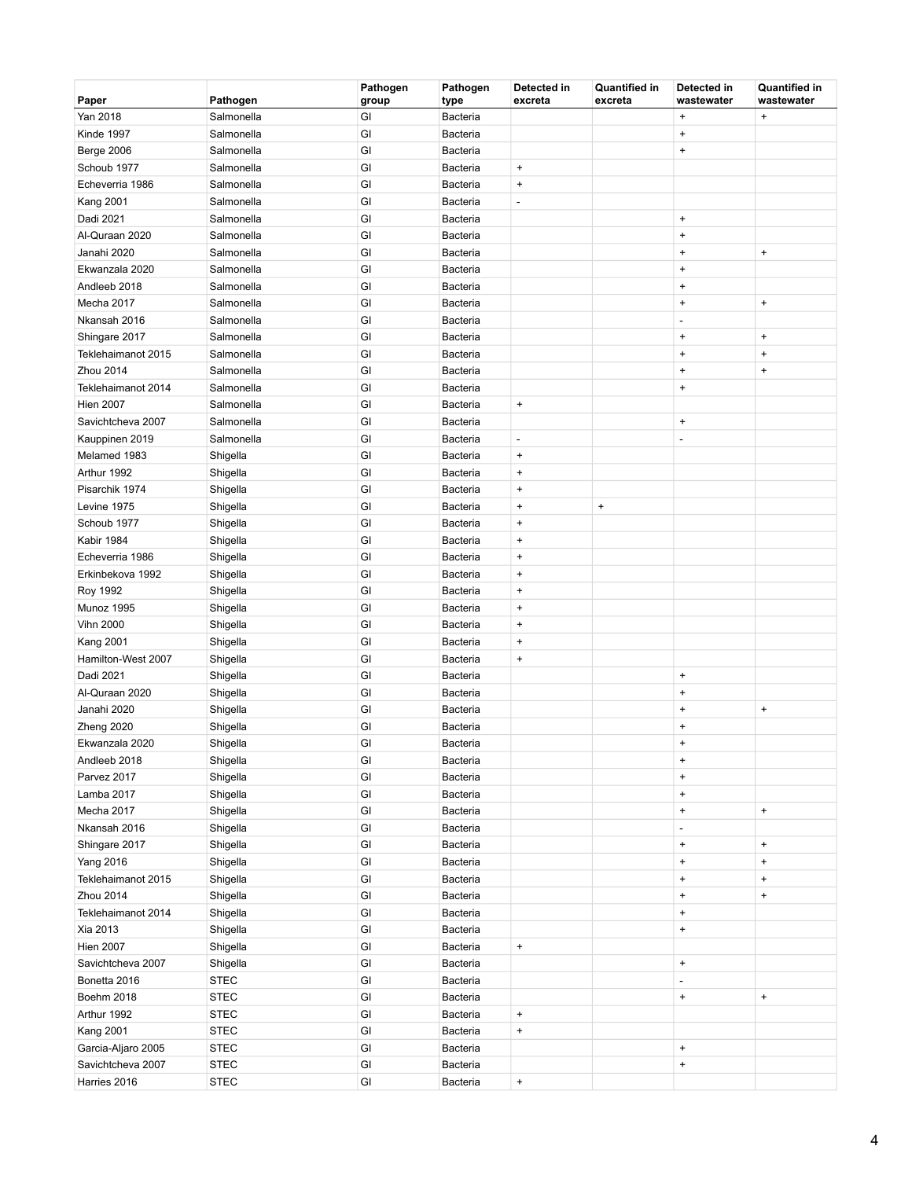| Paper | Pathogen | Pathogen group | Pathogen type | Detected in excreta | Quantified in excreta | Detected in wastewater | Quantified in wastewater |
|---|---|---|---|---|---|---|---|
| Yan 2018 | Salmonella | GI | Bacteria | | | + | + |
| Kinde 1997 | Salmonella | GI | Bacteria | | | + | |
| Berge 2006 | Salmonella | GI | Bacteria | | | + | |
| Schoub 1977 | Salmonella | GI | Bacteria | + | | | |
| Echeverria 1986 | Salmonella | GI | Bacteria | + | | | |
| Kang 2001 | Salmonella | GI | Bacteria | - | | | |
| Dadi 2021 | Salmonella | GI | Bacteria | | | + | |
| Al-Quraan 2020 | Salmonella | GI | Bacteria | | | + | |
| Janahi 2020 | Salmonella | GI | Bacteria | | | + | + |
| Ekwanzala 2020 | Salmonella | GI | Bacteria | | | + | |
| Andleeb 2018 | Salmonella | GI | Bacteria | | | + | |
| Mecha 2017 | Salmonella | GI | Bacteria | | | + | + |
| Nkansah 2016 | Salmonella | GI | Bacteria | | | - | |
| Shingare 2017 | Salmonella | GI | Bacteria | | | + | + |
| Teklehaimanot 2015 | Salmonella | GI | Bacteria | | | + | + |
| Zhou 2014 | Salmonella | GI | Bacteria | | | + | + |
| Teklehaimanot 2014 | Salmonella | GI | Bacteria | | | + | |
| Hien 2007 | Salmonella | GI | Bacteria | + | | | |
| Savichtcheva 2007 | Salmonella | GI | Bacteria | | | + | |
| Kauppinen 2019 | Salmonella | GI | Bacteria | - | | - | |
| Melamed 1983 | Shigella | GI | Bacteria | + | | | |
| Arthur 1992 | Shigella | GI | Bacteria | + | | | |
| Pisarchik 1974 | Shigella | GI | Bacteria | + | | | |
| Levine 1975 | Shigella | GI | Bacteria | + | + | | |
| Schoub 1977 | Shigella | GI | Bacteria | + | | | |
| Kabir 1984 | Shigella | GI | Bacteria | + | | | |
| Echeverria 1986 | Shigella | GI | Bacteria | + | | | |
| Erkinbekova 1992 | Shigella | GI | Bacteria | + | | | |
| Roy 1992 | Shigella | GI | Bacteria | + | | | |
| Munoz 1995 | Shigella | GI | Bacteria | + | | | |
| Vihn 2000 | Shigella | GI | Bacteria | + | | | |
| Kang 2001 | Shigella | GI | Bacteria | + | | | |
| Hamilton-West 2007 | Shigella | GI | Bacteria | + | | | |
| Dadi 2021 | Shigella | GI | Bacteria | | | + | |
| Al-Quraan 2020 | Shigella | GI | Bacteria | | | + | |
| Janahi 2020 | Shigella | GI | Bacteria | | | + | + |
| Zheng 2020 | Shigella | GI | Bacteria | | | + | |
| Ekwanzala 2020 | Shigella | GI | Bacteria | | | + | |
| Andleeb 2018 | Shigella | GI | Bacteria | | | + | |
| Parvez 2017 | Shigella | GI | Bacteria | | | + | |
| Lamba 2017 | Shigella | GI | Bacteria | | | + | |
| Mecha 2017 | Shigella | GI | Bacteria | | | + | + |
| Nkansah 2016 | Shigella | GI | Bacteria | | | - | |
| Shingare 2017 | Shigella | GI | Bacteria | | | + | + |
| Yang 2016 | Shigella | GI | Bacteria | | | + | + |
| Teklehaimanot 2015 | Shigella | GI | Bacteria | | | + | + |
| Zhou 2014 | Shigella | GI | Bacteria | | | + | + |
| Teklehaimanot 2014 | Shigella | GI | Bacteria | | | + | |
| Xia 2013 | Shigella | GI | Bacteria | | | + | |
| Hien 2007 | Shigella | GI | Bacteria | + | | | |
| Savichtcheva 2007 | Shigella | GI | Bacteria | | | + | |
| Bonetta 2016 | STEC | GI | Bacteria | | | - | |
| Boehm 2018 | STEC | GI | Bacteria | | | + | + |
| Arthur 1992 | STEC | GI | Bacteria | + | | | |
| Kang 2001 | STEC | GI | Bacteria | + | | | |
| Garcia-Aljaro 2005 | STEC | GI | Bacteria | | | + | |
| Savichtcheva 2007 | STEC | GI | Bacteria | | | + | |
| Harries 2016 | STEC | GI | Bacteria | + | | | |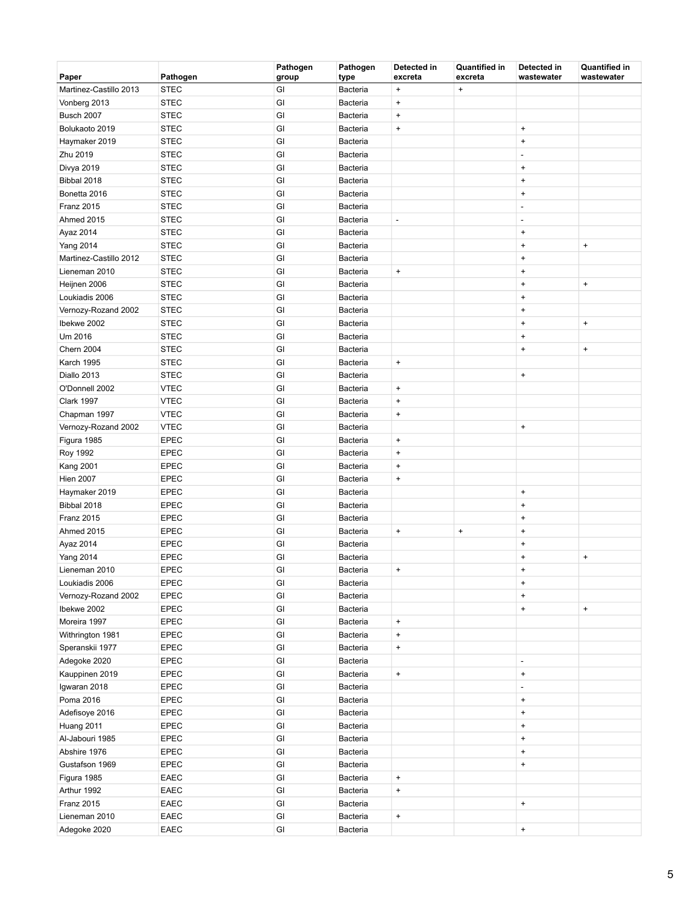| Paper | Pathogen | Pathogen group | Pathogen type | Detected in excreta | Quantified in excreta | Detected in wastewater | Quantified in wastewater |
|---|---|---|---|---|---|---|---|
| Martinez-Castillo 2013 | STEC | GI | Bacteria | + | + | | |
| Vonberg 2013 | STEC | GI | Bacteria | + | | | |
| Busch 2007 | STEC | GI | Bacteria | + | | | |
| Bolukaoto 2019 | STEC | GI | Bacteria | + | | + | |
| Haymaker 2019 | STEC | GI | Bacteria | | | + | |
| Zhu 2019 | STEC | GI | Bacteria | | | - | |
| Divya 2019 | STEC | GI | Bacteria | | | + | |
| Bibbal 2018 | STEC | GI | Bacteria | | | + | |
| Bonetta 2016 | STEC | GI | Bacteria | | | + | |
| Franz 2015 | STEC | GI | Bacteria | | | - | |
| Ahmed 2015 | STEC | GI | Bacteria | - | | - | |
| Ayaz 2014 | STEC | GI | Bacteria | | | + | |
| Yang 2014 | STEC | GI | Bacteria | | | + | + |
| Martinez-Castillo 2012 | STEC | GI | Bacteria | | | + | |
| Lieneman 2010 | STEC | GI | Bacteria | + | | + | |
| Heijnen 2006 | STEC | GI | Bacteria | | | + | + |
| Loukiadis 2006 | STEC | GI | Bacteria | | | + | |
| Vernozy-Rozand 2002 | STEC | GI | Bacteria | | | + | |
| Ibekwe 2002 | STEC | GI | Bacteria | | | + | + |
| Um 2016 | STEC | GI | Bacteria | | | + | |
| Chern 2004 | STEC | GI | Bacteria | | | + | + |
| Karch 1995 | STEC | GI | Bacteria | + | | | |
| Diallo 2013 | STEC | GI | Bacteria | | | + | |
| O'Donnell 2002 | VTEC | GI | Bacteria | + | | | |
| Clark 1997 | VTEC | GI | Bacteria | + | | | |
| Chapman 1997 | VTEC | GI | Bacteria | + | | | |
| Vernozy-Rozand 2002 | VTEC | GI | Bacteria | | | + | |
| Figura 1985 | EPEC | GI | Bacteria | + | | | |
| Roy 1992 | EPEC | GI | Bacteria | + | | | |
| Kang 2001 | EPEC | GI | Bacteria | + | | | |
| Hien 2007 | EPEC | GI | Bacteria | + | | | |
| Haymaker 2019 | EPEC | GI | Bacteria | | | + | |
| Bibbal 2018 | EPEC | GI | Bacteria | | | + | |
| Franz 2015 | EPEC | GI | Bacteria | | | + | |
| Ahmed 2015 | EPEC | GI | Bacteria | + | + | + | |
| Ayaz 2014 | EPEC | GI | Bacteria | | | + | |
| Yang 2014 | EPEC | GI | Bacteria | | | + | + |
| Lieneman 2010 | EPEC | GI | Bacteria | + | | + | |
| Loukiadis 2006 | EPEC | GI | Bacteria | | | + | |
| Vernozy-Rozand 2002 | EPEC | GI | Bacteria | | | + | |
| Ibekwe 2002 | EPEC | GI | Bacteria | | | + | + |
| Moreira 1997 | EPEC | GI | Bacteria | + | | | |
| Withrington 1981 | EPEC | GI | Bacteria | + | | | |
| Speranskii 1977 | EPEC | GI | Bacteria | + | | | |
| Adegoke 2020 | EPEC | GI | Bacteria | | | - | |
| Kauppinen 2019 | EPEC | GI | Bacteria | + | | + | |
| Igwaran 2018 | EPEC | GI | Bacteria | | | - | |
| Poma 2016 | EPEC | GI | Bacteria | | | + | |
| Adefisoye 2016 | EPEC | GI | Bacteria | | | + | |
| Huang 2011 | EPEC | GI | Bacteria | | | + | |
| Al-Jabouri 1985 | EPEC | GI | Bacteria | | | + | |
| Abshire 1976 | EPEC | GI | Bacteria | | | + | |
| Gustafson 1969 | EPEC | GI | Bacteria | | | + | |
| Figura 1985 | EAEC | GI | Bacteria | + | | | |
| Arthur 1992 | EAEC | GI | Bacteria | + | | | |
| Franz 2015 | EAEC | GI | Bacteria | | | + | |
| Lieneman 2010 | EAEC | GI | Bacteria | + | | | |
| Adegoke 2020 | EAEC | GI | Bacteria | | | + | |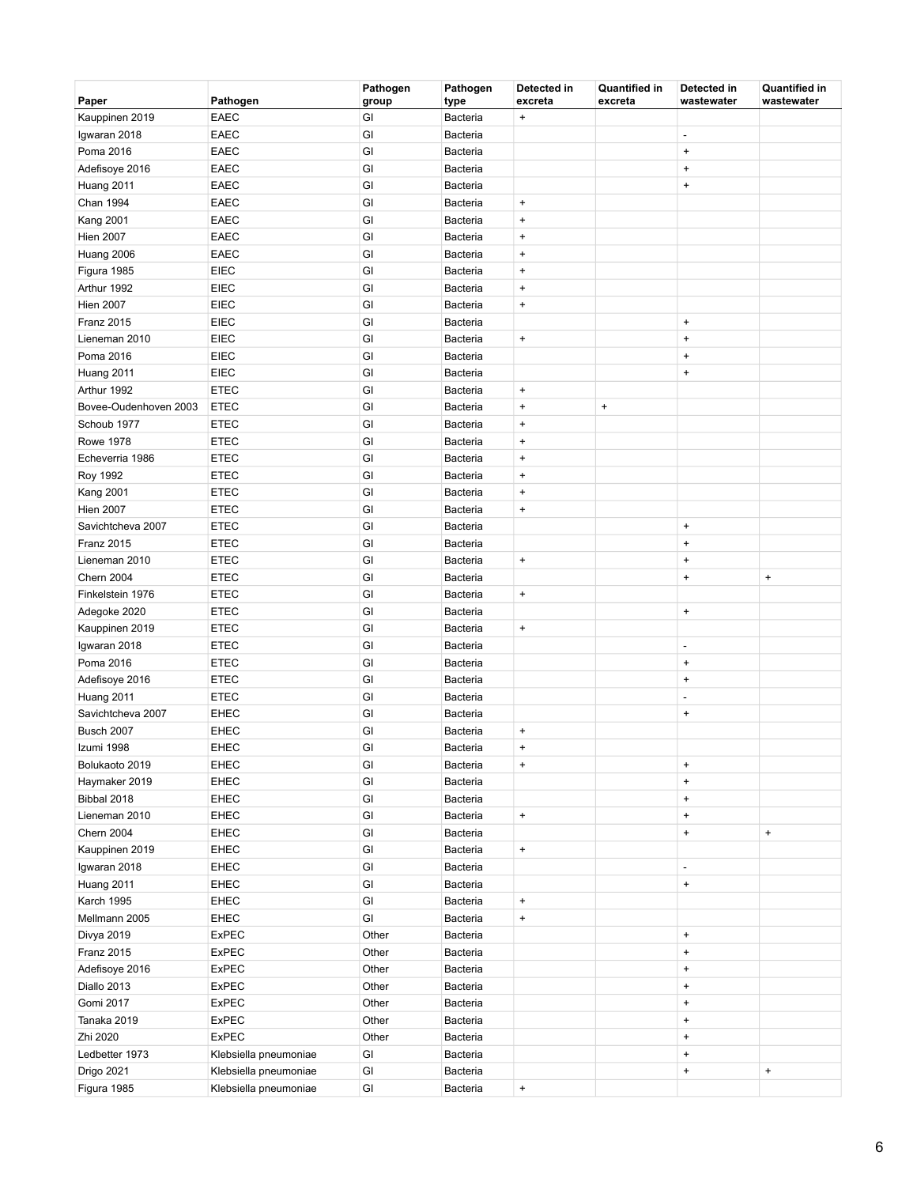| Paper | Pathogen | Pathogen group | Pathogen type | Detected in excreta | Quantified in excreta | Detected in wastewater | Quantified in wastewater |
|---|---|---|---|---|---|---|---|
| Kauppinen 2019 | EAEC | GI | Bacteria | + | | | |
| Igwaran 2018 | EAEC | GI | Bacteria | | | - | |
| Poma 2016 | EAEC | GI | Bacteria | | | + | |
| Adefisoye 2016 | EAEC | GI | Bacteria | | | + | |
| Huang 2011 | EAEC | GI | Bacteria | | | + | |
| Chan 1994 | EAEC | GI | Bacteria | + | | | |
| Kang 2001 | EAEC | GI | Bacteria | + | | | |
| Hien 2007 | EAEC | GI | Bacteria | + | | | |
| Huang 2006 | EAEC | GI | Bacteria | + | | | |
| Figura 1985 | EIEC | GI | Bacteria | + | | | |
| Arthur 1992 | EIEC | GI | Bacteria | + | | | |
| Hien 2007 | EIEC | GI | Bacteria | + | | | |
| Franz 2015 | EIEC | GI | Bacteria | | | + | |
| Lieneman 2010 | EIEC | GI | Bacteria | + | | + | |
| Poma 2016 | EIEC | GI | Bacteria | | | + | |
| Huang 2011 | EIEC | GI | Bacteria | | | + | |
| Arthur 1992 | ETEC | GI | Bacteria | + | | | |
| Bovee-Oudenhoven 2003 | ETEC | GI | Bacteria | + | + | | |
| Schoub 1977 | ETEC | GI | Bacteria | + | | | |
| Rowe 1978 | ETEC | GI | Bacteria | + | | | |
| Echeverria 1986 | ETEC | GI | Bacteria | + | | | |
| Roy 1992 | ETEC | GI | Bacteria | + | | | |
| Kang 2001 | ETEC | GI | Bacteria | + | | | |
| Hien 2007 | ETEC | GI | Bacteria | + | | | |
| Savichtcheva 2007 | ETEC | GI | Bacteria | | | + | |
| Franz 2015 | ETEC | GI | Bacteria | | | + | |
| Lieneman 2010 | ETEC | GI | Bacteria | + | | + | |
| Chern 2004 | ETEC | GI | Bacteria | | | + | + |
| Finkelstein 1976 | ETEC | GI | Bacteria | + | | | |
| Adegoke 2020 | ETEC | GI | Bacteria | | | + | |
| Kauppinen 2019 | ETEC | GI | Bacteria | + | | | |
| Igwaran 2018 | ETEC | GI | Bacteria | | | - | |
| Poma 2016 | ETEC | GI | Bacteria | | | + | |
| Adefisoye 2016 | ETEC | GI | Bacteria | | | + | |
| Huang 2011 | ETEC | GI | Bacteria | | | - | |
| Savichtcheva 2007 | EHEC | GI | Bacteria | | | + | |
| Busch 2007 | EHEC | GI | Bacteria | + | | | |
| Izumi 1998 | EHEC | GI | Bacteria | + | | | |
| Bolukaoto 2019 | EHEC | GI | Bacteria | + | | + | |
| Haymaker 2019 | EHEC | GI | Bacteria | | | + | |
| Bibbal 2018 | EHEC | GI | Bacteria | | | + | |
| Lieneman 2010 | EHEC | GI | Bacteria | + | | + | |
| Chern 2004 | EHEC | GI | Bacteria | | | + | + |
| Kauppinen 2019 | EHEC | GI | Bacteria | + | | | |
| Igwaran 2018 | EHEC | GI | Bacteria | | | - | |
| Huang 2011 | EHEC | GI | Bacteria | | | + | |
| Karch 1995 | EHEC | GI | Bacteria | + | | | |
| Mellmann 2005 | EHEC | GI | Bacteria | + | | | |
| Divya 2019 | ExPEC | Other | Bacteria | | | + | |
| Franz 2015 | ExPEC | Other | Bacteria | | | + | |
| Adefisoye 2016 | ExPEC | Other | Bacteria | | | + | |
| Diallo 2013 | ExPEC | Other | Bacteria | | | + | |
| Gomi 2017 | ExPEC | Other | Bacteria | | | + | |
| Tanaka 2019 | ExPEC | Other | Bacteria | | | + | |
| Zhi 2020 | ExPEC | Other | Bacteria | | | + | |
| Ledbetter 1973 | Klebsiella pneumoniae | GI | Bacteria | | | + | |
| Drigo 2021 | Klebsiella pneumoniae | GI | Bacteria | | | + | + |
| Figura 1985 | Klebsiella pneumoniae | GI | Bacteria | + | | | |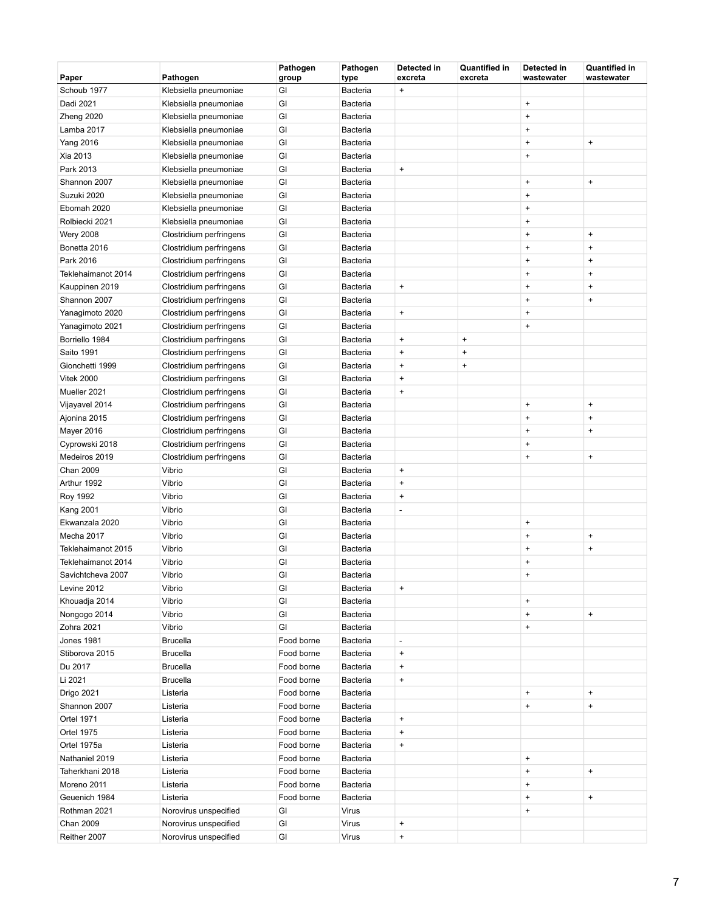| Paper | Pathogen | Pathogen group | Pathogen type | Detected in excreta | Quantified in excreta | Detected in wastewater | Quantified in wastewater |
|---|---|---|---|---|---|---|---|
| Schoub 1977 | Klebsiella pneumoniae | GI | Bacteria | + | | | |
| Dadi 2021 | Klebsiella pneumoniae | GI | Bacteria | | | + | |
| Zheng 2020 | Klebsiella pneumoniae | GI | Bacteria | | | + | |
| Lamba 2017 | Klebsiella pneumoniae | GI | Bacteria | | | + | |
| Yang 2016 | Klebsiella pneumoniae | GI | Bacteria | | | + | + |
| Xia 2013 | Klebsiella pneumoniae | GI | Bacteria | | | + | |
| Park 2013 | Klebsiella pneumoniae | GI | Bacteria | + | | | |
| Shannon 2007 | Klebsiella pneumoniae | GI | Bacteria | | | + | + |
| Suzuki 2020 | Klebsiella pneumoniae | GI | Bacteria | | | + | |
| Ebomah 2020 | Klebsiella pneumoniae | GI | Bacteria | | | + | |
| Rolbiecki 2021 | Klebsiella pneumoniae | GI | Bacteria | | | + | |
| Wery 2008 | Clostridium perfringens | GI | Bacteria | | | + | + |
| Bonetta 2016 | Clostridium perfringens | GI | Bacteria | | | + | + |
| Park 2016 | Clostridium perfringens | GI | Bacteria | | | + | + |
| Teklehaimanot 2014 | Clostridium perfringens | GI | Bacteria | | | + | + |
| Kauppinen 2019 | Clostridium perfringens | GI | Bacteria | + | | + | + |
| Shannon 2007 | Clostridium perfringens | GI | Bacteria | | | + | + |
| Yanagimoto 2020 | Clostridium perfringens | GI | Bacteria | + | | + | |
| Yanagimoto 2021 | Clostridium perfringens | GI | Bacteria | | | + | |
| Borriello 1984 | Clostridium perfringens | GI | Bacteria | + | + | | |
| Saito 1991 | Clostridium perfringens | GI | Bacteria | + | + | | |
| Gionchetti 1999 | Clostridium perfringens | GI | Bacteria | + | + | | |
| Vitek 2000 | Clostridium perfringens | GI | Bacteria | + | | | |
| Mueller 2021 | Clostridium perfringens | GI | Bacteria | + | | | |
| Vijayavel 2014 | Clostridium perfringens | GI | Bacteria | | | + | + |
| Ajonina 2015 | Clostridium perfringens | GI | Bacteria | | | + | + |
| Mayer 2016 | Clostridium perfringens | GI | Bacteria | | | + | + |
| Cyprowski 2018 | Clostridium perfringens | GI | Bacteria | | | + | |
| Medeiros 2019 | Clostridium perfringens | GI | Bacteria | | | + | + |
| Chan 2009 | Vibrio | GI | Bacteria | + | | | |
| Arthur 1992 | Vibrio | GI | Bacteria | + | | | |
| Roy 1992 | Vibrio | GI | Bacteria | + | | | |
| Kang 2001 | Vibrio | GI | Bacteria | - | | | |
| Ekwanzala 2020 | Vibrio | GI | Bacteria | | | + | |
| Mecha 2017 | Vibrio | GI | Bacteria | | | + | + |
| Teklehaimanot 2015 | Vibrio | GI | Bacteria | | | + | + |
| Teklehaimanot 2014 | Vibrio | GI | Bacteria | | | + | |
| Savichtcheva 2007 | Vibrio | GI | Bacteria | | | + | |
| Levine 2012 | Vibrio | GI | Bacteria | + | | | |
| Khouadja 2014 | Vibrio | GI | Bacteria | | | + | |
| Nongogo 2014 | Vibrio | GI | Bacteria | | | + | + |
| Zohra 2021 | Vibrio | GI | Bacteria | | | + | |
| Jones 1981 | Brucella | Food borne | Bacteria | - | | | |
| Stiborova 2015 | Brucella | Food borne | Bacteria | + | | | |
| Du 2017 | Brucella | Food borne | Bacteria | + | | | |
| Li 2021 | Brucella | Food borne | Bacteria | + | | | |
| Drigo 2021 | Listeria | Food borne | Bacteria | | | + | + |
| Shannon 2007 | Listeria | Food borne | Bacteria | | | + | + |
| Ortel 1971 | Listeria | Food borne | Bacteria | + | | | |
| Ortel 1975 | Listeria | Food borne | Bacteria | + | | | |
| Ortel 1975a | Listeria | Food borne | Bacteria | + | | | |
| Nathaniel 2019 | Listeria | Food borne | Bacteria | | | + | |
| Taherkhani 2018 | Listeria | Food borne | Bacteria | | | + | + |
| Moreno 2011 | Listeria | Food borne | Bacteria | | | + | |
| Geuenich 1984 | Listeria | Food borne | Bacteria | | | + | + |
| Rothman 2021 | Norovirus unspecified | GI | Virus | | | + | |
| Chan 2009 | Norovirus unspecified | GI | Virus | + | | | |
| Reither 2007 | Norovirus unspecified | GI | Virus | + | | | |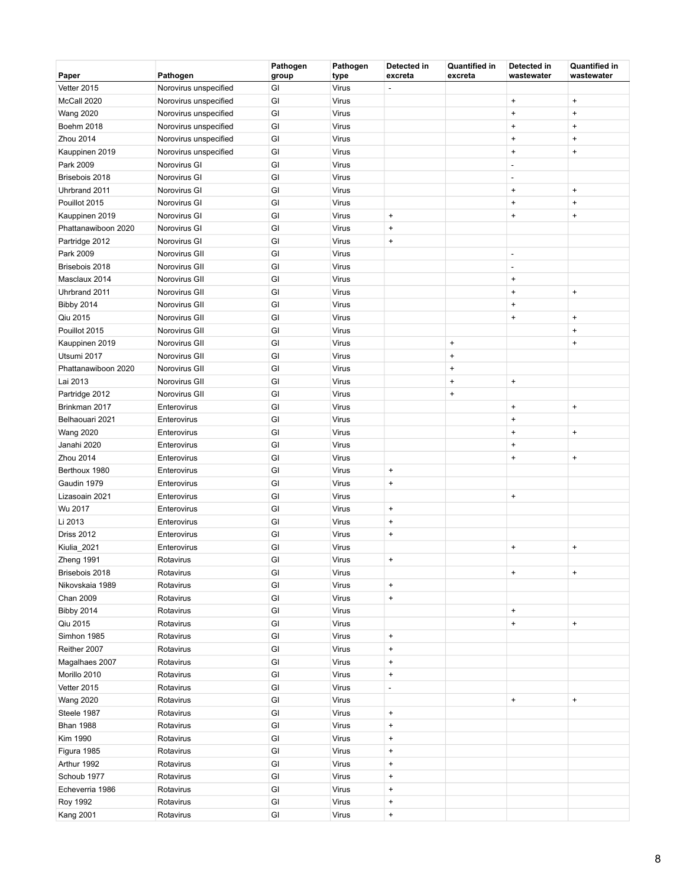| Paper | Pathogen | Pathogen group | Pathogen type | Detected in excreta | Quantified in excreta | Detected in wastewater | Quantified in wastewater |
|---|---|---|---|---|---|---|---|
| Vetter 2015 | Norovirus unspecified | GI | Virus | - | | | |
| McCall 2020 | Norovirus unspecified | GI | Virus | | | + | + |
| Wang 2020 | Norovirus unspecified | GI | Virus | | | + | + |
| Boehm 2018 | Norovirus unspecified | GI | Virus | | | + | + |
| Zhou 2014 | Norovirus unspecified | GI | Virus | | | + | + |
| Kauppinen 2019 | Norovirus unspecified | GI | Virus | | | + | + |
| Park 2009 | Norovirus GI | GI | Virus | | | - | |
| Brisebois 2018 | Norovirus GI | GI | Virus | | | - | |
| Uhrbrand 2011 | Norovirus GI | GI | Virus | | | + | + |
| Pouillot 2015 | Norovirus GI | GI | Virus | | | + | + |
| Kauppinen 2019 | Norovirus GI | GI | Virus | + | | + | + |
| Phattanawiboon 2020 | Norovirus GI | GI | Virus | + | | | |
| Partridge 2012 | Norovirus GI | GI | Virus | + | | | |
| Park 2009 | Norovirus GII | GI | Virus | | | - | |
| Brisebois 2018 | Norovirus GII | GI | Virus | | | - | |
| Masclaux 2014 | Norovirus GII | GI | Virus | | | + | |
| Uhrbrand 2011 | Norovirus GII | GI | Virus | | | + | + |
| Bibby 2014 | Norovirus GII | GI | Virus | | | + | |
| Qiu 2015 | Norovirus GII | GI | Virus | | | + | + |
| Pouillot 2015 | Norovirus GII | GI | Virus | | | | + |
| Kauppinen 2019 | Norovirus GII | GI | Virus | | + | | + |
| Utsumi 2017 | Norovirus GII | GI | Virus | | + | | |
| Phattanawiboon 2020 | Norovirus GII | GI | Virus | | + | | |
| Lai 2013 | Norovirus GII | GI | Virus | | + | + | |
| Partridge 2012 | Norovirus GII | GI | Virus | | + | | |
| Brinkman 2017 | Enterovirus | GI | Virus | | | + | + |
| Belhaouari 2021 | Enterovirus | GI | Virus | | | + | |
| Wang 2020 | Enterovirus | GI | Virus | | | + | + |
| Janahi 2020 | Enterovirus | GI | Virus | | | + | |
| Zhou 2014 | Enterovirus | GI | Virus | | | + | + |
| Berthoux 1980 | Enterovirus | GI | Virus | + | | | |
| Gaudin 1979 | Enterovirus | GI | Virus | + | | | |
| Lizasoain 2021 | Enterovirus | GI | Virus | | | + | |
| Wu 2017 | Enterovirus | GI | Virus | + | | | |
| Li 2013 | Enterovirus | GI | Virus | + | | | |
| Driss 2012 | Enterovirus | GI | Virus | + | | | |
| Kiulia_2021 | Enterovirus | GI | Virus | | | + | + |
| Zheng 1991 | Rotavirus | GI | Virus | + | | | |
| Brisebois 2018 | Rotavirus | GI | Virus | | | + | + |
| Nikovskaia 1989 | Rotavirus | GI | Virus | + | | | |
| Chan 2009 | Rotavirus | GI | Virus | + | | | |
| Bibby 2014 | Rotavirus | GI | Virus | | | + | |
| Qiu 2015 | Rotavirus | GI | Virus | | | + | + |
| Simhon 1985 | Rotavirus | GI | Virus | + | | | |
| Reither 2007 | Rotavirus | GI | Virus | + | | | |
| Magalhaes 2007 | Rotavirus | GI | Virus | + | | | |
| Morillo 2010 | Rotavirus | GI | Virus | + | | | |
| Vetter 2015 | Rotavirus | GI | Virus | - | | | |
| Wang 2020 | Rotavirus | GI | Virus | | | + | + |
| Steele 1987 | Rotavirus | GI | Virus | + | | | |
| Bhan 1988 | Rotavirus | GI | Virus | + | | | |
| Kim 1990 | Rotavirus | GI | Virus | + | | | |
| Figura 1985 | Rotavirus | GI | Virus | + | | | |
| Arthur 1992 | Rotavirus | GI | Virus | + | | | |
| Schoub 1977 | Rotavirus | GI | Virus | + | | | |
| Echeverria 1986 | Rotavirus | GI | Virus | + | | | |
| Roy 1992 | Rotavirus | GI | Virus | + | | | |
| Kang 2001 | Rotavirus | GI | Virus | + | | | |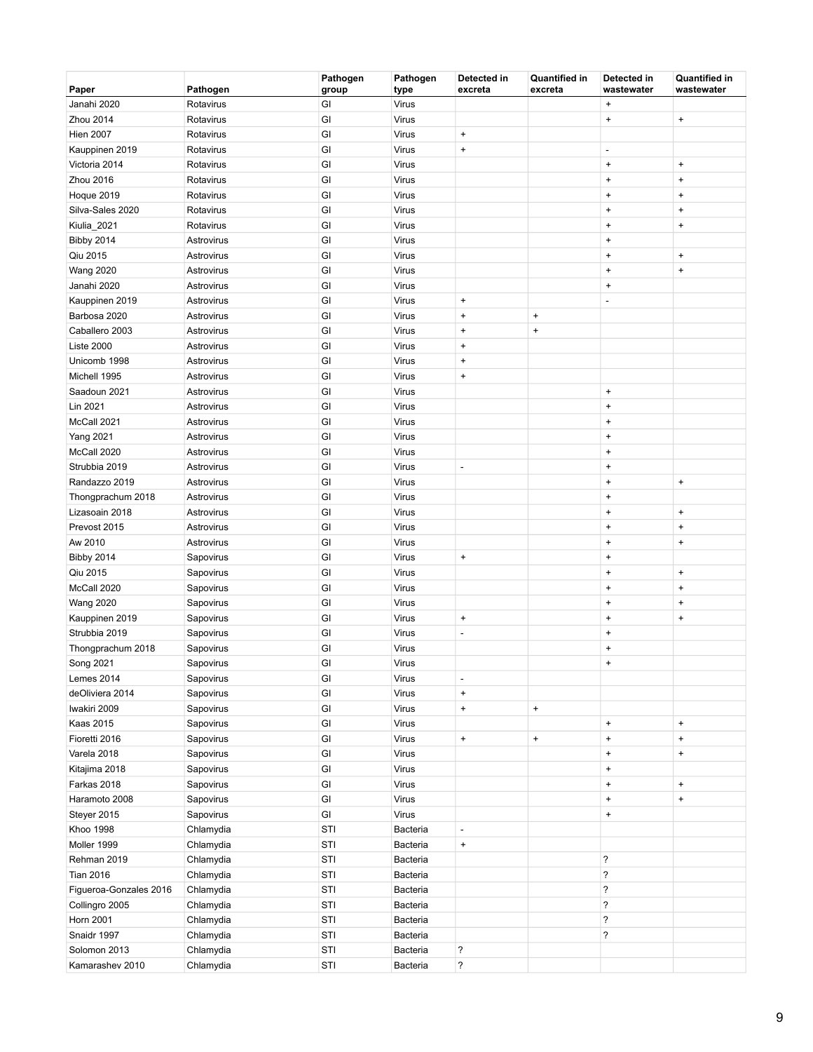| Paper | Pathogen | Pathogen group | Pathogen type | Detected in excreta | Quantified in excreta | Detected in wastewater | Quantified in wastewater |
|---|---|---|---|---|---|---|---|
| Janahi 2020 | Rotavirus | GI | Virus | | | + | |
| Zhou 2014 | Rotavirus | GI | Virus | | | + | + |
| Hien 2007 | Rotavirus | GI | Virus | + | | | |
| Kauppinen 2019 | Rotavirus | GI | Virus | + | | - | |
| Victoria 2014 | Rotavirus | GI | Virus | | | + | + |
| Zhou 2016 | Rotavirus | GI | Virus | | | + | + |
| Hoque 2019 | Rotavirus | GI | Virus | | | + | + |
| Silva-Sales 2020 | Rotavirus | GI | Virus | | | + | + |
| Kiulia_2021 | Rotavirus | GI | Virus | | | + | + |
| Bibby 2014 | Astrovirus | GI | Virus | | | + | |
| Qiu 2015 | Astrovirus | GI | Virus | | | + | + |
| Wang 2020 | Astrovirus | GI | Virus | | | + | + |
| Janahi 2020 | Astrovirus | GI | Virus | | | + | |
| Kauppinen 2019 | Astrovirus | GI | Virus | + | | - | |
| Barbosa 2020 | Astrovirus | GI | Virus | + | + | | |
| Caballero 2003 | Astrovirus | GI | Virus | + | + | | |
| Liste 2000 | Astrovirus | GI | Virus | + | | | |
| Unicomb 1998 | Astrovirus | GI | Virus | + | | | |
| Michell 1995 | Astrovirus | GI | Virus | + | | | |
| Saadoun 2021 | Astrovirus | GI | Virus | | | + | |
| Lin 2021 | Astrovirus | GI | Virus | | | + | |
| McCall 2021 | Astrovirus | GI | Virus | | | + | |
| Yang 2021 | Astrovirus | GI | Virus | | | + | |
| McCall 2020 | Astrovirus | GI | Virus | | | + | |
| Strubbia 2019 | Astrovirus | GI | Virus | - | | + | |
| Randazzo 2019 | Astrovirus | GI | Virus | | | + | + |
| Thongprachum 2018 | Astrovirus | GI | Virus | | | + | |
| Lizasoain 2018 | Astrovirus | GI | Virus | | | + | + |
| Prevost 2015 | Astrovirus | GI | Virus | | | + | + |
| Aw 2010 | Astrovirus | GI | Virus | | | + | + |
| Bibby 2014 | Sapovirus | GI | Virus | + | | + | |
| Qiu 2015 | Sapovirus | GI | Virus | | | + | + |
| McCall 2020 | Sapovirus | GI | Virus | | | + | + |
| Wang 2020 | Sapovirus | GI | Virus | | | + | + |
| Kauppinen 2019 | Sapovirus | GI | Virus | + | | + | + |
| Strubbia 2019 | Sapovirus | GI | Virus | - | | + | |
| Thongprachum 2018 | Sapovirus | GI | Virus | | | + | |
| Song 2021 | Sapovirus | GI | Virus | | | + | |
| Lemes 2014 | Sapovirus | GI | Virus | - | | | |
| deOliviera 2014 | Sapovirus | GI | Virus | + | | | |
| Iwakiri 2009 | Sapovirus | GI | Virus | + | + | | |
| Kaas 2015 | Sapovirus | GI | Virus | | | + | + |
| Fioretti 2016 | Sapovirus | GI | Virus | + | + | + | + |
| Varela 2018 | Sapovirus | GI | Virus | | | + | + |
| Kitajima 2018 | Sapovirus | GI | Virus | | | + | |
| Farkas 2018 | Sapovirus | GI | Virus | | | + | + |
| Haramoto 2008 | Sapovirus | GI | Virus | | | + | + |
| Steyer 2015 | Sapovirus | GI | Virus | | | + | |
| Khoo 1998 | Chlamydia | STI | Bacteria | - | | | |
| Moller 1999 | Chlamydia | STI | Bacteria | + | | | |
| Rehman 2019 | Chlamydia | STI | Bacteria | | | ? | |
| Tian 2016 | Chlamydia | STI | Bacteria | | | ? | |
| Figueroa-Gonzales 2016 | Chlamydia | STI | Bacteria | | | ? | |
| Collingro 2005 | Chlamydia | STI | Bacteria | | | ? | |
| Horn 2001 | Chlamydia | STI | Bacteria | | | ? | |
| Snaidr 1997 | Chlamydia | STI | Bacteria | | | ? | |
| Solomon 2013 | Chlamydia | STI | Bacteria | ? | | | |
| Kamarashev 2010 | Chlamydia | STI | Bacteria | ? | | | |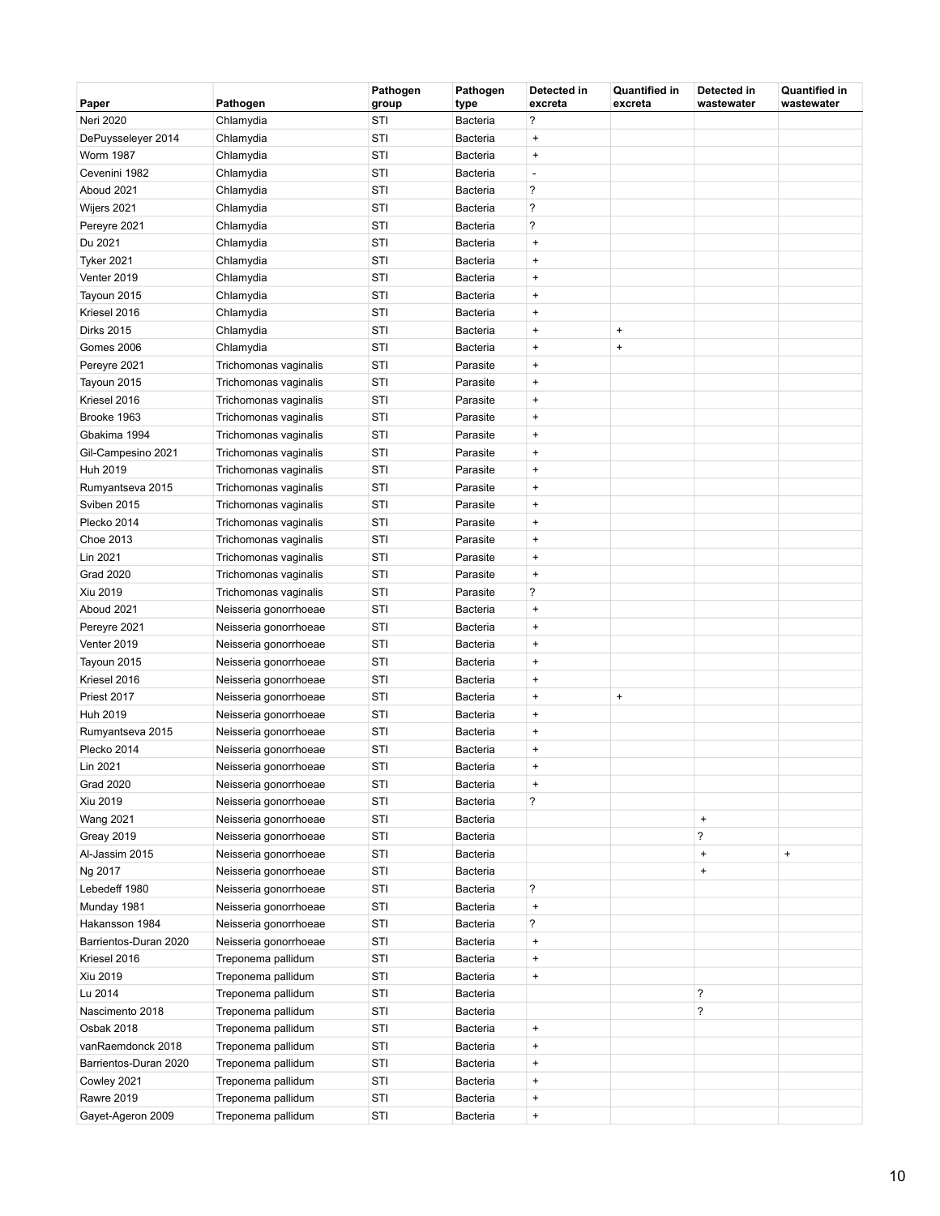| Paper | Pathogen | Pathogen group | Pathogen type | Detected in excreta | Quantified in excreta | Detected in wastewater | Quantified in wastewater |
|---|---|---|---|---|---|---|---|
| Neri 2020 | Chlamydia | STI | Bacteria | ? | | | |
| DePuysseleyer 2014 | Chlamydia | STI | Bacteria | + | | | |
| Worm 1987 | Chlamydia | STI | Bacteria | + | | | |
| Cevenini 1982 | Chlamydia | STI | Bacteria | - | | | |
| Aboud 2021 | Chlamydia | STI | Bacteria | ? | | | |
| Wijers 2021 | Chlamydia | STI | Bacteria | ? | | | |
| Pereyre 2021 | Chlamydia | STI | Bacteria | ? | | | |
| Du 2021 | Chlamydia | STI | Bacteria | + | | | |
| Tyker 2021 | Chlamydia | STI | Bacteria | + | | | |
| Venter 2019 | Chlamydia | STI | Bacteria | + | | | |
| Tayoun 2015 | Chlamydia | STI | Bacteria | + | | | |
| Kriesel 2016 | Chlamydia | STI | Bacteria | + | | | |
| Dirks 2015 | Chlamydia | STI | Bacteria | + | + | | |
| Gomes 2006 | Chlamydia | STI | Bacteria | + | + | | |
| Pereyre 2021 | Trichomonas vaginalis | STI | Parasite | + | | | |
| Tayoun 2015 | Trichomonas vaginalis | STI | Parasite | + | | | |
| Kriesel 2016 | Trichomonas vaginalis | STI | Parasite | + | | | |
| Brooke 1963 | Trichomonas vaginalis | STI | Parasite | + | | | |
| Gbakima 1994 | Trichomonas vaginalis | STI | Parasite | + | | | |
| Gil-Campesino 2021 | Trichomonas vaginalis | STI | Parasite | + | | | |
| Huh 2019 | Trichomonas vaginalis | STI | Parasite | + | | | |
| Rumyantseva 2015 | Trichomonas vaginalis | STI | Parasite | + | | | |
| Sviben 2015 | Trichomonas vaginalis | STI | Parasite | + | | | |
| Plecko 2014 | Trichomonas vaginalis | STI | Parasite | + | | | |
| Choe 2013 | Trichomonas vaginalis | STI | Parasite | + | | | |
| Lin 2021 | Trichomonas vaginalis | STI | Parasite | + | | | |
| Grad 2020 | Trichomonas vaginalis | STI | Parasite | + | | | |
| Xiu 2019 | Trichomonas vaginalis | STI | Parasite | ? | | | |
| Aboud 2021 | Neisseria gonorrhoeae | STI | Bacteria | + | | | |
| Pereyre 2021 | Neisseria gonorrhoeae | STI | Bacteria | + | | | |
| Venter 2019 | Neisseria gonorrhoeae | STI | Bacteria | + | | | |
| Tayoun 2015 | Neisseria gonorrhoeae | STI | Bacteria | + | | | |
| Kriesel 2016 | Neisseria gonorrhoeae | STI | Bacteria | + | | | |
| Priest 2017 | Neisseria gonorrhoeae | STI | Bacteria | + | + | | |
| Huh 2019 | Neisseria gonorrhoeae | STI | Bacteria | + | | | |
| Rumyantseva 2015 | Neisseria gonorrhoeae | STI | Bacteria | + | | | |
| Plecko 2014 | Neisseria gonorrhoeae | STI | Bacteria | + | | | |
| Lin 2021 | Neisseria gonorrhoeae | STI | Bacteria | + | | | |
| Grad 2020 | Neisseria gonorrhoeae | STI | Bacteria | + | | | |
| Xiu 2019 | Neisseria gonorrhoeae | STI | Bacteria | ? | | | |
| Wang 2021 | Neisseria gonorrhoeae | STI | Bacteria | | | + | |
| Greay 2019 | Neisseria gonorrhoeae | STI | Bacteria | | | ? | |
| Al-Jassim 2015 | Neisseria gonorrhoeae | STI | Bacteria | | | + | + |
| Ng 2017 | Neisseria gonorrhoeae | STI | Bacteria | | | + | |
| Lebedeff 1980 | Neisseria gonorrhoeae | STI | Bacteria | ? | | | |
| Munday 1981 | Neisseria gonorrhoeae | STI | Bacteria | + | | | |
| Hakansson 1984 | Neisseria gonorrhoeae | STI | Bacteria | ? | | | |
| Barrientos-Duran 2020 | Neisseria gonorrhoeae | STI | Bacteria | + | | | |
| Kriesel 2016 | Treponema pallidum | STI | Bacteria | + | | | |
| Xiu 2019 | Treponema pallidum | STI | Bacteria | + | | | |
| Lu 2014 | Treponema pallidum | STI | Bacteria | | | ? | |
| Nascimento 2018 | Treponema pallidum | STI | Bacteria | | | ? | |
| Osbak 2018 | Treponema pallidum | STI | Bacteria | + | | | |
| vanRaemdonck 2018 | Treponema pallidum | STI | Bacteria | + | | | |
| Barrientos-Duran 2020 | Treponema pallidum | STI | Bacteria | + | | | |
| Cowley 2021 | Treponema pallidum | STI | Bacteria | + | | | |
| Rawre 2019 | Treponema pallidum | STI | Bacteria | + | | | |
| Gayet-Ageron 2009 | Treponema pallidum | STI | Bacteria | + | | | |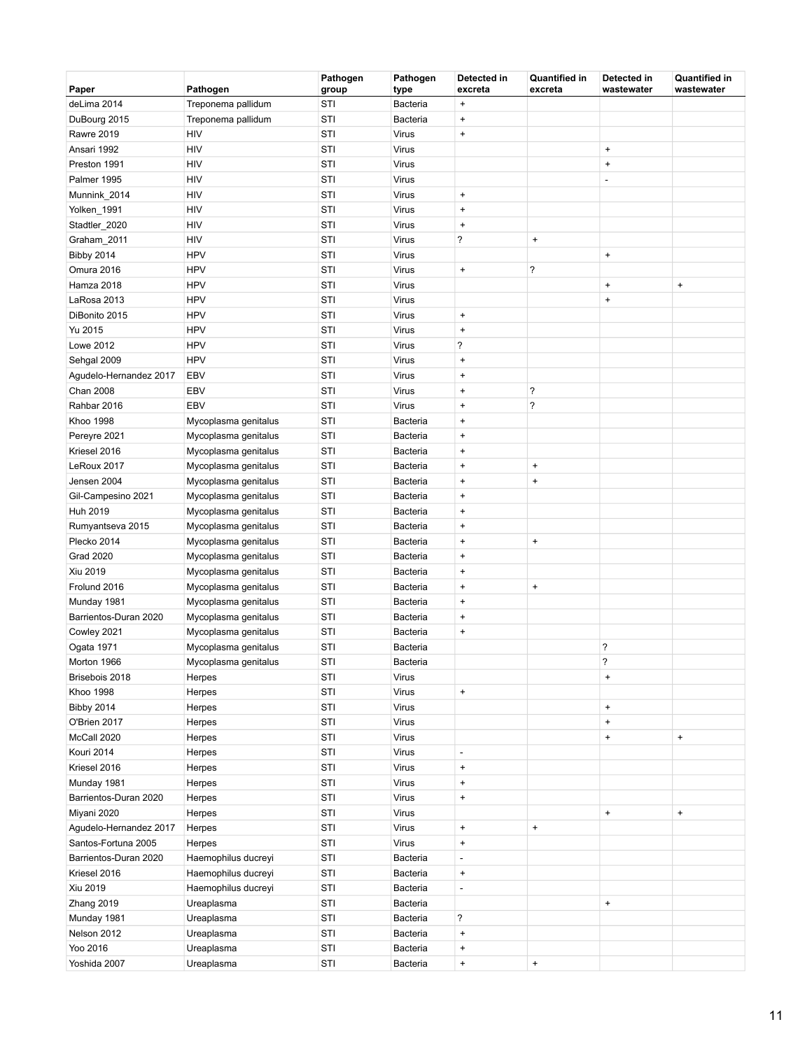| Paper | Pathogen | Pathogen group | Pathogen type | Detected in excreta | Quantified in excreta | Detected in wastewater | Quantified in wastewater |
|---|---|---|---|---|---|---|---|
| deLima 2014 | Treponema pallidum | STI | Bacteria | + | | | |
| DuBourg 2015 | Treponema pallidum | STI | Bacteria | + | | | |
| Rawre 2019 | HIV | STI | Virus | + | | | |
| Ansari 1992 | HIV | STI | Virus | | | + | |
| Preston 1991 | HIV | STI | Virus | | | + | |
| Palmer 1995 | HIV | STI | Virus | | | - | |
| Munnink_2014 | HIV | STI | Virus | + | | | |
| Yolken_1991 | HIV | STI | Virus | + | | | |
| Stadtler_2020 | HIV | STI | Virus | + | | | |
| Graham_2011 | HIV | STI | Virus | ? | + | | |
| Bibby 2014 | HPV | STI | Virus | | | + | |
| Omura 2016 | HPV | STI | Virus | + | ? | | |
| Hamza 2018 | HPV | STI | Virus | | | + | + |
| LaRosa 2013 | HPV | STI | Virus | | | + | |
| DiBonito 2015 | HPV | STI | Virus | + | | | |
| Yu 2015 | HPV | STI | Virus | + | | | |
| Lowe 2012 | HPV | STI | Virus | ? | | | |
| Sehgal 2009 | HPV | STI | Virus | + | | | |
| Agudelo-Hernandez 2017 | EBV | STI | Virus | + | | | |
| Chan 2008 | EBV | STI | Virus | + | ? | | |
| Rahbar 2016 | EBV | STI | Virus | + | ? | | |
| Khoo 1998 | Mycoplasma genitalus | STI | Bacteria | + | | | |
| Pereyre 2021 | Mycoplasma genitalus | STI | Bacteria | + | | | |
| Kriesel 2016 | Mycoplasma genitalus | STI | Bacteria | + | | | |
| LeRoux 2017 | Mycoplasma genitalus | STI | Bacteria | + | + | | |
| Jensen 2004 | Mycoplasma genitalus | STI | Bacteria | + | + | | |
| Gil-Campesino 2021 | Mycoplasma genitalus | STI | Bacteria | + | | | |
| Huh 2019 | Mycoplasma genitalus | STI | Bacteria | + | | | |
| Rumyantseva 2015 | Mycoplasma genitalus | STI | Bacteria | + | | | |
| Plecko 2014 | Mycoplasma genitalus | STI | Bacteria | + | + | | |
| Grad 2020 | Mycoplasma genitalus | STI | Bacteria | + | | | |
| Xiu 2019 | Mycoplasma genitalus | STI | Bacteria | + | | | |
| Frolund 2016 | Mycoplasma genitalus | STI | Bacteria | + | + | | |
| Munday 1981 | Mycoplasma genitalus | STI | Bacteria | + | | | |
| Barrientos-Duran 2020 | Mycoplasma genitalus | STI | Bacteria | + | | | |
| Cowley 2021 | Mycoplasma genitalus | STI | Bacteria | + | | | |
| Ogata 1971 | Mycoplasma genitalus | STI | Bacteria | | | ? | |
| Morton 1966 | Mycoplasma genitalus | STI | Bacteria | | | ? | |
| Brisebois 2018 | Herpes | STI | Virus | | | + | |
| Khoo 1998 | Herpes | STI | Virus | + | | | |
| Bibby 2014 | Herpes | STI | Virus | | | + | |
| O'Brien 2017 | Herpes | STI | Virus | | | + | |
| McCall 2020 | Herpes | STI | Virus | | | + | + |
| Kouri 2014 | Herpes | STI | Virus | - | | | |
| Kriesel 2016 | Herpes | STI | Virus | + | | | |
| Munday 1981 | Herpes | STI | Virus | + | | | |
| Barrientos-Duran 2020 | Herpes | STI | Virus | + | | | |
| Miyani 2020 | Herpes | STI | Virus | | | + | + |
| Agudelo-Hernandez 2017 | Herpes | STI | Virus | + | + | | |
| Santos-Fortuna 2005 | Herpes | STI | Virus | + | | | |
| Barrientos-Duran 2020 | Haemophilus ducreyi | STI | Bacteria | - | | | |
| Kriesel 2016 | Haemophilus ducreyi | STI | Bacteria | + | | | |
| Xiu 2019 | Haemophilus ducreyi | STI | Bacteria | - | | | |
| Zhang 2019 | Ureaplasma | STI | Bacteria | | | + | |
| Munday 1981 | Ureaplasma | STI | Bacteria | ? | | | |
| Nelson 2012 | Ureaplasma | STI | Bacteria | + | | | |
| Yoo 2016 | Ureaplasma | STI | Bacteria | + | | | |
| Yoshida 2007 | Ureaplasma | STI | Bacteria | + | + | | |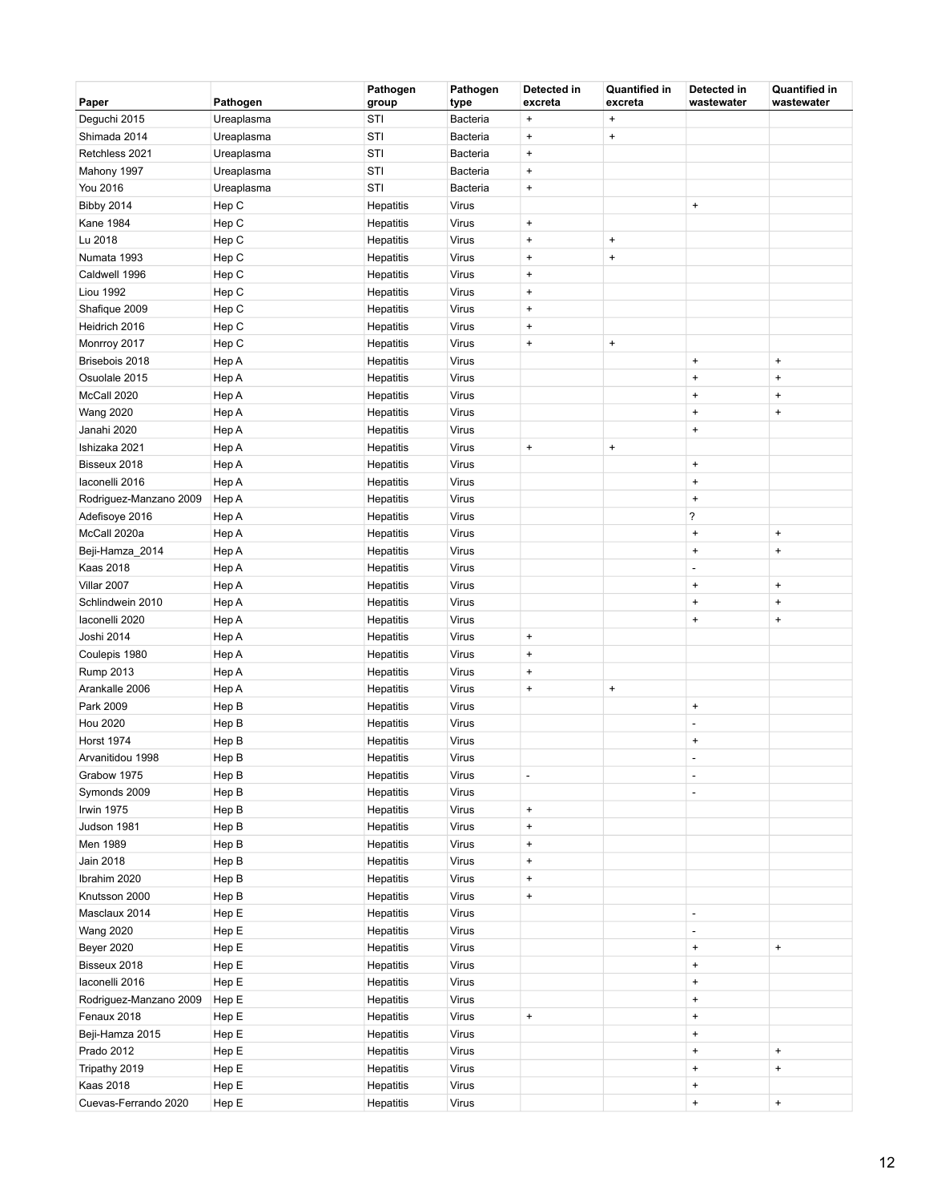| Paper | Pathogen | Pathogen group | Pathogen type | Detected in excreta | Quantified in excreta | Detected in wastewater | Quantified in wastewater |
|---|---|---|---|---|---|---|---|
| Deguchi 2015 | Ureaplasma | STI | Bacteria | + | + | | |
| Shimada 2014 | Ureaplasma | STI | Bacteria | + | + | | |
| Retchless 2021 | Ureaplasma | STI | Bacteria | + | | | |
| Mahony 1997 | Ureaplasma | STI | Bacteria | + | | | |
| You 2016 | Ureaplasma | STI | Bacteria | + | | | |
| Bibby 2014 | Hep C | Hepatitis | Virus | | | + | |
| Kane 1984 | Hep C | Hepatitis | Virus | + | | | |
| Lu 2018 | Hep C | Hepatitis | Virus | + | + | | |
| Numata 1993 | Hep C | Hepatitis | Virus | + | + | | |
| Caldwell 1996 | Hep C | Hepatitis | Virus | + | | | |
| Liou 1992 | Hep C | Hepatitis | Virus | + | | | |
| Shafique 2009 | Hep C | Hepatitis | Virus | + | | | |
| Heidrich 2016 | Hep C | Hepatitis | Virus | + | | | |
| Monrroy 2017 | Hep C | Hepatitis | Virus | + | + | | |
| Brisebois 2018 | Hep A | Hepatitis | Virus | | | + | + |
| Osuolale 2015 | Hep A | Hepatitis | Virus | | | + | + |
| McCall 2020 | Hep A | Hepatitis | Virus | | | + | + |
| Wang 2020 | Hep A | Hepatitis | Virus | | | + | + |
| Janahi 2020 | Hep A | Hepatitis | Virus | | | + | |
| Ishizaka 2021 | Hep A | Hepatitis | Virus | + | + | | |
| Bisseux 2018 | Hep A | Hepatitis | Virus | | | + | |
| Iaconelli 2016 | Hep A | Hepatitis | Virus | | | + | |
| Rodriguez-Manzano 2009 | Hep A | Hepatitis | Virus | | | + | |
| Adefisoye 2016 | Hep A | Hepatitis | Virus | | | ? | |
| McCall 2020a | Hep A | Hepatitis | Virus | | | + | + |
| Beji-Hamza_2014 | Hep A | Hepatitis | Virus | | | + | + |
| Kaas 2018 | Hep A | Hepatitis | Virus | | | - | |
| Villar 2007 | Hep A | Hepatitis | Virus | | | + | + |
| Schlindwein 2010 | Hep A | Hepatitis | Virus | | | + | + |
| Iaconelli 2020 | Hep A | Hepatitis | Virus | | | + | + |
| Joshi 2014 | Hep A | Hepatitis | Virus | + | | | |
| Coulepis 1980 | Hep A | Hepatitis | Virus | + | | | |
| Rump 2013 | Hep A | Hepatitis | Virus | + | | | |
| Arankalle 2006 | Hep A | Hepatitis | Virus | + | + | | |
| Park 2009 | Hep B | Hepatitis | Virus | | | + | |
| Hou 2020 | Hep B | Hepatitis | Virus | | | - | |
| Horst 1974 | Hep B | Hepatitis | Virus | | | + | |
| Arvanitidou 1998 | Hep B | Hepatitis | Virus | | | - | |
| Grabow 1975 | Hep B | Hepatitis | Virus | - | | - | |
| Symonds 2009 | Hep B | Hepatitis | Virus | | | - | |
| Irwin 1975 | Hep B | Hepatitis | Virus | + | | | |
| Judson 1981 | Hep B | Hepatitis | Virus | + | | | |
| Men 1989 | Hep B | Hepatitis | Virus | + | | | |
| Jain 2018 | Hep B | Hepatitis | Virus | + | | | |
| Ibrahim 2020 | Hep B | Hepatitis | Virus | + | | | |
| Knutsson 2000 | Hep B | Hepatitis | Virus | + | | | |
| Masclaux 2014 | Hep E | Hepatitis | Virus | | | - | |
| Wang 2020 | Hep E | Hepatitis | Virus | | | - | |
| Beyer 2020 | Hep E | Hepatitis | Virus | | | + | + |
| Bisseux 2018 | Hep E | Hepatitis | Virus | | | + | |
| Iaconelli 2016 | Hep E | Hepatitis | Virus | | | + | |
| Rodriguez-Manzano 2009 | Hep E | Hepatitis | Virus | | | + | |
| Fenaux 2018 | Hep E | Hepatitis | Virus | + | | + | |
| Beji-Hamza 2015 | Hep E | Hepatitis | Virus | | | + | |
| Prado 2012 | Hep E | Hepatitis | Virus | | | + | + |
| Tripathy 2019 | Hep E | Hepatitis | Virus | | | + | + |
| Kaas 2018 | Hep E | Hepatitis | Virus | | | + | |
| Cuevas-Ferrando 2020 | Hep E | Hepatitis | Virus | | | + | + |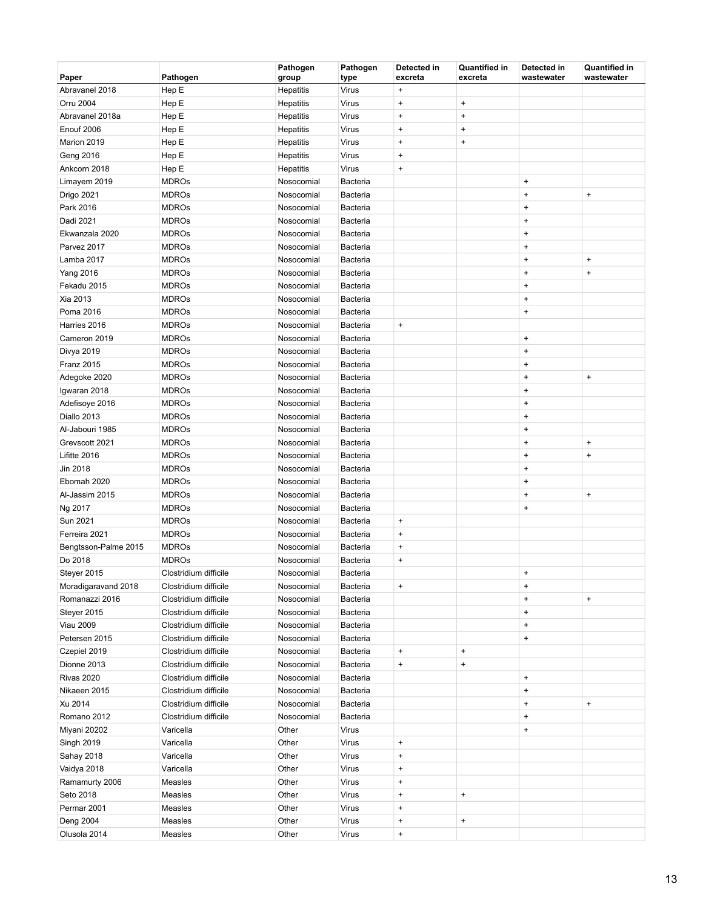| Paper | Pathogen | Pathogen group | Pathogen type | Detected in excreta | Quantified in excreta | Detected in wastewater | Quantified in wastewater |
|---|---|---|---|---|---|---|---|
| Abravanel 2018 | Hep E | Hepatitis | Virus | + | | | |
| Orru 2004 | Hep E | Hepatitis | Virus | + | + | | |
| Abravanel 2018a | Hep E | Hepatitis | Virus | + | + | | |
| Enouf 2006 | Hep E | Hepatitis | Virus | + | + | | |
| Marion 2019 | Hep E | Hepatitis | Virus | + | + | | |
| Geng 2016 | Hep E | Hepatitis | Virus | + | | | |
| Ankcorn 2018 | Hep E | Hepatitis | Virus | + | | | |
| Limayem 2019 | MDROs | Nosocomial | Bacteria | | | + | |
| Drigo 2021 | MDROs | Nosocomial | Bacteria | | | + | + |
| Park 2016 | MDROs | Nosocomial | Bacteria | | | + | |
| Dadi 2021 | MDROs | Nosocomial | Bacteria | | | + | |
| Ekwanzala 2020 | MDROs | Nosocomial | Bacteria | | | + | |
| Parvez 2017 | MDROs | Nosocomial | Bacteria | | | + | |
| Lamba 2017 | MDROs | Nosocomial | Bacteria | | | + | + |
| Yang 2016 | MDROs | Nosocomial | Bacteria | | | + | + |
| Fekadu 2015 | MDROs | Nosocomial | Bacteria | | | + | |
| Xia 2013 | MDROs | Nosocomial | Bacteria | | | + | |
| Poma 2016 | MDROs | Nosocomial | Bacteria | | | + | |
| Harries 2016 | MDROs | Nosocomial | Bacteria | + | | | |
| Cameron 2019 | MDROs | Nosocomial | Bacteria | | | + | |
| Divya 2019 | MDROs | Nosocomial | Bacteria | | | + | |
| Franz 2015 | MDROs | Nosocomial | Bacteria | | | + | |
| Adegoke 2020 | MDROs | Nosocomial | Bacteria | | | + | + |
| Igwaran 2018 | MDROs | Nosocomial | Bacteria | | | + | |
| Adefisoye 2016 | MDROs | Nosocomial | Bacteria | | | + | |
| Diallo 2013 | MDROs | Nosocomial | Bacteria | | | + | |
| Al-Jabouri 1985 | MDROs | Nosocomial | Bacteria | | | + | |
| Grevscott 2021 | MDROs | Nosocomial | Bacteria | | | + | + |
| Lifitte 2016 | MDROs | Nosocomial | Bacteria | | | + | + |
| Jin 2018 | MDROs | Nosocomial | Bacteria | | | + | |
| Ebomah 2020 | MDROs | Nosocomial | Bacteria | | | + | |
| Al-Jassim 2015 | MDROs | Nosocomial | Bacteria | | | + | + |
| Ng 2017 | MDROs | Nosocomial | Bacteria | | | + | |
| Sun 2021 | MDROs | Nosocomial | Bacteria | + | | | |
| Ferreira 2021 | MDROs | Nosocomial | Bacteria | + | | | |
| Bengtsson-Palme 2015 | MDROs | Nosocomial | Bacteria | + | | | |
| Do 2018 | MDROs | Nosocomial | Bacteria | + | | | |
| Steyer 2015 | Clostridium difficile | Nosocomial | Bacteria | | | + | |
| Moradigaravand 2018 | Clostridium difficile | Nosocomial | Bacteria | + | | + | |
| Romanazzi 2016 | Clostridium difficile | Nosocomial | Bacteria | | | + | + |
| Steyer 2015 | Clostridium difficile | Nosocomial | Bacteria | | | + | |
| Viau 2009 | Clostridium difficile | Nosocomial | Bacteria | | | + | |
| Petersen 2015 | Clostridium difficile | Nosocomial | Bacteria | | | + | |
| Czepiel 2019 | Clostridium difficile | Nosocomial | Bacteria | + | + | | |
| Dionne 2013 | Clostridium difficile | Nosocomial | Bacteria | + | + | | |
| Rivas 2020 | Clostridium difficile | Nosocomial | Bacteria | | | + | |
| Nikaeen 2015 | Clostridium difficile | Nosocomial | Bacteria | | | + | |
| Xu 2014 | Clostridium difficile | Nosocomial | Bacteria | | | + | + |
| Romano 2012 | Clostridium difficile | Nosocomial | Bacteria | | | + | |
| Miyani 20202 | Varicella | Other | Virus | | | + | |
| Singh 2019 | Varicella | Other | Virus | + | | | |
| Sahay 2018 | Varicella | Other | Virus | + | | | |
| Vaidya 2018 | Varicella | Other | Virus | + | | | |
| Ramamurty 2006 | Measles | Other | Virus | + | | | |
| Seto 2018 | Measles | Other | Virus | + | + | | |
| Permar 2001 | Measles | Other | Virus | + | | | |
| Deng 2004 | Measles | Other | Virus | + | + | | |
| Olusola 2014 | Measles | Other | Virus | + | | | |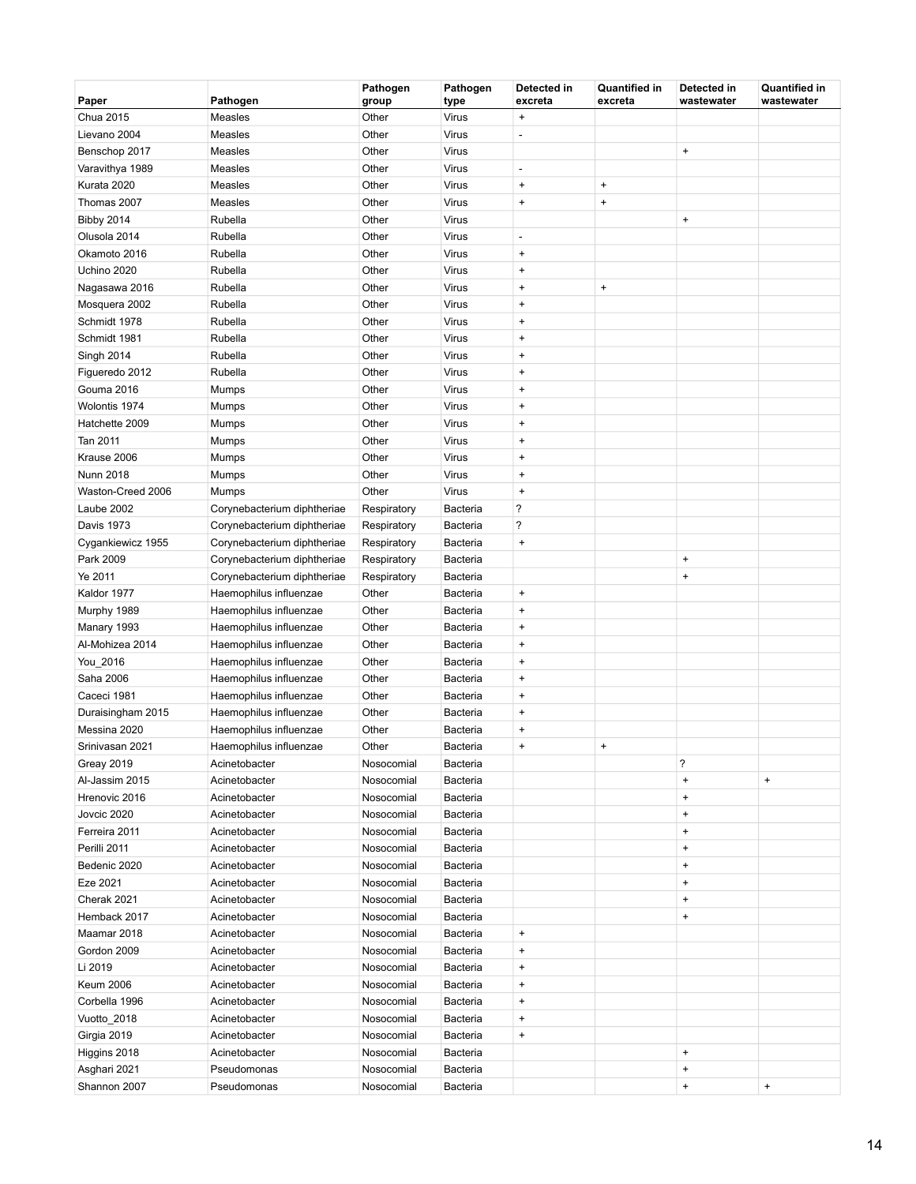| Paper | Pathogen | Pathogen group | Pathogen type | Detected in excreta | Quantified in excreta | Detected in wastewater | Quantified in wastewater |
|---|---|---|---|---|---|---|---|
| Chua 2015 | Measles | Other | Virus | + | | | |
| Lievano 2004 | Measles | Other | Virus | - | | | |
| Benschop 2017 | Measles | Other | Virus | | | + | |
| Varavithya 1989 | Measles | Other | Virus | - | | | |
| Kurata 2020 | Measles | Other | Virus | + | + | | |
| Thomas 2007 | Measles | Other | Virus | + | + | | |
| Bibby 2014 | Rubella | Other | Virus | | | + | |
| Olusola 2014 | Rubella | Other | Virus | - | | | |
| Okamoto 2016 | Rubella | Other | Virus | + | | | |
| Uchino 2020 | Rubella | Other | Virus | + | | | |
| Nagasawa 2016 | Rubella | Other | Virus | + | + | | |
| Mosquera 2002 | Rubella | Other | Virus | + | | | |
| Schmidt 1978 | Rubella | Other | Virus | + | | | |
| Schmidt 1981 | Rubella | Other | Virus | + | | | |
| Singh 2014 | Rubella | Other | Virus | + | | | |
| Figueredo 2012 | Rubella | Other | Virus | + | | | |
| Gouma 2016 | Mumps | Other | Virus | + | | | |
| Wolontis 1974 | Mumps | Other | Virus | + | | | |
| Hatchette 2009 | Mumps | Other | Virus | + | | | |
| Tan 2011 | Mumps | Other | Virus | + | | | |
| Krause 2006 | Mumps | Other | Virus | + | | | |
| Nunn 2018 | Mumps | Other | Virus | + | | | |
| Waston-Creed 2006 | Mumps | Other | Virus | + | | | |
| Laube 2002 | Corynebacterium diphtheriae | Respiratory | Bacteria | ? | | | |
| Davis 1973 | Corynebacterium diphtheriae | Respiratory | Bacteria | ? | | | |
| Cygankiewicz 1955 | Corynebacterium diphtheriae | Respiratory | Bacteria | + | | | |
| Park 2009 | Corynebacterium diphtheriae | Respiratory | Bacteria | | | + | |
| Ye 2011 | Corynebacterium diphtheriae | Respiratory | Bacteria | | | + | |
| Kaldor 1977 | Haemophilus influenzae | Other | Bacteria | + | | | |
| Murphy 1989 | Haemophilus influenzae | Other | Bacteria | + | | | |
| Manary 1993 | Haemophilus influenzae | Other | Bacteria | + | | | |
| Al-Mohizea 2014 | Haemophilus influenzae | Other | Bacteria | + | | | |
| You_2016 | Haemophilus influenzae | Other | Bacteria | + | | | |
| Saha 2006 | Haemophilus influenzae | Other | Bacteria | + | | | |
| Caceci 1981 | Haemophilus influenzae | Other | Bacteria | + | | | |
| Duraisingham 2015 | Haemophilus influenzae | Other | Bacteria | + | | | |
| Messina 2020 | Haemophilus influenzae | Other | Bacteria | + | | | |
| Srinivasan 2021 | Haemophilus influenzae | Other | Bacteria | + | + | | |
| Greay 2019 | Acinetobacter | Nosocomial | Bacteria | | | ? | |
| Al-Jassim 2015 | Acinetobacter | Nosocomial | Bacteria | | | + | + |
| Hrenovic 2016 | Acinetobacter | Nosocomial | Bacteria | | | + | |
| Jovcic 2020 | Acinetobacter | Nosocomial | Bacteria | | | + | |
| Ferreira 2011 | Acinetobacter | Nosocomial | Bacteria | | | + | |
| Perilli 2011 | Acinetobacter | Nosocomial | Bacteria | | | + | |
| Bedenic 2020 | Acinetobacter | Nosocomial | Bacteria | | | + | |
| Eze 2021 | Acinetobacter | Nosocomial | Bacteria | | | + | |
| Cherak 2021 | Acinetobacter | Nosocomial | Bacteria | | | + | |
| Hemback 2017 | Acinetobacter | Nosocomial | Bacteria | | | + | |
| Maamar 2018 | Acinetobacter | Nosocomial | Bacteria | + | | | |
| Gordon 2009 | Acinetobacter | Nosocomial | Bacteria | + | | | |
| Li 2019 | Acinetobacter | Nosocomial | Bacteria | + | | | |
| Keum 2006 | Acinetobacter | Nosocomial | Bacteria | + | | | |
| Corbella 1996 | Acinetobacter | Nosocomial | Bacteria | + | | | |
| Vuotto_2018 | Acinetobacter | Nosocomial | Bacteria | + | | | |
| Girgia 2019 | Acinetobacter | Nosocomial | Bacteria | + | | | |
| Higgins 2018 | Acinetobacter | Nosocomial | Bacteria | | | + | |
| Asghari 2021 | Pseudomonas | Nosocomial | Bacteria | | | + | |
| Shannon 2007 | Pseudomonas | Nosocomial | Bacteria | | | + | + |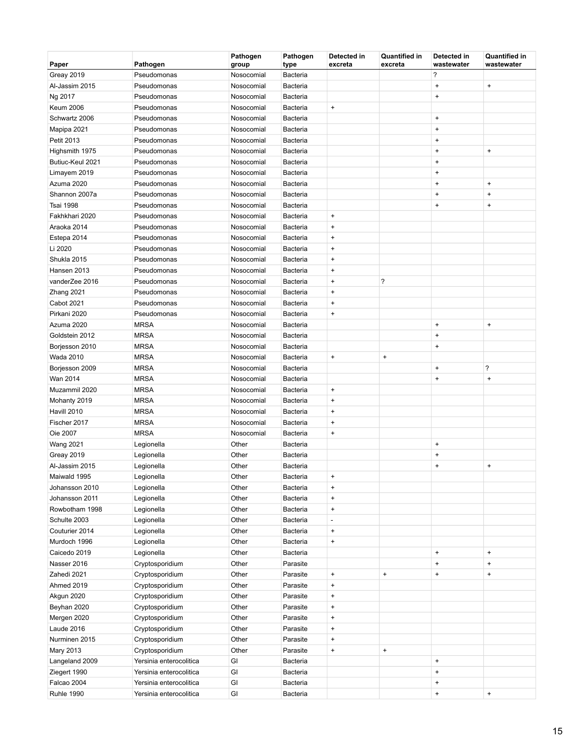| Paper | Pathogen | Pathogen group | Pathogen type | Detected in excreta | Quantified in excreta | Detected in wastewater | Quantified in wastewater |
|---|---|---|---|---|---|---|---|
| Greay 2019 | Pseudomonas | Nosocomial | Bacteria | | | ? | |
| Al-Jassim 2015 | Pseudomonas | Nosocomial | Bacteria | | | + | + |
| Ng 2017 | Pseudomonas | Nosocomial | Bacteria | | | + | |
| Keum 2006 | Pseudomonas | Nosocomial | Bacteria | + | | | |
| Schwartz 2006 | Pseudomonas | Nosocomial | Bacteria | | | + | |
| Mapipa 2021 | Pseudomonas | Nosocomial | Bacteria | | | + | |
| Petit 2013 | Pseudomonas | Nosocomial | Bacteria | | | + | |
| Highsmith 1975 | Pseudomonas | Nosocomial | Bacteria | | | + | + |
| Butiuc-Keul 2021 | Pseudomonas | Nosocomial | Bacteria | | | + | |
| Limayem 2019 | Pseudomonas | Nosocomial | Bacteria | | | + | |
| Azuma 2020 | Pseudomonas | Nosocomial | Bacteria | | | + | + |
| Shannon 2007a | Pseudomonas | Nosocomial | Bacteria | | | + | + |
| Tsai 1998 | Pseudomonas | Nosocomial | Bacteria | | | + | + |
| Fakhkhari 2020 | Pseudomonas | Nosocomial | Bacteria | + | | | |
| Araoka 2014 | Pseudomonas | Nosocomial | Bacteria | + | | | |
| Estepa 2014 | Pseudomonas | Nosocomial | Bacteria | + | | | |
| Li 2020 | Pseudomonas | Nosocomial | Bacteria | + | | | |
| Shukla 2015 | Pseudomonas | Nosocomial | Bacteria | + | | | |
| Hansen 2013 | Pseudomonas | Nosocomial | Bacteria | + | | | |
| vanderZee 2016 | Pseudomonas | Nosocomial | Bacteria | + | ? | | |
| Zhang 2021 | Pseudomonas | Nosocomial | Bacteria | + | | | |
| Cabot 2021 | Pseudomonas | Nosocomial | Bacteria | + | | | |
| Pirkani 2020 | Pseudomonas | Nosocomial | Bacteria | + | | | |
| Azuma 2020 | MRSA | Nosocomial | Bacteria | | | + | + |
| Goldstein 2012 | MRSA | Nosocomial | Bacteria | | | + | |
| Borjesson 2010 | MRSA | Nosocomial | Bacteria | | | + | |
| Wada 2010 | MRSA | Nosocomial | Bacteria | + | + | | |
| Borjesson 2009 | MRSA | Nosocomial | Bacteria | | | + | ? |
| Wan 2014 | MRSA | Nosocomial | Bacteria | | | + | + |
| Muzammil 2020 | MRSA | Nosocomial | Bacteria | + | | | |
| Mohanty 2019 | MRSA | Nosocomial | Bacteria | + | | | |
| Havill 2010 | MRSA | Nosocomial | Bacteria | + | | | |
| Fischer 2017 | MRSA | Nosocomial | Bacteria | + | | | |
| Oie 2007 | MRSA | Nosocomial | Bacteria | + | | | |
| Wang 2021 | Legionella | Other | Bacteria | | | + | |
| Greay 2019 | Legionella | Other | Bacteria | | | + | |
| Al-Jassim 2015 | Legionella | Other | Bacteria | | | + | + |
| Maiwald 1995 | Legionella | Other | Bacteria | + | | | |
| Johansson 2010 | Legionella | Other | Bacteria | + | | | |
| Johansson 2011 | Legionella | Other | Bacteria | + | | | |
| Rowbotham 1998 | Legionella | Other | Bacteria | + | | | |
| Schulte 2003 | Legionella | Other | Bacteria | - | | | |
| Couturier 2014 | Legionella | Other | Bacteria | + | | | |
| Murdoch 1996 | Legionella | Other | Bacteria | + | | | |
| Caicedo 2019 | Legionella | Other | Bacteria | | | + | + |
| Nasser 2016 | Cryptosporidium | Other | Parasite | | | + | + |
| Zahedi 2021 | Cryptosporidium | Other | Parasite | + | + | + | + |
| Ahmed 2019 | Cryptosporidium | Other | Parasite | + | | | |
| Akgun 2020 | Cryptosporidium | Other | Parasite | + | | | |
| Beyhan 2020 | Cryptosporidium | Other | Parasite | + | | | |
| Mergen 2020 | Cryptosporidium | Other | Parasite | + | | | |
| Laude 2016 | Cryptosporidium | Other | Parasite | + | | | |
| Nurminen 2015 | Cryptosporidium | Other | Parasite | + | | | |
| Mary 2013 | Cryptosporidium | Other | Parasite | + | + | | |
| Langeland 2009 | Yersinia enterocolitica | GI | Bacteria | | | + | |
| Ziegert 1990 | Yersinia enterocolitica | GI | Bacteria | | | + | |
| Falcao 2004 | Yersinia enterocolitica | GI | Bacteria | | | + | |
| Ruhle 1990 | Yersinia enterocolitica | GI | Bacteria | | | + | + |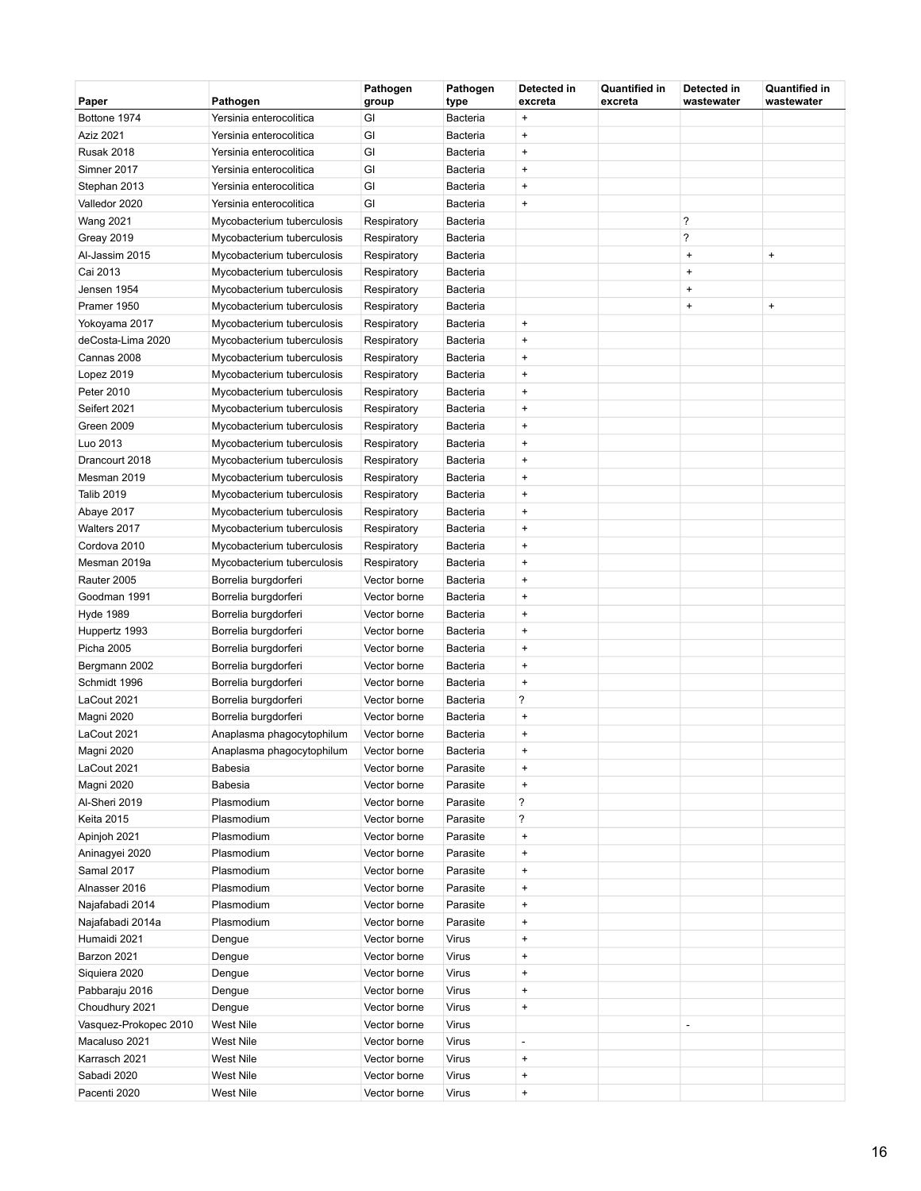| Paper | Pathogen | Pathogen group | Pathogen type | Detected in excreta | Quantified in excreta | Detected in wastewater | Quantified in wastewater |
|---|---|---|---|---|---|---|---|
| Bottone 1974 | Yersinia enterocolitica | GI | Bacteria | + | | | |
| Aziz 2021 | Yersinia enterocolitica | GI | Bacteria | + | | | |
| Rusak 2018 | Yersinia enterocolitica | GI | Bacteria | + | | | |
| Simner 2017 | Yersinia enterocolitica | GI | Bacteria | + | | | |
| Stephan 2013 | Yersinia enterocolitica | GI | Bacteria | + | | | |
| Valledor 2020 | Yersinia enterocolitica | GI | Bacteria | + | | | |
| Wang 2021 | Mycobacterium tuberculosis | Respiratory | Bacteria | | | ? | |
| Greay 2019 | Mycobacterium tuberculosis | Respiratory | Bacteria | | | ? | |
| Al-Jassim 2015 | Mycobacterium tuberculosis | Respiratory | Bacteria | | | + | + |
| Cai 2013 | Mycobacterium tuberculosis | Respiratory | Bacteria | | | + | |
| Jensen 1954 | Mycobacterium tuberculosis | Respiratory | Bacteria | | | + | |
| Pramer 1950 | Mycobacterium tuberculosis | Respiratory | Bacteria | | | + | + |
| Yokoyama 2017 | Mycobacterium tuberculosis | Respiratory | Bacteria | + | | | |
| deCosta-Lima 2020 | Mycobacterium tuberculosis | Respiratory | Bacteria | + | | | |
| Cannas 2008 | Mycobacterium tuberculosis | Respiratory | Bacteria | + | | | |
| Lopez 2019 | Mycobacterium tuberculosis | Respiratory | Bacteria | + | | | |
| Peter 2010 | Mycobacterium tuberculosis | Respiratory | Bacteria | + | | | |
| Seifert 2021 | Mycobacterium tuberculosis | Respiratory | Bacteria | + | | | |
| Green 2009 | Mycobacterium tuberculosis | Respiratory | Bacteria | + | | | |
| Luo 2013 | Mycobacterium tuberculosis | Respiratory | Bacteria | + | | | |
| Drancourt 2018 | Mycobacterium tuberculosis | Respiratory | Bacteria | + | | | |
| Mesman 2019 | Mycobacterium tuberculosis | Respiratory | Bacteria | + | | | |
| Talib 2019 | Mycobacterium tuberculosis | Respiratory | Bacteria | + | | | |
| Abaye 2017 | Mycobacterium tuberculosis | Respiratory | Bacteria | + | | | |
| Walters 2017 | Mycobacterium tuberculosis | Respiratory | Bacteria | + | | | |
| Cordova 2010 | Mycobacterium tuberculosis | Respiratory | Bacteria | + | | | |
| Mesman 2019a | Mycobacterium tuberculosis | Respiratory | Bacteria | + | | | |
| Rauter 2005 | Borrelia burgdorferi | Vector borne | Bacteria | + | | | |
| Goodman 1991 | Borrelia burgdorferi | Vector borne | Bacteria | + | | | |
| Hyde 1989 | Borrelia burgdorferi | Vector borne | Bacteria | + | | | |
| Huppertz 1993 | Borrelia burgdorferi | Vector borne | Bacteria | + | | | |
| Picha 2005 | Borrelia burgdorferi | Vector borne | Bacteria | + | | | |
| Bergmann 2002 | Borrelia burgdorferi | Vector borne | Bacteria | + | | | |
| Schmidt 1996 | Borrelia burgdorferi | Vector borne | Bacteria | + | | | |
| LaCout 2021 | Borrelia burgdorferi | Vector borne | Bacteria | ? | | | |
| Magni 2020 | Borrelia burgdorferi | Vector borne | Bacteria | + | | | |
| LaCout 2021 | Anaplasma phagocytophilum | Vector borne | Bacteria | + | | | |
| Magni 2020 | Anaplasma phagocytophilum | Vector borne | Bacteria | + | | | |
| LaCout 2021 | Babesia | Vector borne | Parasite | + | | | |
| Magni 2020 | Babesia | Vector borne | Parasite | + | | | |
| Al-Sheri 2019 | Plasmodium | Vector borne | Parasite | ? | | | |
| Keita 2015 | Plasmodium | Vector borne | Parasite | ? | | | |
| Apinjoh 2021 | Plasmodium | Vector borne | Parasite | + | | | |
| Aninagyei 2020 | Plasmodium | Vector borne | Parasite | + | | | |
| Samal 2017 | Plasmodium | Vector borne | Parasite | + | | | |
| Alnasser 2016 | Plasmodium | Vector borne | Parasite | + | | | |
| Najafabadi 2014 | Plasmodium | Vector borne | Parasite | + | | | |
| Najafabadi 2014a | Plasmodium | Vector borne | Parasite | + | | | |
| Humaidi 2021 | Dengue | Vector borne | Virus | + | | | |
| Barzon 2021 | Dengue | Vector borne | Virus | + | | | |
| Siquiera 2020 | Dengue | Vector borne | Virus | + | | | |
| Pabbaraju 2016 | Dengue | Vector borne | Virus | + | | | |
| Choudhury 2021 | Dengue | Vector borne | Virus | + | | | |
| Vasquez-Prokopec 2010 | West Nile | Vector borne | Virus | | | - | |
| Macaluso 2021 | West Nile | Vector borne | Virus | - | | | |
| Karrasch 2021 | West Nile | Vector borne | Virus | + | | | |
| Sabadi 2020 | West Nile | Vector borne | Virus | + | | | |
| Pacenti 2020 | West Nile | Vector borne | Virus | + | | | |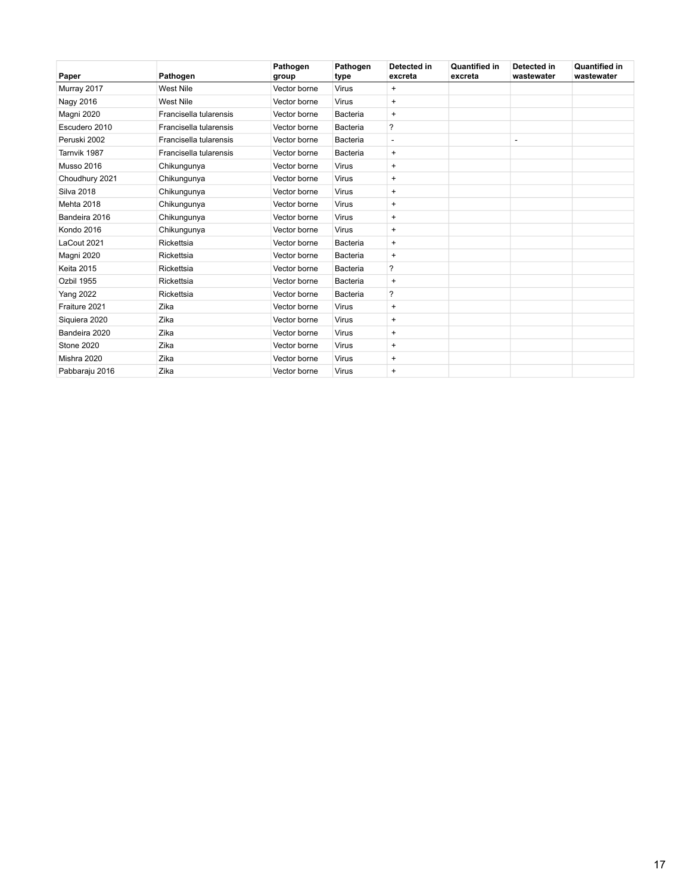| Paper | Pathogen | Pathogen group | Pathogen type | Detected in excreta | Quantified in excreta | Detected in wastewater | Quantified in wastewater |
|---|---|---|---|---|---|---|---|
| Murray 2017 | West Nile | Vector borne | Virus | + | | | |
| Nagy 2016 | West Nile | Vector borne | Virus | + | | | |
| Magni 2020 | Francisella tularensis | Vector borne | Bacteria | + | | | |
| Escudero 2010 | Francisella tularensis | Vector borne | Bacteria | ? | | | |
| Peruski 2002 | Francisella tularensis | Vector borne | Bacteria | - | | - | |
| Tarnvik 1987 | Francisella tularensis | Vector borne | Bacteria | + | | | |
| Musso 2016 | Chikungunya | Vector borne | Virus | + | | | |
| Choudhury 2021 | Chikungunya | Vector borne | Virus | + | | | |
| Silva 2018 | Chikungunya | Vector borne | Virus | + | | | |
| Mehta 2018 | Chikungunya | Vector borne | Virus | + | | | |
| Bandeira 2016 | Chikungunya | Vector borne | Virus | + | | | |
| Kondo 2016 | Chikungunya | Vector borne | Virus | + | | | |
| LaCout 2021 | Rickettsia | Vector borne | Bacteria | + | | | |
| Magni 2020 | Rickettsia | Vector borne | Bacteria | + | | | |
| Keita 2015 | Rickettsia | Vector borne | Bacteria | ? | | | |
| Ozbil 1955 | Rickettsia | Vector borne | Bacteria | + | | | |
| Yang 2022 | Rickettsia | Vector borne | Bacteria | ? | | | |
| Fraiture 2021 | Zika | Vector borne | Virus | + | | | |
| Siquiera 2020 | Zika | Vector borne | Virus | + | | | |
| Bandeira 2020 | Zika | Vector borne | Virus | + | | | |
| Stone 2020 | Zika | Vector borne | Virus | + | | | |
| Mishra 2020 | Zika | Vector borne | Virus | + | | | |
| Pabbaraju 2016 | Zika | Vector borne | Virus | + | | | |